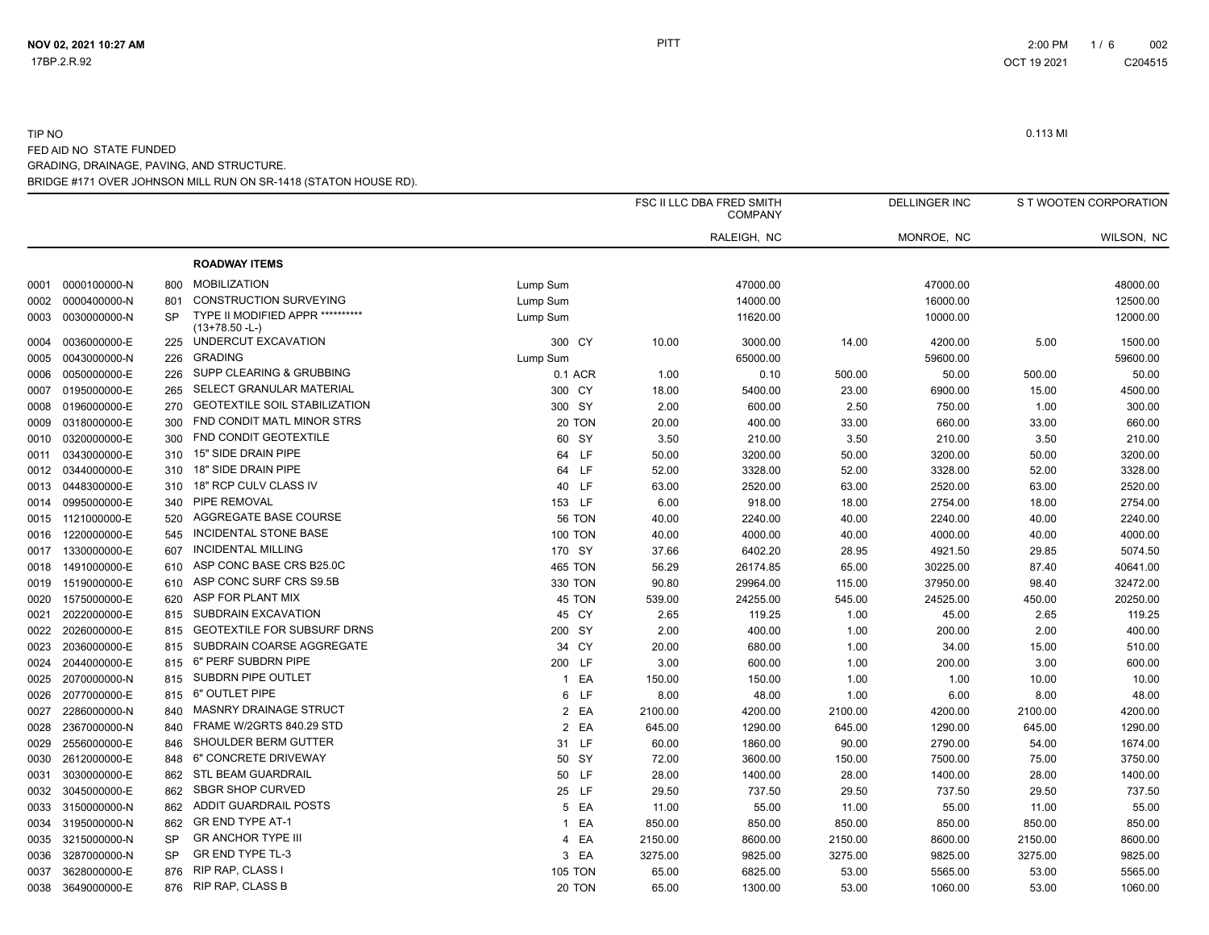TIP NO

FED AID NO STATE FUNDED

GRADING, DRAINAGE, PAVING, AND STRUCTURE.

BRIDGE #171 OVER JOHNSON MILL RUN ON SR-1418 (STATON HOUSE RD).

0.113 MI

| | | | | | | FSC II LLC DBA FRED SMITH COMPANY | | DELLINGER INC | | S T WOOTEN CORPORATION | |
|---|---|---|---|---|---|---|---|---|---|---|---|
| | | | | | | | RALEIGH, NC | | MONROE, NC | | WILSON, NC |
| | | | **ROADWAY ITEMS** | | | | | | | | |
| 0001 | 0000100000-N | 800 | MOBILIZATION | Lump Sum | | | 47000.00 | | 47000.00 | | 48000.00 |
| 0002 | 0000400000-N | 801 | CONSTRUCTION SURVEYING | Lump Sum | | | 14000.00 | | 16000.00 | | 12500.00 |
| 0003 | 0030000000-N | SP | TYPE II MODIFIED APPR ********** (13+78.50 -L-) | Lump Sum | | | 11620.00 | | 10000.00 | | 12000.00 |
| 0004 | 0036000000-E | 225 | UNDERCUT EXCAVATION | 300 | CY | 10.00 | 3000.00 | 14.00 | 4200.00 | 5.00 | 1500.00 |
| 0005 | 0043000000-N | 226 | GRADING | Lump Sum | | | 65000.00 | | 59600.00 | | 59600.00 |
| 0006 | 0050000000-E | 226 | SUPP CLEARING & GRUBBING | 0.1 | ACR | 1.00 | 0.10 | 500.00 | 50.00 | 500.00 | 50.00 |
| 0007 | 0195000000-E | 265 | SELECT GRANULAR MATERIAL | 300 | CY | 18.00 | 5400.00 | 23.00 | 6900.00 | 15.00 | 4500.00 |
| 0008 | 0196000000-E | 270 | GEOTEXTILE SOIL STABILIZATION | 300 | SY | 2.00 | 600.00 | 2.50 | 750.00 | 1.00 | 300.00 |
| 0009 | 0318000000-E | 300 | FND CONDIT MATL MINOR STRS | 20 | TON | 20.00 | 400.00 | 33.00 | 660.00 | 33.00 | 660.00 |
| 0010 | 0320000000-E | 300 | FND CONDIT GEOTEXTILE | 60 | SY | 3.50 | 210.00 | 3.50 | 210.00 | 3.50 | 210.00 |
| 0011 | 0343000000-E | 310 | 15" SIDE DRAIN PIPE | 64 | LF | 50.00 | 3200.00 | 50.00 | 3200.00 | 50.00 | 3200.00 |
| 0012 | 0344000000-E | 310 | 18" SIDE DRAIN PIPE | 64 | LF | 52.00 | 3328.00 | 52.00 | 3328.00 | 52.00 | 3328.00 |
| 0013 | 0448300000-E | 310 | 18" RCP CULV CLASS IV | 40 | LF | 63.00 | 2520.00 | 63.00 | 2520.00 | 63.00 | 2520.00 |
| 0014 | 0995000000-E | 340 | PIPE REMOVAL | 153 | LF | 6.00 | 918.00 | 18.00 | 2754.00 | 18.00 | 2754.00 |
| 0015 | 1121000000-E | 520 | AGGREGATE BASE COURSE | 56 | TON | 40.00 | 2240.00 | 40.00 | 2240.00 | 40.00 | 2240.00 |
| 0016 | 1220000000-E | 545 | INCIDENTAL STONE BASE | 100 | TON | 40.00 | 4000.00 | 40.00 | 4000.00 | 40.00 | 4000.00 |
| 0017 | 1330000000-E | 607 | INCIDENTAL MILLING | 170 | SY | 37.66 | 6402.20 | 28.95 | 4921.50 | 29.85 | 5074.50 |
| 0018 | 1491000000-E | 610 | ASP CONC BASE CRS B25.0C | 465 | TON | 56.29 | 26174.85 | 65.00 | 30225.00 | 87.40 | 40641.00 |
| 0019 | 1519000000-E | 610 | ASP CONC SURF CRS S9.5B | 330 | TON | 90.80 | 29964.00 | 115.00 | 37950.00 | 98.40 | 32472.00 |
| 0020 | 1575000000-E | 620 | ASP FOR PLANT MIX | 45 | TON | 539.00 | 24255.00 | 545.00 | 24525.00 | 450.00 | 20250.00 |
| 0021 | 2022000000-E | 815 | SUBDRAIN EXCAVATION | 45 | CY | 2.65 | 119.25 | 1.00 | 45.00 | 2.65 | 119.25 |
| 0022 | 2026000000-E | 815 | GEOTEXTILE FOR SUBSURF DRNS | 200 | SY | 2.00 | 400.00 | 1.00 | 200.00 | 2.00 | 400.00 |
| 0023 | 2036000000-E | 815 | SUBDRAIN COARSE AGGREGATE | 34 | CY | 20.00 | 680.00 | 1.00 | 34.00 | 15.00 | 510.00 |
| 0024 | 2044000000-E | 815 | 6" PERF SUBDRN PIPE | 200 | LF | 3.00 | 600.00 | 1.00 | 200.00 | 3.00 | 600.00 |
| 0025 | 2070000000-N | 815 | SUBDRN PIPE OUTLET | 1 | EA | 150.00 | 150.00 | 1.00 | 1.00 | 10.00 | 10.00 |
| 0026 | 2077000000-E | 815 | 6" OUTLET PIPE | 6 | LF | 8.00 | 48.00 | 1.00 | 6.00 | 8.00 | 48.00 |
| 0027 | 2286000000-N | 840 | MASNRY DRAINAGE STRUCT | 2 | EA | 2100.00 | 4200.00 | 2100.00 | 4200.00 | 2100.00 | 4200.00 |
| 0028 | 2367000000-N | 840 | FRAME W/2GRTS 840.29 STD | 2 | EA | 645.00 | 1290.00 | 645.00 | 1290.00 | 645.00 | 1290.00 |
| 0029 | 2556000000-E | 846 | SHOULDER BERM GUTTER | 31 | LF | 60.00 | 1860.00 | 90.00 | 2790.00 | 54.00 | 1674.00 |
| 0030 | 2612000000-E | 848 | 6" CONCRETE DRIVEWAY | 50 | SY | 72.00 | 3600.00 | 150.00 | 7500.00 | 75.00 | 3750.00 |
| 0031 | 3030000000-E | 862 | STL BEAM GUARDRAIL | 50 | LF | 28.00 | 1400.00 | 28.00 | 1400.00 | 28.00 | 1400.00 |
| 0032 | 3045000000-E | 862 | SBGR SHOP CURVED | 25 | LF | 29.50 | 737.50 | 29.50 | 737.50 | 29.50 | 737.50 |
| 0033 | 3150000000-N | 862 | ADDIT GUARDRAIL POSTS | 5 | EA | 11.00 | 55.00 | 11.00 | 55.00 | 11.00 | 55.00 |
| 0034 | 3195000000-N | 862 | GR END TYPE AT-1 | 1 | EA | 850.00 | 850.00 | 850.00 | 850.00 | 850.00 | 850.00 |
| 0035 | 3215000000-N | SP | GR ANCHOR TYPE III | 4 | EA | 2150.00 | 8600.00 | 2150.00 | 8600.00 | 2150.00 | 8600.00 |
| 0036 | 3287000000-N | SP | GR END TYPE TL-3 | 3 | EA | 3275.00 | 9825.00 | 3275.00 | 9825.00 | 3275.00 | 9825.00 |
| 0037 | 3628000000-E | 876 | RIP RAP, CLASS I | 105 | TON | 65.00 | 6825.00 | 53.00 | 5565.00 | 53.00 | 5565.00 |
| 0038 | 3649000000-E | 876 | RIP RAP, CLASS B | 20 | TON | 65.00 | 1300.00 | 53.00 | 1060.00 | 53.00 | 1060.00 |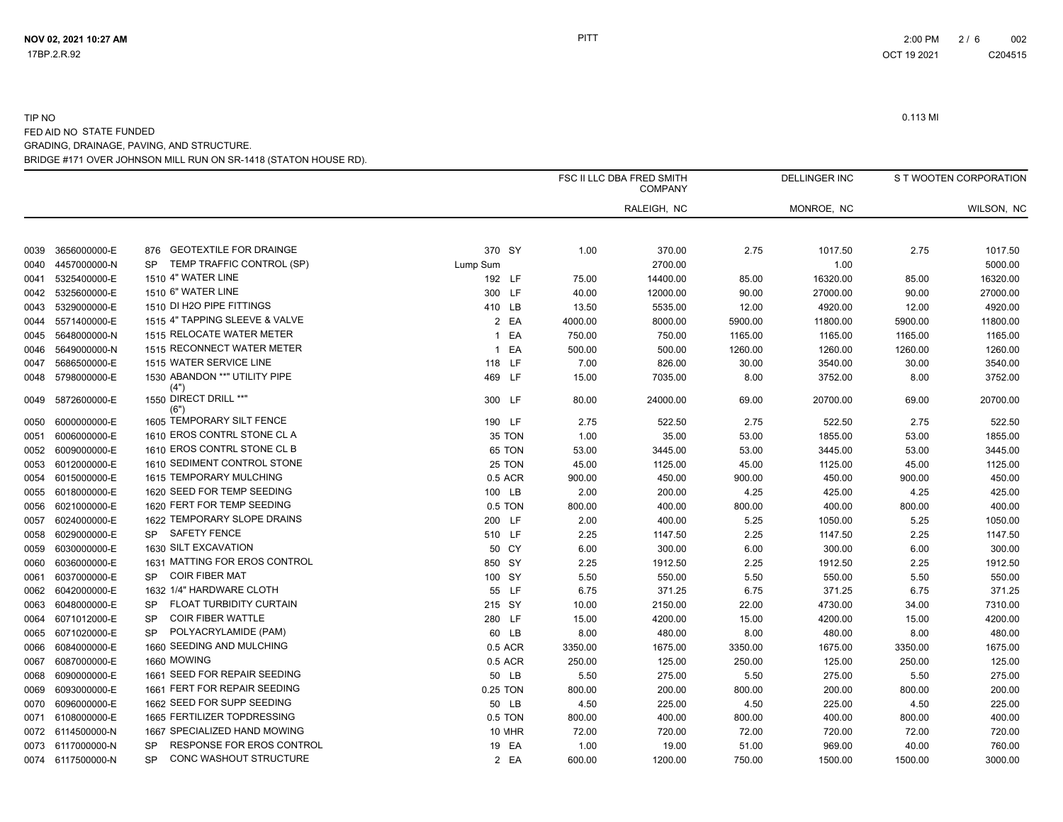TIP NO

FED AID NO STATE FUNDED

GRADING, DRAINAGE, PAVING, AND STRUCTURE.

BRIDGE #171 OVER JOHNSON MILL RUN ON SR-1418 (STATON HOUSE RD).

0.113 MI

| | | | | | FSC II LLC DBA FRED SMITH COMPANY | | DELLINGER INC | | S T WOOTEN CORPORATION | |
|---|---|---|---|---|---|---|---|---|---|---|
| | | | | | | RALEIGH, NC | | MONROE, NC | | WILSON, NC |
| 0039 | 3656000000-E | 876 | GEOTEXTILE FOR DRAINGE | 370 SY | 1.00 | 370.00 | 2.75 | 1017.50 | 2.75 | 1017.50 |
| 0040 | 4457000000-N | SP | TEMP TRAFFIC CONTROL (SP) | Lump Sum | | 2700.00 | | 1.00 | | 5000.00 |
| 0041 | 5325400000-E | 1510 | 4" WATER LINE | 192 LF | 75.00 | 14400.00 | 85.00 | 16320.00 | 85.00 | 16320.00 |
| 0042 | 5325600000-E | 1510 | 6" WATER LINE | 300 LF | 40.00 | 12000.00 | 90.00 | 27000.00 | 90.00 | 27000.00 |
| 0043 | 5329000000-E | 1510 | DI H2O PIPE FITTINGS | 410 LB | 13.50 | 5535.00 | 12.00 | 4920.00 | 12.00 | 4920.00 |
| 0044 | 5571400000-E | 1515 | 4" TAPPING SLEEVE & VALVE | 2 EA | 4000.00 | 8000.00 | 5900.00 | 11800.00 | 5900.00 | 11800.00 |
| 0045 | 5648000000-N | 1515 | RELOCATE WATER METER | 1 EA | 750.00 | 750.00 | 1165.00 | 1165.00 | 1165.00 | 1165.00 |
| 0046 | 5649000000-N | 1515 | RECONNECT WATER METER | 1 EA | 500.00 | 500.00 | 1260.00 | 1260.00 | 1260.00 | 1260.00 |
| 0047 | 5686500000-E | 1515 | WATER SERVICE LINE | 118 LF | 7.00 | 826.00 | 30.00 | 3540.00 | 30.00 | 3540.00 |
| 0048 | 5798000000-E | 1530 | ABANDON **" UTILITY PIPE (4") | 469 LF | 15.00 | 7035.00 | 8.00 | 3752.00 | 8.00 | 3752.00 |
| 0049 | 5872600000-E | 1550 | DIRECT DRILL **" (6") | 300 LF | 80.00 | 24000.00 | 69.00 | 20700.00 | 69.00 | 20700.00 |
| 0050 | 6000000000-E | 1605 | TEMPORARY SILT FENCE | 190 LF | 2.75 | 522.50 | 2.75 | 522.50 | 2.75 | 522.50 |
| 0051 | 6006000000-E | 1610 | EROS CONTRL STONE CL A | 35 TON | 1.00 | 35.00 | 53.00 | 1855.00 | 53.00 | 1855.00 |
| 0052 | 6009000000-E | 1610 | EROS CONTRL STONE CL B | 65 TON | 53.00 | 3445.00 | 53.00 | 3445.00 | 53.00 | 3445.00 |
| 0053 | 6012000000-E | 1610 | SEDIMENT CONTROL STONE | 25 TON | 45.00 | 1125.00 | 45.00 | 1125.00 | 45.00 | 1125.00 |
| 0054 | 6015000000-E | 1615 | TEMPORARY MULCHING | 0.5 ACR | 900.00 | 450.00 | 900.00 | 450.00 | 900.00 | 450.00 |
| 0055 | 6018000000-E | 1620 | SEED FOR TEMP SEEDING | 100 LB | 2.00 | 200.00 | 4.25 | 425.00 | 4.25 | 425.00 |
| 0056 | 6021000000-E | 1620 | FERT FOR TEMP SEEDING | 0.5 TON | 800.00 | 400.00 | 800.00 | 400.00 | 800.00 | 400.00 |
| 0057 | 6024000000-E | 1622 | TEMPORARY SLOPE DRAINS | 200 LF | 2.00 | 400.00 | 5.25 | 1050.00 | 5.25 | 1050.00 |
| 0058 | 6029000000-E | SP | SAFETY FENCE | 510 LF | 2.25 | 1147.50 | 2.25 | 1147.50 | 2.25 | 1147.50 |
| 0059 | 6030000000-E | 1630 | SILT EXCAVATION | 50 CY | 6.00 | 300.00 | 6.00 | 300.00 | 6.00 | 300.00 |
| 0060 | 6036000000-E | 1631 | MATTING FOR EROS CONTROL | 850 SY | 2.25 | 1912.50 | 2.25 | 1912.50 | 2.25 | 1912.50 |
| 0061 | 6037000000-E | SP | COIR FIBER MAT | 100 SY | 5.50 | 550.00 | 5.50 | 550.00 | 5.50 | 550.00 |
| 0062 | 6042000000-E | 1632 | 1/4" HARDWARE CLOTH | 55 LF | 6.75 | 371.25 | 6.75 | 371.25 | 6.75 | 371.25 |
| 0063 | 6048000000-E | SP | FLOAT TURBIDITY CURTAIN | 215 SY | 10.00 | 2150.00 | 22.00 | 4730.00 | 34.00 | 7310.00 |
| 0064 | 6071012000-E | SP | COIR FIBER WATTLE | 280 LF | 15.00 | 4200.00 | 15.00 | 4200.00 | 15.00 | 4200.00 |
| 0065 | 6071020000-E | SP | POLYACRYLAMIDE (PAM) | 60 LB | 8.00 | 480.00 | 8.00 | 480.00 | 8.00 | 480.00 |
| 0066 | 6084000000-E | 1660 | SEEDING AND MULCHING | 0.5 ACR | 3350.00 | 1675.00 | 3350.00 | 1675.00 | 3350.00 | 1675.00 |
| 0067 | 6087000000-E | 1660 | MOWING | 0.5 ACR | 250.00 | 125.00 | 250.00 | 125.00 | 250.00 | 125.00 |
| 0068 | 6090000000-E | 1661 | SEED FOR REPAIR SEEDING | 50 LB | 5.50 | 275.00 | 5.50 | 275.00 | 5.50 | 275.00 |
| 0069 | 6093000000-E | 1661 | FERT FOR REPAIR SEEDING | 0.25 TON | 800.00 | 200.00 | 800.00 | 200.00 | 800.00 | 200.00 |
| 0070 | 6096000000-E | 1662 | SEED FOR SUPP SEEDING | 50 LB | 4.50 | 225.00 | 4.50 | 225.00 | 4.50 | 225.00 |
| 0071 | 6108000000-E | 1665 | FERTILIZER TOPDRESSING | 0.5 TON | 800.00 | 400.00 | 800.00 | 400.00 | 800.00 | 400.00 |
| 0072 | 6114500000-N | 1667 | SPECIALIZED HAND MOWING | 10 MHR | 72.00 | 720.00 | 72.00 | 720.00 | 72.00 | 720.00 |
| 0073 | 6117000000-N | SP | RESPONSE FOR EROS CONTROL | 19 EA | 1.00 | 19.00 | 51.00 | 969.00 | 40.00 | 760.00 |
| 0074 | 6117500000-N | SP | CONC WASHOUT STRUCTURE | 2 EA | 600.00 | 1200.00 | 750.00 | 1500.00 | 1500.00 | 3000.00 |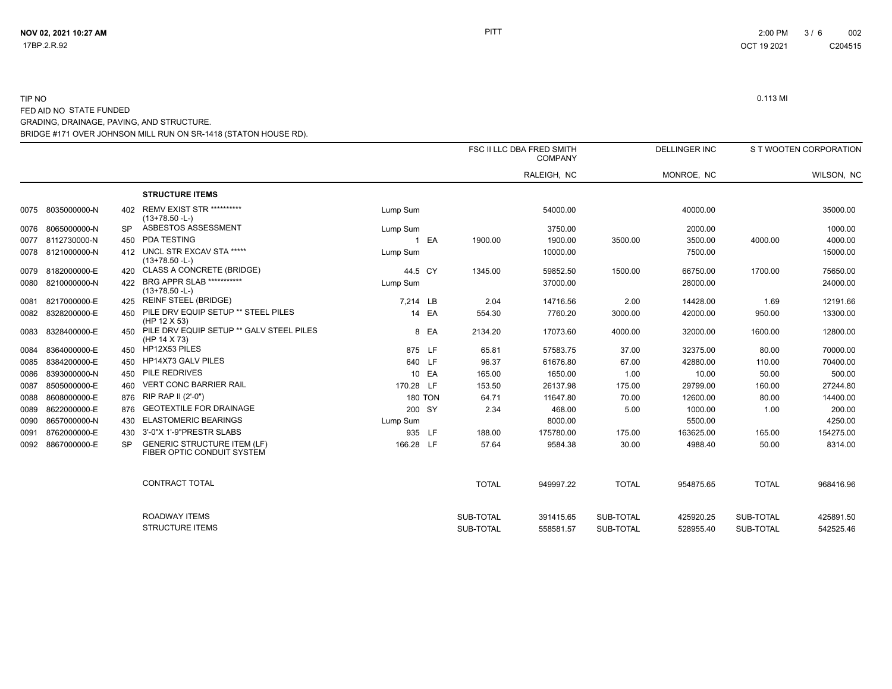TIP NO

FED AID NO STATE FUNDED

GRADING, DRAINAGE, PAVING, AND STRUCTURE.

BRIDGE #171 OVER JOHNSON MILL RUN ON SR-1418 (STATON HOUSE RD).

0.113 MI

| | | | | | | FSC II LLC DBA FRED SMITH COMPANY | | DELLINGER INC | | S T WOOTEN CORPORATION | |
|---|---|---|---|---|---|---|---|---|---|---|---|
| | | | | | | | RALEIGH, NC | | MONROE, NC | | WILSON, NC |
| | | | **STRUCTURE ITEMS** | | | | | | | | |
| 0075 | 8035000000-N | 402 | REMV EXIST STR ********** (13+78.50 -L-) | Lump Sum | | | 54000.00 | | 40000.00 | | 35000.00 |
| 0076 | 8065000000-N | SP | ASBESTOS ASSESSMENT | Lump Sum | | | 3750.00 | | 2000.00 | | 1000.00 |
| 0077 | 8112730000-N | 450 | PDA TESTING | 1 | EA | 1900.00 | 1900.00 | 3500.00 | 3500.00 | 4000.00 | 4000.00 |
| 0078 | 8121000000-N | 412 | UNCL STR EXCAV STA ***** (13+78.50 -L-) | Lump Sum | | | 10000.00 | | 7500.00 | | 15000.00 |
| 0079 | 8182000000-E | 420 | CLASS A CONCRETE (BRIDGE) | 44.5 | CY | 1345.00 | 59852.50 | 1500.00 | 66750.00 | 1700.00 | 75650.00 |
| 0080 | 8210000000-N | 422 | BRG APPR SLAB *********** (13+78.50 -L-) | Lump Sum | | | 37000.00 | | 28000.00 | | 24000.00 |
| 0081 | 8217000000-E | 425 | REINF STEEL (BRIDGE) | 7,214 | LB | 2.04 | 14716.56 | 2.00 | 14428.00 | 1.69 | 12191.66 |
| 0082 | 8328200000-E | 450 | PILE DRV EQUIP SETUP ** STEEL PILES (HP 12 X 53) | 14 | EA | 554.30 | 7760.20 | 3000.00 | 42000.00 | 950.00 | 13300.00 |
| 0083 | 8328400000-E | 450 | PILE DRV EQUIP SETUP ** GALV STEEL PILES (HP 14 X 73) | 8 | EA | 2134.20 | 17073.60 | 4000.00 | 32000.00 | 1600.00 | 12800.00 |
| 0084 | 8364000000-E | 450 | HP12X53 PILES | 875 | LF | 65.81 | 57583.75 | 37.00 | 32375.00 | 80.00 | 70000.00 |
| 0085 | 8384200000-E | 450 | HP14X73 GALV PILES | 640 | LF | 96.37 | 61676.80 | 67.00 | 42880.00 | 110.00 | 70400.00 |
| 0086 | 8393000000-N | 450 | PILE REDRIVES | 10 | EA | 165.00 | 1650.00 | 1.00 | 10.00 | 50.00 | 500.00 |
| 0087 | 8505000000-E | 460 | VERT CONC BARRIER RAIL | 170.28 | LF | 153.50 | 26137.98 | 175.00 | 29799.00 | 160.00 | 27244.80 |
| 0088 | 8608000000-E | 876 | RIP RAP II (2'-0") | 180 | TON | 64.71 | 11647.80 | 70.00 | 12600.00 | 80.00 | 14400.00 |
| 0089 | 8622000000-E | 876 | GEOTEXTILE FOR DRAINAGE | 200 | SY | 2.34 | 468.00 | 5.00 | 1000.00 | 1.00 | 200.00 |
| 0090 | 8657000000-N | 430 | ELASTOMERIC BEARINGS | Lump Sum | | | 8000.00 | | 5500.00 | | 4250.00 |
| 0091 | 8762000000-E | 430 | 3'-0"X 1'-9"PRESTR SLABS | 935 | LF | 188.00 | 175780.00 | 175.00 | 163625.00 | 165.00 | 154275.00 |
| 0092 | 8867000000-E | SP | GENERIC STRUCTURE ITEM (LF) FIBER OPTIC CONDUIT SYSTEM | 166.28 | LF | 57.64 | 9584.38 | 30.00 | 4988.40 | 50.00 | 8314.00 |
| | | | CONTRACT TOTAL | | | TOTAL | 949997.22 | TOTAL | 954875.65 | TOTAL | 968416.96 |
| | | | ROADWAY ITEMS | | | SUB-TOTAL | 391415.65 | SUB-TOTAL | 425920.25 | SUB-TOTAL | 425891.50 |
| | | | STRUCTURE ITEMS | | | SUB-TOTAL | 558581.57 | SUB-TOTAL | 528955.40 | SUB-TOTAL | 542525.46 |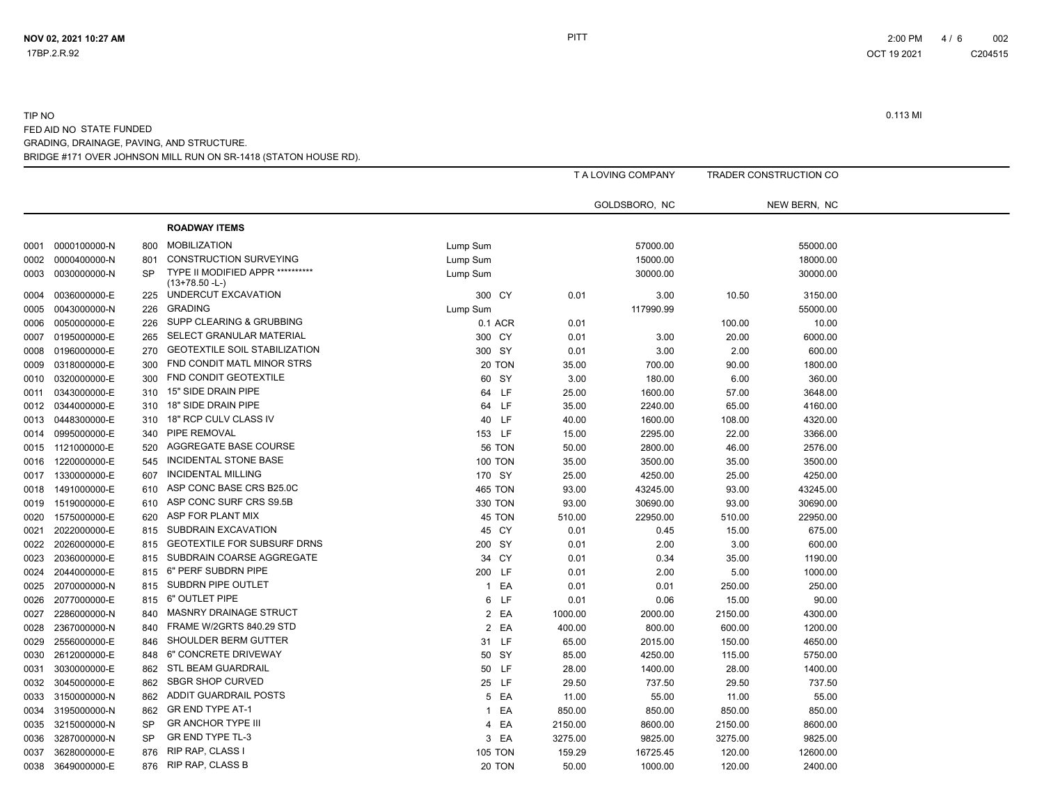TIP NO

FED AID NO STATE FUNDED

GRADING, DRAINAGE, PAVING, AND STRUCTURE.

BRIDGE #171 OVER JOHNSON MILL RUN ON SR-1418 (STATON HOUSE RD).

0.113 MI

| | | | | | | T A LOVING COMPANY | | TRADER CONSTRUCTION CO | |
|---|---|---|---|---|---|---|---|---|---|
| | | | | | | GOLDSBORO, NC | | NEW BERN, NC | |
| | | | **ROADWAY ITEMS** | | | | | | |
| 0001 | 0000100000-N | 800 | MOBILIZATION | Lump Sum | | | 57000.00 | | 55000.00 |
| 0002 | 0000400000-N | 801 | CONSTRUCTION SURVEYING | Lump Sum | | | 15000.00 | | 18000.00 |
| 0003 | 0030000000-N | SP | TYPE II MODIFIED APPR ********** (13+78.50 -L-) | Lump Sum | | | 30000.00 | | 30000.00 |
| 0004 | 0036000000-E | 225 | UNDERCUT EXCAVATION | 300 | CY | 0.01 | 3.00 | 10.50 | 3150.00 |
| 0005 | 0043000000-N | 226 | GRADING | Lump Sum | | | 117990.99 | | 55000.00 |
| 0006 | 0050000000-E | 226 | SUPP CLEARING & GRUBBING | 0.1 | ACR | 0.01 | | 100.00 | 10.00 |
| 0007 | 0195000000-E | 265 | SELECT GRANULAR MATERIAL | 300 | CY | 0.01 | 3.00 | 20.00 | 6000.00 |
| 0008 | 0196000000-E | 270 | GEOTEXTILE SOIL STABILIZATION | 300 | SY | 0.01 | 3.00 | 2.00 | 600.00 |
| 0009 | 0318000000-E | 300 | FND CONDIT MATL MINOR STRS | 20 | TON | 35.00 | 700.00 | 90.00 | 1800.00 |
| 0010 | 0320000000-E | 300 | FND CONDIT GEOTEXTILE | 60 | SY | 3.00 | 180.00 | 6.00 | 360.00 |
| 0011 | 0343000000-E | 310 | 15" SIDE DRAIN PIPE | 64 | LF | 25.00 | 1600.00 | 57.00 | 3648.00 |
| 0012 | 0344000000-E | 310 | 18" SIDE DRAIN PIPE | 64 | LF | 35.00 | 2240.00 | 65.00 | 4160.00 |
| 0013 | 0448300000-E | 310 | 18" RCP CULV CLASS IV | 40 | LF | 40.00 | 1600.00 | 108.00 | 4320.00 |
| 0014 | 0995000000-E | 340 | PIPE REMOVAL | 153 | LF | 15.00 | 2295.00 | 22.00 | 3366.00 |
| 0015 | 1121000000-E | 520 | AGGREGATE BASE COURSE | 56 | TON | 50.00 | 2800.00 | 46.00 | 2576.00 |
| 0016 | 1220000000-E | 545 | INCIDENTAL STONE BASE | 100 | TON | 35.00 | 3500.00 | 35.00 | 3500.00 |
| 0017 | 1330000000-E | 607 | INCIDENTAL MILLING | 170 | SY | 25.00 | 4250.00 | 25.00 | 4250.00 |
| 0018 | 1491000000-E | 610 | ASP CONC BASE CRS B25.0C | 465 | TON | 93.00 | 43245.00 | 93.00 | 43245.00 |
| 0019 | 1519000000-E | 610 | ASP CONC SURF CRS S9.5B | 330 | TON | 93.00 | 30690.00 | 93.00 | 30690.00 |
| 0020 | 1575000000-E | 620 | ASP FOR PLANT MIX | 45 | TON | 510.00 | 22950.00 | 510.00 | 22950.00 |
| 0021 | 2022000000-E | 815 | SUBDRAIN EXCAVATION | 45 | CY | 0.01 | 0.45 | 15.00 | 675.00 |
| 0022 | 2026000000-E | 815 | GEOTEXTILE FOR SUBSURF DRNS | 200 | SY | 0.01 | 2.00 | 3.00 | 600.00 |
| 0023 | 2036000000-E | 815 | SUBDRAIN COARSE AGGREGATE | 34 | CY | 0.01 | 0.34 | 35.00 | 1190.00 |
| 0024 | 2044000000-E | 815 | 6" PERF SUBDRN PIPE | 200 | LF | 0.01 | 2.00 | 5.00 | 1000.00 |
| 0025 | 2070000000-N | 815 | SUBDRN PIPE OUTLET | 1 | EA | 0.01 | 0.01 | 250.00 | 250.00 |
| 0026 | 2077000000-E | 815 | 6" OUTLET PIPE | 6 | LF | 0.01 | 0.06 | 15.00 | 90.00 |
| 0027 | 2286000000-N | 840 | MASNRY DRAINAGE STRUCT | 2 | EA | 1000.00 | 2000.00 | 2150.00 | 4300.00 |
| 0028 | 2367000000-N | 840 | FRAME W/2GRTS 840.29 STD | 2 | EA | 400.00 | 800.00 | 600.00 | 1200.00 |
| 0029 | 2556000000-E | 846 | SHOULDER BERM GUTTER | 31 | LF | 65.00 | 2015.00 | 150.00 | 4650.00 |
| 0030 | 2612000000-E | 848 | 6" CONCRETE DRIVEWAY | 50 | SY | 85.00 | 4250.00 | 115.00 | 5750.00 |
| 0031 | 3030000000-E | 862 | STL BEAM GUARDRAIL | 50 | LF | 28.00 | 1400.00 | 28.00 | 1400.00 |
| 0032 | 3045000000-E | 862 | SBGR SHOP CURVED | 25 | LF | 29.50 | 737.50 | 29.50 | 737.50 |
| 0033 | 3150000000-N | 862 | ADDIT GUARDRAIL POSTS | 5 | EA | 11.00 | 55.00 | 11.00 | 55.00 |
| 0034 | 3195000000-N | 862 | GR END TYPE AT-1 | 1 | EA | 850.00 | 850.00 | 850.00 | 850.00 |
| 0035 | 3215000000-N | SP | GR ANCHOR TYPE III | 4 | EA | 2150.00 | 8600.00 | 2150.00 | 8600.00 |
| 0036 | 3287000000-N | SP | GR END TYPE TL-3 | 3 | EA | 3275.00 | 9825.00 | 3275.00 | 9825.00 |
| 0037 | 3628000000-E | 876 | RIP RAP, CLASS I | 105 | TON | 159.29 | 16725.45 | 120.00 | 12600.00 |
| 0038 | 3649000000-E | 876 | RIP RAP, CLASS B | 20 | TON | 50.00 | 1000.00 | 120.00 | 2400.00 |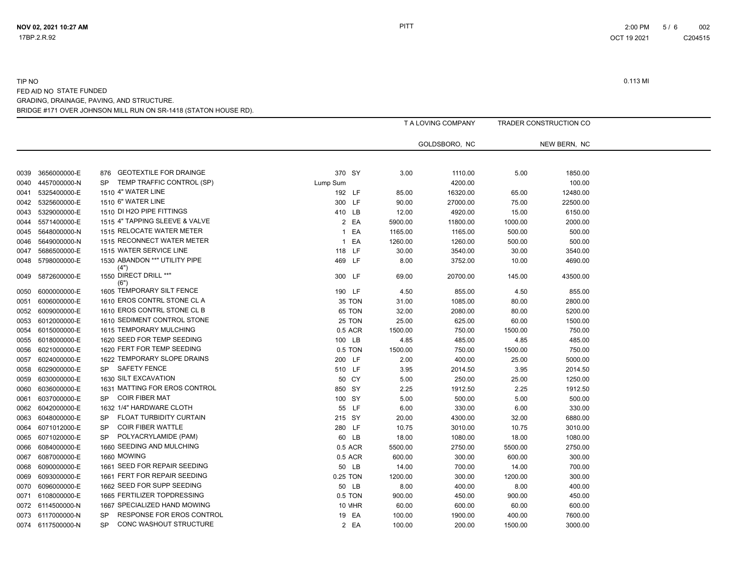TIP NO

FED AID NO STATE FUNDED

GRADING, DRAINAGE, PAVING, AND STRUCTURE.

BRIDGE #171 OVER JOHNSON MILL RUN ON SR-1418 (STATON HOUSE RD).

0.113 MI

| | | | | | | T A LOVING COMPANY | | TRADER CONSTRUCTION CO | |
|---|---|---|---|---|---|---|---|---|---|
| | | | | | | GOLDSBORO, NC | | NEW BERN, NC | |
| 0039 | 3656000000-E | 876 | GEOTEXTILE FOR DRAINGE | 370 | SY | 3.00 | 1110.00 | 5.00 | 1850.00 |
| 0040 | 4457000000-N | SP | TEMP TRAFFIC CONTROL (SP) | Lump Sum | | | 4200.00 | | 100.00 |
| 0041 | 5325400000-E | 1510 | 4" WATER LINE | 192 | LF | 85.00 | 16320.00 | 65.00 | 12480.00 |
| 0042 | 5325600000-E | 1510 | 6" WATER LINE | 300 | LF | 90.00 | 27000.00 | 75.00 | 22500.00 |
| 0043 | 5329000000-E | 1510 | DI H2O PIPE FITTINGS | 410 | LB | 12.00 | 4920.00 | 15.00 | 6150.00 |
| 0044 | 5571400000-E | 1515 | 4" TAPPING SLEEVE & VALVE | 2 | EA | 5900.00 | 11800.00 | 1000.00 | 2000.00 |
| 0045 | 5648000000-N | 1515 | RELOCATE WATER METER | 1 | EA | 1165.00 | 1165.00 | 500.00 | 500.00 |
| 0046 | 5649000000-N | 1515 | RECONNECT WATER METER | 1 | EA | 1260.00 | 1260.00 | 500.00 | 500.00 |
| 0047 | 5686500000-E | 1515 | WATER SERVICE LINE | 118 | LF | 30.00 | 3540.00 | 30.00 | 3540.00 |
| 0048 | 5798000000-E | 1530 | ABANDON **" UTILITY PIPE (4") | 469 | LF | 8.00 | 3752.00 | 10.00 | 4690.00 |
| 0049 | 5872600000-E | 1550 | DIRECT DRILL **" (6") | 300 | LF | 69.00 | 20700.00 | 145.00 | 43500.00 |
| 0050 | 6000000000-E | 1605 | TEMPORARY SILT FENCE | 190 | LF | 4.50 | 855.00 | 4.50 | 855.00 |
| 0051 | 6006000000-E | 1610 | EROS CONTRL STONE CL A | 35 | TON | 31.00 | 1085.00 | 80.00 | 2800.00 |
| 0052 | 6009000000-E | 1610 | EROS CONTRL STONE CL B | 65 | TON | 32.00 | 2080.00 | 80.00 | 5200.00 |
| 0053 | 6012000000-E | 1610 | SEDIMENT CONTROL STONE | 25 | TON | 25.00 | 625.00 | 60.00 | 1500.00 |
| 0054 | 6015000000-E | 1615 | TEMPORARY MULCHING | 0.5 | ACR | 1500.00 | 750.00 | 1500.00 | 750.00 |
| 0055 | 6018000000-E | 1620 | SEED FOR TEMP SEEDING | 100 | LB | 4.85 | 485.00 | 4.85 | 485.00 |
| 0056 | 6021000000-E | 1620 | FERT FOR TEMP SEEDING | 0.5 | TON | 1500.00 | 750.00 | 1500.00 | 750.00 |
| 0057 | 6024000000-E | 1622 | TEMPORARY SLOPE DRAINS | 200 | LF | 2.00 | 400.00 | 25.00 | 5000.00 |
| 0058 | 6029000000-E | SP | SAFETY FENCE | 510 | LF | 3.95 | 2014.50 | 3.95 | 2014.50 |
| 0059 | 6030000000-E | 1630 | SILT EXCAVATION | 50 | CY | 5.00 | 250.00 | 25.00 | 1250.00 |
| 0060 | 6036000000-E | 1631 | MATTING FOR EROS CONTROL | 850 | SY | 2.25 | 1912.50 | 2.25 | 1912.50 |
| 0061 | 6037000000-E | SP | COIR FIBER MAT | 100 | SY | 5.00 | 500.00 | 5.00 | 500.00 |
| 0062 | 6042000000-E | 1632 | 1/4" HARDWARE CLOTH | 55 | LF | 6.00 | 330.00 | 6.00 | 330.00 |
| 0063 | 6048000000-E | SP | FLOAT TURBIDITY CURTAIN | 215 | SY | 20.00 | 4300.00 | 32.00 | 6880.00 |
| 0064 | 6071012000-E | SP | COIR FIBER WATTLE | 280 | LF | 10.75 | 3010.00 | 10.75 | 3010.00 |
| 0065 | 6071020000-E | SP | POLYACRYLAMIDE (PAM) | 60 | LB | 18.00 | 1080.00 | 18.00 | 1080.00 |
| 0066 | 6084000000-E | 1660 | SEEDING AND MULCHING | 0.5 | ACR | 5500.00 | 2750.00 | 5500.00 | 2750.00 |
| 0067 | 6087000000-E | 1660 | MOWING | 0.5 | ACR | 600.00 | 300.00 | 600.00 | 300.00 |
| 0068 | 6090000000-E | 1661 | SEED FOR REPAIR SEEDING | 50 | LB | 14.00 | 700.00 | 14.00 | 700.00 |
| 0069 | 6093000000-E | 1661 | FERT FOR REPAIR SEEDING | 0.25 | TON | 1200.00 | 300.00 | 1200.00 | 300.00 |
| 0070 | 6096000000-E | 1662 | SEED FOR SUPP SEEDING | 50 | LB | 8.00 | 400.00 | 8.00 | 400.00 |
| 0071 | 6108000000-E | 1665 | FERTILIZER TOPDRESSING | 0.5 | TON | 900.00 | 450.00 | 900.00 | 450.00 |
| 0072 | 6114500000-N | 1667 | SPECIALIZED HAND MOWING | 10 | MHR | 60.00 | 600.00 | 60.00 | 600.00 |
| 0073 | 6117000000-N | SP | RESPONSE FOR EROS CONTROL | 19 | EA | 100.00 | 1900.00 | 400.00 | 7600.00 |
| 0074 | 6117500000-N | SP | CONC WASHOUT STRUCTURE | 2 | EA | 100.00 | 200.00 | 1500.00 | 3000.00 |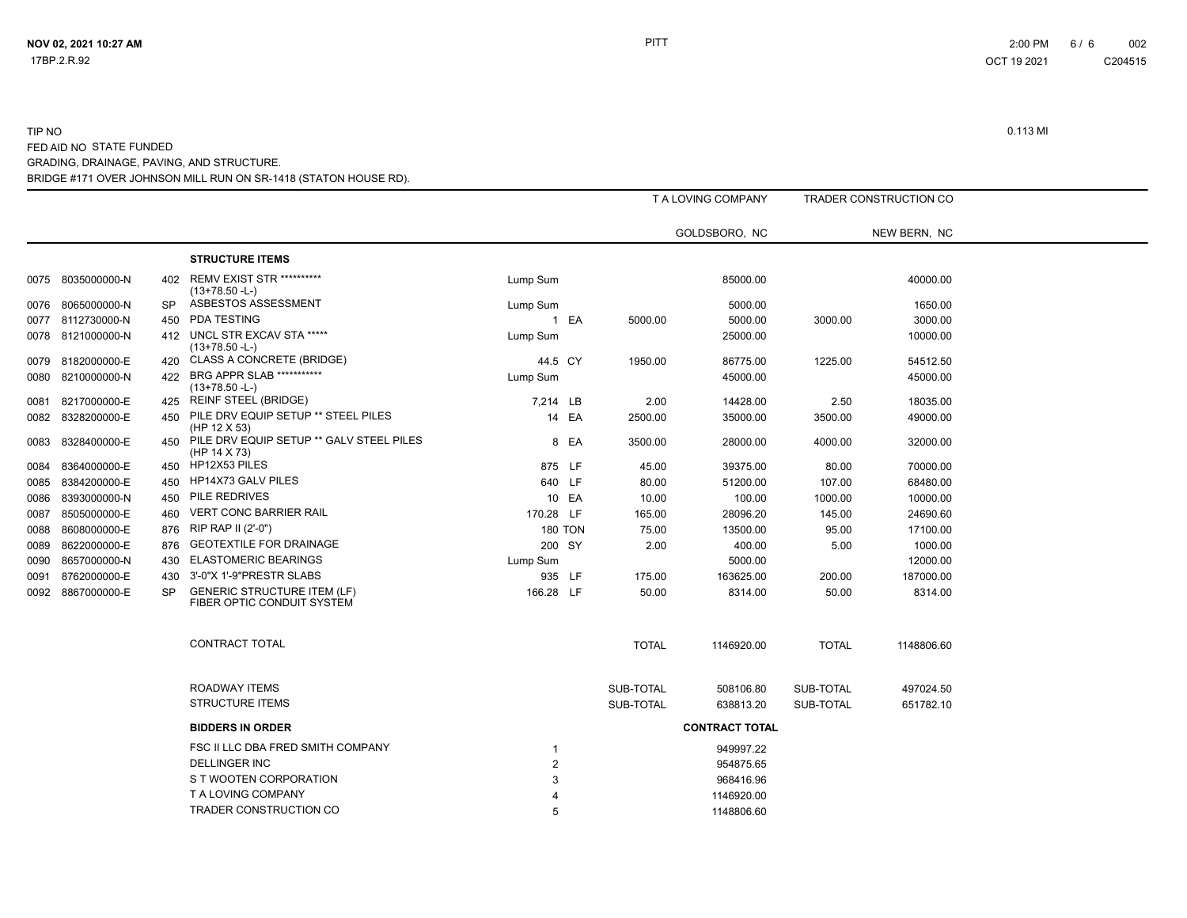TIP NO

FED AID NO STATE FUNDED

GRADING, DRAINAGE, PAVING, AND STRUCTURE.

BRIDGE #171 OVER JOHNSON MILL RUN ON SR-1418 (STATON HOUSE RD).

0.113 MI

| | | | | | | | T A LOVING COMPANY | | TRADER CONSTRUCTION CO | |
|---|---|---|---|---|---|---|---|---|---|---|
| | | | | | | | GOLDSBORO, NC | | NEW BERN, NC | |
| | | | **STRUCTURE ITEMS** | | | | | | | |
| 0075 | 8035000000-N | 402 | REMV EXIST STR ********** (13+78.50 -L-) | Lump Sum | | | | 85000.00 | | 40000.00 |
| 0076 | 8065000000-N | SP | ASBESTOS ASSESSMENT | Lump Sum | | | | 5000.00 | | 1650.00 |
| 0077 | 8112730000-N | 450 | PDA TESTING | 1 | EA | | 5000.00 | 5000.00 | 3000.00 | 3000.00 |
| 0078 | 8121000000-N | 412 | UNCL STR EXCAV STA ***** (13+78.50 -L-) | Lump Sum | | | | 25000.00 | | 10000.00 |
| 0079 | 8182000000-E | 420 | CLASS A CONCRETE (BRIDGE) | 44.5 | CY | | 1950.00 | 86775.00 | 1225.00 | 54512.50 |
| 0080 | 8210000000-N | 422 | BRG APPR SLAB *********** (13+78.50 -L-) | Lump Sum | | | | 45000.00 | | 45000.00 |
| 0081 | 8217000000-E | 425 | REINF STEEL (BRIDGE) | 7,214 | LB | | 2.00 | 14428.00 | 2.50 | 18035.00 |
| 0082 | 8328200000-E | 450 | PILE DRV EQUIP SETUP ** STEEL PILES (HP 12 X 53) | 14 | EA | | 2500.00 | 35000.00 | 3500.00 | 49000.00 |
| 0083 | 8328400000-E | 450 | PILE DRV EQUIP SETUP ** GALV STEEL PILES (HP 14 X 73) | 8 | EA | | 3500.00 | 28000.00 | 4000.00 | 32000.00 |
| 0084 | 8364000000-E | 450 | HP12X53 PILES | 875 | LF | | 45.00 | 39375.00 | 80.00 | 70000.00 |
| 0085 | 8384200000-E | 450 | HP14X73 GALV PILES | 640 | LF | | 80.00 | 51200.00 | 107.00 | 68480.00 |
| 0086 | 8393000000-N | 450 | PILE REDRIVES | 10 | EA | | 10.00 | 100.00 | 1000.00 | 10000.00 |
| 0087 | 8505000000-E | 460 | VERT CONC BARRIER RAIL | 170.28 | LF | | 165.00 | 28096.20 | 145.00 | 24690.60 |
| 0088 | 8608000000-E | 876 | RIP RAP II (2'-0") | 180 | TON | | 75.00 | 13500.00 | 95.00 | 17100.00 |
| 0089 | 8622000000-E | 876 | GEOTEXTILE FOR DRAINAGE | 200 | SY | | 2.00 | 400.00 | 5.00 | 1000.00 |
| 0090 | 8657000000-N | 430 | ELASTOMERIC BEARINGS | Lump Sum | | | | 5000.00 | | 12000.00 |
| 0091 | 8762000000-E | 430 | 3'-0"X 1'-9"PRESTR SLABS | 935 | LF | | 175.00 | 163625.00 | 200.00 | 187000.00 |
| 0092 | 8867000000-E | SP | GENERIC STRUCTURE ITEM (LF) FIBER OPTIC CONDUIT SYSTEM | 166.28 | LF | | 50.00 | 8314.00 | 50.00 | 8314.00 |
| | | | CONTRACT TOTAL | | | | TOTAL | 1146920.00 | TOTAL | 1148806.60 |
| | | | ROADWAY ITEMS | | | | SUB-TOTAL | 508106.80 | SUB-TOTAL | 497024.50 |
| | | | STRUCTURE ITEMS | | | | SUB-TOTAL | 638813.20 | SUB-TOTAL | 651782.10 |

| BIDDERS IN ORDER | | CONTRACT TOTAL |
|---|---|---|
| FSC II LLC DBA FRED SMITH COMPANY | 1 | 949997.22 |
| DELLINGER INC | 2 | 954875.65 |
| S T WOOTEN CORPORATION | 3 | 968416.96 |
| T A LOVING COMPANY | 4 | 1146920.00 |
| TRADER CONSTRUCTION CO | 5 | 1148806.60 |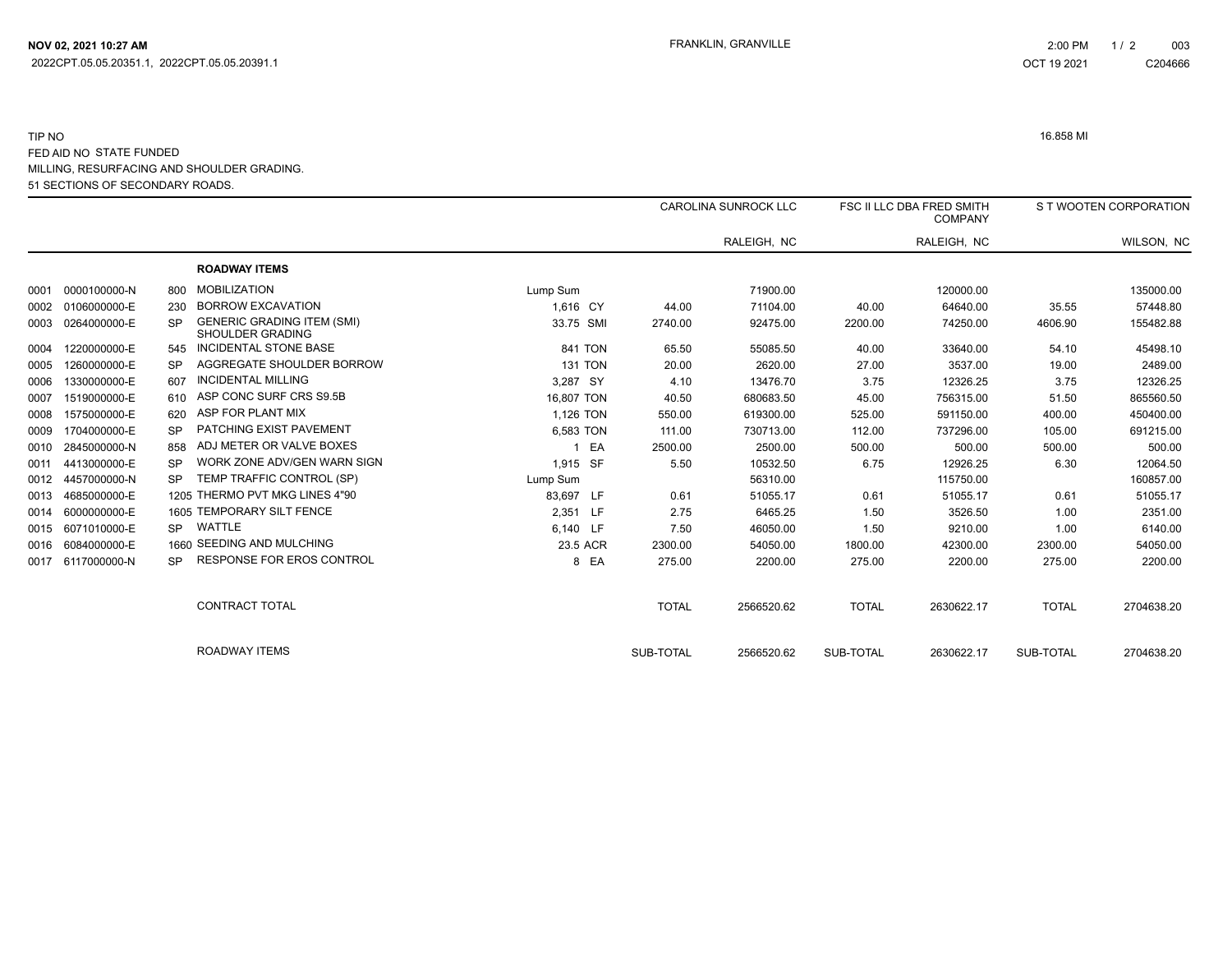NOV 02, 2021 10:27 AM
2022CPT.05.05.20351.1, 2022CPT.05.05.20391.1

FRANKLIN, GRANVILLE

2:00 PM
OCT 19 2021
C204666

TIP NO
FED AID NO STATE FUNDED
MILLING, RESURFACING AND SHOULDER GRADING.
51 SECTIONS OF SECONDARY ROADS.

16.858 MI

| | | | | | | CAROLINA SUNROCK LLC | | FSC II LLC DBA FRED SMITH COMPANY | | S T WOOTEN CORPORATION | |
|---|---|---|---|---|---|---|---|---|---|---|---|
| | | | | | | | RALEIGH, NC | | RALEIGH, NC | | WILSON, NC |
| | | | **ROADWAY ITEMS** | | | | | | | | |
| 0001 | 0000100000-N | 800 | MOBILIZATION | Lump Sum | | | 71900.00 | | 120000.00 | | 135000.00 |
| 0002 | 0106000000-E | 230 | BORROW EXCAVATION | 1,616 | CY | 44.00 | 71104.00 | 40.00 | 64640.00 | 35.55 | 57448.80 |
| 0003 | 0264000000-E | SP | GENERIC GRADING ITEM (SMI) SHOULDER GRADING | 33.75 | SMI | 2740.00 | 92475.00 | 2200.00 | 74250.00 | 4606.90 | 155482.88 |
| 0004 | 1220000000-E | 545 | INCIDENTAL STONE BASE | 841 | TON | 65.50 | 55085.50 | 40.00 | 33640.00 | 54.10 | 45498.10 |
| 0005 | 1260000000-E | SP | AGGREGATE SHOULDER BORROW | 131 | TON | 20.00 | 2620.00 | 27.00 | 3537.00 | 19.00 | 2489.00 |
| 0006 | 1330000000-E | 607 | INCIDENTAL MILLING | 3,287 | SY | 4.10 | 13476.70 | 3.75 | 12326.25 | 3.75 | 12326.25 |
| 0007 | 1519000000-E | 610 | ASP CONC SURF CRS S9.5B | 16,807 | TON | 40.50 | 680683.50 | 45.00 | 756315.00 | 51.50 | 865560.50 |
| 0008 | 1575000000-E | 620 | ASP FOR PLANT MIX | 1,126 | TON | 550.00 | 619300.00 | 525.00 | 591150.00 | 400.00 | 450400.00 |
| 0009 | 1704000000-E | SP | PATCHING EXIST PAVEMENT | 6,583 | TON | 111.00 | 730713.00 | 112.00 | 737296.00 | 105.00 | 691215.00 |
| 0010 | 2845000000-N | 858 | ADJ METER OR VALVE BOXES | 1 | EA | 2500.00 | 2500.00 | 500.00 | 500.00 | 500.00 | 500.00 |
| 0011 | 4413000000-E | SP | WORK ZONE ADV/GEN WARN SIGN | 1,915 | SF | 5.50 | 10532.50 | 6.75 | 12926.25 | 6.30 | 12064.50 |
| 0012 | 4457000000-N | SP | TEMP TRAFFIC CONTROL (SP) | Lump Sum | | | 56310.00 | | 115750.00 | | 160857.00 |
| 0013 | 4685000000-E | 1205 | THERMO PVT MKG LINES 4"90 | 83,697 | LF | 0.61 | 51055.17 | 0.61 | 51055.17 | 0.61 | 51055.17 |
| 0014 | 6000000000-E | 1605 | TEMPORARY SILT FENCE | 2,351 | LF | 2.75 | 6465.25 | 1.50 | 3526.50 | 1.00 | 2351.00 |
| 0015 | 6071010000-E | SP | WATTLE | 6,140 | LF | 7.50 | 46050.00 | 1.50 | 9210.00 | 1.00 | 6140.00 |
| 0016 | 6084000000-E | 1660 | SEEDING AND MULCHING | 23.5 | ACR | 2300.00 | 54050.00 | 1800.00 | 42300.00 | 2300.00 | 54050.00 |
| 0017 | 6117000000-N | SP | RESPONSE FOR EROS CONTROL | 8 | EA | 275.00 | 2200.00 | 275.00 | 2200.00 | 275.00 | 2200.00 |
| | | | CONTRACT TOTAL | | | TOTAL | 2566520.62 | TOTAL | 2630622.17 | TOTAL | 2704638.20 |
| | | | ROADWAY ITEMS | | | SUB-TOTAL | 2566520.62 | SUB-TOTAL | 2630622.17 | SUB-TOTAL | 2704638.20 |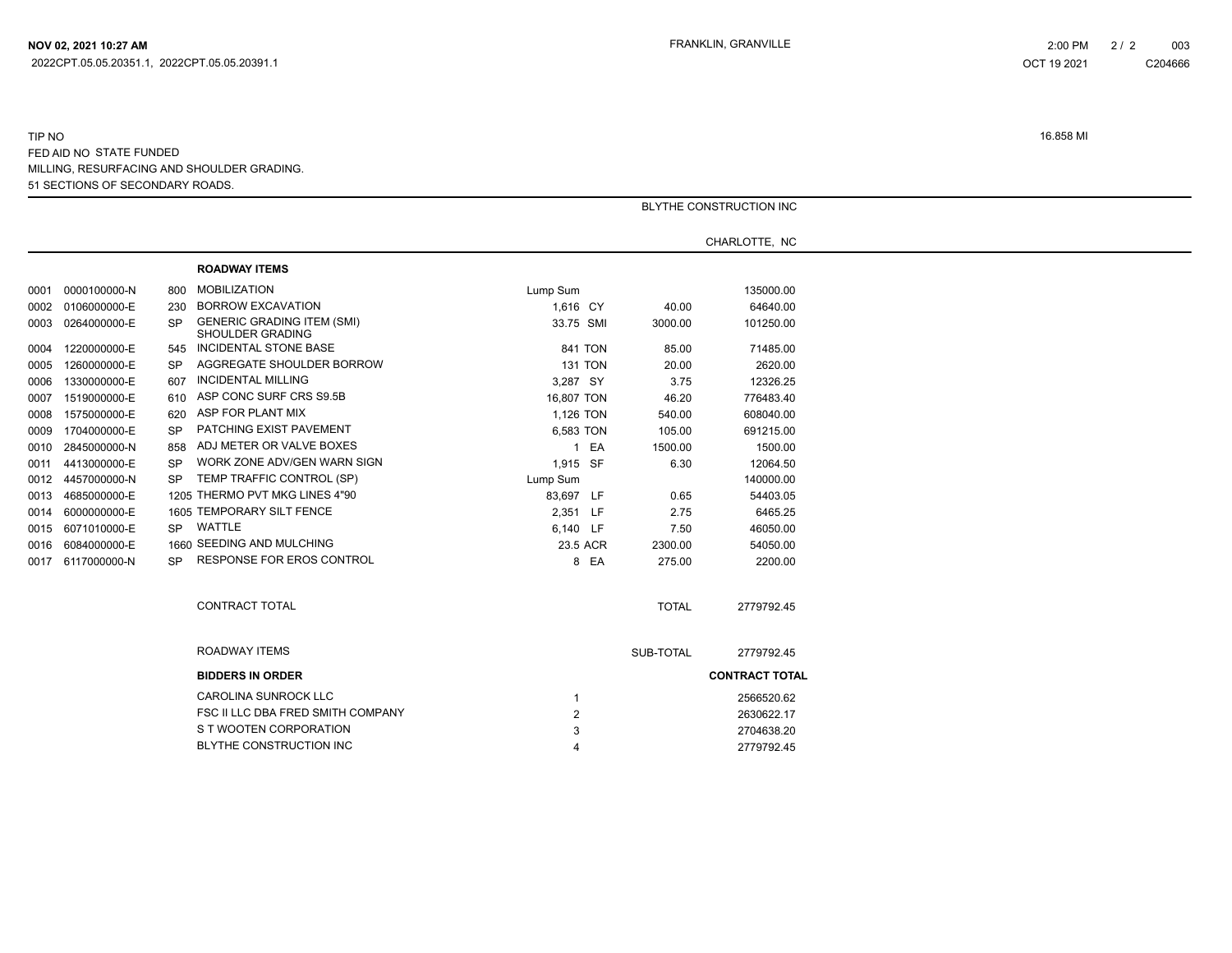TIP NO

FED AID NO STATE FUNDED

MILLING, RESURFACING AND SHOULDER GRADING.

51 SECTIONS OF SECONDARY ROADS.

16.858 MI

**BLYTHE CONSTRUCTION INC**

**CHARLOTTE, NC**

**ROADWAY ITEMS**

| Line | Item | Sec | Description | Quantity | Unit | Unit Price | Amount |
|---|---|---|---|---|---|---|---|
| 0001 | 0000100000-N | 800 | MOBILIZATION | Lump Sum | | | 135000.00 |
| 0002 | 0106000000-E | 230 | BORROW EXCAVATION | 1,616 | CY | 40.00 | 64640.00 |
| 0003 | 0264000000-E | SP | GENERIC GRADING ITEM (SMI) SHOULDER GRADING | 33.75 | SMI | 3000.00 | 101250.00 |
| 0004 | 1220000000-E | 545 | INCIDENTAL STONE BASE | 841 | TON | 85.00 | 71485.00 |
| 0005 | 1260000000-E | SP | AGGREGATE SHOULDER BORROW | 131 | TON | 20.00 | 2620.00 |
| 0006 | 1330000000-E | 607 | INCIDENTAL MILLING | 3,287 | SY | 3.75 | 12326.25 |
| 0007 | 1519000000-E | 610 | ASP CONC SURF CRS S9.5B | 16,807 | TON | 46.20 | 776483.40 |
| 0008 | 1575000000-E | 620 | ASP FOR PLANT MIX | 1,126 | TON | 540.00 | 608040.00 |
| 0009 | 1704000000-E | SP | PATCHING EXIST PAVEMENT | 6,583 | TON | 105.00 | 691215.00 |
| 0010 | 2845000000-N | 858 | ADJ METER OR VALVE BOXES | 1 | EA | 1500.00 | 1500.00 |
| 0011 | 4413000000-E | SP | WORK ZONE ADV/GEN WARN SIGN | 1,915 | SF | 6.30 | 12064.50 |
| 0012 | 4457000000-N | SP | TEMP TRAFFIC CONTROL (SP) | Lump Sum | | | 140000.00 |
| 0013 | 4685000000-E | 1205 | THERMO PVT MKG LINES 4"90 | 83,697 | LF | 0.65 | 54403.05 |
| 0014 | 6000000000-E | 1605 | TEMPORARY SILT FENCE | 2,351 | LF | 2.75 | 6465.25 |
| 0015 | 6071010000-E | SP | WATTLE | 6,140 | LF | 7.50 | 46050.00 |
| 0016 | 6084000000-E | 1660 | SEEDING AND MULCHING | 23.5 | ACR | 2300.00 | 54050.00 |
| 0017 | 6117000000-N | SP | RESPONSE FOR EROS CONTROL | 8 | EA | 275.00 | 2200.00 |
| | | | CONTRACT TOTAL | | | TOTAL | 2779792.45 |
| | | | ROADWAY ITEMS | | | SUB-TOTAL | 2779792.45 |

| BIDDERS IN ORDER | | CONTRACT TOTAL |
|---|---|---|
| CAROLINA SUNROCK LLC | 1 | 2566520.62 |
| FSC II LLC DBA FRED SMITH COMPANY | 2 | 2630622.17 |
| S T WOOTEN CORPORATION | 3 | 2704638.20 |
| BLYTHE CONSTRUCTION INC | 4 | 2779792.45 |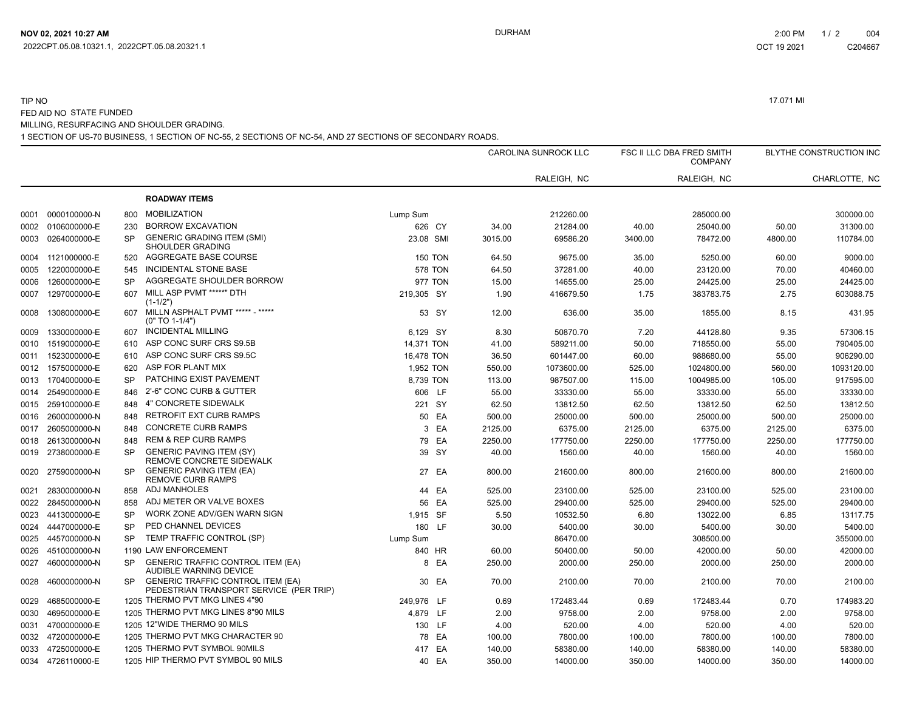TIP NO 17.071 MI

FED AID NO STATE FUNDED

MILLING, RESURFACING AND SHOULDER GRADING.

1 SECTION OF US-70 BUSINESS, 1 SECTION OF NC-55, 2 SECTIONS OF NC-54, AND 27 SECTIONS OF SECONDARY ROADS.

| | | | | | | CAROLINA SUNROCK LLC | | FSC II LLC DBA FRED SMITH COMPANY | | BLYTHE CONSTRUCTION INC | |
|---|---|---|---|---|---|---|---|---|---|---|---|
| | | | | | | | RALEIGH, NC | | RALEIGH, NC | | CHARLOTTE, NC |
| | | | **ROADWAY ITEMS** | | | | | | | | |
| 0001 | 0000100000-N | 800 | MOBILIZATION | Lump Sum | | | 212260.00 | | 285000.00 | | 300000.00 |
| 0002 | 0106000000-E | 230 | BORROW EXCAVATION | 626 | CY | 34.00 | 21284.00 | 40.00 | 25040.00 | 50.00 | 31300.00 |
| 0003 | 0264000000-E | SP | GENERIC GRADING ITEM (SMI) SHOULDER GRADING | 23.08 | SMI | 3015.00 | 69586.20 | 3400.00 | 78472.00 | 4800.00 | 110784.00 |
| 0004 | 1121000000-E | 520 | AGGREGATE BASE COURSE | 150 | TON | 64.50 | 9675.00 | 35.00 | 5250.00 | 60.00 | 9000.00 |
| 0005 | 1220000000-E | 545 | INCIDENTAL STONE BASE | 578 | TON | 64.50 | 37281.00 | 40.00 | 23120.00 | 70.00 | 40460.00 |
| 0006 | 1260000000-E | SP | AGGREGATE SHOULDER BORROW | 977 | TON | 15.00 | 14655.00 | 25.00 | 24425.00 | 25.00 | 24425.00 |
| 0007 | 1297000000-E | 607 | MILL ASP PVMT *****" DTH (1-1/2") | 219,305 | SY | 1.90 | 416679.50 | 1.75 | 383783.75 | 2.75 | 603088.75 |
| 0008 | 1308000000-E | 607 | MILLN ASPHALT PVMT ***** - ***** (0" TO 1-1/4") | 53 | SY | 12.00 | 636.00 | 35.00 | 1855.00 | 8.15 | 431.95 |
| 0009 | 1330000000-E | 607 | INCIDENTAL MILLING | 6,129 | SY | 8.30 | 50870.70 | 7.20 | 44128.80 | 9.35 | 57306.15 |
| 0010 | 1519000000-E | 610 | ASP CONC SURF CRS S9.5B | 14,371 | TON | 41.00 | 589211.00 | 50.00 | 718550.00 | 55.00 | 790405.00 |
| 0011 | 1523000000-E | 610 | ASP CONC SURF CRS S9.5C | 16,478 | TON | 36.50 | 601447.00 | 60.00 | 988680.00 | 55.00 | 906290.00 |
| 0012 | 1575000000-E | 620 | ASP FOR PLANT MIX | 1,952 | TON | 550.00 | 1073600.00 | 525.00 | 1024800.00 | 560.00 | 1093120.00 |
| 0013 | 1704000000-E | SP | PATCHING EXIST PAVEMENT | 8,739 | TON | 113.00 | 987507.00 | 115.00 | 1004985.00 | 105.00 | 917595.00 |
| 0014 | 2549000000-E | 846 | 2'-6" CONC CURB & GUTTER | 606 | LF | 55.00 | 33330.00 | 55.00 | 33330.00 | 55.00 | 33330.00 |
| 0015 | 2591000000-E | 848 | 4" CONCRETE SIDEWALK | 221 | SY | 62.50 | 13812.50 | 62.50 | 13812.50 | 62.50 | 13812.50 |
| 0016 | 2600000000-N | 848 | RETROFIT EXT CURB RAMPS | 50 | EA | 500.00 | 25000.00 | 500.00 | 25000.00 | 500.00 | 25000.00 |
| 0017 | 2605000000-N | 848 | CONCRETE CURB RAMPS | 3 | EA | 2125.00 | 6375.00 | 2125.00 | 6375.00 | 2125.00 | 6375.00 |
| 0018 | 2613000000-N | 848 | REM & REP CURB RAMPS | 79 | EA | 2250.00 | 177750.00 | 2250.00 | 177750.00 | 2250.00 | 177750.00 |
| 0019 | 2738000000-E | SP | GENERIC PAVING ITEM (SY) REMOVE CONCRETE SIDEWALK | 39 | SY | 40.00 | 1560.00 | 40.00 | 1560.00 | 40.00 | 1560.00 |
| 0020 | 2759000000-N | SP | GENERIC PAVING ITEM (EA) REMOVE CURB RAMPS | 27 | EA | 800.00 | 21600.00 | 800.00 | 21600.00 | 800.00 | 21600.00 |
| 0021 | 2830000000-N | 858 | ADJ MANHOLES | 44 | EA | 525.00 | 23100.00 | 525.00 | 23100.00 | 525.00 | 23100.00 |
| 0022 | 2845000000-N | 858 | ADJ METER OR VALVE BOXES | 56 | EA | 525.00 | 29400.00 | 525.00 | 29400.00 | 525.00 | 29400.00 |
| 0023 | 4413000000-E | SP | WORK ZONE ADV/GEN WARN SIGN | 1,915 | SF | 5.50 | 10532.50 | 6.80 | 13022.00 | 6.85 | 13117.75 |
| 0024 | 4447000000-E | SP | PED CHANNEL DEVICES | 180 | LF | 30.00 | 5400.00 | 30.00 | 5400.00 | 30.00 | 5400.00 |
| 0025 | 4457000000-N | SP | TEMP TRAFFIC CONTROL (SP) | Lump Sum | | | 86470.00 | | 308500.00 | | 355000.00 |
| 0026 | 4510000000-N | 1190 | LAW ENFORCEMENT | 840 | HR | 60.00 | 50400.00 | 50.00 | 42000.00 | 50.00 | 42000.00 |
| 0027 | 4600000000-N | SP | GENERIC TRAFFIC CONTROL ITEM (EA) AUDIBLE WARNING DEVICE | 8 | EA | 250.00 | 2000.00 | 250.00 | 2000.00 | 250.00 | 2000.00 |
| 0028 | 4600000000-N | SP | GENERIC TRAFFIC CONTROL ITEM (EA) PEDESTRIAN TRANSPORT SERVICE (PER TRIP) | 30 | EA | 70.00 | 2100.00 | 70.00 | 2100.00 | 70.00 | 2100.00 |
| 0029 | 4685000000-E | 1205 | THERMO PVT MKG LINES 4"90 | 249,976 | LF | 0.69 | 172483.44 | 0.69 | 172483.44 | 0.70 | 174983.20 |
| 0030 | 4695000000-E | 1205 | THERMO PVT MKG LINES 8"90 MILS | 4,879 | LF | 2.00 | 9758.00 | 2.00 | 9758.00 | 2.00 | 9758.00 |
| 0031 | 4700000000-E | 1205 | 12"WIDE THERMO 90 MILS | 130 | LF | 4.00 | 520.00 | 4.00 | 520.00 | 4.00 | 520.00 |
| 0032 | 4720000000-E | 1205 | THERMO PVT MKG CHARACTER 90 | 78 | EA | 100.00 | 7800.00 | 100.00 | 7800.00 | 100.00 | 7800.00 |
| 0033 | 4725000000-E | 1205 | THERMO PVT SYMBOL 90MILS | 417 | EA | 140.00 | 58380.00 | 140.00 | 58380.00 | 140.00 | 58380.00 |
| 0034 | 4726110000-E | 1205 | HIP THERMO PVT SYMBOL 90 MILS | 40 | EA | 350.00 | 14000.00 | 350.00 | 14000.00 | 350.00 | 14000.00 |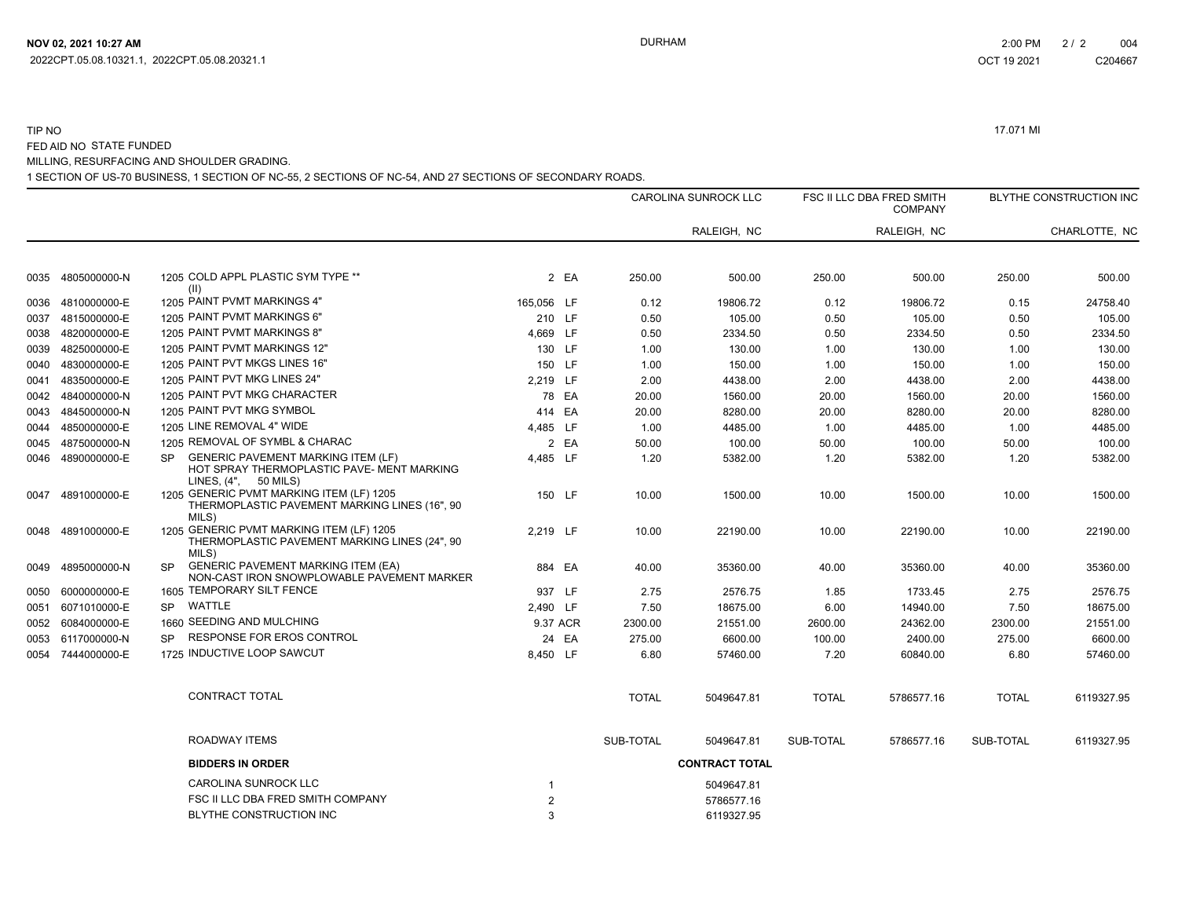TIP NO

17.071 MI

FED AID NO STATE FUNDED

MILLING, RESURFACING AND SHOULDER GRADING.

1 SECTION OF US-70 BUSINESS, 1 SECTION OF NC-55, 2 SECTIONS OF NC-54, AND 27 SECTIONS OF SECONDARY ROADS.

| | | | | | | CAROLINA SUNROCK LLC | | FSC II LLC DBA FRED SMITH COMPANY | | BLYTHE CONSTRUCTION INC | |
|---|---|---|---|---|---|---|---|---|---|---|---|
| | | | | | | | RALEIGH, NC | | RALEIGH, NC | | CHARLOTTE, NC |
| 0035 | 4805000000-N | 1205 | COLD APPL PLASTIC SYM TYPE ** (II) | 2 | EA | 250.00 | 500.00 | 250.00 | 500.00 | 250.00 | 500.00 |
| 0036 | 4810000000-E | 1205 | PAINT PVMT MARKINGS 4" | 165,056 | LF | 0.12 | 19806.72 | 0.12 | 19806.72 | 0.15 | 24758.40 |
| 0037 | 4815000000-E | 1205 | PAINT PVMT MARKINGS 6" | 210 | LF | 0.50 | 105.00 | 0.50 | 105.00 | 0.50 | 105.00 |
| 0038 | 4820000000-E | 1205 | PAINT PVMT MARKINGS 8" | 4,669 | LF | 0.50 | 2334.50 | 0.50 | 2334.50 | 0.50 | 2334.50 |
| 0039 | 4825000000-E | 1205 | PAINT PVMT MARKINGS 12" | 130 | LF | 1.00 | 130.00 | 1.00 | 130.00 | 1.00 | 130.00 |
| 0040 | 4830000000-E | 1205 | PAINT PVT MKGS LINES 16" | 150 | LF | 1.00 | 150.00 | 1.00 | 150.00 | 1.00 | 150.00 |
| 0041 | 4835000000-E | 1205 | PAINT PVT MKG LINES 24" | 2,219 | LF | 2.00 | 4438.00 | 2.00 | 4438.00 | 2.00 | 4438.00 |
| 0042 | 4840000000-N | 1205 | PAINT PVT MKG CHARACTER | 78 | EA | 20.00 | 1560.00 | 20.00 | 1560.00 | 20.00 | 1560.00 |
| 0043 | 4845000000-N | 1205 | PAINT PVT MKG SYMBOL | 414 | EA | 20.00 | 8280.00 | 20.00 | 8280.00 | 20.00 | 8280.00 |
| 0044 | 4850000000-E | 1205 | LINE REMOVAL 4" WIDE | 4,485 | LF | 1.00 | 4485.00 | 1.00 | 4485.00 | 1.00 | 4485.00 |
| 0045 | 4875000000-N | 1205 | REMOVAL OF SYMBL & CHARAC | 2 | EA | 50.00 | 100.00 | 50.00 | 100.00 | 50.00 | 100.00 |
| 0046 | 4890000000-E | SP | GENERIC PAVEMENT MARKING ITEM (LF) HOT SPRAY THERMOPLASTIC PAVE- MENT MARKING LINES, (4", 50 MILS) | 4,485 | LF | 1.20 | 5382.00 | 1.20 | 5382.00 | 1.20 | 5382.00 |
| 0047 | 4891000000-E | 1205 | GENERIC PVMT MARKING ITEM (LF) 1205 THERMOPLASTIC PAVEMENT MARKING LINES (16", 90 MILS) | 150 | LF | 10.00 | 1500.00 | 10.00 | 1500.00 | 10.00 | 1500.00 |
| 0048 | 4891000000-E | 1205 | GENERIC PVMT MARKING ITEM (LF) 1205 THERMOPLASTIC PAVEMENT MARKING LINES (24", 90 MILS) | 2,219 | LF | 10.00 | 22190.00 | 10.00 | 22190.00 | 10.00 | 22190.00 |
| 0049 | 4895000000-N | SP | GENERIC PAVEMENT MARKING ITEM (EA) NON-CAST IRON SNOWPLOWABLE PAVEMENT MARKER | 884 | EA | 40.00 | 35360.00 | 40.00 | 35360.00 | 40.00 | 35360.00 |
| 0050 | 6000000000-E | 1605 | TEMPORARY SILT FENCE | 937 | LF | 2.75 | 2576.75 | 1.85 | 1733.45 | 2.75 | 2576.75 |
| 0051 | 6071010000-E | SP | WATTLE | 2,490 | LF | 7.50 | 18675.00 | 6.00 | 14940.00 | 7.50 | 18675.00 |
| 0052 | 6084000000-E | 1660 | SEEDING AND MULCHING | 9.37 | ACR | 2300.00 | 21551.00 | 2600.00 | 24362.00 | 2300.00 | 21551.00 |
| 0053 | 6117000000-N | SP | RESPONSE FOR EROS CONTROL | 24 | EA | 275.00 | 6600.00 | 100.00 | 2400.00 | 275.00 | 6600.00 |
| 0054 | 7444000000-E | 1725 | INDUCTIVE LOOP SAWCUT | 8,450 | LF | 6.80 | 57460.00 | 7.20 | 60840.00 | 6.80 | 57460.00 |
| | | | CONTRACT TOTAL | | | TOTAL | 5049647.81 | TOTAL | 5786577.16 | TOTAL | 6119327.95 |
| | | | ROADWAY ITEMS | | | SUB-TOTAL | 5049647.81 | SUB-TOTAL | 5786577.16 | SUB-TOTAL | 6119327.95 |

| BIDDERS IN ORDER | | CONTRACT TOTAL |
|---|---|---|
| CAROLINA SUNROCK LLC | 1 | 5049647.81 |
| FSC II LLC DBA FRED SMITH COMPANY | 2 | 5786577.16 |
| BLYTHE CONSTRUCTION INC | 3 | 6119327.95 |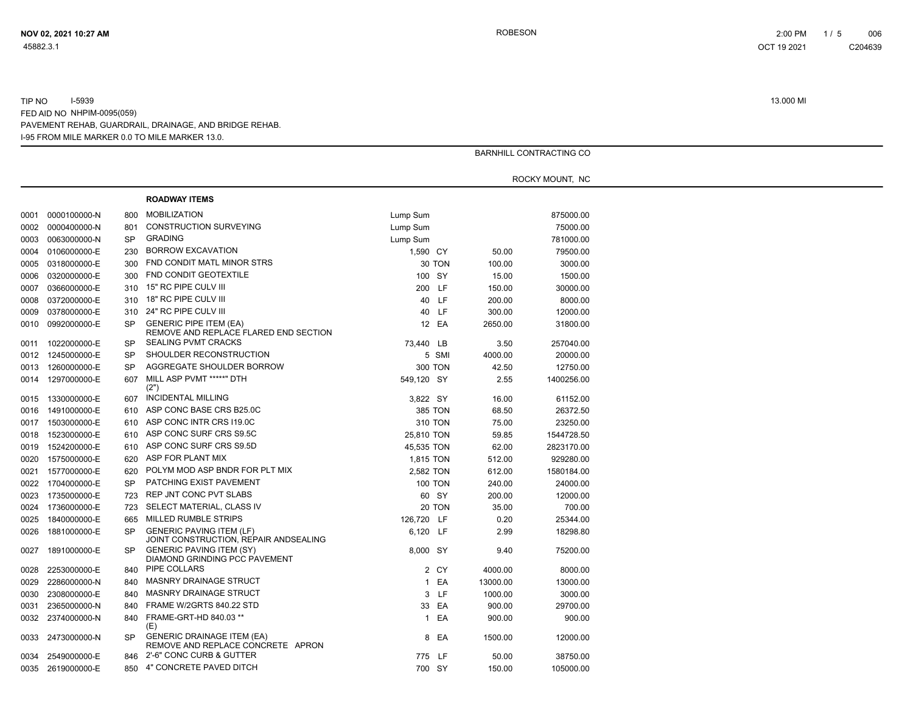TIP NO I-5939 13.000 MI
FED AID NO NHPIM-0095(059)
PAVEMENT REHAB, GUARDRAIL, DRAINAGE, AND BRIDGE REHAB.
I-95 FROM MILE MARKER 0.0 TO MILE MARKER 13.0.

BARNHILL CONTRACTING CO

ROCKY MOUNT, NC

**ROADWAY ITEMS**

| Line | Item No | Sec | Description | Quantity | Unit | Unit Price | Amount |
|---|---|---|---|---|---|---|---|
| 0001 | 0000100000-N | 800 | MOBILIZATION | Lump Sum | | | 875000.00 |
| 0002 | 0000400000-N | 801 | CONSTRUCTION SURVEYING | Lump Sum | | | 75000.00 |
| 0003 | 0063000000-N | SP | GRADING | Lump Sum | | | 781000.00 |
| 0004 | 0106000000-E | 230 | BORROW EXCAVATION | 1,590 | CY | 50.00 | 79500.00 |
| 0005 | 0318000000-E | 300 | FND CONDIT MATL MINOR STRS | 30 | TON | 100.00 | 3000.00 |
| 0006 | 0320000000-E | 300 | FND CONDIT GEOTEXTILE | 100 | SY | 15.00 | 1500.00 |
| 0007 | 0366000000-E | 310 | 15" RC PIPE CULV III | 200 | LF | 150.00 | 30000.00 |
| 0008 | 0372000000-E | 310 | 18" RC PIPE CULV III | 40 | LF | 200.00 | 8000.00 |
| 0009 | 0378000000-E | 310 | 24" RC PIPE CULV III | 40 | LF | 300.00 | 12000.00 |
| 0010 | 0992000000-E | SP | GENERIC PIPE ITEM (EA) REMOVE AND REPLACE FLARED END SECTION | 12 | EA | 2650.00 | 31800.00 |
| 0011 | 1022000000-E | SP | SEALING PVMT CRACKS | 73,440 | LB | 3.50 | 257040.00 |
| 0012 | 1245000000-E | SP | SHOULDER RECONSTRUCTION | 5 | SMI | 4000.00 | 20000.00 |
| 0013 | 1260000000-E | SP | AGGREGATE SHOULDER BORROW | 300 | TON | 42.50 | 12750.00 |
| 0014 | 1297000000-E | 607 | MILL ASP PVMT *****" DTH (2") | 549,120 | SY | 2.55 | 1400256.00 |
| 0015 | 1330000000-E | 607 | INCIDENTAL MILLING | 3,822 | SY | 16.00 | 61152.00 |
| 0016 | 1491000000-E | 610 | ASP CONC BASE CRS B25.0C | 385 | TON | 68.50 | 26372.50 |
| 0017 | 1503000000-E | 610 | ASP CONC INTR CRS I19.0C | 310 | TON | 75.00 | 23250.00 |
| 0018 | 1523000000-E | 610 | ASP CONC SURF CRS S9.5C | 25,810 | TON | 59.85 | 1544728.50 |
| 0019 | 1524200000-E | 610 | ASP CONC SURF CRS S9.5D | 45,535 | TON | 62.00 | 2823170.00 |
| 0020 | 1575000000-E | 620 | ASP FOR PLANT MIX | 1,815 | TON | 512.00 | 929280.00 |
| 0021 | 1577000000-E | 620 | POLYM MOD ASP BNDR FOR PLT MIX | 2,582 | TON | 612.00 | 1580184.00 |
| 0022 | 1704000000-E | SP | PATCHING EXIST PAVEMENT | 100 | TON | 240.00 | 24000.00 |
| 0023 | 1735000000-E | 723 | REP JNT CONC PVT SLABS | 60 | SY | 200.00 | 12000.00 |
| 0024 | 1736000000-E | 723 | SELECT MATERIAL, CLASS IV | 20 | TON | 35.00 | 700.00 |
| 0025 | 1840000000-E | 665 | MILLED RUMBLE STRIPS | 126,720 | LF | 0.20 | 25344.00 |
| 0026 | 1881000000-E | SP | GENERIC PAVING ITEM (LF) JOINT CONSTRUCTION, REPAIR ANDSEALING | 6,120 | LF | 2.99 | 18298.80 |
| 0027 | 1891000000-E | SP | GENERIC PAVING ITEM (SY) DIAMOND GRINDING PCC PAVEMENT | 8,000 | SY | 9.40 | 75200.00 |
| 0028 | 2253000000-E | 840 | PIPE COLLARS | 2 | CY | 4000.00 | 8000.00 |
| 0029 | 2286000000-N | 840 | MASNRY DRAINAGE STRUCT | 1 | EA | 13000.00 | 13000.00 |
| 0030 | 2308000000-E | 840 | MASNRY DRAINAGE STRUCT | 3 | LF | 1000.00 | 3000.00 |
| 0031 | 2365000000-N | 840 | FRAME W/2GRTS 840.22 STD | 33 | EA | 900.00 | 29700.00 |
| 0032 | 2374000000-N | 840 | FRAME-GRT-HD 840.03 ** (E) | 1 | EA | 900.00 | 900.00 |
| 0033 | 2473000000-N | SP | GENERIC DRAINAGE ITEM (EA) REMOVE AND REPLACE CONCRETE APRON | 8 | EA | 1500.00 | 12000.00 |
| 0034 | 2549000000-E | 846 | 2'-6" CONC CURB & GUTTER | 775 | LF | 50.00 | 38750.00 |
| 0035 | 2619000000-E | 850 | 4" CONCRETE PAVED DITCH | 700 | SY | 150.00 | 105000.00 |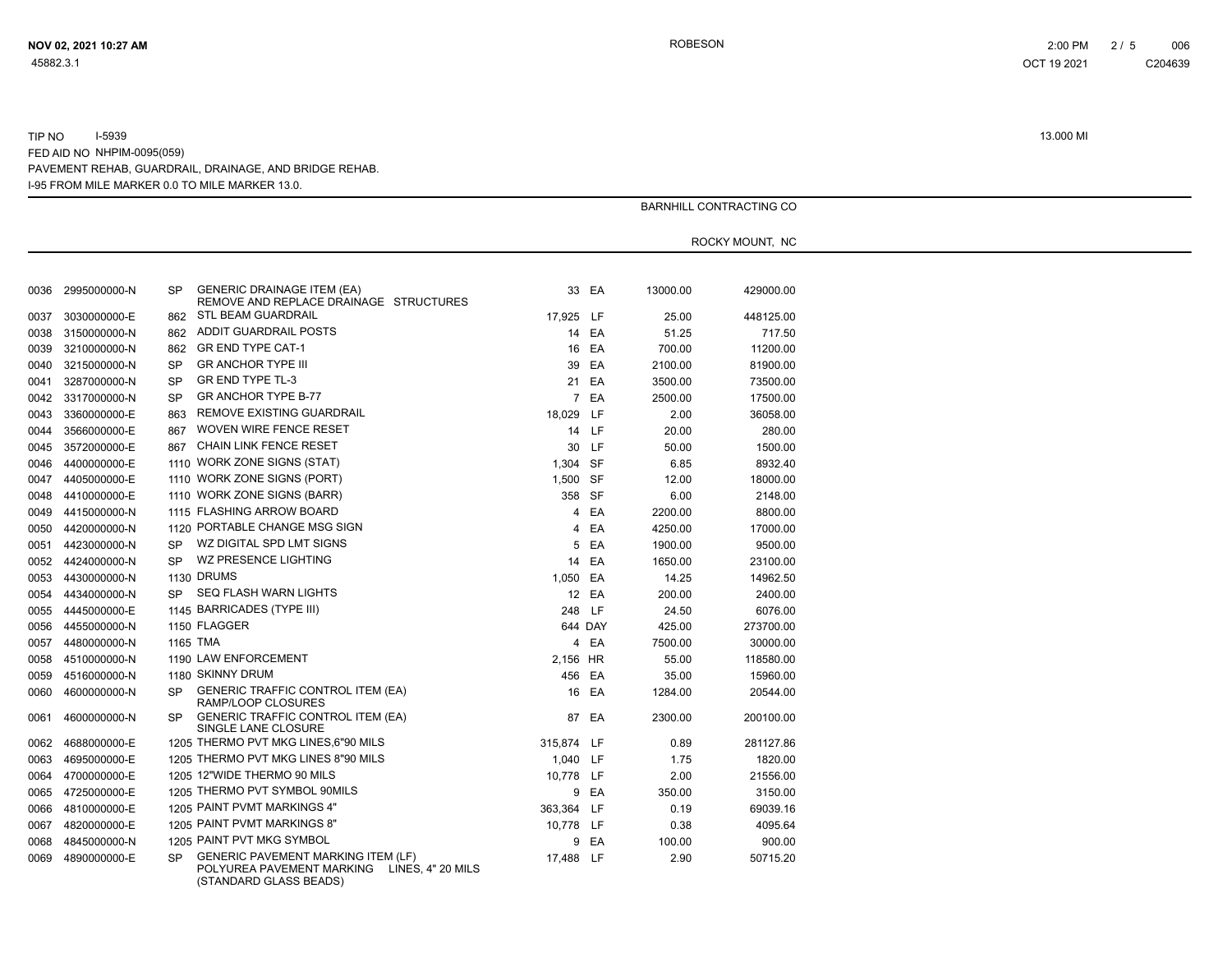TIP NO I-5939

13.000 MI

FED AID NO NHPIM-0095(059)

PAVEMENT REHAB, GUARDRAIL, DRAINAGE, AND BRIDGE REHAB.

I-95 FROM MILE MARKER 0.0 TO MILE MARKER 13.0.

BARNHILL CONTRACTING CO

ROCKY MOUNT, NC

| Line | Item No. | Sec | Description | Quantity | Unit | Unit Price | Amount |
|---|---|---|---|---|---|---|---|
| 0036 | 2995000000-N | SP | GENERIC DRAINAGE ITEM (EA) REMOVE AND REPLACE DRAINAGE STRUCTURES | 33 | EA | 13000.00 | 429000.00 |
| 0037 | 3030000000-E | 862 | STL BEAM GUARDRAIL | 17,925 | LF | 25.00 | 448125.00 |
| 0038 | 3150000000-N | 862 | ADDIT GUARDRAIL POSTS | 14 | EA | 51.25 | 717.50 |
| 0039 | 3210000000-N | 862 | GR END TYPE CAT-1 | 16 | EA | 700.00 | 11200.00 |
| 0040 | 3215000000-N | SP | GR ANCHOR TYPE III | 39 | EA | 2100.00 | 81900.00 |
| 0041 | 3287000000-N | SP | GR END TYPE TL-3 | 21 | EA | 3500.00 | 73500.00 |
| 0042 | 3317000000-N | SP | GR ANCHOR TYPE B-77 | 7 | EA | 2500.00 | 17500.00 |
| 0043 | 3360000000-E | 863 | REMOVE EXISTING GUARDRAIL | 18,029 | LF | 2.00 | 36058.00 |
| 0044 | 3566000000-E | 867 | WOVEN WIRE FENCE RESET | 14 | LF | 20.00 | 280.00 |
| 0045 | 3572000000-E | 867 | CHAIN LINK FENCE RESET | 30 | LF | 50.00 | 1500.00 |
| 0046 | 4400000000-E | 1110 | WORK ZONE SIGNS (STAT) | 1,304 | SF | 6.85 | 8932.40 |
| 0047 | 4405000000-E | 1110 | WORK ZONE SIGNS (PORT) | 1,500 | SF | 12.00 | 18000.00 |
| 0048 | 4410000000-E | 1110 | WORK ZONE SIGNS (BARR) | 358 | SF | 6.00 | 2148.00 |
| 0049 | 4415000000-N | 1115 | FLASHING ARROW BOARD | 4 | EA | 2200.00 | 8800.00 |
| 0050 | 4420000000-N | 1120 | PORTABLE CHANGE MSG SIGN | 4 | EA | 4250.00 | 17000.00 |
| 0051 | 4423000000-N | SP | WZ DIGITAL SPD LMT SIGNS | 5 | EA | 1900.00 | 9500.00 |
| 0052 | 4424000000-N | SP | WZ PRESENCE LIGHTING | 14 | EA | 1650.00 | 23100.00 |
| 0053 | 4430000000-N | 1130 | DRUMS | 1,050 | EA | 14.25 | 14962.50 |
| 0054 | 4434000000-N | SP | SEQ FLASH WARN LIGHTS | 12 | EA | 200.00 | 2400.00 |
| 0055 | 4445000000-E | 1145 | BARRICADES (TYPE III) | 248 | LF | 24.50 | 6076.00 |
| 0056 | 4455000000-N | 1150 | FLAGGER | 644 | DAY | 425.00 | 273700.00 |
| 0057 | 4480000000-N | 1165 | TMA | 4 | EA | 7500.00 | 30000.00 |
| 0058 | 4510000000-N | 1190 | LAW ENFORCEMENT | 2,156 | HR | 55.00 | 118580.00 |
| 0059 | 4516000000-N | 1180 | SKINNY DRUM | 456 | EA | 35.00 | 15960.00 |
| 0060 | 4600000000-N | SP | GENERIC TRAFFIC CONTROL ITEM (EA) RAMP/LOOP CLOSURES | 16 | EA | 1284.00 | 20544.00 |
| 0061 | 4600000000-N | SP | GENERIC TRAFFIC CONTROL ITEM (EA) SINGLE LANE CLOSURE | 87 | EA | 2300.00 | 200100.00 |
| 0062 | 4688000000-E | 1205 | THERMO PVT MKG LINES,6"90 MILS | 315,874 | LF | 0.89 | 281127.86 |
| 0063 | 4695000000-E | 1205 | THERMO PVT MKG LINES 8"90 MILS | 1,040 | LF | 1.75 | 1820.00 |
| 0064 | 4700000000-E | 1205 | 12"WIDE THERMO 90 MILS | 10,778 | LF | 2.00 | 21556.00 |
| 0065 | 4725000000-E | 1205 | THERMO PVT SYMBOL 90MILS | 9 | EA | 350.00 | 3150.00 |
| 0066 | 4810000000-E | 1205 | PAINT PVMT MARKINGS 4" | 363,364 | LF | 0.19 | 69039.16 |
| 0067 | 4820000000-E | 1205 | PAINT PVMT MARKINGS 8" | 10,778 | LF | 0.38 | 4095.64 |
| 0068 | 4845000000-N | 1205 | PAINT PVT MKG SYMBOL | 9 | EA | 100.00 | 900.00 |
| 0069 | 4890000000-E | SP | GENERIC PAVEMENT MARKING ITEM (LF) POLYUREA PAVEMENT MARKING LINES, 4" 20 MILS (STANDARD GLASS BEADS) | 17,488 | LF | 2.90 | 50715.20 |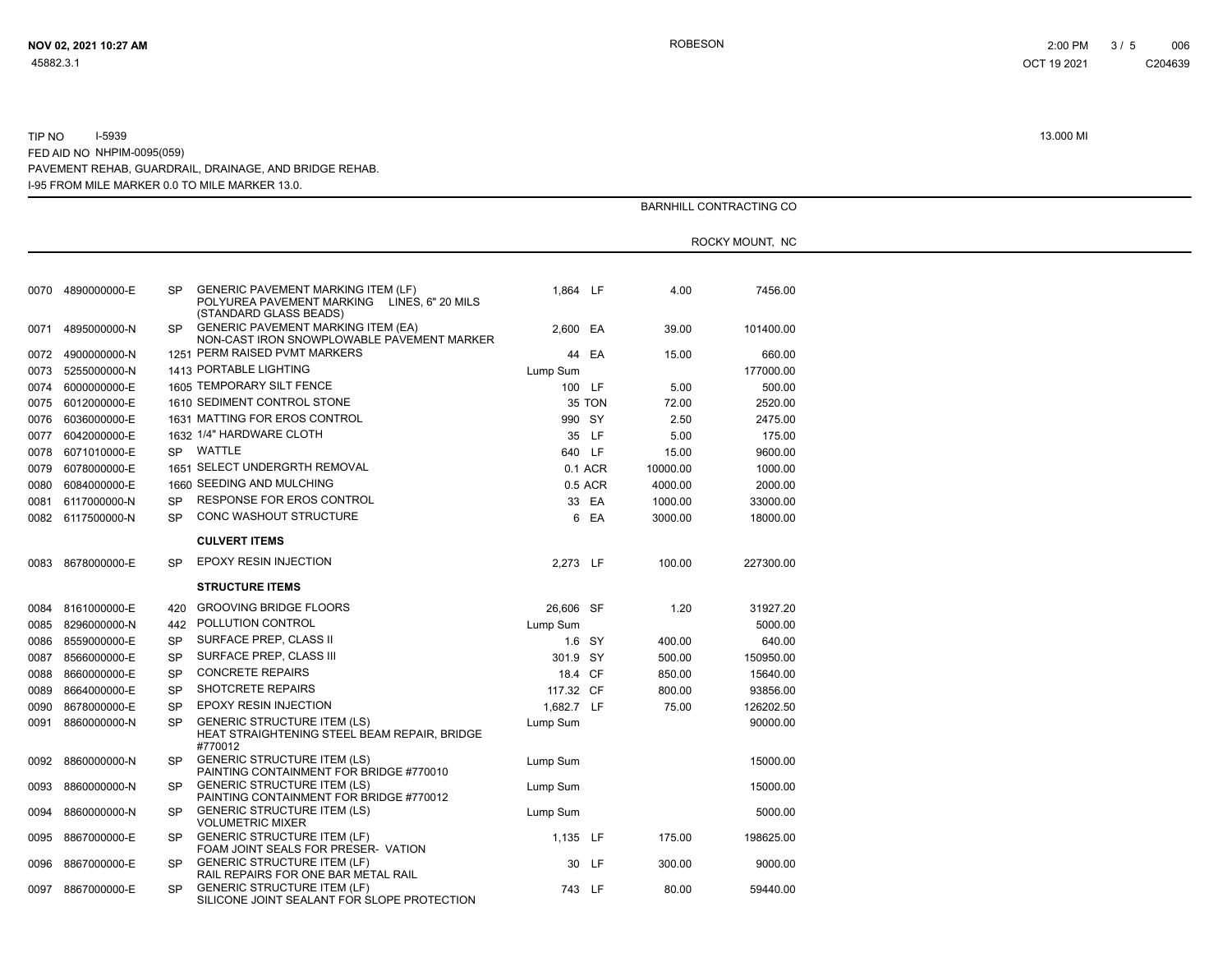TIP NO I-5939 13.000 MI
FED AID NO NHPIM-0095(059)
PAVEMENT REHAB, GUARDRAIL, DRAINAGE, AND BRIDGE REHAB.
I-95 FROM MILE MARKER 0.0 TO MILE MARKER 13.0.

BARNHILL CONTRACTING CO
ROCKY MOUNT, NC

| Line | Item No. | Sec | Description | Quantity | Unit | Unit Price | Amount |
|---|---|---|---|---|---|---|---|
| 0070 | 4890000000-E | SP | GENERIC PAVEMENT MARKING ITEM (LF) POLYUREA PAVEMENT MARKING LINES, 6" 20 MILS (STANDARD GLASS BEADS) | 1,864 | LF | 4.00 | 7456.00 |
| 0071 | 4895000000-N | SP | GENERIC PAVEMENT MARKING ITEM (EA) NON-CAST IRON SNOWPLOWABLE PAVEMENT MARKER | 2,600 | EA | 39.00 | 101400.00 |
| 0072 | 4900000000-N | 1251 | PERM RAISED PVMT MARKERS | 44 | EA | 15.00 | 660.00 |
| 0073 | 5255000000-N | 1413 | PORTABLE LIGHTING | Lump Sum | | | 177000.00 |
| 0074 | 6000000000-E | 1605 | TEMPORARY SILT FENCE | 100 | LF | 5.00 | 500.00 |
| 0075 | 6012000000-E | 1610 | SEDIMENT CONTROL STONE | 35 | TON | 72.00 | 2520.00 |
| 0076 | 6036000000-E | 1631 | MATTING FOR EROS CONTROL | 990 | SY | 2.50 | 2475.00 |
| 0077 | 6042000000-E | 1632 | 1/4" HARDWARE CLOTH | 35 | LF | 5.00 | 175.00 |
| 0078 | 6071010000-E | SP | WATTLE | 640 | LF | 15.00 | 9600.00 |
| 0079 | 6078000000-E | 1651 | SELECT UNDERGRTH REMOVAL | 0.1 | ACR | 10000.00 | 1000.00 |
| 0080 | 6084000000-E | 1660 | SEEDING AND MULCHING | 0.5 | ACR | 4000.00 | 2000.00 |
| 0081 | 6117000000-N | SP | RESPONSE FOR EROS CONTROL | 33 | EA | 1000.00 | 33000.00 |
| 0082 | 6117500000-N | SP | CONC WASHOUT STRUCTURE | 6 | EA | 3000.00 | 18000.00 |
| | | | **CULVERT ITEMS** | | | | |
| 0083 | 8678000000-E | SP | EPOXY RESIN INJECTION | 2,273 | LF | 100.00 | 227300.00 |
| | | | **STRUCTURE ITEMS** | | | | |
| 0084 | 8161000000-E | 420 | GROOVING BRIDGE FLOORS | 26,606 | SF | 1.20 | 31927.20 |
| 0085 | 8296000000-N | 442 | POLLUTION CONTROL | Lump Sum | | | 5000.00 |
| 0086 | 8559000000-E | SP | SURFACE PREP, CLASS II | 1.6 | SY | 400.00 | 640.00 |
| 0087 | 8566000000-E | SP | SURFACE PREP, CLASS III | 301.9 | SY | 500.00 | 150950.00 |
| 0088 | 8660000000-E | SP | CONCRETE REPAIRS | 18.4 | CF | 850.00 | 15640.00 |
| 0089 | 8664000000-E | SP | SHOTCRETE REPAIRS | 117.32 | CF | 800.00 | 93856.00 |
| 0090 | 8678000000-E | SP | EPOXY RESIN INJECTION | 1,682.7 | LF | 75.00 | 126202.50 |
| 0091 | 8860000000-N | SP | GENERIC STRUCTURE ITEM (LS) HEAT STRAIGHTENING STEEL BEAM REPAIR, BRIDGE #770012 | Lump Sum | | | 90000.00 |
| 0092 | 8860000000-N | SP | GENERIC STRUCTURE ITEM (LS) PAINTING CONTAINMENT FOR BRIDGE #770010 | Lump Sum | | | 15000.00 |
| 0093 | 8860000000-N | SP | GENERIC STRUCTURE ITEM (LS) PAINTING CONTAINMENT FOR BRIDGE #770012 | Lump Sum | | | 15000.00 |
| 0094 | 8860000000-N | SP | GENERIC STRUCTURE ITEM (LS) VOLUMETRIC MIXER | Lump Sum | | | 5000.00 |
| 0095 | 8867000000-E | SP | GENERIC STRUCTURE ITEM (LF) FOAM JOINT SEALS FOR PRESER- VATION | 1,135 | LF | 175.00 | 198625.00 |
| 0096 | 8867000000-E | SP | GENERIC STRUCTURE ITEM (LF) RAIL REPAIRS FOR ONE BAR METAL RAIL | 30 | LF | 300.00 | 9000.00 |
| 0097 | 8867000000-E | SP | GENERIC STRUCTURE ITEM (LF) SILICONE JOINT SEALANT FOR SLOPE PROTECTION | 743 | LF | 80.00 | 59440.00 |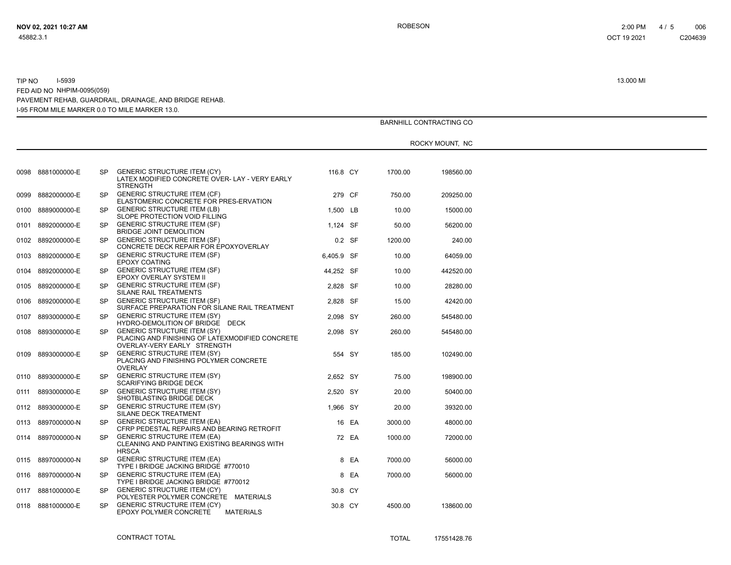TIP NO I-5939

FED AID NO NHPIM-0095(059)

PAVEMENT REHAB, GUARDRAIL, DRAINAGE, AND BRIDGE REHAB.

I-95 FROM MILE MARKER 0.0 TO MILE MARKER 13.0.

13.000 MI

BARNHILL CONTRACTING CO

ROCKY MOUNT, NC

| Line | Item No | | Description | Quantity | Unit | Unit Price | Amount |
|---|---|---|---|---|---|---|---|
| 0098 | 8881000000-E | SP | GENERIC STRUCTURE ITEM (CY) LATEX MODIFIED CONCRETE OVER- LAY - VERY EARLY STRENGTH | 116.8 | CY | 1700.00 | 198560.00 |
| 0099 | 8882000000-E | SP | GENERIC STRUCTURE ITEM (CF) ELASTOMERIC CONCRETE FOR PRES-ERVATION | 279 | CF | 750.00 | 209250.00 |
| 0100 | 8889000000-E | SP | GENERIC STRUCTURE ITEM (LB) SLOPE PROTECTION VOID FILLING | 1,500 | LB | 10.00 | 15000.00 |
| 0101 | 8892000000-E | SP | GENERIC STRUCTURE ITEM (SF) BRIDGE JOINT DEMOLITION | 1,124 | SF | 50.00 | 56200.00 |
| 0102 | 8892000000-E | SP | GENERIC STRUCTURE ITEM (SF) CONCRETE DECK REPAIR FOR EPOXYOVERLAY | 0.2 | SF | 1200.00 | 240.00 |
| 0103 | 8892000000-E | SP | GENERIC STRUCTURE ITEM (SF) EPOXY COATING | 6,405.9 | SF | 10.00 | 64059.00 |
| 0104 | 8892000000-E | SP | GENERIC STRUCTURE ITEM (SF) EPOXY OVERLAY SYSTEM II | 44,252 | SF | 10.00 | 442520.00 |
| 0105 | 8892000000-E | SP | GENERIC STRUCTURE ITEM (SF) SILANE RAIL TREATMENTS | 2,828 | SF | 10.00 | 28280.00 |
| 0106 | 8892000000-E | SP | GENERIC STRUCTURE ITEM (SF) SURFACE PREPARATION FOR SILANE RAIL TREATMENT | 2,828 | SF | 15.00 | 42420.00 |
| 0107 | 8893000000-E | SP | GENERIC STRUCTURE ITEM (SY) HYDRO-DEMOLITION OF BRIDGE DECK | 2,098 | SY | 260.00 | 545480.00 |
| 0108 | 8893000000-E | SP | GENERIC STRUCTURE ITEM (SY) PLACING AND FINISHING OF LATEXMODIFIED CONCRETE OVERLAY-VERY EARLY STRENGTH | 2,098 | SY | 260.00 | 545480.00 |
| 0109 | 8893000000-E | SP | GENERIC STRUCTURE ITEM (SY) PLACING AND FINISHING POLYMER CONCRETE OVERLAY | 554 | SY | 185.00 | 102490.00 |
| 0110 | 8893000000-E | SP | GENERIC STRUCTURE ITEM (SY) SCARIFYING BRIDGE DECK | 2,652 | SY | 75.00 | 198900.00 |
| 0111 | 8893000000-E | SP | GENERIC STRUCTURE ITEM (SY) SHOTBLASTING BRIDGE DECK | 2,520 | SY | 20.00 | 50400.00 |
| 0112 | 8893000000-E | SP | GENERIC STRUCTURE ITEM (SY) SILANE DECK TREATMENT | 1,966 | SY | 20.00 | 39320.00 |
| 0113 | 8897000000-N | SP | GENERIC STRUCTURE ITEM (EA) CFRP PEDESTAL REPAIRS AND BEARING RETROFIT | 16 | EA | 3000.00 | 48000.00 |
| 0114 | 8897000000-N | SP | GENERIC STRUCTURE ITEM (EA) CLEANING AND PAINTING EXISTING BEARINGS WITH HRSCA | 72 | EA | 1000.00 | 72000.00 |
| 0115 | 8897000000-N | SP | GENERIC STRUCTURE ITEM (EA) TYPE I BRIDGE JACKING BRIDGE #770010 | 8 | EA | 7000.00 | 56000.00 |
| 0116 | 8897000000-N | SP | GENERIC STRUCTURE ITEM (EA) TYPE I BRIDGE JACKING BRIDGE #770012 | 8 | EA | 7000.00 | 56000.00 |
| 0117 | 8881000000-E | SP | GENERIC STRUCTURE ITEM (CY) POLYESTER POLYMER CONCRETE MATERIALS | 30.8 | CY | | |
| 0118 | 8881000000-E | SP | GENERIC STRUCTURE ITEM (CY) EPOXY POLYMER CONCRETE MATERIALS | 30.8 | CY | 4500.00 | 138600.00 |

CONTRACT TOTAL — TOTAL 17551428.76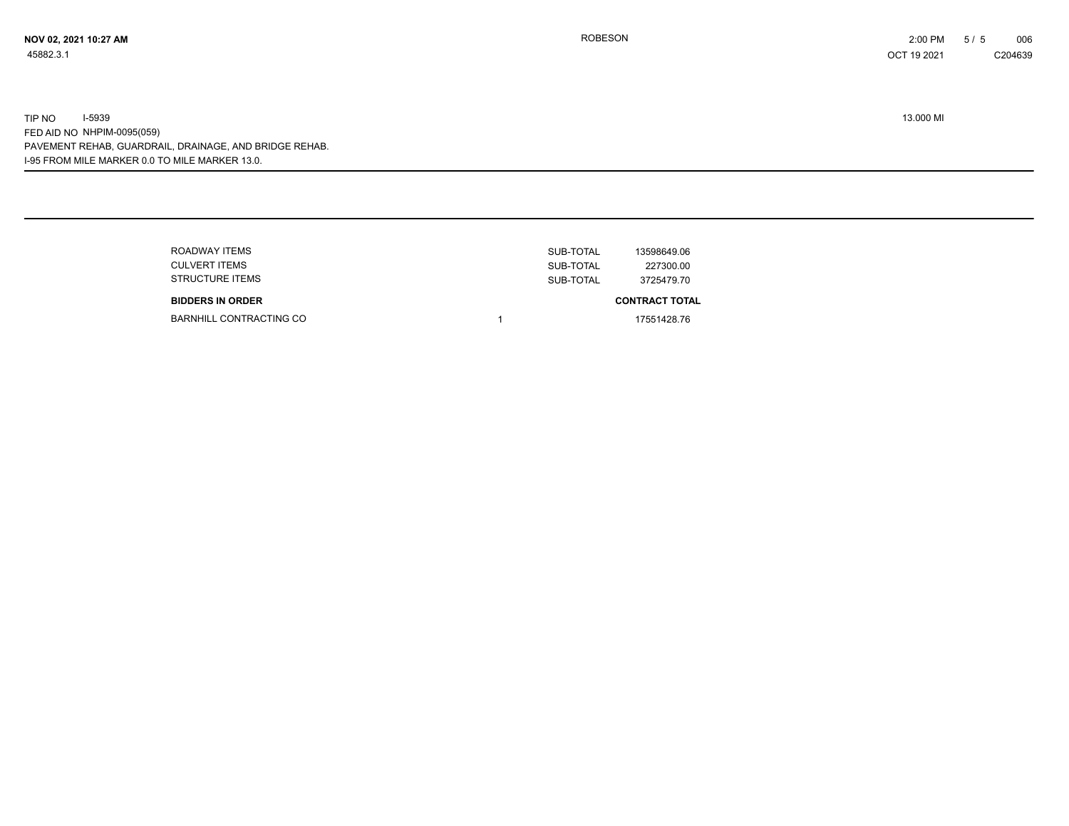TIP NO I-5939 13.000 MI

FED AID NO NHPIM-0095(059)

PAVEMENT REHAB, GUARDRAIL, DRAINAGE, AND BRIDGE REHAB.

I-95 FROM MILE MARKER 0.0 TO MILE MARKER 13.0.

| | | | |
|---|---|---|---|
| ROADWAY ITEMS | | SUB-TOTAL | 13598649.06 |
| CULVERT ITEMS | | SUB-TOTAL | 227300.00 |
| STRUCTURE ITEMS | | SUB-TOTAL | 3725479.70 |
| **BIDDERS IN ORDER** | | | **CONTRACT TOTAL** |
| BARNHILL CONTRACTING CO | 1 | | 17551428.76 |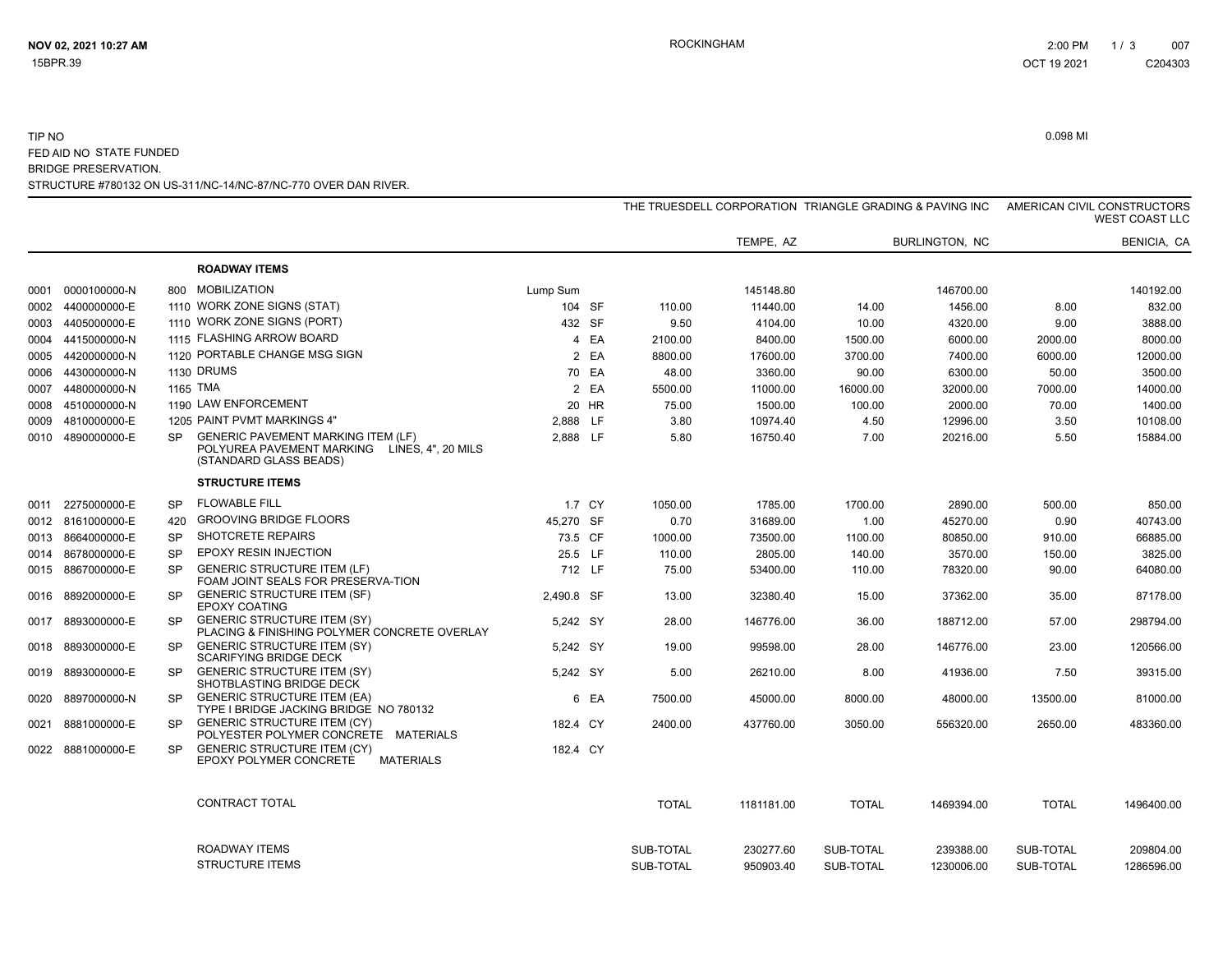TIP NO 0.098 MI

FED AID NO STATE FUNDED

BRIDGE PRESERVATION.

STRUCTURE #780132 ON US-311/NC-14/NC-87/NC-770 OVER DAN RIVER.

| | | | | | | THE TRUESDELL CORPORATION | | TRIANGLE GRADING & PAVING INC | | AMERICAN CIVIL CONSTRUCTORS WEST COAST LLC | |
|---|---|---|---|---|---|---|---|---|---|---|---|
| | | | | | | | TEMPE, AZ | | BURLINGTON, NC | | BENICIA, CA |
| | | | **ROADWAY ITEMS** | | | | | | | | |
| 0001 | 0000100000-N | 800 | MOBILIZATION | Lump Sum | | | 145148.80 | | 146700.00 | | 140192.00 |
| 0002 | 4400000000-E | 1110 | WORK ZONE SIGNS (STAT) | 104 | SF | 110.00 | 11440.00 | 14.00 | 1456.00 | 8.00 | 832.00 |
| 0003 | 4405000000-E | 1110 | WORK ZONE SIGNS (PORT) | 432 | SF | 9.50 | 4104.00 | 10.00 | 4320.00 | 9.00 | 3888.00 |
| 0004 | 4415000000-N | 1115 | FLASHING ARROW BOARD | 4 | EA | 2100.00 | 8400.00 | 1500.00 | 6000.00 | 2000.00 | 8000.00 |
| 0005 | 4420000000-N | 1120 | PORTABLE CHANGE MSG SIGN | 2 | EA | 8800.00 | 17600.00 | 3700.00 | 7400.00 | 6000.00 | 12000.00 |
| 0006 | 4430000000-N | 1130 | DRUMS | 70 | EA | 48.00 | 3360.00 | 90.00 | 6300.00 | 50.00 | 3500.00 |
| 0007 | 4480000000-N | 1165 | TMA | 2 | EA | 5500.00 | 11000.00 | 16000.00 | 32000.00 | 7000.00 | 14000.00 |
| 0008 | 4510000000-N | 1190 | LAW ENFORCEMENT | 20 | HR | 75.00 | 1500.00 | 100.00 | 2000.00 | 70.00 | 1400.00 |
| 0009 | 4810000000-E | 1205 | PAINT PVMT MARKINGS 4" | 2,888 | LF | 3.80 | 10974.40 | 4.50 | 12996.00 | 3.50 | 10108.00 |
| 0010 | 4890000000-E | SP | GENERIC PAVEMENT MARKING ITEM (LF) POLYUREA PAVEMENT MARKING LINES, 4", 20 MILS (STANDARD GLASS BEADS) | 2,888 | LF | 5.80 | 16750.40 | 7.00 | 20216.00 | 5.50 | 15884.00 |
| | | | **STRUCTURE ITEMS** | | | | | | | | |
| 0011 | 2275000000-E | SP | FLOWABLE FILL | 1.7 | CY | 1050.00 | 1785.00 | 1700.00 | 2890.00 | 500.00 | 850.00 |
| 0012 | 8161000000-E | 420 | GROOVING BRIDGE FLOORS | 45,270 | SF | 0.70 | 31689.00 | 1.00 | 45270.00 | 0.90 | 40743.00 |
| 0013 | 8664000000-E | SP | SHOTCRETE REPAIRS | 73.5 | CF | 1000.00 | 73500.00 | 1100.00 | 80850.00 | 910.00 | 66885.00 |
| 0014 | 8678000000-E | SP | EPOXY RESIN INJECTION | 25.5 | LF | 110.00 | 2805.00 | 140.00 | 3570.00 | 150.00 | 3825.00 |
| 0015 | 8867000000-E | SP | GENERIC STRUCTURE ITEM (LF) FOAM JOINT SEALS FOR PRESERVA-TION | 712 | LF | 75.00 | 53400.00 | 110.00 | 78320.00 | 90.00 | 64080.00 |
| 0016 | 8892000000-E | SP | GENERIC STRUCTURE ITEM (SF) EPOXY COATING | 2,490.8 | SF | 13.00 | 32380.40 | 15.00 | 37362.00 | 35.00 | 87178.00 |
| 0017 | 8893000000-E | SP | GENERIC STRUCTURE ITEM (SY) PLACING & FINISHING POLYMER CONCRETE OVERLAY | 5,242 | SY | 28.00 | 146776.00 | 36.00 | 188712.00 | 57.00 | 298794.00 |
| 0018 | 8893000000-E | SP | GENERIC STRUCTURE ITEM (SY) SCARIFYING BRIDGE DECK | 5,242 | SY | 19.00 | 99598.00 | 28.00 | 146776.00 | 23.00 | 120566.00 |
| 0019 | 8893000000-E | SP | GENERIC STRUCTURE ITEM (SY) SHOTBLASTING BRIDGE DECK | 5,242 | SY | 5.00 | 26210.00 | 8.00 | 41936.00 | 7.50 | 39315.00 |
| 0020 | 8897000000-N | SP | GENERIC STRUCTURE ITEM (EA) TYPE I BRIDGE JACKING BRIDGE NO 780132 | 6 | EA | 7500.00 | 45000.00 | 8000.00 | 48000.00 | 13500.00 | 81000.00 |
| 0021 | 8881000000-E | SP | GENERIC STRUCTURE ITEM (CY) POLYESTER POLYMER CONCRETE MATERIALS | 182.4 | CY | 2400.00 | 437760.00 | 3050.00 | 556320.00 | 2650.00 | 483360.00 |
| 0022 | 8881000000-E | SP | GENERIC STRUCTURE ITEM (CY) EPOXY POLYMER CONCRETE MATERIALS | 182.4 | CY | | | | | | |
| | | | CONTRACT TOTAL | | | TOTAL | 1181181.00 | TOTAL | 1469394.00 | TOTAL | 1496400.00 |
| | | | ROADWAY ITEMS | | | SUB-TOTAL | 230277.60 | SUB-TOTAL | 239388.00 | SUB-TOTAL | 209804.00 |
| | | | STRUCTURE ITEMS | | | SUB-TOTAL | 950903.40 | SUB-TOTAL | 1230006.00 | SUB-TOTAL | 1286596.00 |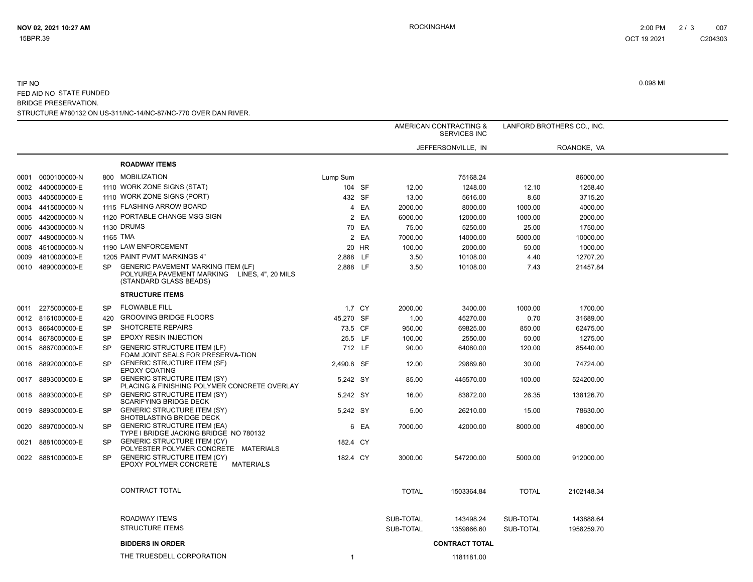TIP NO  
FED AID NO STATE FUNDED  
BRIDGE PRESERVATION.  
STRUCTURE #780132 ON US-311/NC-14/NC-87/NC-770 OVER DAN RIVER.

0.098 MI

| | | | | | | AMERICAN CONTRACTING & SERVICES INC | | LANFORD BROTHERS CO., INC. | |
|---|---|---|---|---|---|---|---|---|---|
| | | | | | | JEFFERSONVILLE, IN | | ROANOKE, VA | |
| | | | **ROADWAY ITEMS** | | | | | | |
| 0001 | 0000100000-N | 800 | MOBILIZATION | Lump Sum | | | 75168.24 | | 86000.00 |
| 0002 | 4400000000-E | 1110 | WORK ZONE SIGNS (STAT) | 104 | SF | 12.00 | 1248.00 | 12.10 | 1258.40 |
| 0003 | 4405000000-E | 1110 | WORK ZONE SIGNS (PORT) | 432 | SF | 13.00 | 5616.00 | 8.60 | 3715.20 |
| 0004 | 4415000000-N | 1115 | FLASHING ARROW BOARD | 4 | EA | 2000.00 | 8000.00 | 1000.00 | 4000.00 |
| 0005 | 4420000000-N | 1120 | PORTABLE CHANGE MSG SIGN | 2 | EA | 6000.00 | 12000.00 | 1000.00 | 2000.00 |
| 0006 | 4430000000-N | 1130 | DRUMS | 70 | EA | 75.00 | 5250.00 | 25.00 | 1750.00 |
| 0007 | 4480000000-N | 1165 | TMA | 2 | EA | 7000.00 | 14000.00 | 5000.00 | 10000.00 |
| 0008 | 4510000000-N | 1190 | LAW ENFORCEMENT | 20 | HR | 100.00 | 2000.00 | 50.00 | 1000.00 |
| 0009 | 4810000000-E | 1205 | PAINT PVMT MARKINGS 4" | 2,888 | LF | 3.50 | 10108.00 | 4.40 | 12707.20 |
| 0010 | 4890000000-E | SP | GENERIC PAVEMENT MARKING ITEM (LF) POLYUREA PAVEMENT MARKING LINES, 4", 20 MILS (STANDARD GLASS BEADS) | 2,888 | LF | 3.50 | 10108.00 | 7.43 | 21457.84 |
| | | | **STRUCTURE ITEMS** | | | | | | |
| 0011 | 2275000000-E | SP | FLOWABLE FILL | 1.7 | CY | 2000.00 | 3400.00 | 1000.00 | 1700.00 |
| 0012 | 8161000000-E | 420 | GROOVING BRIDGE FLOORS | 45,270 | SF | 1.00 | 45270.00 | 0.70 | 31689.00 |
| 0013 | 8664000000-E | SP | SHOTCRETE REPAIRS | 73.5 | CF | 950.00 | 69825.00 | 850.00 | 62475.00 |
| 0014 | 8678000000-E | SP | EPOXY RESIN INJECTION | 25.5 | LF | 100.00 | 2550.00 | 50.00 | 1275.00 |
| 0015 | 8867000000-E | SP | GENERIC STRUCTURE ITEM (LF) FOAM JOINT SEALS FOR PRESERVA-TION | 712 | LF | 90.00 | 64080.00 | 120.00 | 85440.00 |
| 0016 | 8892000000-E | SP | GENERIC STRUCTURE ITEM (SF) EPOXY COATING | 2,490.8 | SF | 12.00 | 29889.60 | 30.00 | 74724.00 |
| 0017 | 8893000000-E | SP | GENERIC STRUCTURE ITEM (SY) PLACING & FINISHING POLYMER CONCRETE OVERLAY | 5,242 | SY | 85.00 | 445570.00 | 100.00 | 524200.00 |
| 0018 | 8893000000-E | SP | GENERIC STRUCTURE ITEM (SY) SCARIFYING BRIDGE DECK | 5,242 | SY | 16.00 | 83872.00 | 26.35 | 138126.70 |
| 0019 | 8893000000-E | SP | GENERIC STRUCTURE ITEM (SY) SHOTBLASTING BRIDGE DECK | 5,242 | SY | 5.00 | 26210.00 | 15.00 | 78630.00 |
| 0020 | 8897000000-N | SP | GENERIC STRUCTURE ITEM (EA) TYPE I BRIDGE JACKING BRIDGE NO 780132 | 6 | EA | 7000.00 | 42000.00 | 8000.00 | 48000.00 |
| 0021 | 8881000000-E | SP | GENERIC STRUCTURE ITEM (CY) POLYESTER POLYMER CONCRETE MATERIALS | 182.4 | CY | | | | |
| 0022 | 8881000000-E | SP | GENERIC STRUCTURE ITEM (CY) EPOXY POLYMER CONCRETE MATERIALS | 182.4 | CY | 3000.00 | 547200.00 | 5000.00 | 912000.00 |
| | | | CONTRACT TOTAL | | | TOTAL | 1503364.84 | TOTAL | 2102148.34 |
| | | | ROADWAY ITEMS | | | SUB-TOTAL | 143498.24 | SUB-TOTAL | 143888.64 |
| | | | STRUCTURE ITEMS | | | SUB-TOTAL | 1359866.60 | SUB-TOTAL | 1958259.70 |

**BIDDERS IN ORDER**

| | | **CONTRACT TOTAL** |
|---|---|---|
| THE TRUESDELL CORPORATION | 1 | 1181181.00 |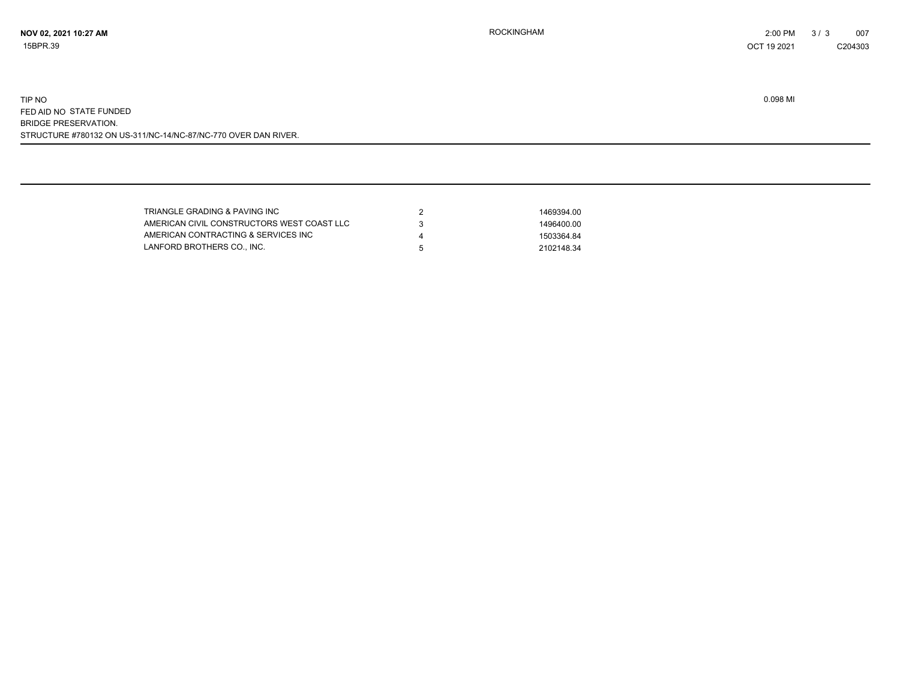**NOV 02, 2021 10:27 AM** ROCKINGHAM 2:00 PM 007

15BPR.39 OCT 19 2021 C204303

TIP NO 0.098 MI

FED AID NO STATE FUNDED

BRIDGE PRESERVATION.

STRUCTURE #780132 ON US-311/NC-14/NC-87/NC-770 OVER DAN RIVER.

---

---

| | | |
|---|---|---|
| TRIANGLE GRADING & PAVING INC | 2 | 1469394.00 |
| AMERICAN CIVIL CONSTRUCTORS WEST COAST LLC | 3 | 1496400.00 |
| AMERICAN CONTRACTING & SERVICES INC | 4 | 1503364.84 |
| LANFORD BROTHERS CO., INC. | 5 | 2102148.34 |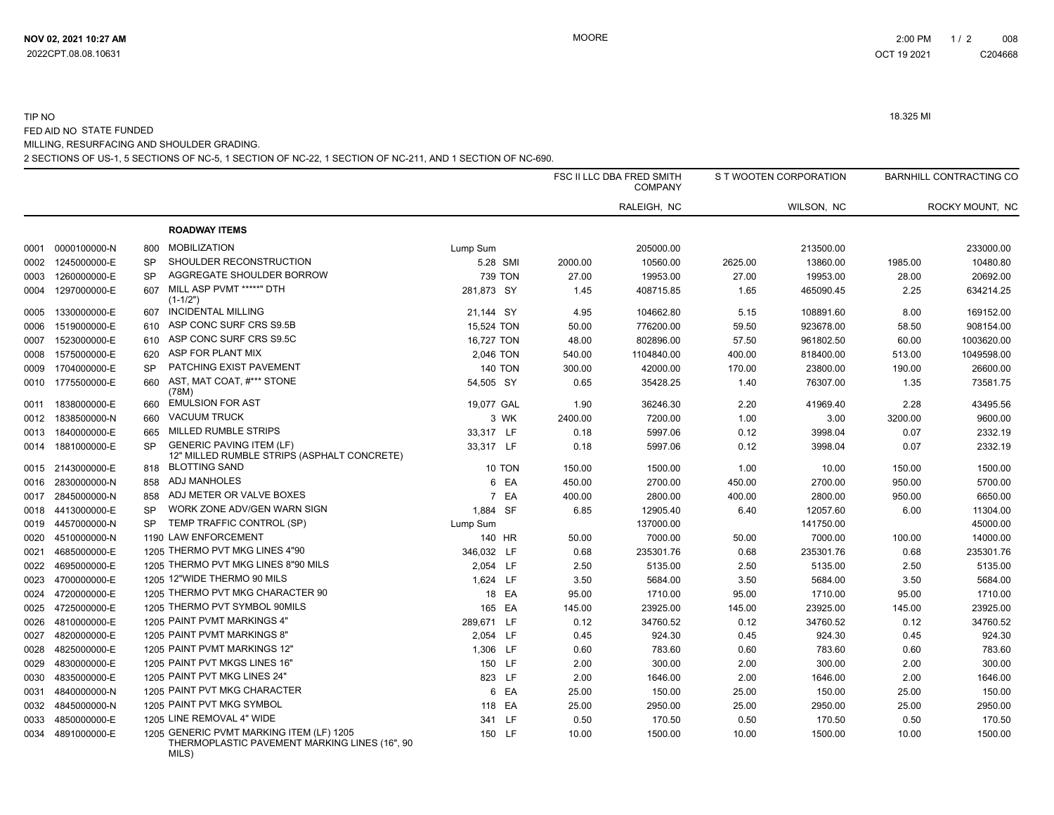TIP NO 18.325 MI

FED AID NO STATE FUNDED

MILLING, RESURFACING AND SHOULDER GRADING.

2 SECTIONS OF US-1, 5 SECTIONS OF NC-5, 1 SECTION OF NC-22, 1 SECTION OF NC-211, AND 1 SECTION OF NC-690.

| | | | | | | FSC II LLC DBA FRED SMITH COMPANY | | S T WOOTEN CORPORATION | | BARNHILL CONTRACTING CO | |
|---|---|---|---|---|---|---|---|---|---|---|---|
| | | | | | | | RALEIGH, NC | | WILSON, NC | | ROCKY MOUNT, NC |
| | | | **ROADWAY ITEMS** | | | | | | | | |
| 0001 | 0000100000-N | 800 | MOBILIZATION | Lump Sum | | | 205000.00 | | 213500.00 | | 233000.00 |
| 0002 | 1245000000-E | SP | SHOULDER RECONSTRUCTION | 5.28 | SMI | 2000.00 | 10560.00 | 2625.00 | 13860.00 | 1985.00 | 10480.80 |
| 0003 | 1260000000-E | SP | AGGREGATE SHOULDER BORROW | 739 | TON | 27.00 | 19953.00 | 27.00 | 19953.00 | 28.00 | 20692.00 |
| 0004 | 1297000000-E | 607 | MILL ASP PVMT *****" DTH (1-1/2") | 281,873 | SY | 1.45 | 408715.85 | 1.65 | 465090.45 | 2.25 | 634214.25 |
| 0005 | 1330000000-E | 607 | INCIDENTAL MILLING | 21,144 | SY | 4.95 | 104662.80 | 5.15 | 108891.60 | 8.00 | 169152.00 |
| 0006 | 1519000000-E | 610 | ASP CONC SURF CRS S9.5B | 15,524 | TON | 50.00 | 776200.00 | 59.50 | 923678.00 | 58.50 | 908154.00 |
| 0007 | 1523000000-E | 610 | ASP CONC SURF CRS S9.5C | 16,727 | TON | 48.00 | 802896.00 | 57.50 | 961802.50 | 60.00 | 1003620.00 |
| 0008 | 1575000000-E | 620 | ASP FOR PLANT MIX | 2,046 | TON | 540.00 | 1104840.00 | 400.00 | 818400.00 | 513.00 | 1049598.00 |
| 0009 | 1704000000-E | SP | PATCHING EXIST PAVEMENT | 140 | TON | 300.00 | 42000.00 | 170.00 | 23800.00 | 190.00 | 26600.00 |
| 0010 | 1775500000-E | 660 | AST, MAT COAT, #*** STONE (78M) | 54,505 | SY | 0.65 | 35428.25 | 1.40 | 76307.00 | 1.35 | 73581.75 |
| 0011 | 1838000000-E | 660 | EMULSION FOR AST | 19,077 | GAL | 1.90 | 36246.30 | 2.20 | 41969.40 | 2.28 | 43495.56 |
| 0012 | 1838500000-N | 660 | VACUUM TRUCK | 3 | WK | 2400.00 | 7200.00 | 1.00 | 3.00 | 3200.00 | 9600.00 |
| 0013 | 1840000000-E | 665 | MILLED RUMBLE STRIPS | 33,317 | LF | 0.18 | 5997.06 | 0.12 | 3998.04 | 0.07 | 2332.19 |
| 0014 | 1881000000-E | SP | GENERIC PAVING ITEM (LF) 12" MILLED RUMBLE STRIPS (ASPHALT CONCRETE) | 33,317 | LF | 0.18 | 5997.06 | 0.12 | 3998.04 | 0.07 | 2332.19 |
| 0015 | 2143000000-E | 818 | BLOTTING SAND | 10 | TON | 150.00 | 1500.00 | 1.00 | 10.00 | 150.00 | 1500.00 |
| 0016 | 2830000000-N | 858 | ADJ MANHOLES | 6 | EA | 450.00 | 2700.00 | 450.00 | 2700.00 | 950.00 | 5700.00 |
| 0017 | 2845000000-N | 858 | ADJ METER OR VALVE BOXES | 7 | EA | 400.00 | 2800.00 | 400.00 | 2800.00 | 950.00 | 6650.00 |
| 0018 | 4413000000-E | SP | WORK ZONE ADV/GEN WARN SIGN | 1,884 | SF | 6.85 | 12905.40 | 6.40 | 12057.60 | 6.00 | 11304.00 |
| 0019 | 4457000000-N | SP | TEMP TRAFFIC CONTROL (SP) | Lump Sum | | | 137000.00 | | 141750.00 | | 45000.00 |
| 0020 | 4510000000-N | 1190 | LAW ENFORCEMENT | 140 | HR | 50.00 | 7000.00 | 50.00 | 7000.00 | 100.00 | 14000.00 |
| 0021 | 4685000000-E | 1205 | THERMO PVT MKG LINES 4"90 | 346,032 | LF | 0.68 | 235301.76 | 0.68 | 235301.76 | 0.68 | 235301.76 |
| 0022 | 4695000000-E | 1205 | THERMO PVT MKG LINES 8"90 MILS | 2,054 | LF | 2.50 | 5135.00 | 2.50 | 5135.00 | 2.50 | 5135.00 |
| 0023 | 4700000000-E | 1205 | 12"WIDE THERMO 90 MILS | 1,624 | LF | 3.50 | 5684.00 | 3.50 | 5684.00 | 3.50 | 5684.00 |
| 0024 | 4720000000-E | 1205 | THERMO PVT MKG CHARACTER 90 | 18 | EA | 95.00 | 1710.00 | 95.00 | 1710.00 | 95.00 | 1710.00 |
| 0025 | 4725000000-E | 1205 | THERMO PVT SYMBOL 90MILS | 165 | EA | 145.00 | 23925.00 | 145.00 | 23925.00 | 145.00 | 23925.00 |
| 0026 | 4810000000-E | 1205 | PAINT PVMT MARKINGS 4" | 289,671 | LF | 0.12 | 34760.52 | 0.12 | 34760.52 | 0.12 | 34760.52 |
| 0027 | 4820000000-E | 1205 | PAINT PVMT MARKINGS 8" | 2,054 | LF | 0.45 | 924.30 | 0.45 | 924.30 | 0.45 | 924.30 |
| 0028 | 4825000000-E | 1205 | PAINT PVMT MARKINGS 12" | 1,306 | LF | 0.60 | 783.60 | 0.60 | 783.60 | 0.60 | 783.60 |
| 0029 | 4830000000-E | 1205 | PAINT PVT MKGS LINES 16" | 150 | LF | 2.00 | 300.00 | 2.00 | 300.00 | 2.00 | 300.00 |
| 0030 | 4835000000-E | 1205 | PAINT PVT MKG LINES 24" | 823 | LF | 2.00 | 1646.00 | 2.00 | 1646.00 | 2.00 | 1646.00 |
| 0031 | 4840000000-N | 1205 | PAINT PVT MKG CHARACTER | 6 | EA | 25.00 | 150.00 | 25.00 | 150.00 | 25.00 | 150.00 |
| 0032 | 4845000000-N | 1205 | PAINT PVT MKG SYMBOL | 118 | EA | 25.00 | 2950.00 | 25.00 | 2950.00 | 25.00 | 2950.00 |
| 0033 | 4850000000-E | 1205 | LINE REMOVAL 4" WIDE | 341 | LF | 0.50 | 170.50 | 0.50 | 170.50 | 0.50 | 170.50 |
| 0034 | 4891000000-E | 1205 | GENERIC PVMT MARKING ITEM (LF) 1205 THERMOPLASTIC PAVEMENT MARKING LINES (16", 90 MILS) | 150 | LF | 10.00 | 1500.00 | 10.00 | 1500.00 | 10.00 | 1500.00 |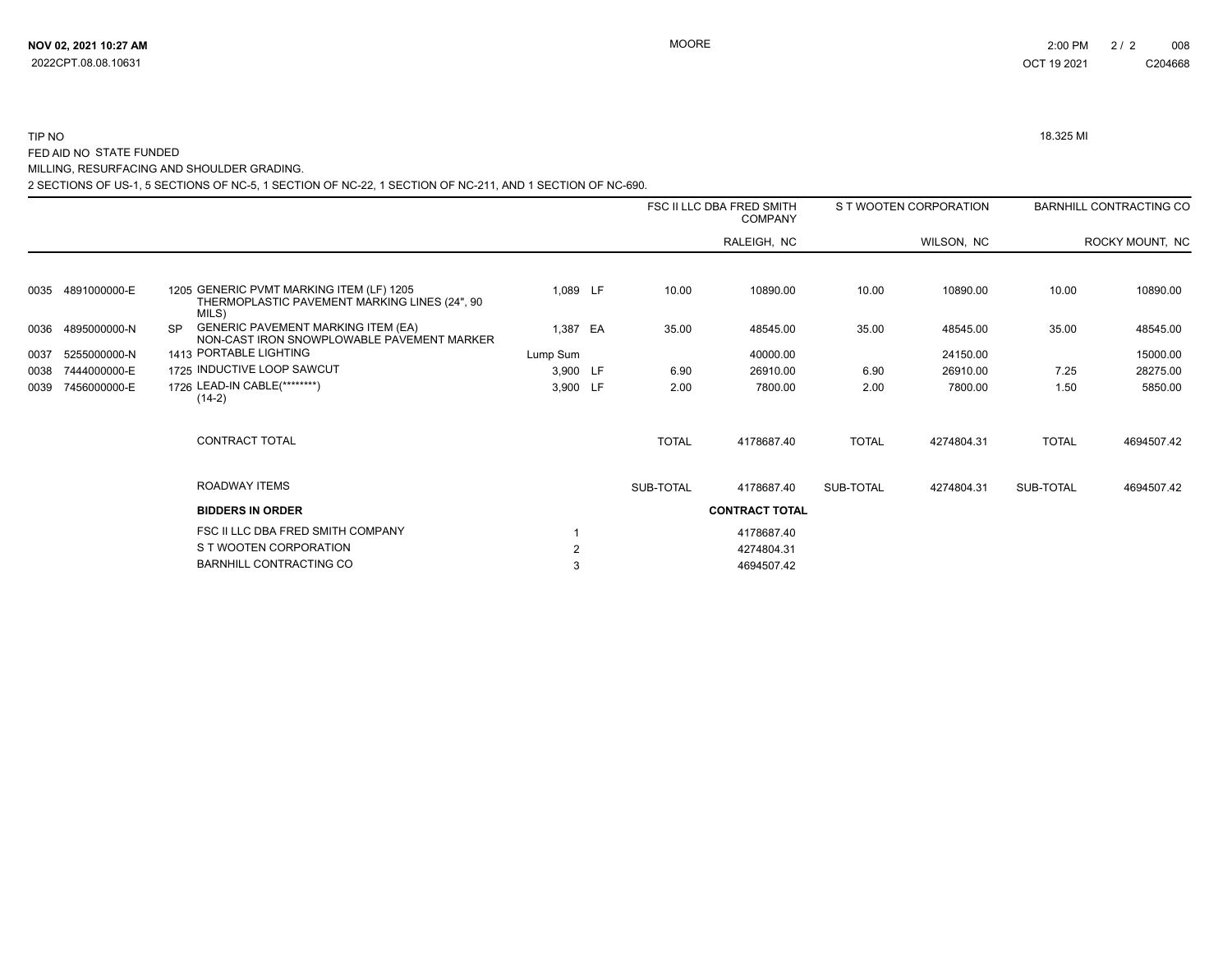TIP NO 18.325 MI

FED AID NO STATE FUNDED

MILLING, RESURFACING AND SHOULDER GRADING.

2 SECTIONS OF US-1, 5 SECTIONS OF NC-5, 1 SECTION OF NC-22, 1 SECTION OF NC-211, AND 1 SECTION OF NC-690.

| | | | | | | FSC II LLC DBA FRED SMITH COMPANY | | S T WOOTEN CORPORATION | | BARNHILL CONTRACTING CO | |
|---|---|---|---|---|---|---|---|---|---|---|---|
| | | | | | | | RALEIGH, NC | | WILSON, NC | | ROCKY MOUNT, NC |
| 0035 | 4891000000-E | 1205 | GENERIC PVMT MARKING ITEM (LF) 1205 THERMOPLASTIC PAVEMENT MARKING LINES (24", 90 MILS) | 1,089 | LF | 10.00 | 10890.00 | 10.00 | 10890.00 | 10.00 | 10890.00 |
| 0036 | 4895000000-N | SP | GENERIC PAVEMENT MARKING ITEM (EA) NON-CAST IRON SNOWPLOWABLE PAVEMENT MARKER | 1,387 | EA | 35.00 | 48545.00 | 35.00 | 48545.00 | 35.00 | 48545.00 |
| 0037 | 5255000000-N | 1413 | PORTABLE LIGHTING | Lump Sum | | | 40000.00 | | 24150.00 | | 15000.00 |
| 0038 | 7444000000-E | 1725 | INDUCTIVE LOOP SAWCUT | 3,900 | LF | 6.90 | 26910.00 | 6.90 | 26910.00 | 7.25 | 28275.00 |
| 0039 | 7456000000-E | 1726 | LEAD-IN CABLE(********) (14-2) | 3,900 | LF | 2.00 | 7800.00 | 2.00 | 7800.00 | 1.50 | 5850.00 |
| | | | CONTRACT TOTAL | | | TOTAL | 4178687.40 | TOTAL | 4274804.31 | TOTAL | 4694507.42 |
| | | | ROADWAY ITEMS | | | SUB-TOTAL | 4178687.40 | SUB-TOTAL | 4274804.31 | SUB-TOTAL | 4694507.42 |

| BIDDERS IN ORDER | | CONTRACT TOTAL |
|---|---|---|
| FSC II LLC DBA FRED SMITH COMPANY | 1 | 4178687.40 |
| S T WOOTEN CORPORATION | 2 | 4274804.31 |
| BARNHILL CONTRACTING CO | 3 | 4694507.42 |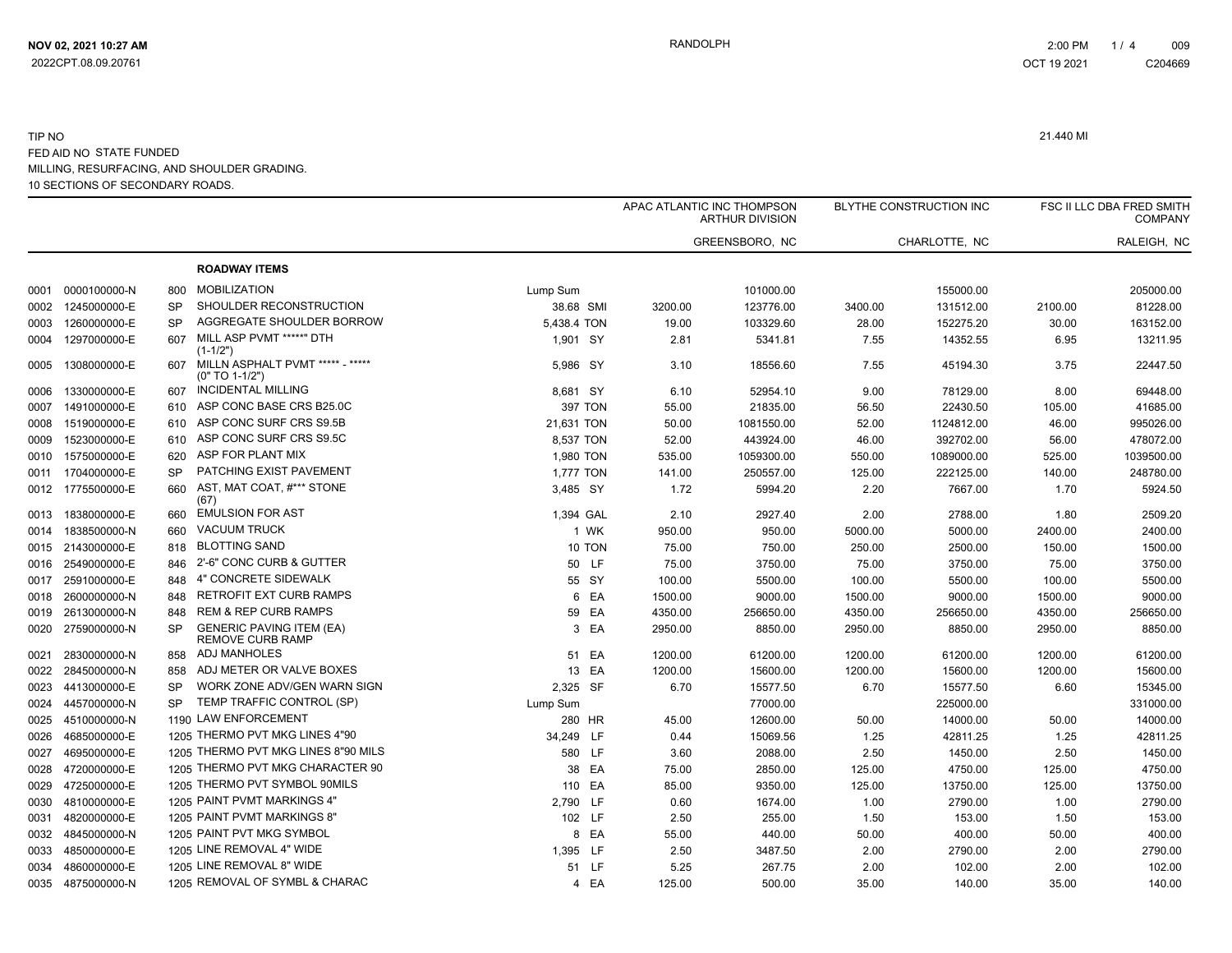TIP NO 21.440 MI

FED AID NO STATE FUNDED

MILLING, RESURFACING, AND SHOULDER GRADING.

10 SECTIONS OF SECONDARY ROADS.

| | | | | | | APAC ATLANTIC INC THOMPSON ARTHUR DIVISION | | BLYTHE CONSTRUCTION INC | | FSC II LLC DBA FRED SMITH COMPANY | |
|---|---|---|---|---|---|---|---|---|---|---|---|
| | | | | | | GREENSBORO, NC | | CHARLOTTE, NC | | RALEIGH, NC | |
| | | | **ROADWAY ITEMS** | | | | | | | | |
| 0001 | 0000100000-N | 800 | MOBILIZATION | Lump Sum | | | 101000.00 | | 155000.00 | | 205000.00 |
| 0002 | 1245000000-E | SP | SHOULDER RECONSTRUCTION | 38.68 | SMI | 3200.00 | 123776.00 | 3400.00 | 131512.00 | 2100.00 | 81228.00 |
| 0003 | 1260000000-E | SP | AGGREGATE SHOULDER BORROW | 5,438.4 | TON | 19.00 | 103329.60 | 28.00 | 152275.20 | 30.00 | 163152.00 |
| 0004 | 1297000000-E | 607 | MILL ASP PVMT *****" DTH (1-1/2") | 1,901 | SY | 2.81 | 5341.81 | 7.55 | 14352.55 | 6.95 | 13211.95 |
| 0005 | 1308000000-E | 607 | MILLN ASPHALT PVMT ***** - ***** (0" TO 1-1/2") | 5,986 | SY | 3.10 | 18556.60 | 7.55 | 45194.30 | 3.75 | 22447.50 |
| 0006 | 1330000000-E | 607 | INCIDENTAL MILLING | 8,681 | SY | 6.10 | 52954.10 | 9.00 | 78129.00 | 8.00 | 69448.00 |
| 0007 | 1491000000-E | 610 | ASP CONC BASE CRS B25.0C | 397 | TON | 55.00 | 21835.00 | 56.50 | 22430.50 | 105.00 | 41685.00 |
| 0008 | 1519000000-E | 610 | ASP CONC SURF CRS S9.5B | 21,631 | TON | 50.00 | 1081550.00 | 52.00 | 1124812.00 | 46.00 | 995026.00 |
| 0009 | 1523000000-E | 610 | ASP CONC SURF CRS S9.5C | 8,537 | TON | 52.00 | 443924.00 | 46.00 | 392702.00 | 56.00 | 478072.00 |
| 0010 | 1575000000-E | 620 | ASP FOR PLANT MIX | 1,980 | TON | 535.00 | 1059300.00 | 550.00 | 1089000.00 | 525.00 | 1039500.00 |
| 0011 | 1704000000-E | SP | PATCHING EXIST PAVEMENT | 1,777 | TON | 141.00 | 250557.00 | 125.00 | 222125.00 | 140.00 | 248780.00 |
| 0012 | 1775500000-E | 660 | AST, MAT COAT, #*** STONE (67) | 3,485 | SY | 1.72 | 5994.20 | 2.20 | 7667.00 | 1.70 | 5924.50 |
| 0013 | 1838000000-E | 660 | EMULSION FOR AST | 1,394 | GAL | 2.10 | 2927.40 | 2.00 | 2788.00 | 1.80 | 2509.20 |
| 0014 | 1838500000-N | 660 | VACUUM TRUCK | 1 | WK | 950.00 | 950.00 | 5000.00 | 5000.00 | 2400.00 | 2400.00 |
| 0015 | 2143000000-E | 818 | BLOTTING SAND | 10 | TON | 75.00 | 750.00 | 250.00 | 2500.00 | 150.00 | 1500.00 |
| 0016 | 2549000000-E | 846 | 2'-6" CONC CURB & GUTTER | 50 | LF | 75.00 | 3750.00 | 75.00 | 3750.00 | 75.00 | 3750.00 |
| 0017 | 2591000000-E | 848 | 4" CONCRETE SIDEWALK | 55 | SY | 100.00 | 5500.00 | 100.00 | 5500.00 | 100.00 | 5500.00 |
| 0018 | 2600000000-N | 848 | RETROFIT EXT CURB RAMPS | 6 | EA | 1500.00 | 9000.00 | 1500.00 | 9000.00 | 1500.00 | 9000.00 |
| 0019 | 2613000000-N | 848 | REM & REP CURB RAMPS | 59 | EA | 4350.00 | 256650.00 | 4350.00 | 256650.00 | 4350.00 | 256650.00 |
| 0020 | 2759000000-N | SP | GENERIC PAVING ITEM (EA) REMOVE CURB RAMP | 3 | EA | 2950.00 | 8850.00 | 2950.00 | 8850.00 | 2950.00 | 8850.00 |
| 0021 | 2830000000-N | 858 | ADJ MANHOLES | 51 | EA | 1200.00 | 61200.00 | 1200.00 | 61200.00 | 1200.00 | 61200.00 |
| 0022 | 2845000000-N | 858 | ADJ METER OR VALVE BOXES | 13 | EA | 1200.00 | 15600.00 | 1200.00 | 15600.00 | 1200.00 | 15600.00 |
| 0023 | 4413000000-E | SP | WORK ZONE ADV/GEN WARN SIGN | 2,325 | SF | 6.70 | 15577.50 | 6.70 | 15577.50 | 6.60 | 15345.00 |
| 0024 | 4457000000-N | SP | TEMP TRAFFIC CONTROL (SP) | Lump Sum | | | 77000.00 | | 225000.00 | | 331000.00 |
| 0025 | 4510000000-N | 1190 | LAW ENFORCEMENT | 280 | HR | 45.00 | 12600.00 | 50.00 | 14000.00 | 50.00 | 14000.00 |
| 0026 | 4685000000-E | 1205 | THERMO PVT MKG LINES 4"90 | 34,249 | LF | 0.44 | 15069.56 | 1.25 | 42811.25 | 1.25 | 42811.25 |
| 0027 | 4695000000-E | 1205 | THERMO PVT MKG LINES 8"90 MILS | 580 | LF | 3.60 | 2088.00 | 2.50 | 1450.00 | 2.50 | 1450.00 |
| 0028 | 4720000000-E | 1205 | THERMO PVT MKG CHARACTER 90 | 38 | EA | 75.00 | 2850.00 | 125.00 | 4750.00 | 125.00 | 4750.00 |
| 0029 | 4725000000-E | 1205 | THERMO PVT SYMBOL 90MILS | 110 | EA | 85.00 | 9350.00 | 125.00 | 13750.00 | 125.00 | 13750.00 |
| 0030 | 4810000000-E | 1205 | PAINT PVMT MARKINGS 4" | 2,790 | LF | 0.60 | 1674.00 | 1.00 | 2790.00 | 1.00 | 2790.00 |
| 0031 | 4820000000-E | 1205 | PAINT PVMT MARKINGS 8" | 102 | LF | 2.50 | 255.00 | 1.50 | 153.00 | 1.50 | 153.00 |
| 0032 | 4845000000-N | 1205 | PAINT PVT MKG SYMBOL | 8 | EA | 55.00 | 440.00 | 50.00 | 400.00 | 50.00 | 400.00 |
| 0033 | 4850000000-E | 1205 | LINE REMOVAL 4" WIDE | 1,395 | LF | 2.50 | 3487.50 | 2.00 | 2790.00 | 2.00 | 2790.00 |
| 0034 | 4860000000-E | 1205 | LINE REMOVAL 8" WIDE | 51 | LF | 5.25 | 267.75 | 2.00 | 102.00 | 2.00 | 102.00 |
| 0035 | 4875000000-N | 1205 | REMOVAL OF SYMBL & CHARAC | 4 | EA | 125.00 | 500.00 | 35.00 | 140.00 | 35.00 | 140.00 |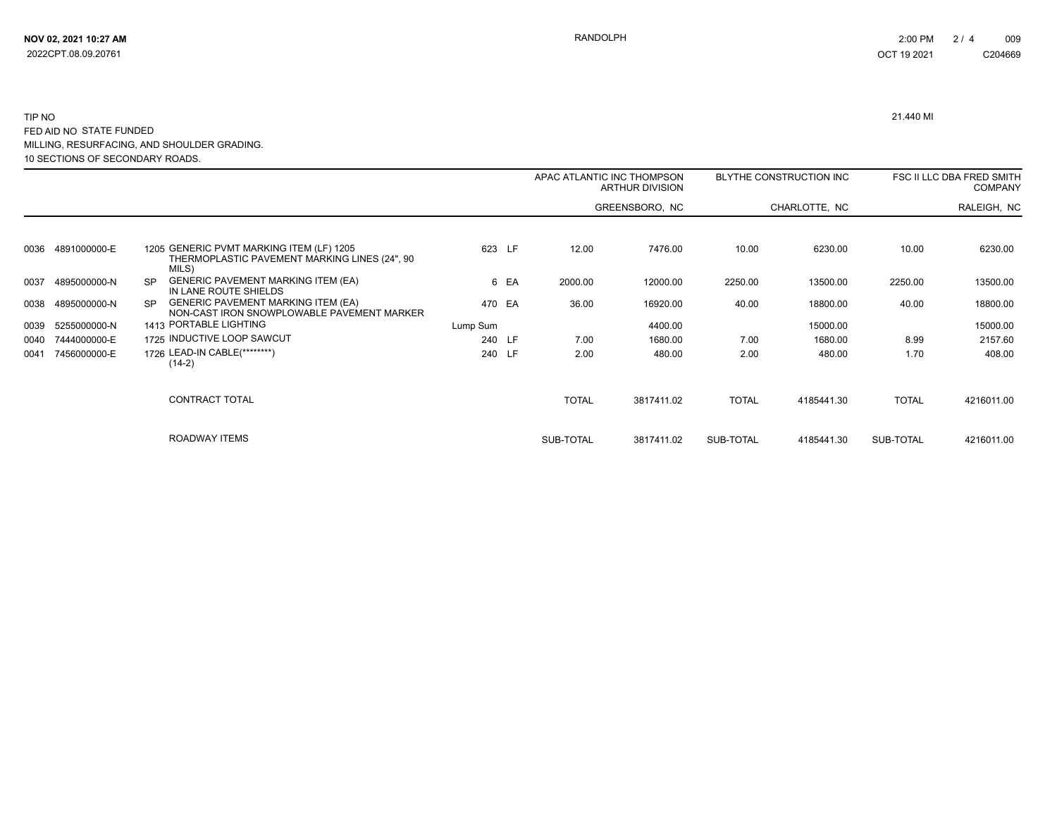TIP NO 21.440 MI

FED AID NO STATE FUNDED

MILLING, RESURFACING, AND SHOULDER GRADING.

10 SECTIONS OF SECONDARY ROADS.

| | | | | | | APAC ATLANTIC INC THOMPSON ARTHUR DIVISION | | BLYTHE CONSTRUCTION INC | | FSC II LLC DBA FRED SMITH COMPANY | |
|---|---|---|---|---|---|---|---|---|---|---|---|
| | | | | | | GREENSBORO, NC | | CHARLOTTE, NC | | RALEIGH, NC | |
| 0036 | 4891000000-E | 1205 | GENERIC PVMT MARKING ITEM (LF) 1205 THERMOPLASTIC PAVEMENT MARKING LINES (24", 90 MILS) | 623 | LF | 12.00 | 7476.00 | 10.00 | 6230.00 | 10.00 | 6230.00 |
| 0037 | 4895000000-N | SP | GENERIC PAVEMENT MARKING ITEM (EA) IN LANE ROUTE SHIELDS | 6 | EA | 2000.00 | 12000.00 | 2250.00 | 13500.00 | 2250.00 | 13500.00 |
| 0038 | 4895000000-N | SP | GENERIC PAVEMENT MARKING ITEM (EA) NON-CAST IRON SNOWPLOWABLE PAVEMENT MARKER | 470 | EA | 36.00 | 16920.00 | 40.00 | 18800.00 | 40.00 | 18800.00 |
| 0039 | 5255000000-N | 1413 | PORTABLE LIGHTING | Lump Sum | | | 4400.00 | | 15000.00 | | 15000.00 |
| 0040 | 7444000000-E | 1725 | INDUCTIVE LOOP SAWCUT | 240 | LF | 7.00 | 1680.00 | 7.00 | 1680.00 | 8.99 | 2157.60 |
| 0041 | 7456000000-E | 1726 | LEAD-IN CABLE(********) (14-2) | 240 | LF | 2.00 | 480.00 | 2.00 | 480.00 | 1.70 | 408.00 |
| | | | CONTRACT TOTAL | | | TOTAL | 3817411.02 | TOTAL | 4185441.30 | TOTAL | 4216011.00 |
| | | | ROADWAY ITEMS | | | SUB-TOTAL | 3817411.02 | SUB-TOTAL | 4185441.30 | SUB-TOTAL | 4216011.00 |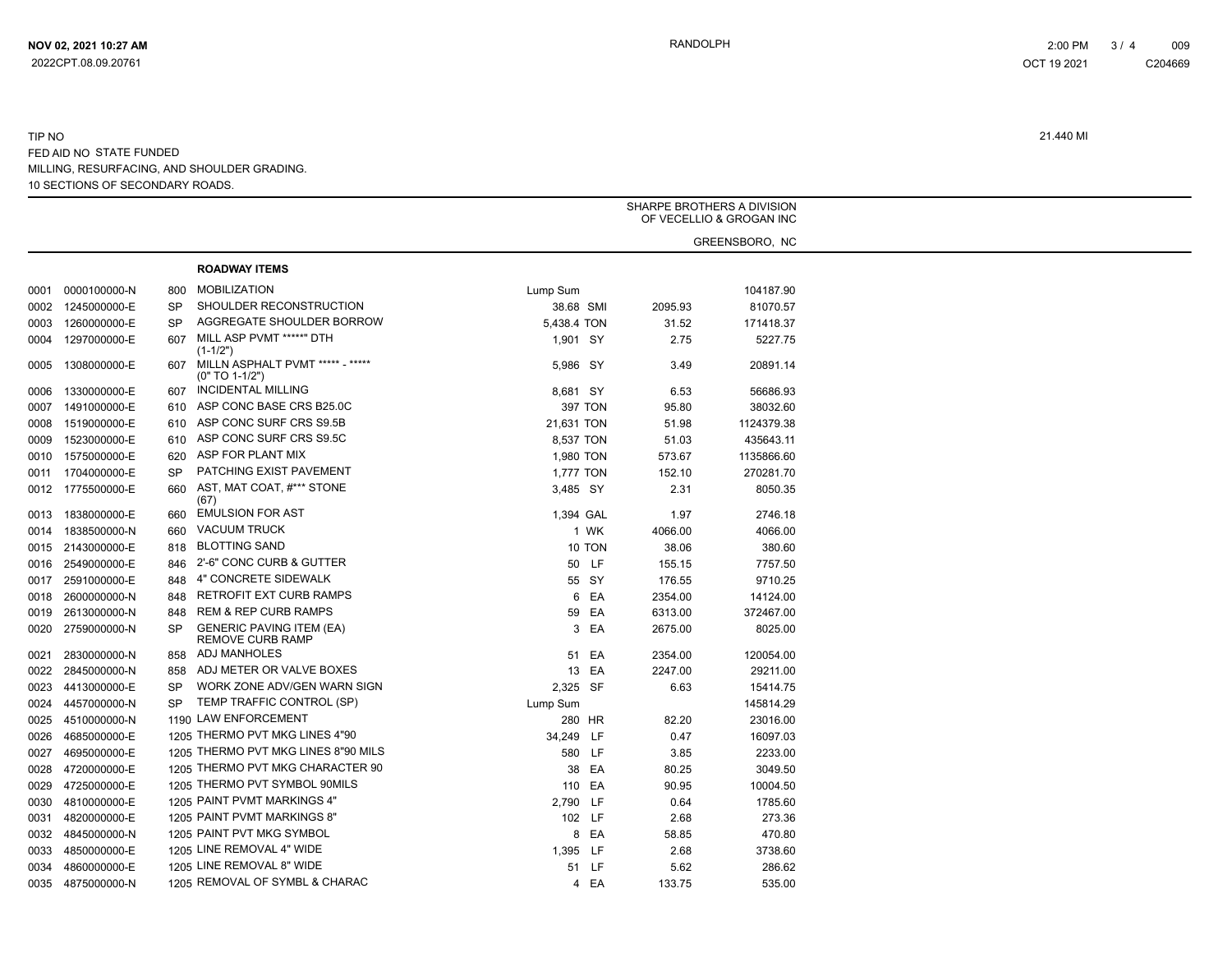TIP NO 21.440 MI

FED AID NO STATE FUNDED

MILLING, RESURFACING, AND SHOULDER GRADING.

10 SECTIONS OF SECONDARY ROADS.

SHARPE BROTHERS A DIVISION OF VECELLIO & GROGAN INC

GREENSBORO, NC

**ROADWAY ITEMS**

| Line | Item No | Sec | Description | Quantity | Unit | Unit Price | Amount |
|---|---|---|---|---|---|---|---|
| 0001 | 0000100000-N | 800 | MOBILIZATION | Lump Sum | | | 104187.90 |
| 0002 | 1245000000-E | SP | SHOULDER RECONSTRUCTION | 38.68 | SMI | 2095.93 | 81070.57 |
| 0003 | 1260000000-E | SP | AGGREGATE SHOULDER BORROW | 5,438.4 | TON | 31.52 | 171418.37 |
| 0004 | 1297000000-E | 607 | MILL ASP PVMT *****" DTH (1-1/2") | 1,901 | SY | 2.75 | 5227.75 |
| 0005 | 1308000000-E | 607 | MILLN ASPHALT PVMT ***** - ***** (0" TO 1-1/2") | 5,986 | SY | 3.49 | 20891.14 |
| 0006 | 1330000000-E | 607 | INCIDENTAL MILLING | 8,681 | SY | 6.53 | 56686.93 |
| 0007 | 1491000000-E | 610 | ASP CONC BASE CRS B25.0C | 397 | TON | 95.80 | 38032.60 |
| 0008 | 1519000000-E | 610 | ASP CONC SURF CRS S9.5B | 21,631 | TON | 51.98 | 1124379.38 |
| 0009 | 1523000000-E | 610 | ASP CONC SURF CRS S9.5C | 8,537 | TON | 51.03 | 435643.11 |
| 0010 | 1575000000-E | 620 | ASP FOR PLANT MIX | 1,980 | TON | 573.67 | 1135866.60 |
| 0011 | 1704000000-E | SP | PATCHING EXIST PAVEMENT | 1,777 | TON | 152.10 | 270281.70 |
| 0012 | 1775500000-E | 660 | AST, MAT COAT, #*** STONE (67) | 3,485 | SY | 2.31 | 8050.35 |
| 0013 | 1838000000-E | 660 | EMULSION FOR AST | 1,394 | GAL | 1.97 | 2746.18 |
| 0014 | 1838500000-N | 660 | VACUUM TRUCK | 1 | WK | 4066.00 | 4066.00 |
| 0015 | 2143000000-E | 818 | BLOTTING SAND | 10 | TON | 38.06 | 380.60 |
| 0016 | 2549000000-E | 846 | 2'-6" CONC CURB & GUTTER | 50 | LF | 155.15 | 7757.50 |
| 0017 | 2591000000-E | 848 | 4" CONCRETE SIDEWALK | 55 | SY | 176.55 | 9710.25 |
| 0018 | 2600000000-N | 848 | RETROFIT EXT CURB RAMPS | 6 | EA | 2354.00 | 14124.00 |
| 0019 | 2613000000-N | 848 | REM & REP CURB RAMPS | 59 | EA | 6313.00 | 372467.00 |
| 0020 | 2759000000-N | SP | GENERIC PAVING ITEM (EA) REMOVE CURB RAMP | 3 | EA | 2675.00 | 8025.00 |
| 0021 | 2830000000-N | 858 | ADJ MANHOLES | 51 | EA | 2354.00 | 120054.00 |
| 0022 | 2845000000-N | 858 | ADJ METER OR VALVE BOXES | 13 | EA | 2247.00 | 29211.00 |
| 0023 | 4413000000-E | SP | WORK ZONE ADV/GEN WARN SIGN | 2,325 | SF | 6.63 | 15414.75 |
| 0024 | 4457000000-N | SP | TEMP TRAFFIC CONTROL (SP) | Lump Sum | | | 145814.29 |
| 0025 | 4510000000-N | 1190 | LAW ENFORCEMENT | 280 | HR | 82.20 | 23016.00 |
| 0026 | 4685000000-E | 1205 | THERMO PVT MKG LINES 4"90 | 34,249 | LF | 0.47 | 16097.03 |
| 0027 | 4695000000-E | 1205 | THERMO PVT MKG LINES 8"90 MILS | 580 | LF | 3.85 | 2233.00 |
| 0028 | 4720000000-E | 1205 | THERMO PVT MKG CHARACTER 90 | 38 | EA | 80.25 | 3049.50 |
| 0029 | 4725000000-E | 1205 | THERMO PVT SYMBOL 90MILS | 110 | EA | 90.95 | 10004.50 |
| 0030 | 4810000000-E | 1205 | PAINT PVMT MARKINGS 4" | 2,790 | LF | 0.64 | 1785.60 |
| 0031 | 4820000000-E | 1205 | PAINT PVMT MARKINGS 8" | 102 | LF | 2.68 | 273.36 |
| 0032 | 4845000000-N | 1205 | PAINT PVT MKG SYMBOL | 8 | EA | 58.85 | 470.80 |
| 0033 | 4850000000-E | 1205 | LINE REMOVAL 4" WIDE | 1,395 | LF | 2.68 | 3738.60 |
| 0034 | 4860000000-E | 1205 | LINE REMOVAL 8" WIDE | 51 | LF | 5.62 | 286.62 |
| 0035 | 4875000000-N | 1205 | REMOVAL OF SYMBL & CHARAC | 4 | EA | 133.75 | 535.00 |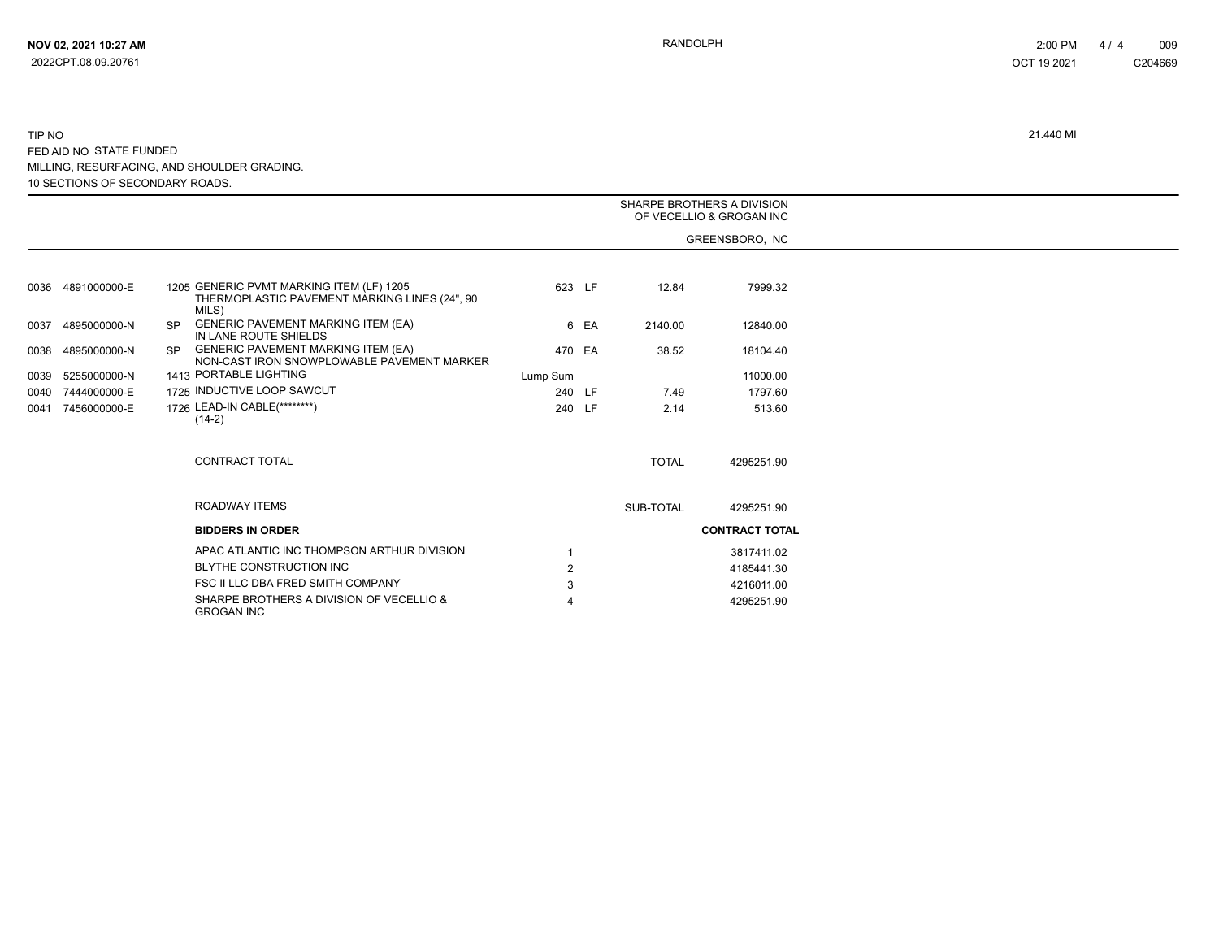TIP NO

FED AID NO STATE FUNDED

MILLING, RESURFACING, AND SHOULDER GRADING.

10 SECTIONS OF SECONDARY ROADS.

21.440 MI

SHARPE BROTHERS A DIVISION OF VECELLIO & GROGAN INC

GREENSBORO, NC

| Line | Item | Sec | Description | Quantity | Unit | Unit Price | Amount |
|---|---|---|---|---|---|---|---|
| 0036 | 4891000000-E | 1205 | GENERIC PVMT MARKING ITEM (LF) 1205 THERMOPLASTIC PAVEMENT MARKING LINES (24", 90 MILS) | 623 | LF | 12.84 | 7999.32 |
| 0037 | 4895000000-N | SP | GENERIC PAVEMENT MARKING ITEM (EA) IN LANE ROUTE SHIELDS | 6 | EA | 2140.00 | 12840.00 |
| 0038 | 4895000000-N | SP | GENERIC PAVEMENT MARKING ITEM (EA) NON-CAST IRON SNOWPLOWABLE PAVEMENT MARKER | 470 | EA | 38.52 | 18104.40 |
| 0039 | 5255000000-N | 1413 | PORTABLE LIGHTING | Lump Sum | | | 11000.00 |
| 0040 | 7444000000-E | 1725 | INDUCTIVE LOOP SAWCUT | 240 | LF | 7.49 | 1797.60 |
| 0041 | 7456000000-E | 1726 | LEAD-IN CABLE(********) (14-2) | 240 | LF | 2.14 | 513.60 |
| | | | CONTRACT TOTAL | | | TOTAL | 4295251.90 |
| | | | ROADWAY ITEMS | | | SUB-TOTAL | 4295251.90 |

| BIDDERS IN ORDER | | CONTRACT TOTAL |
|---|---|---|
| APAC ATLANTIC INC THOMPSON ARTHUR DIVISION | 1 | 3817411.02 |
| BLYTHE CONSTRUCTION INC | 2 | 4185441.30 |
| FSC II LLC DBA FRED SMITH COMPANY | 3 | 4216011.00 |
| SHARPE BROTHERS A DIVISION OF VECELLIO & GROGAN INC | 4 | 4295251.90 |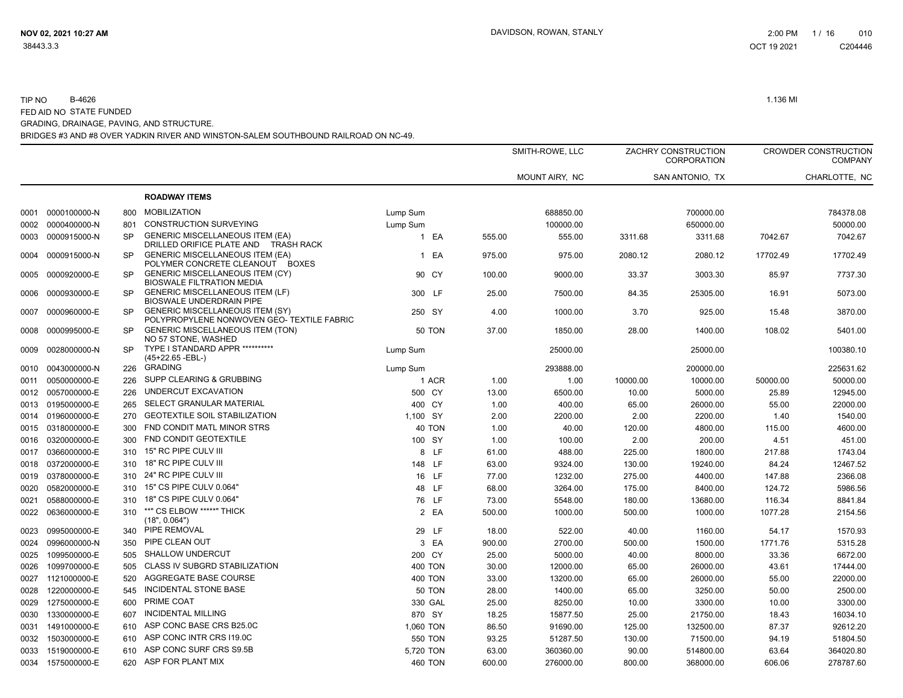TIP NO B-4626 1.136 MI

FED AID NO STATE FUNDED

GRADING, DRAINAGE, PAVING, AND STRUCTURE.

BRIDGES #3 AND #8 OVER YADKIN RIVER AND WINSTON-SALEM SOUTHBOUND RAILROAD ON NC-49.

| | | | | | | SMITH-ROWE, LLC | | ZACHRY CONSTRUCTION CORPORATION | | CROWDER CONSTRUCTION COMPANY | |
|---|---|---|---|---|---|---|---|---|---|---|---|
| | | | | | | MOUNT AIRY, NC | | SAN ANTONIO, TX | | CHARLOTTE, NC | |
| | | | **ROADWAY ITEMS** | | | | | | | | |
| 0001 | 0000100000-N | 800 | MOBILIZATION | Lump Sum | | | 688850.00 | | 700000.00 | | 784378.08 |
| 0002 | 0000400000-N | 801 | CONSTRUCTION SURVEYING | Lump Sum | | | 100000.00 | | 650000.00 | | 50000.00 |
| 0003 | 0000915000-N | SP | GENERIC MISCELLANEOUS ITEM (EA) DRILLED ORIFICE PLATE AND TRASH RACK | 1 | EA | 555.00 | 555.00 | 3311.68 | 3311.68 | 7042.67 | 7042.67 |
| 0004 | 0000915000-N | SP | GENERIC MISCELLANEOUS ITEM (EA) POLYMER CONCRETE CLEANOUT BOXES | 1 | EA | 975.00 | 975.00 | 2080.12 | 2080.12 | 17702.49 | 17702.49 |
| 0005 | 0000920000-E | SP | GENERIC MISCELLANEOUS ITEM (CY) BIOSWALE FILTRATION MEDIA | 90 | CY | 100.00 | 9000.00 | 33.37 | 3003.30 | 85.97 | 7737.30 |
| 0006 | 0000930000-E | SP | GENERIC MISCELLANEOUS ITEM (LF) BIOSWALE UNDERDRAIN PIPE | 300 | LF | 25.00 | 7500.00 | 84.35 | 25305.00 | 16.91 | 5073.00 |
| 0007 | 0000960000-E | SP | GENERIC MISCELLANEOUS ITEM (SY) POLYPROPYLENE NONWOVEN GEO- TEXTILE FABRIC | 250 | SY | 4.00 | 1000.00 | 3.70 | 925.00 | 15.48 | 3870.00 |
| 0008 | 0000995000-E | SP | GENERIC MISCELLANEOUS ITEM (TON) NO 57 STONE, WASHED | 50 | TON | 37.00 | 1850.00 | 28.00 | 1400.00 | 108.02 | 5401.00 |
| 0009 | 0028000000-N | SP | TYPE I STANDARD APPR ********** (45+22.65 -EBL-) | Lump Sum | | | 25000.00 | | 25000.00 | | 100380.10 |
| 0010 | 0043000000-N | 226 | GRADING | Lump Sum | | | 293888.00 | | 200000.00 | | 225631.62 |
| 0011 | 0050000000-E | 226 | SUPP CLEARING & GRUBBING | 1 | ACR | 1.00 | 1.00 | 10000.00 | 10000.00 | 50000.00 | 50000.00 |
| 0012 | 0057000000-E | 226 | UNDERCUT EXCAVATION | 500 | CY | 13.00 | 6500.00 | 10.00 | 5000.00 | 25.89 | 12945.00 |
| 0013 | 0195000000-E | 265 | SELECT GRANULAR MATERIAL | 400 | CY | 1.00 | 400.00 | 65.00 | 26000.00 | 55.00 | 22000.00 |
| 0014 | 0196000000-E | 270 | GEOTEXTILE SOIL STABILIZATION | 1,100 | SY | 2.00 | 2200.00 | 2.00 | 2200.00 | 1.40 | 1540.00 |
| 0015 | 0318000000-E | 300 | FND CONDIT MATL MINOR STRS | 40 | TON | 1.00 | 40.00 | 120.00 | 4800.00 | 115.00 | 4600.00 |
| 0016 | 0320000000-E | 300 | FND CONDIT GEOTEXTILE | 100 | SY | 1.00 | 100.00 | 2.00 | 200.00 | 4.51 | 451.00 |
| 0017 | 0366000000-E | 310 | 15" RC PIPE CULV III | 8 | LF | 61.00 | 488.00 | 225.00 | 1800.00 | 217.88 | 1743.04 |
| 0018 | 0372000000-E | 310 | 18" RC PIPE CULV III | 148 | LF | 63.00 | 9324.00 | 130.00 | 19240.00 | 84.24 | 12467.52 |
| 0019 | 0378000000-E | 310 | 24" RC PIPE CULV III | 16 | LF | 77.00 | 1232.00 | 275.00 | 4400.00 | 147.88 | 2366.08 |
| 0020 | 0582000000-E | 310 | 15" CS PIPE CULV 0.064" | 48 | LF | 68.00 | 3264.00 | 175.00 | 8400.00 | 124.72 | 5986.56 |
| 0021 | 0588000000-E | 310 | 18" CS PIPE CULV 0.064" | 76 | LF | 73.00 | 5548.00 | 180.00 | 13680.00 | 116.34 | 8841.84 |
| 0022 | 0636000000-E | 310 | **" CS ELBOW *****" THICK (18", 0.064") | 2 | EA | 500.00 | 1000.00 | 500.00 | 1000.00 | 1077.28 | 2154.56 |
| 0023 | 0995000000-E | 340 | PIPE REMOVAL | 29 | LF | 18.00 | 522.00 | 40.00 | 1160.00 | 54.17 | 1570.93 |
| 0024 | 0996000000-N | 350 | PIPE CLEAN OUT | 3 | EA | 900.00 | 2700.00 | 500.00 | 1500.00 | 1771.76 | 5315.28 |
| 0025 | 1099500000-E | 505 | SHALLOW UNDERCUT | 200 | CY | 25.00 | 5000.00 | 40.00 | 8000.00 | 33.36 | 6672.00 |
| 0026 | 1099700000-E | 505 | CLASS IV SUBGRD STABILIZATION | 400 | TON | 30.00 | 12000.00 | 65.00 | 26000.00 | 43.61 | 17444.00 |
| 0027 | 1121000000-E | 520 | AGGREGATE BASE COURSE | 400 | TON | 33.00 | 13200.00 | 65.00 | 26000.00 | 55.00 | 22000.00 |
| 0028 | 1220000000-E | 545 | INCIDENTAL STONE BASE | 50 | TON | 28.00 | 1400.00 | 65.00 | 3250.00 | 50.00 | 2500.00 |
| 0029 | 1275000000-E | 600 | PRIME COAT | 330 | GAL | 25.00 | 8250.00 | 10.00 | 3300.00 | 10.00 | 3300.00 |
| 0030 | 1330000000-E | 607 | INCIDENTAL MILLING | 870 | SY | 18.25 | 15877.50 | 25.00 | 21750.00 | 18.43 | 16034.10 |
| 0031 | 1491000000-E | 610 | ASP CONC BASE CRS B25.0C | 1,060 | TON | 86.50 | 91690.00 | 125.00 | 132500.00 | 87.37 | 92612.20 |
| 0032 | 1503000000-E | 610 | ASP CONC INTR CRS I19.0C | 550 | TON | 93.25 | 51287.50 | 130.00 | 71500.00 | 94.19 | 51804.50 |
| 0033 | 1519000000-E | 610 | ASP CONC SURF CRS S9.5B | 5,720 | TON | 63.00 | 360360.00 | 90.00 | 514800.00 | 63.64 | 364020.80 |
| 0034 | 1575000000-E | 620 | ASP FOR PLANT MIX | 460 | TON | 600.00 | 276000.00 | 800.00 | 368000.00 | 606.06 | 278787.60 |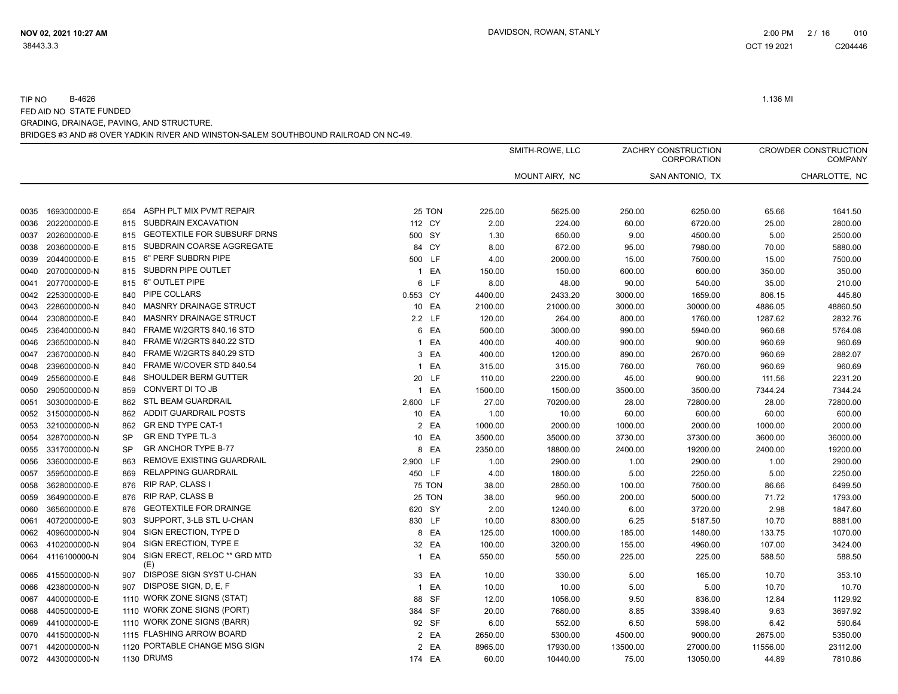TIP NO B-4626 — 1.136 MI

FED AID NO STATE FUNDED

GRADING, DRAINAGE, PAVING, AND STRUCTURE.

BRIDGES #3 AND #8 OVER YADKIN RIVER AND WINSTON-SALEM SOUTHBOUND RAILROAD ON NC-49.

| | | | | | | SMITH-ROWE, LLC | | ZACHRY CONSTRUCTION CORPORATION | | CROWDER CONSTRUCTION COMPANY | |
|---|---|---|---|---|---|---|---|---|---|---|---|
| | | | | | | MOUNT AIRY, NC | | SAN ANTONIO, TX | | CHARLOTTE, NC | |
| 0035 | 1693000000-E | 654 | ASPH PLT MIX PVMT REPAIR | 25 | TON | 225.00 | 5625.00 | 250.00 | 6250.00 | 65.66 | 1641.50 |
| 0036 | 2022000000-E | 815 | SUBDRAIN EXCAVATION | 112 | CY | 2.00 | 224.00 | 60.00 | 6720.00 | 25.00 | 2800.00 |
| 0037 | 2026000000-E | 815 | GEOTEXTILE FOR SUBSURF DRNS | 500 | SY | 1.30 | 650.00 | 9.00 | 4500.00 | 5.00 | 2500.00 |
| 0038 | 2036000000-E | 815 | SUBDRAIN COARSE AGGREGATE | 84 | CY | 8.00 | 672.00 | 95.00 | 7980.00 | 70.00 | 5880.00 |
| 0039 | 2044000000-E | 815 | 6" PERF SUBDRN PIPE | 500 | LF | 4.00 | 2000.00 | 15.00 | 7500.00 | 15.00 | 7500.00 |
| 0040 | 2070000000-N | 815 | SUBDRN PIPE OUTLET | 1 | EA | 150.00 | 150.00 | 600.00 | 600.00 | 350.00 | 350.00 |
| 0041 | 2077000000-E | 815 | 6" OUTLET PIPE | 6 | LF | 8.00 | 48.00 | 90.00 | 540.00 | 35.00 | 210.00 |
| 0042 | 2253000000-E | 840 | PIPE COLLARS | 0.553 | CY | 4400.00 | 2433.20 | 3000.00 | 1659.00 | 806.15 | 445.80 |
| 0043 | 2286000000-N | 840 | MASNRY DRAINAGE STRUCT | 10 | EA | 2100.00 | 21000.00 | 3000.00 | 30000.00 | 4886.05 | 48860.50 |
| 0044 | 2308000000-E | 840 | MASNRY DRAINAGE STRUCT | 2.2 | LF | 120.00 | 264.00 | 800.00 | 1760.00 | 1287.62 | 2832.76 |
| 0045 | 2364000000-N | 840 | FRAME W/2GRTS 840.16 STD | 6 | EA | 500.00 | 3000.00 | 990.00 | 5940.00 | 960.68 | 5764.08 |
| 0046 | 2365000000-N | 840 | FRAME W/2GRTS 840.22 STD | 1 | EA | 400.00 | 400.00 | 900.00 | 900.00 | 960.69 | 960.69 |
| 0047 | 2367000000-N | 840 | FRAME W/2GRTS 840.29 STD | 3 | EA | 400.00 | 1200.00 | 890.00 | 2670.00 | 960.69 | 2882.07 |
| 0048 | 2396000000-N | 840 | FRAME W/COVER STD 840.54 | 1 | EA | 315.00 | 315.00 | 760.00 | 760.00 | 960.69 | 960.69 |
| 0049 | 2556000000-E | 846 | SHOULDER BERM GUTTER | 20 | LF | 110.00 | 2200.00 | 45.00 | 900.00 | 111.56 | 2231.20 |
| 0050 | 2905000000-N | 859 | CONVERT DI TO JB | 1 | EA | 1500.00 | 1500.00 | 3500.00 | 3500.00 | 7344.24 | 7344.24 |
| 0051 | 3030000000-E | 862 | STL BEAM GUARDRAIL | 2,600 | LF | 27.00 | 70200.00 | 28.00 | 72800.00 | 28.00 | 72800.00 |
| 0052 | 3150000000-N | 862 | ADDIT GUARDRAIL POSTS | 10 | EA | 1.00 | 10.00 | 60.00 | 600.00 | 60.00 | 600.00 |
| 0053 | 3210000000-N | 862 | GR END TYPE CAT-1 | 2 | EA | 1000.00 | 2000.00 | 1000.00 | 2000.00 | 1000.00 | 2000.00 |
| 0054 | 3287000000-N | SP | GR END TYPE TL-3 | 10 | EA | 3500.00 | 35000.00 | 3730.00 | 37300.00 | 3600.00 | 36000.00 |
| 0055 | 3317000000-N | SP | GR ANCHOR TYPE B-77 | 8 | EA | 2350.00 | 18800.00 | 2400.00 | 19200.00 | 2400.00 | 19200.00 |
| 0056 | 3360000000-E | 863 | REMOVE EXISTING GUARDRAIL | 2,900 | LF | 1.00 | 2900.00 | 1.00 | 2900.00 | 1.00 | 2900.00 |
| 0057 | 3595000000-E | 869 | RELAPPING GUARDRAIL | 450 | LF | 4.00 | 1800.00 | 5.00 | 2250.00 | 5.00 | 2250.00 |
| 0058 | 3628000000-E | 876 | RIP RAP, CLASS I | 75 | TON | 38.00 | 2850.00 | 100.00 | 7500.00 | 86.66 | 6499.50 |
| 0059 | 3649000000-E | 876 | RIP RAP, CLASS B | 25 | TON | 38.00 | 950.00 | 200.00 | 5000.00 | 71.72 | 1793.00 |
| 0060 | 3656000000-E | 876 | GEOTEXTILE FOR DRAINGE | 620 | SY | 2.00 | 1240.00 | 6.00 | 3720.00 | 2.98 | 1847.60 |
| 0061 | 4072000000-E | 903 | SUPPORT, 3-LB STL U-CHAN | 830 | LF | 10.00 | 8300.00 | 6.25 | 5187.50 | 10.70 | 8881.00 |
| 0062 | 4096000000-N | 904 | SIGN ERECTION, TYPE D | 8 | EA | 125.00 | 1000.00 | 185.00 | 1480.00 | 133.75 | 1070.00 |
| 0063 | 4102000000-N | 904 | SIGN ERECTION, TYPE E | 32 | EA | 100.00 | 3200.00 | 155.00 | 4960.00 | 107.00 | 3424.00 |
| 0064 | 4116100000-N | 904 | SIGN ERECT, RELOC ** GRD MTD (E) | 1 | EA | 550.00 | 550.00 | 225.00 | 225.00 | 588.50 | 588.50 |
| 0065 | 4155000000-N | 907 | DISPOSE SIGN SYST U-CHAN | 33 | EA | 10.00 | 330.00 | 5.00 | 165.00 | 10.70 | 353.10 |
| 0066 | 4238000000-N | 907 | DISPOSE SIGN, D, E, F | 1 | EA | 10.00 | 10.00 | 5.00 | 5.00 | 10.70 | 10.70 |
| 0067 | 4400000000-E | 1110 | WORK ZONE SIGNS (STAT) | 88 | SF | 12.00 | 1056.00 | 9.50 | 836.00 | 12.84 | 1129.92 |
| 0068 | 4405000000-E | 1110 | WORK ZONE SIGNS (PORT) | 384 | SF | 20.00 | 7680.00 | 8.85 | 3398.40 | 9.63 | 3697.92 |
| 0069 | 4410000000-E | 1110 | WORK ZONE SIGNS (BARR) | 92 | SF | 6.00 | 552.00 | 6.50 | 598.00 | 6.42 | 590.64 |
| 0070 | 4415000000-N | 1115 | FLASHING ARROW BOARD | 2 | EA | 2650.00 | 5300.00 | 4500.00 | 9000.00 | 2675.00 | 5350.00 |
| 0071 | 4420000000-N | 1120 | PORTABLE CHANGE MSG SIGN | 2 | EA | 8965.00 | 17930.00 | 13500.00 | 27000.00 | 11556.00 | 23112.00 |
| 0072 | 4430000000-N | 1130 | DRUMS | 174 | EA | 60.00 | 10440.00 | 75.00 | 13050.00 | 44.89 | 7810.86 |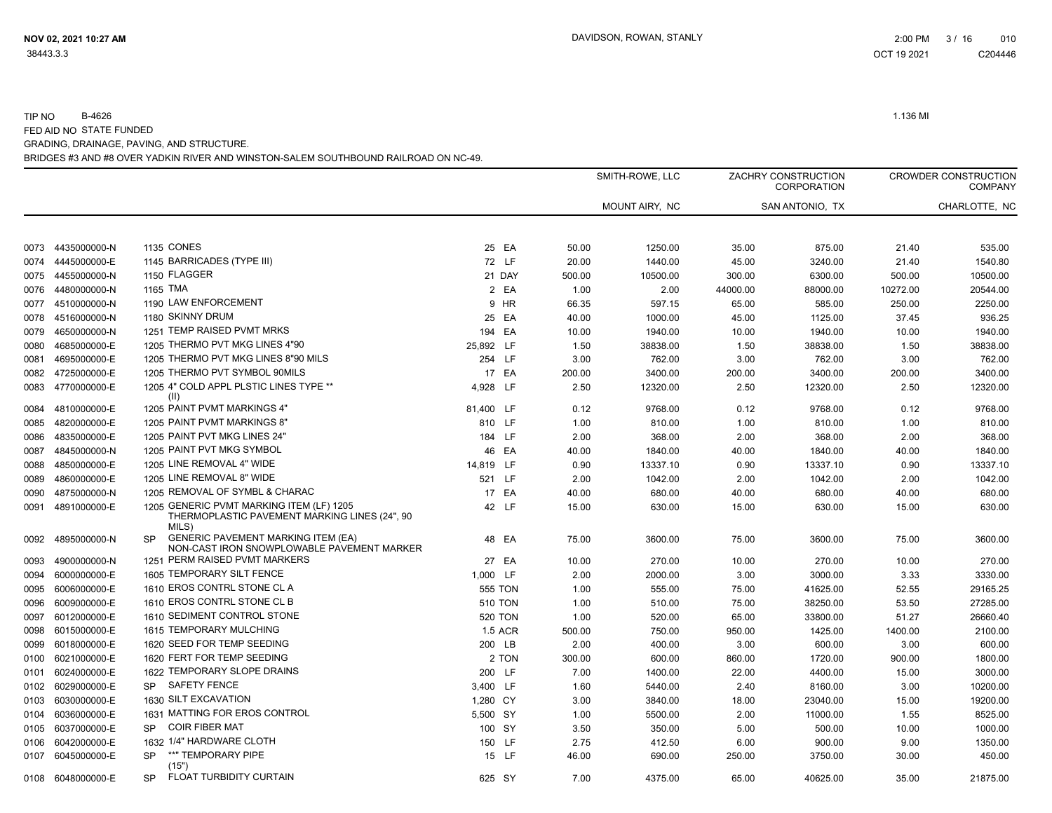TIP NO B-4626

FED AID NO STATE FUNDED

GRADING, DRAINAGE, PAVING, AND STRUCTURE.

BRIDGES #3 AND #8 OVER YADKIN RIVER AND WINSTON-SALEM SOUTHBOUND RAILROAD ON NC-49.

1.136 MI

| | | | | | | SMITH-ROWE, LLC | | ZACHRY CONSTRUCTION CORPORATION | | CROWDER CONSTRUCTION COMPANY | |
|---|---|---|---|---|---|---|---|---|---|---|---|
| | | | | | | MOUNT AIRY, NC | | SAN ANTONIO, TX | | CHARLOTTE, NC | |
| 0073 | 4435000000-N | 1135 | CONES | 25 | EA | 50.00 | 1250.00 | 35.00 | 875.00 | 21.40 | 535.00 |
| 0074 | 4445000000-E | 1145 | BARRICADES (TYPE III) | 72 | LF | 20.00 | 1440.00 | 45.00 | 3240.00 | 21.40 | 1540.80 |
| 0075 | 4455000000-N | 1150 | FLAGGER | 21 | DAY | 500.00 | 10500.00 | 300.00 | 6300.00 | 500.00 | 10500.00 |
| 0076 | 4480000000-N | 1165 | TMA | 2 | EA | 1.00 | 2.00 | 44000.00 | 88000.00 | 10272.00 | 20544.00 |
| 0077 | 4510000000-N | 1190 | LAW ENFORCEMENT | 9 | HR | 66.35 | 597.15 | 65.00 | 585.00 | 250.00 | 2250.00 |
| 0078 | 4516000000-N | 1180 | SKINNY DRUM | 25 | EA | 40.00 | 1000.00 | 45.00 | 1125.00 | 37.45 | 936.25 |
| 0079 | 4650000000-N | 1251 | TEMP RAISED PVMT MRKS | 194 | EA | 10.00 | 1940.00 | 10.00 | 1940.00 | 10.00 | 1940.00 |
| 0080 | 4685000000-E | 1205 | THERMO PVT MKG LINES 4"90 | 25,892 | LF | 1.50 | 38838.00 | 1.50 | 38838.00 | 1.50 | 38838.00 |
| 0081 | 4695000000-E | 1205 | THERMO PVT MKG LINES 8"90 MILS | 254 | LF | 3.00 | 762.00 | 3.00 | 762.00 | 3.00 | 762.00 |
| 0082 | 4725000000-E | 1205 | THERMO PVT SYMBOL 90MILS | 17 | EA | 200.00 | 3400.00 | 200.00 | 3400.00 | 200.00 | 3400.00 |
| 0083 | 4770000000-E | 1205 | 4" COLD APPL PLSTIC LINES TYPE ** (II) | 4,928 | LF | 2.50 | 12320.00 | 2.50 | 12320.00 | 2.50 | 12320.00 |
| 0084 | 4810000000-E | 1205 | PAINT PVMT MARKINGS 4" | 81,400 | LF | 0.12 | 9768.00 | 0.12 | 9768.00 | 0.12 | 9768.00 |
| 0085 | 4820000000-E | 1205 | PAINT PVMT MARKINGS 8" | 810 | LF | 1.00 | 810.00 | 1.00 | 810.00 | 1.00 | 810.00 |
| 0086 | 4835000000-E | 1205 | PAINT PVT MKG LINES 24" | 184 | LF | 2.00 | 368.00 | 2.00 | 368.00 | 2.00 | 368.00 |
| 0087 | 4845000000-N | 1205 | PAINT PVT MKG SYMBOL | 46 | EA | 40.00 | 1840.00 | 40.00 | 1840.00 | 40.00 | 1840.00 |
| 0088 | 4850000000-E | 1205 | LINE REMOVAL 4" WIDE | 14,819 | LF | 0.90 | 13337.10 | 0.90 | 13337.10 | 0.90 | 13337.10 |
| 0089 | 4860000000-E | 1205 | LINE REMOVAL 8" WIDE | 521 | LF | 2.00 | 1042.00 | 2.00 | 1042.00 | 2.00 | 1042.00 |
| 0090 | 4875000000-N | 1205 | REMOVAL OF SYMBL & CHARAC | 17 | EA | 40.00 | 680.00 | 40.00 | 680.00 | 40.00 | 680.00 |
| 0091 | 4891000000-E | 1205 | GENERIC PVMT MARKING ITEM (LF) 1205 THERMOPLASTIC PAVEMENT MARKING LINES (24", 90 MILS) | 42 | LF | 15.00 | 630.00 | 15.00 | 630.00 | 15.00 | 630.00 |
| 0092 | 4895000000-N | SP | GENERIC PAVEMENT MARKING ITEM (EA) NON-CAST IRON SNOWPLOWABLE PAVEMENT MARKER | 48 | EA | 75.00 | 3600.00 | 75.00 | 3600.00 | 75.00 | 3600.00 |
| 0093 | 4900000000-N | 1251 | PERM RAISED PVMT MARKERS | 27 | EA | 10.00 | 270.00 | 10.00 | 270.00 | 10.00 | 270.00 |
| 0094 | 6000000000-E | 1605 | TEMPORARY SILT FENCE | 1,000 | LF | 2.00 | 2000.00 | 3.00 | 3000.00 | 3.33 | 3330.00 |
| 0095 | 6006000000-E | 1610 | EROS CONTRL STONE CL A | 555 | TON | 1.00 | 555.00 | 75.00 | 41625.00 | 52.55 | 29165.25 |
| 0096 | 6009000000-E | 1610 | EROS CONTRL STONE CL B | 510 | TON | 1.00 | 510.00 | 75.00 | 38250.00 | 53.50 | 27285.00 |
| 0097 | 6012000000-E | 1610 | SEDIMENT CONTROL STONE | 520 | TON | 1.00 | 520.00 | 65.00 | 33800.00 | 51.27 | 26660.40 |
| 0098 | 6015000000-E | 1615 | TEMPORARY MULCHING | 1.5 | ACR | 500.00 | 750.00 | 950.00 | 1425.00 | 1400.00 | 2100.00 |
| 0099 | 6018000000-E | 1620 | SEED FOR TEMP SEEDING | 200 | LB | 2.00 | 400.00 | 3.00 | 600.00 | 3.00 | 600.00 |
| 0100 | 6021000000-E | 1620 | FERT FOR TEMP SEEDING | 2 | TON | 300.00 | 600.00 | 860.00 | 1720.00 | 900.00 | 1800.00 |
| 0101 | 6024000000-E | 1622 | TEMPORARY SLOPE DRAINS | 200 | LF | 7.00 | 1400.00 | 22.00 | 4400.00 | 15.00 | 3000.00 |
| 0102 | 6029000000-E | SP | SAFETY FENCE | 3,400 | LF | 1.60 | 5440.00 | 2.40 | 8160.00 | 3.00 | 10200.00 |
| 0103 | 6030000000-E | 1630 | SILT EXCAVATION | 1,280 | CY | 3.00 | 3840.00 | 18.00 | 23040.00 | 15.00 | 19200.00 |
| 0104 | 6036000000-E | 1631 | MATTING FOR EROS CONTROL | 5,500 | SY | 1.00 | 5500.00 | 2.00 | 11000.00 | 1.55 | 8525.00 |
| 0105 | 6037000000-E | SP | COIR FIBER MAT | 100 | SY | 3.50 | 350.00 | 5.00 | 500.00 | 10.00 | 1000.00 |
| 0106 | 6042000000-E | 1632 | 1/4" HARDWARE CLOTH | 150 | LF | 2.75 | 412.50 | 6.00 | 900.00 | 9.00 | 1350.00 |
| 0107 | 6045000000-E | SP | **" TEMPORARY PIPE (15") | 15 | LF | 46.00 | 690.00 | 250.00 | 3750.00 | 30.00 | 450.00 |
| 0108 | 6048000000-E | SP | FLOAT TURBIDITY CURTAIN | 625 | SY | 7.00 | 4375.00 | 65.00 | 40625.00 | 35.00 | 21875.00 |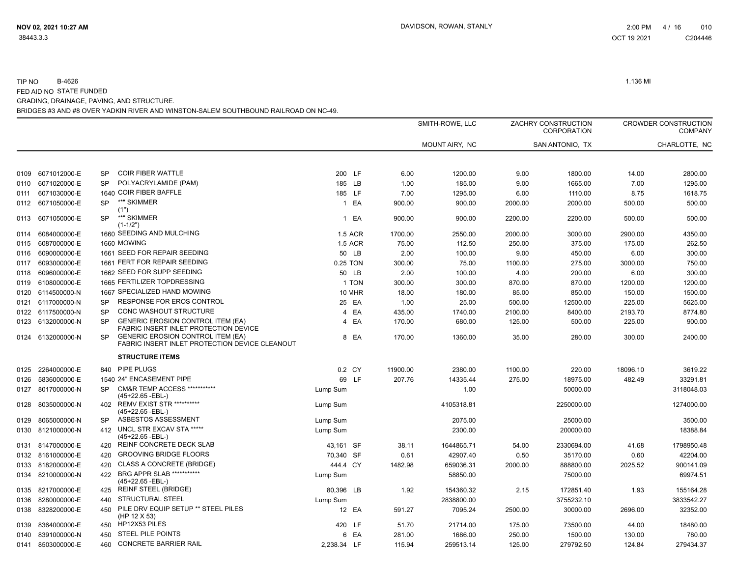TIP NO B-4626

FED AID NO STATE FUNDED

GRADING, DRAINAGE, PAVING, AND STRUCTURE.

BRIDGES #3 AND #8 OVER YADKIN RIVER AND WINSTON-SALEM SOUTHBOUND RAILROAD ON NC-49.

1.136 MI

| | | | | | | SMITH-ROWE, LLC | | ZACHRY CONSTRUCTION CORPORATION | | CROWDER CONSTRUCTION COMPANY | |
|---|---|---|---|---|---|---|---|---|---|---|---|
| | | | | | | MOUNT AIRY, NC | | SAN ANTONIO, TX | | CHARLOTTE, NC | |
| 0109 | 6071012000-E | SP | COIR FIBER WATTLE | 200 | LF | 6.00 | 1200.00 | 9.00 | 1800.00 | 14.00 | 2800.00 |
| 0110 | 6071020000-E | SP | POLYACRYLAMIDE (PAM) | 185 | LB | 1.00 | 185.00 | 9.00 | 1665.00 | 7.00 | 1295.00 |
| 0111 | 6071030000-E | 1640 | COIR FIBER BAFFLE | 185 | LF | 7.00 | 1295.00 | 6.00 | 1110.00 | 8.75 | 1618.75 |
| 0112 | 6071050000-E | SP | **" SKIMMER (1") | 1 | EA | 900.00 | 900.00 | 2000.00 | 2000.00 | 500.00 | 500.00 |
| 0113 | 6071050000-E | SP | **" SKIMMER (1-1/2") | 1 | EA | 900.00 | 900.00 | 2200.00 | 2200.00 | 500.00 | 500.00 |
| 0114 | 6084000000-E | 1660 | SEEDING AND MULCHING | 1.5 | ACR | 1700.00 | 2550.00 | 2000.00 | 3000.00 | 2900.00 | 4350.00 |
| 0115 | 6087000000-E | 1660 | MOWING | 1.5 | ACR | 75.00 | 112.50 | 250.00 | 375.00 | 175.00 | 262.50 |
| 0116 | 6090000000-E | 1661 | SEED FOR REPAIR SEEDING | 50 | LB | 2.00 | 100.00 | 9.00 | 450.00 | 6.00 | 300.00 |
| 0117 | 6093000000-E | 1661 | FERT FOR REPAIR SEEDING | 0.25 | TON | 300.00 | 75.00 | 1100.00 | 275.00 | 3000.00 | 750.00 |
| 0118 | 6096000000-E | 1662 | SEED FOR SUPP SEEDING | 50 | LB | 2.00 | 100.00 | 4.00 | 200.00 | 6.00 | 300.00 |
| 0119 | 6108000000-E | 1665 | FERTILIZER TOPDRESSING | 1 | TON | 300.00 | 300.00 | 870.00 | 870.00 | 1200.00 | 1200.00 |
| 0120 | 6114500000-N | 1667 | SPECIALIZED HAND MOWING | 10 | MHR | 18.00 | 180.00 | 85.00 | 850.00 | 150.00 | 1500.00 |
| 0121 | 6117000000-N | SP | RESPONSE FOR EROS CONTROL | 25 | EA | 1.00 | 25.00 | 500.00 | 12500.00 | 225.00 | 5625.00 |
| 0122 | 6117500000-N | SP | CONC WASHOUT STRUCTURE | 4 | EA | 435.00 | 1740.00 | 2100.00 | 8400.00 | 2193.70 | 8774.80 |
| 0123 | 6132000000-N | SP | GENERIC EROSION CONTROL ITEM (EA) FABRIC INSERT INLET PROTECTION DEVICE | 4 | EA | 170.00 | 680.00 | 125.00 | 500.00 | 225.00 | 900.00 |
| 0124 | 6132000000-N | SP | GENERIC EROSION CONTROL ITEM (EA) FABRIC INSERT INLET PROTECTION DEVICE CLEANOUT | 8 | EA | 170.00 | 1360.00 | 35.00 | 280.00 | 300.00 | 2400.00 |
| | | | **STRUCTURE ITEMS** | | | | | | | | |
| 0125 | 2264000000-E | 840 | PIPE PLUGS | 0.2 | CY | 11900.00 | 2380.00 | 1100.00 | 220.00 | 18096.10 | 3619.22 |
| 0126 | 5836000000-E | 1540 | 24" ENCASEMENT PIPE | 69 | LF | 207.76 | 14335.44 | 275.00 | 18975.00 | 482.49 | 33291.81 |
| 0127 | 8017000000-N | SP | CM&R TEMP ACCESS *********** (45+22.65 -EBL-) | Lump Sum | | | 1.00 | | 50000.00 | | 3118048.03 |
| 0128 | 8035000000-N | 402 | REMV EXIST STR ********** (45+22.65 -EBL-) | Lump Sum | | | 4105318.81 | | 2250000.00 | | 1274000.00 |
| 0129 | 8065000000-N | SP | ASBESTOS ASSESSMENT | Lump Sum | | | 2075.00 | | 25000.00 | | 3500.00 |
| 0130 | 8121000000-N | 412 | UNCL STR EXCAV STA ***** (45+22.65 -EBL-) | Lump Sum | | | 2300.00 | | 200000.00 | | 18388.84 |
| 0131 | 8147000000-E | 420 | REINF CONCRETE DECK SLAB | 43,161 | SF | 38.11 | 1644865.71 | 54.00 | 2330694.00 | 41.68 | 1798950.48 |
| 0132 | 8161000000-E | 420 | GROOVING BRIDGE FLOORS | 70,340 | SF | 0.61 | 42907.40 | 0.50 | 35170.00 | 0.60 | 42204.00 |
| 0133 | 8182000000-E | 420 | CLASS A CONCRETE (BRIDGE) | 444.4 | CY | 1482.98 | 659036.31 | 2000.00 | 888800.00 | 2025.52 | 900141.09 |
| 0134 | 8210000000-N | 422 | BRG APPR SLAB *********** (45+22.65 -EBL-) | Lump Sum | | | 58850.00 | | 75000.00 | | 69974.51 |
| 0135 | 8217000000-E | 425 | REINF STEEL (BRIDGE) | 80,396 | LB | 1.92 | 154360.32 | 2.15 | 172851.40 | 1.93 | 155164.28 |
| 0136 | 8280000000-E | 440 | STRUCTURAL STEEL | Lump Sum | | | 2838800.00 | | 3755232.10 | | 3833542.27 |
| 0138 | 8328200000-E | 450 | PILE DRV EQUIP SETUP ** STEEL PILES (HP 12 X 53) | 12 | EA | 591.27 | 7095.24 | 2500.00 | 30000.00 | 2696.00 | 32352.00 |
| 0139 | 8364000000-E | 450 | HP12X53 PILES | 420 | LF | 51.70 | 21714.00 | 175.00 | 73500.00 | 44.00 | 18480.00 |
| 0140 | 8391000000-N | 450 | STEEL PILE POINTS | 6 | EA | 281.00 | 1686.00 | 250.00 | 1500.00 | 130.00 | 780.00 |
| 0141 | 8503000000-E | 460 | CONCRETE BARRIER RAIL | 2,238.34 | LF | 115.94 | 259513.14 | 125.00 | 279792.50 | 124.84 | 279434.37 |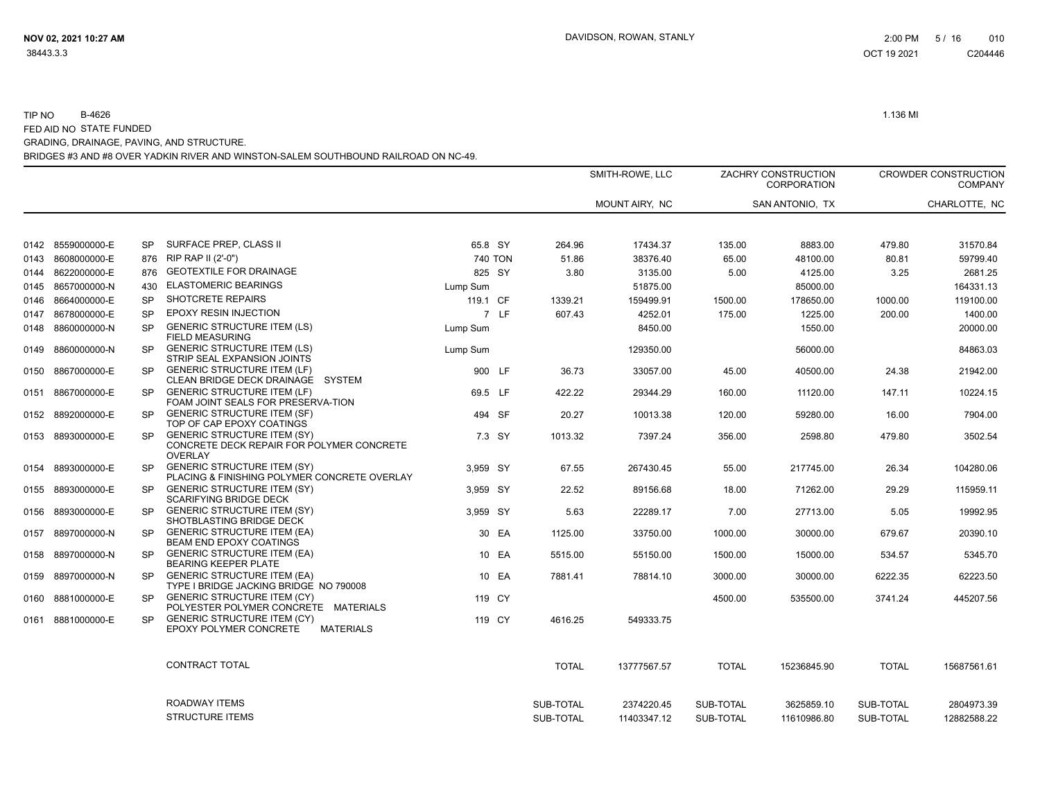TIP NO B-4626 1.136 MI
FED AID NO STATE FUNDED
GRADING, DRAINAGE, PAVING, AND STRUCTURE.
BRIDGES #3 AND #8 OVER YADKIN RIVER AND WINSTON-SALEM SOUTHBOUND RAILROAD ON NC-49.

| | | | | | | SMITH-ROWE, LLC | | ZACHRY CONSTRUCTION CORPORATION | | CROWDER CONSTRUCTION COMPANY | |
|---|---|---|---|---|---|---|---|---|---|---|---|
| | | | | | | MOUNT AIRY, NC | | SAN ANTONIO, TX | | CHARLOTTE, NC | |
| 0142 | 8559000000-E | SP | SURFACE PREP, CLASS II | 65.8 | SY | 264.96 | 17434.37 | 135.00 | 8883.00 | 479.80 | 31570.84 |
| 0143 | 8608000000-E | 876 | RIP RAP II (2'-0") | 740 | TON | 51.86 | 38376.40 | 65.00 | 48100.00 | 80.81 | 59799.40 |
| 0144 | 8622000000-E | 876 | GEOTEXTILE FOR DRAINAGE | 825 | SY | 3.80 | 3135.00 | 5.00 | 4125.00 | 3.25 | 2681.25 |
| 0145 | 8657000000-N | 430 | ELASTOMERIC BEARINGS | Lump Sum | | | 51875.00 | | 85000.00 | | 164331.13 |
| 0146 | 8664000000-E | SP | SHOTCRETE REPAIRS | 119.1 | CF | 1339.21 | 159499.91 | 1500.00 | 178650.00 | 1000.00 | 119100.00 |
| 0147 | 8678000000-E | SP | EPOXY RESIN INJECTION | 7 | LF | 607.43 | 4252.01 | 175.00 | 1225.00 | 200.00 | 1400.00 |
| 0148 | 8860000000-N | SP | GENERIC STRUCTURE ITEM (LS) FIELD MEASURING | Lump Sum | | | 8450.00 | | 1550.00 | | 20000.00 |
| 0149 | 8860000000-N | SP | GENERIC STRUCTURE ITEM (LS) STRIP SEAL EXPANSION JOINTS | Lump Sum | | | 129350.00 | | 56000.00 | | 84863.03 |
| 0150 | 8867000000-E | SP | GENERIC STRUCTURE ITEM (LF) CLEAN BRIDGE DECK DRAINAGE SYSTEM | 900 | LF | 36.73 | 33057.00 | 45.00 | 40500.00 | 24.38 | 21942.00 |
| 0151 | 8867000000-E | SP | GENERIC STRUCTURE ITEM (LF) FOAM JOINT SEALS FOR PRESERVA-TION | 69.5 | LF | 422.22 | 29344.29 | 160.00 | 11120.00 | 147.11 | 10224.15 |
| 0152 | 8892000000-E | SP | GENERIC STRUCTURE ITEM (SF) TOP OF CAP EPOXY COATINGS | 494 | SF | 20.27 | 10013.38 | 120.00 | 59280.00 | 16.00 | 7904.00 |
| 0153 | 8893000000-E | SP | GENERIC STRUCTURE ITEM (SY) CONCRETE DECK REPAIR FOR POLYMER CONCRETE OVERLAY | 7.3 | SY | 1013.32 | 7397.24 | 356.00 | 2598.80 | 479.80 | 3502.54 |
| 0154 | 8893000000-E | SP | GENERIC STRUCTURE ITEM (SY) PLACING & FINISHING POLYMER CONCRETE OVERLAY | 3,959 | SY | 67.55 | 267430.45 | 55.00 | 217745.00 | 26.34 | 104280.06 |
| 0155 | 8893000000-E | SP | GENERIC STRUCTURE ITEM (SY) SCARIFYING BRIDGE DECK | 3,959 | SY | 22.52 | 89156.68 | 18.00 | 71262.00 | 29.29 | 115959.11 |
| 0156 | 8893000000-E | SP | GENERIC STRUCTURE ITEM (SY) SHOTBLASTING BRIDGE DECK | 3,959 | SY | 5.63 | 22289.17 | 7.00 | 27713.00 | 5.05 | 19992.95 |
| 0157 | 8897000000-N | SP | GENERIC STRUCTURE ITEM (EA) BEAM END EPOXY COATINGS | 30 | EA | 1125.00 | 33750.00 | 1000.00 | 30000.00 | 679.67 | 20390.10 |
| 0158 | 8897000000-N | SP | GENERIC STRUCTURE ITEM (EA) BEARING KEEPER PLATE | 10 | EA | 5515.00 | 55150.00 | 1500.00 | 15000.00 | 534.57 | 5345.70 |
| 0159 | 8897000000-N | SP | GENERIC STRUCTURE ITEM (EA) TYPE I BRIDGE JACKING BRIDGE NO 790008 | 10 | EA | 7881.41 | 78814.10 | 3000.00 | 30000.00 | 6222.35 | 62223.50 |
| 0160 | 8881000000-E | SP | GENERIC STRUCTURE ITEM (CY) POLYESTER POLYMER CONCRETE MATERIALS | 119 | CY | | | 4500.00 | 535500.00 | 3741.24 | 445207.56 |
| 0161 | 8881000000-E | SP | GENERIC STRUCTURE ITEM (CY) EPOXY POLYMER CONCRETE MATERIALS | 119 | CY | 4616.25 | 549333.75 | | | | |
| | | | CONTRACT TOTAL | | | TOTAL | 13777567.57 | TOTAL | 15236845.90 | TOTAL | 15687561.61 |
| | | | ROADWAY ITEMS | | | SUB-TOTAL | 2374220.45 | SUB-TOTAL | 3625859.10 | SUB-TOTAL | 2804973.39 |
| | | | STRUCTURE ITEMS | | | SUB-TOTAL | 11403347.12 | SUB-TOTAL | 11610986.80 | SUB-TOTAL | 12882588.22 |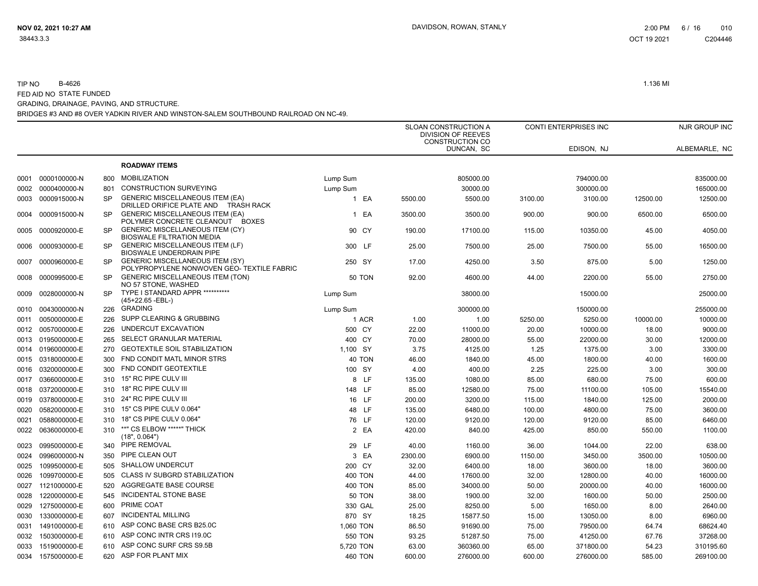TIP NO B-4626

1.136 MI

FED AID NO STATE FUNDED

GRADING, DRAINAGE, PAVING, AND STRUCTURE.

BRIDGES #3 AND #8 OVER YADKIN RIVER AND WINSTON-SALEM SOUTHBOUND RAILROAD ON NC-49.

| | | | | | | SLOAN CONSTRUCTION A DIVISION OF REEVES CONSTRUCTION CO | | CONTI ENTERPRISES INC | | NJR GROUP INC | |
|---|---|---|---|---|---|---|---|---|---|---|---|
| | | | | | | | DUNCAN, SC | | EDISON, NJ | | ALBEMARLE, NC |
| | | | **ROADWAY ITEMS** | | | | | | | | |
| 0001 | 0000100000-N | 800 | MOBILIZATION | Lump Sum | | | 805000.00 | | 794000.00 | | 835000.00 |
| 0002 | 0000400000-N | 801 | CONSTRUCTION SURVEYING | Lump Sum | | | 30000.00 | | 300000.00 | | 165000.00 |
| 0003 | 0000915000-N | SP | GENERIC MISCELLANEOUS ITEM (EA) DRILLED ORIFICE PLATE AND TRASH RACK | 1 | EA | 5500.00 | 5500.00 | 3100.00 | 3100.00 | 12500.00 | 12500.00 |
| 0004 | 0000915000-N | SP | GENERIC MISCELLANEOUS ITEM (EA) POLYMER CONCRETE CLEANOUT BOXES | 1 | EA | 3500.00 | 3500.00 | 900.00 | 900.00 | 6500.00 | 6500.00 |
| 0005 | 0000920000-E | SP | GENERIC MISCELLANEOUS ITEM (CY) BIOSWALE FILTRATION MEDIA | 90 | CY | 190.00 | 17100.00 | 115.00 | 10350.00 | 45.00 | 4050.00 |
| 0006 | 0000930000-E | SP | GENERIC MISCELLANEOUS ITEM (LF) BIOSWALE UNDERDRAIN PIPE | 300 | LF | 25.00 | 7500.00 | 25.00 | 7500.00 | 55.00 | 16500.00 |
| 0007 | 0000960000-E | SP | GENERIC MISCELLANEOUS ITEM (SY) POLYPROPYLENE NONWOVEN GEO- TEXTILE FABRIC | 250 | SY | 17.00 | 4250.00 | 3.50 | 875.00 | 5.00 | 1250.00 |
| 0008 | 0000995000-E | SP | GENERIC MISCELLANEOUS ITEM (TON) NO 57 STONE, WASHED | 50 | TON | 92.00 | 4600.00 | 44.00 | 2200.00 | 55.00 | 2750.00 |
| 0009 | 0028000000-N | SP | TYPE I STANDARD APPR ********** (45+22.65 -EBL-) | Lump Sum | | | 38000.00 | | 15000.00 | | 25000.00 |
| 0010 | 0043000000-N | 226 | GRADING | Lump Sum | | | 300000.00 | | 150000.00 | | 255000.00 |
| 0011 | 0050000000-E | 226 | SUPP CLEARING & GRUBBING | 1 | ACR | 1.00 | 1.00 | 5250.00 | 5250.00 | 10000.00 | 10000.00 |
| 0012 | 0057000000-E | 226 | UNDERCUT EXCAVATION | 500 | CY | 22.00 | 11000.00 | 20.00 | 10000.00 | 18.00 | 9000.00 |
| 0013 | 0195000000-E | 265 | SELECT GRANULAR MATERIAL | 400 | CY | 70.00 | 28000.00 | 55.00 | 22000.00 | 30.00 | 12000.00 |
| 0014 | 0196000000-E | 270 | GEOTEXTILE SOIL STABILIZATION | 1,100 | SY | 3.75 | 4125.00 | 1.25 | 1375.00 | 3.00 | 3300.00 |
| 0015 | 0318000000-E | 300 | FND CONDIT MATL MINOR STRS | 40 | TON | 46.00 | 1840.00 | 45.00 | 1800.00 | 40.00 | 1600.00 |
| 0016 | 0320000000-E | 300 | FND CONDIT GEOTEXTILE | 100 | SY | 4.00 | 400.00 | 2.25 | 225.00 | 3.00 | 300.00 |
| 0017 | 0366000000-E | 310 | 15" RC PIPE CULV III | 8 | LF | 135.00 | 1080.00 | 85.00 | 680.00 | 75.00 | 600.00 |
| 0018 | 0372000000-E | 310 | 18" RC PIPE CULV III | 148 | LF | 85.00 | 12580.00 | 75.00 | 11100.00 | 105.00 | 15540.00 |
| 0019 | 0378000000-E | 310 | 24" RC PIPE CULV III | 16 | LF | 200.00 | 3200.00 | 115.00 | 1840.00 | 125.00 | 2000.00 |
| 0020 | 0582000000-E | 310 | 15" CS PIPE CULV 0.064" | 48 | LF | 135.00 | 6480.00 | 100.00 | 4800.00 | 75.00 | 3600.00 |
| 0021 | 0588000000-E | 310 | 18" CS PIPE CULV 0.064" | 76 | LF | 120.00 | 9120.00 | 120.00 | 9120.00 | 85.00 | 6460.00 |
| 0022 | 0636000000-E | 310 | **" CS ELBOW *****" THICK (18", 0.064") | 2 | EA | 420.00 | 840.00 | 425.00 | 850.00 | 550.00 | 1100.00 |
| 0023 | 0995000000-E | 340 | PIPE REMOVAL | 29 | LF | 40.00 | 1160.00 | 36.00 | 1044.00 | 22.00 | 638.00 |
| 0024 | 0996000000-N | 350 | PIPE CLEAN OUT | 3 | EA | 2300.00 | 6900.00 | 1150.00 | 3450.00 | 3500.00 | 10500.00 |
| 0025 | 1099500000-E | 505 | SHALLOW UNDERCUT | 200 | CY | 32.00 | 6400.00 | 18.00 | 3600.00 | 18.00 | 3600.00 |
| 0026 | 1099700000-E | 505 | CLASS IV SUBGRD STABILIZATION | 400 | TON | 44.00 | 17600.00 | 32.00 | 12800.00 | 40.00 | 16000.00 |
| 0027 | 1121000000-E | 520 | AGGREGATE BASE COURSE | 400 | TON | 85.00 | 34000.00 | 50.00 | 20000.00 | 40.00 | 16000.00 |
| 0028 | 1220000000-E | 545 | INCIDENTAL STONE BASE | 50 | TON | 38.00 | 1900.00 | 32.00 | 1600.00 | 50.00 | 2500.00 |
| 0029 | 1275000000-E | 600 | PRIME COAT | 330 | GAL | 25.00 | 8250.00 | 5.00 | 1650.00 | 8.00 | 2640.00 |
| 0030 | 1330000000-E | 607 | INCIDENTAL MILLING | 870 | SY | 18.25 | 15877.50 | 15.00 | 13050.00 | 8.00 | 6960.00 |
| 0031 | 1491000000-E | 610 | ASP CONC BASE CRS B25.0C | 1,060 | TON | 86.50 | 91690.00 | 75.00 | 79500.00 | 64.74 | 68624.40 |
| 0032 | 1503000000-E | 610 | ASP CONC INTR CRS I19.0C | 550 | TON | 93.25 | 51287.50 | 75.00 | 41250.00 | 67.76 | 37268.00 |
| 0033 | 1519000000-E | 610 | ASP CONC SURF CRS S9.5B | 5,720 | TON | 63.00 | 360360.00 | 65.00 | 371800.00 | 54.23 | 310195.60 |
| 0034 | 1575000000-E | 620 | ASP FOR PLANT MIX | 460 | TON | 600.00 | 276000.00 | 600.00 | 276000.00 | 585.00 | 269100.00 |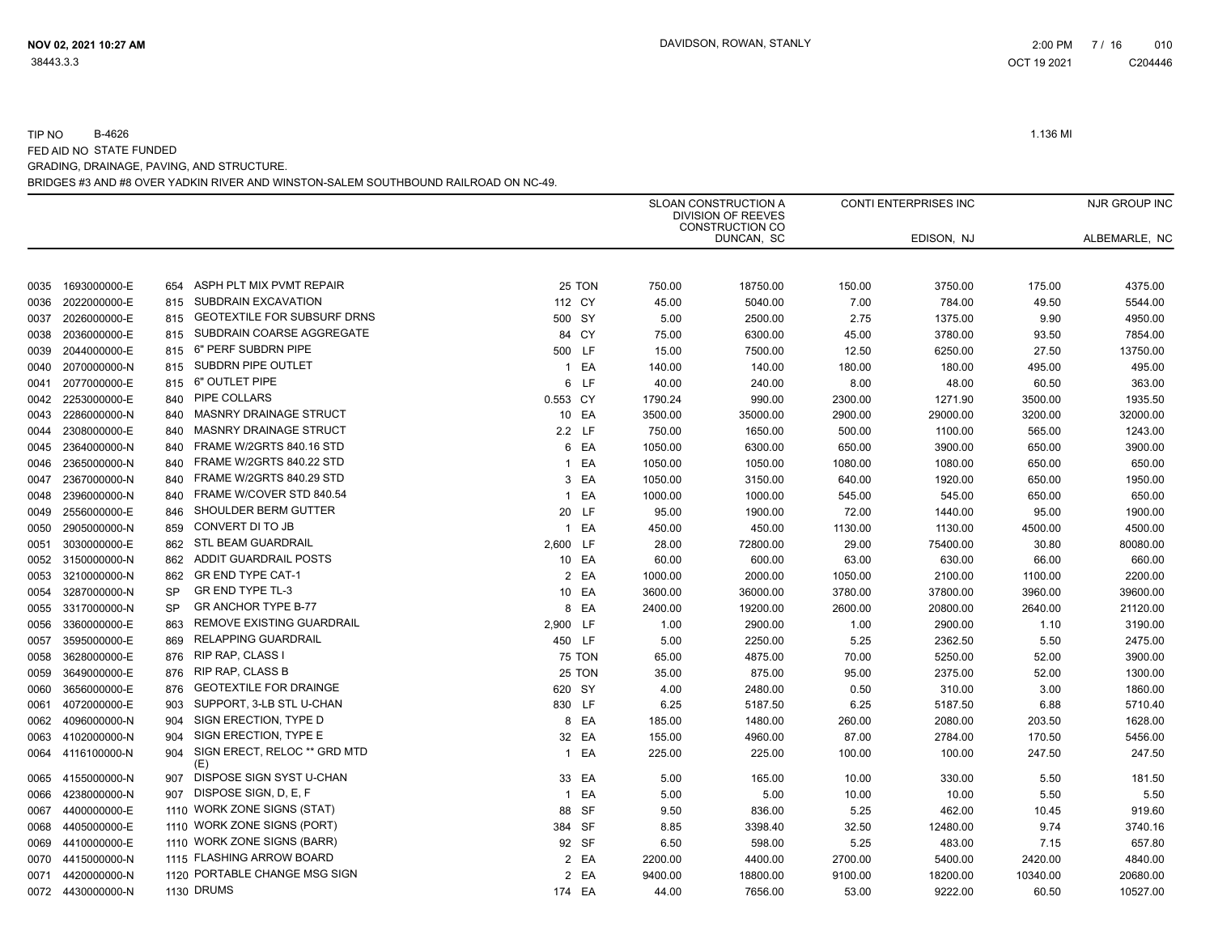TIP NO B-4626 1.136 MI
FED AID NO STATE FUNDED
GRADING, DRAINAGE, PAVING, AND STRUCTURE.
BRIDGES #3 AND #8 OVER YADKIN RIVER AND WINSTON-SALEM SOUTHBOUND RAILROAD ON NC-49.

| | | | | | | SLOAN CONSTRUCTION A DIVISION OF REEVES CONSTRUCTION CO | | CONTI ENTERPRISES INC | | NJR GROUP INC | |
|---|---|---|---|---|---|---|---|---|---|---|---|
| | | | | | | | DUNCAN, SC | | EDISON, NJ | | ALBEMARLE, NC |
| 0035 | 1693000000-E | 654 | ASPH PLT MIX PVMT REPAIR | 25 | TON | 750.00 | 18750.00 | 150.00 | 3750.00 | 175.00 | 4375.00 |
| 0036 | 2022000000-E | 815 | SUBDRAIN EXCAVATION | 112 | CY | 45.00 | 5040.00 | 7.00 | 784.00 | 49.50 | 5544.00 |
| 0037 | 2026000000-E | 815 | GEOTEXTILE FOR SUBSURF DRNS | 500 | SY | 5.00 | 2500.00 | 2.75 | 1375.00 | 9.90 | 4950.00 |
| 0038 | 2036000000-E | 815 | SUBDRAIN COARSE AGGREGATE | 84 | CY | 75.00 | 6300.00 | 45.00 | 3780.00 | 93.50 | 7854.00 |
| 0039 | 2044000000-E | 815 | 6" PERF SUBDRN PIPE | 500 | LF | 15.00 | 7500.00 | 12.50 | 6250.00 | 27.50 | 13750.00 |
| 0040 | 2070000000-N | 815 | SUBDRN PIPE OUTLET | 1 | EA | 140.00 | 140.00 | 180.00 | 180.00 | 495.00 | 495.00 |
| 0041 | 2077000000-E | 815 | 6" OUTLET PIPE | 6 | LF | 40.00 | 240.00 | 8.00 | 48.00 | 60.50 | 363.00 |
| 0042 | 2253000000-E | 840 | PIPE COLLARS | 0.553 | CY | 1790.24 | 990.00 | 2300.00 | 1271.90 | 3500.00 | 1935.50 |
| 0043 | 2286000000-N | 840 | MASNRY DRAINAGE STRUCT | 10 | EA | 3500.00 | 35000.00 | 2900.00 | 29000.00 | 3200.00 | 32000.00 |
| 0044 | 2308000000-E | 840 | MASNRY DRAINAGE STRUCT | 2.2 | LF | 750.00 | 1650.00 | 500.00 | 1100.00 | 565.00 | 1243.00 |
| 0045 | 2364000000-N | 840 | FRAME W/2GRTS 840.16 STD | 6 | EA | 1050.00 | 6300.00 | 650.00 | 3900.00 | 650.00 | 3900.00 |
| 0046 | 2365000000-N | 840 | FRAME W/2GRTS 840.22 STD | 1 | EA | 1050.00 | 1050.00 | 1080.00 | 1080.00 | 650.00 | 650.00 |
| 0047 | 2367000000-N | 840 | FRAME W/2GRTS 840.29 STD | 3 | EA | 1050.00 | 3150.00 | 640.00 | 1920.00 | 650.00 | 1950.00 |
| 0048 | 2396000000-N | 840 | FRAME W/COVER STD 840.54 | 1 | EA | 1000.00 | 1000.00 | 545.00 | 545.00 | 650.00 | 650.00 |
| 0049 | 2556000000-E | 846 | SHOULDER BERM GUTTER | 20 | LF | 95.00 | 1900.00 | 72.00 | 1440.00 | 95.00 | 1900.00 |
| 0050 | 2905000000-N | 859 | CONVERT DI TO JB | 1 | EA | 450.00 | 450.00 | 1130.00 | 1130.00 | 4500.00 | 4500.00 |
| 0051 | 3030000000-E | 862 | STL BEAM GUARDRAIL | 2,600 | LF | 28.00 | 72800.00 | 29.00 | 75400.00 | 30.80 | 80080.00 |
| 0052 | 3150000000-N | 862 | ADDIT GUARDRAIL POSTS | 10 | EA | 60.00 | 600.00 | 63.00 | 630.00 | 66.00 | 660.00 |
| 0053 | 3210000000-N | 862 | GR END TYPE CAT-1 | 2 | EA | 1000.00 | 2000.00 | 1050.00 | 2100.00 | 1100.00 | 2200.00 |
| 0054 | 3287000000-N | SP | GR END TYPE TL-3 | 10 | EA | 3600.00 | 36000.00 | 3780.00 | 37800.00 | 3960.00 | 39600.00 |
| 0055 | 3317000000-N | SP | GR ANCHOR TYPE B-77 | 8 | EA | 2400.00 | 19200.00 | 2600.00 | 20800.00 | 2640.00 | 21120.00 |
| 0056 | 3360000000-E | 863 | REMOVE EXISTING GUARDRAIL | 2,900 | LF | 1.00 | 2900.00 | 1.00 | 2900.00 | 1.10 | 3190.00 |
| 0057 | 3595000000-E | 869 | RELAPPING GUARDRAIL | 450 | LF | 5.00 | 2250.00 | 5.25 | 2362.50 | 5.50 | 2475.00 |
| 0058 | 3628000000-E | 876 | RIP RAP, CLASS I | 75 | TON | 65.00 | 4875.00 | 70.00 | 5250.00 | 52.00 | 3900.00 |
| 0059 | 3649000000-E | 876 | RIP RAP, CLASS B | 25 | TON | 35.00 | 875.00 | 95.00 | 2375.00 | 52.00 | 1300.00 |
| 0060 | 3656000000-E | 876 | GEOTEXTILE FOR DRAINGE | 620 | SY | 4.00 | 2480.00 | 0.50 | 310.00 | 3.00 | 1860.00 |
| 0061 | 4072000000-E | 903 | SUPPORT, 3-LB STL U-CHAN | 830 | LF | 6.25 | 5187.50 | 6.25 | 5187.50 | 6.88 | 5710.40 |
| 0062 | 4096000000-N | 904 | SIGN ERECTION, TYPE D | 8 | EA | 185.00 | 1480.00 | 260.00 | 2080.00 | 203.50 | 1628.00 |
| 0063 | 4102000000-N | 904 | SIGN ERECTION, TYPE E | 32 | EA | 155.00 | 4960.00 | 87.00 | 2784.00 | 170.50 | 5456.00 |
| 0064 | 4116100000-N | 904 | SIGN ERECT, RELOC ** GRD MTD (E) | 1 | EA | 225.00 | 225.00 | 100.00 | 100.00 | 247.50 | 247.50 |
| 0065 | 4155000000-N | 907 | DISPOSE SIGN SYST U-CHAN | 33 | EA | 5.00 | 165.00 | 10.00 | 330.00 | 5.50 | 181.50 |
| 0066 | 4238000000-N | 907 | DISPOSE SIGN, D, E, F | 1 | EA | 5.00 | 5.00 | 10.00 | 10.00 | 5.50 | 5.50 |
| 0067 | 4400000000-E | 1110 | WORK ZONE SIGNS (STAT) | 88 | SF | 9.50 | 836.00 | 5.25 | 462.00 | 10.45 | 919.60 |
| 0068 | 4405000000-E | 1110 | WORK ZONE SIGNS (PORT) | 384 | SF | 8.85 | 3398.40 | 32.50 | 12480.00 | 9.74 | 3740.16 |
| 0069 | 4410000000-E | 1110 | WORK ZONE SIGNS (BARR) | 92 | SF | 6.50 | 598.00 | 5.25 | 483.00 | 7.15 | 657.80 |
| 0070 | 4415000000-N | 1115 | FLASHING ARROW BOARD | 2 | EA | 2200.00 | 4400.00 | 2700.00 | 5400.00 | 2420.00 | 4840.00 |
| 0071 | 4420000000-N | 1120 | PORTABLE CHANGE MSG SIGN | 2 | EA | 9400.00 | 18800.00 | 9100.00 | 18200.00 | 10340.00 | 20680.00 |
| 0072 | 4430000000-N | 1130 | DRUMS | 174 | EA | 44.00 | 7656.00 | 53.00 | 9222.00 | 60.50 | 10527.00 |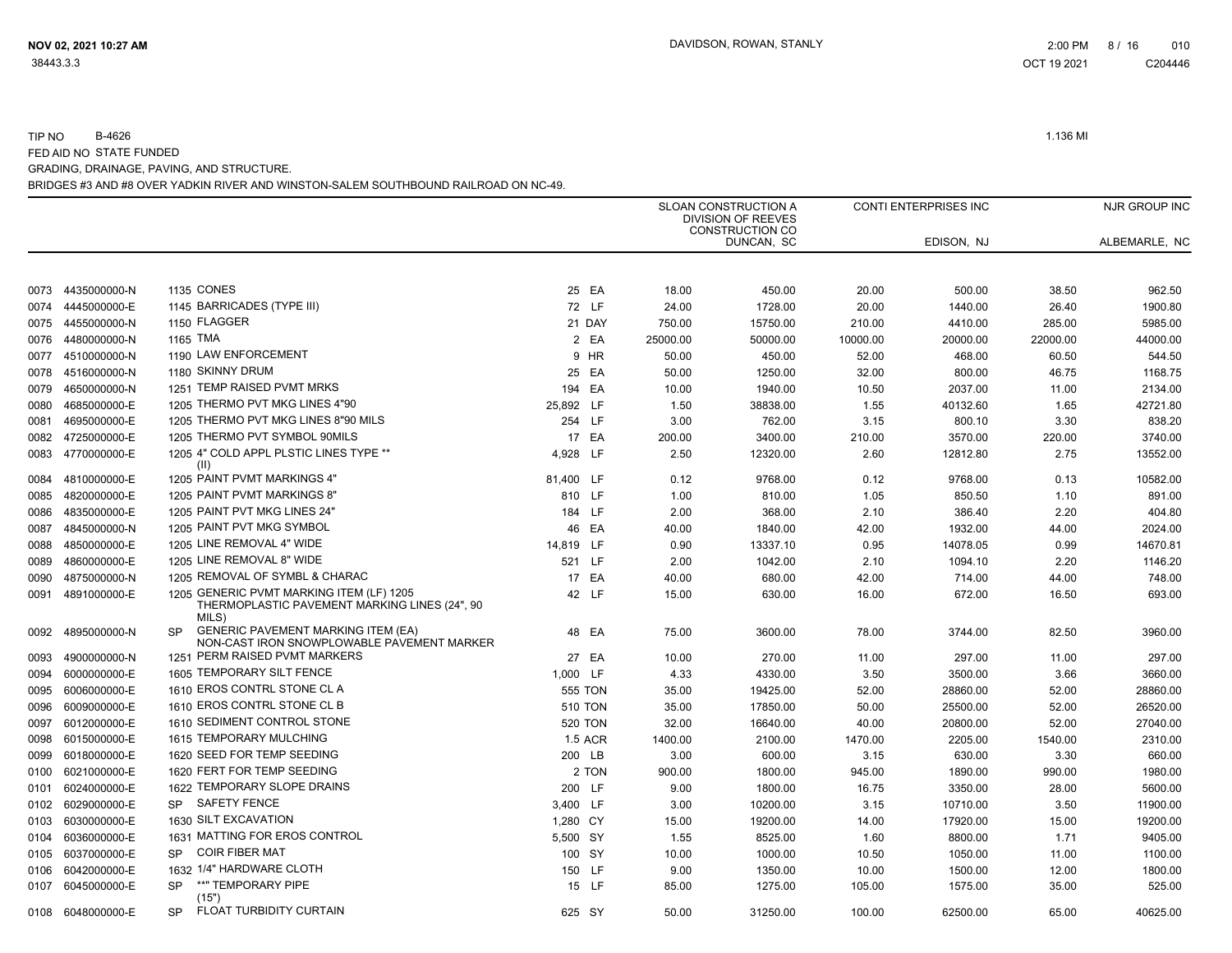TIP NO B-4626 1.136 MI

FED AID NO STATE FUNDED

GRADING, DRAINAGE, PAVING, AND STRUCTURE.

BRIDGES #3 AND #8 OVER YADKIN RIVER AND WINSTON-SALEM SOUTHBOUND RAILROAD ON NC-49.

| | | | | | | SLOAN CONSTRUCTION A DIVISION OF REEVES CONSTRUCTION CO DUNCAN, SC | | CONTI ENTERPRISES INC EDISON, NJ | | NJR GROUP INC ALBEMARLE, NC | |
|---|---|---|---|---|---|---|---|---|---|---|---|
| 0073 | 4435000000-N | 1135 | CONES | 25 | EA | 18.00 | 450.00 | 20.00 | 500.00 | 38.50 | 962.50 |
| 0074 | 4445000000-E | 1145 | BARRICADES (TYPE III) | 72 | LF | 24.00 | 1728.00 | 20.00 | 1440.00 | 26.40 | 1900.80 |
| 0075 | 4455000000-N | 1150 | FLAGGER | 21 | DAY | 750.00 | 15750.00 | 210.00 | 4410.00 | 285.00 | 5985.00 |
| 0076 | 4480000000-N | 1165 | TMA | 2 | EA | 25000.00 | 50000.00 | 10000.00 | 20000.00 | 22000.00 | 44000.00 |
| 0077 | 4510000000-N | 1190 | LAW ENFORCEMENT | 9 | HR | 50.00 | 450.00 | 52.00 | 468.00 | 60.50 | 544.50 |
| 0078 | 4516000000-N | 1180 | SKINNY DRUM | 25 | EA | 50.00 | 1250.00 | 32.00 | 800.00 | 46.75 | 1168.75 |
| 0079 | 4650000000-N | 1251 | TEMP RAISED PVMT MRKS | 194 | EA | 10.00 | 1940.00 | 10.50 | 2037.00 | 11.00 | 2134.00 |
| 0080 | 4685000000-E | 1205 | THERMO PVT MKG LINES 4"90 | 25,892 | LF | 1.50 | 38838.00 | 1.55 | 40132.60 | 1.65 | 42721.80 |
| 0081 | 4695000000-E | 1205 | THERMO PVT MKG LINES 8"90 MILS | 254 | LF | 3.00 | 762.00 | 3.15 | 800.10 | 3.30 | 838.20 |
| 0082 | 4725000000-E | 1205 | THERMO PVT SYMBOL 90MILS | 17 | EA | 200.00 | 3400.00 | 210.00 | 3570.00 | 220.00 | 3740.00 |
| 0083 | 4770000000-E | 1205 | 4" COLD APPL PLSTIC LINES TYPE ** (II) | 4,928 | LF | 2.50 | 12320.00 | 2.60 | 12812.80 | 2.75 | 13552.00 |
| 0084 | 4810000000-E | 1205 | PAINT PVMT MARKINGS 4" | 81,400 | LF | 0.12 | 9768.00 | 0.12 | 9768.00 | 0.13 | 10582.00 |
| 0085 | 4820000000-E | 1205 | PAINT PVMT MARKINGS 8" | 810 | LF | 1.00 | 810.00 | 1.05 | 850.50 | 1.10 | 891.00 |
| 0086 | 4835000000-E | 1205 | PAINT PVT MKG LINES 24" | 184 | LF | 2.00 | 368.00 | 2.10 | 386.40 | 2.20 | 404.80 |
| 0087 | 4845000000-N | 1205 | PAINT PVT MKG SYMBOL | 46 | EA | 40.00 | 1840.00 | 42.00 | 1932.00 | 44.00 | 2024.00 |
| 0088 | 4850000000-E | 1205 | LINE REMOVAL 4" WIDE | 14,819 | LF | 0.90 | 13337.10 | 0.95 | 14078.05 | 0.99 | 14670.81 |
| 0089 | 4860000000-E | 1205 | LINE REMOVAL 8" WIDE | 521 | LF | 2.00 | 1042.00 | 2.10 | 1094.10 | 2.20 | 1146.20 |
| 0090 | 4875000000-N | 1205 | REMOVAL OF SYMBL & CHARAC | 17 | EA | 40.00 | 680.00 | 42.00 | 714.00 | 44.00 | 748.00 |
| 0091 | 4891000000-E | 1205 | GENERIC PVMT MARKING ITEM (LF) 1205 THERMOPLASTIC PAVEMENT MARKING LINES (24", 90 MILS) | 42 | LF | 15.00 | 630.00 | 16.00 | 672.00 | 16.50 | 693.00 |
| 0092 | 4895000000-N | SP | GENERIC PAVEMENT MARKING ITEM (EA) NON-CAST IRON SNOWPLOWABLE PAVEMENT MARKER | 48 | EA | 75.00 | 3600.00 | 78.00 | 3744.00 | 82.50 | 3960.00 |
| 0093 | 4900000000-N | 1251 | PERM RAISED PVMT MARKERS | 27 | EA | 10.00 | 270.00 | 11.00 | 297.00 | 11.00 | 297.00 |
| 0094 | 6000000000-E | 1605 | TEMPORARY SILT FENCE | 1,000 | LF | 4.33 | 4330.00 | 3.50 | 3500.00 | 3.66 | 3660.00 |
| 0095 | 6006000000-E | 1610 | EROS CONTRL STONE CL A | 555 | TON | 35.00 | 19425.00 | 52.00 | 28860.00 | 52.00 | 28860.00 |
| 0096 | 6009000000-E | 1610 | EROS CONTRL STONE CL B | 510 | TON | 35.00 | 17850.00 | 50.00 | 25500.00 | 52.00 | 26520.00 |
| 0097 | 6012000000-E | 1610 | SEDIMENT CONTROL STONE | 520 | TON | 32.00 | 16640.00 | 40.00 | 20800.00 | 52.00 | 27040.00 |
| 0098 | 6015000000-E | 1615 | TEMPORARY MULCHING | 1.5 | ACR | 1400.00 | 2100.00 | 1470.00 | 2205.00 | 1540.00 | 2310.00 |
| 0099 | 6018000000-E | 1620 | SEED FOR TEMP SEEDING | 200 | LB | 3.00 | 600.00 | 3.15 | 630.00 | 3.30 | 660.00 |
| 0100 | 6021000000-E | 1620 | FERT FOR TEMP SEEDING | 2 | TON | 900.00 | 1800.00 | 945.00 | 1890.00 | 990.00 | 1980.00 |
| 0101 | 6024000000-E | 1622 | TEMPORARY SLOPE DRAINS | 200 | LF | 9.00 | 1800.00 | 16.75 | 3350.00 | 28.00 | 5600.00 |
| 0102 | 6029000000-E | SP | SAFETY FENCE | 3,400 | LF | 3.00 | 10200.00 | 3.15 | 10710.00 | 3.50 | 11900.00 |
| 0103 | 6030000000-E | 1630 | SILT EXCAVATION | 1,280 | CY | 15.00 | 19200.00 | 14.00 | 17920.00 | 15.00 | 19200.00 |
| 0104 | 6036000000-E | 1631 | MATTING FOR EROS CONTROL | 5,500 | SY | 1.55 | 8525.00 | 1.60 | 8800.00 | 1.71 | 9405.00 |
| 0105 | 6037000000-E | SP | COIR FIBER MAT | 100 | SY | 10.00 | 1000.00 | 10.50 | 1050.00 | 11.00 | 1100.00 |
| 0106 | 6042000000-E | 1632 | 1/4" HARDWARE CLOTH | 150 | LF | 9.00 | 1350.00 | 10.00 | 1500.00 | 12.00 | 1800.00 |
| 0107 | 6045000000-E | SP | **" TEMPORARY PIPE (15") | 15 | LF | 85.00 | 1275.00 | 105.00 | 1575.00 | 35.00 | 525.00 |
| 0108 | 6048000000-E | SP | FLOAT TURBIDITY CURTAIN | 625 | SY | 50.00 | 31250.00 | 100.00 | 62500.00 | 65.00 | 40625.00 |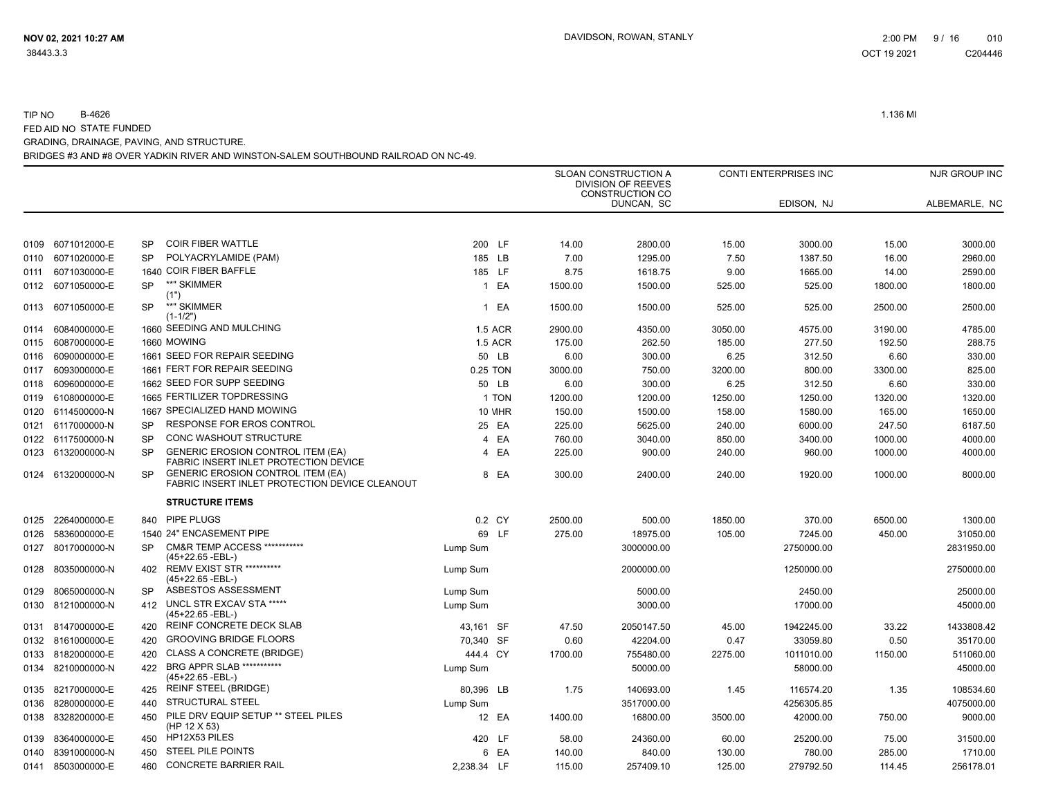TIP NO B-4626 1.136 MI

FED AID NO STATE FUNDED

GRADING, DRAINAGE, PAVING, AND STRUCTURE.

BRIDGES #3 AND #8 OVER YADKIN RIVER AND WINSTON-SALEM SOUTHBOUND RAILROAD ON NC-49.

| | | | | | | SLOAN CONSTRUCTION A DIVISION OF REEVES CONSTRUCTION CO | | CONTI ENTERPRISES INC | | NJR GROUP INC | |
|---|---|---|---|---|---|---|---|---|---|---|---|
| | | | | | | | DUNCAN, SC | | EDISON, NJ | | ALBEMARLE, NC |
| 0109 | 6071012000-E | SP | COIR FIBER WATTLE | 200 | LF | 14.00 | 2800.00 | 15.00 | 3000.00 | 15.00 | 3000.00 |
| 0110 | 6071020000-E | SP | POLYACRYLAMIDE (PAM) | 185 | LB | 7.00 | 1295.00 | 7.50 | 1387.50 | 16.00 | 2960.00 |
| 0111 | 6071030000-E | 1640 | COIR FIBER BAFFLE | 185 | LF | 8.75 | 1618.75 | 9.00 | 1665.00 | 14.00 | 2590.00 |
| 0112 | 6071050000-E | SP | \*\*" SKIMMER (1") | 1 | EA | 1500.00 | 1500.00 | 525.00 | 525.00 | 1800.00 | 1800.00 |
| 0113 | 6071050000-E | SP | \*\*" SKIMMER (1-1/2") | 1 | EA | 1500.00 | 1500.00 | 525.00 | 525.00 | 2500.00 | 2500.00 |
| 0114 | 6084000000-E | 1660 | SEEDING AND MULCHING | 1.5 | ACR | 2900.00 | 4350.00 | 3050.00 | 4575.00 | 3190.00 | 4785.00 |
| 0115 | 6087000000-E | 1660 | MOWING | 1.5 | ACR | 175.00 | 262.50 | 185.00 | 277.50 | 192.50 | 288.75 |
| 0116 | 6090000000-E | 1661 | SEED FOR REPAIR SEEDING | 50 | LB | 6.00 | 300.00 | 6.25 | 312.50 | 6.60 | 330.00 |
| 0117 | 6093000000-E | 1661 | FERT FOR REPAIR SEEDING | 0.25 | TON | 3000.00 | 750.00 | 3200.00 | 800.00 | 3300.00 | 825.00 |
| 0118 | 6096000000-E | 1662 | SEED FOR SUPP SEEDING | 50 | LB | 6.00 | 300.00 | 6.25 | 312.50 | 6.60 | 330.00 |
| 0119 | 6108000000-E | 1665 | FERTILIZER TOPDRESSING | 1 | TON | 1200.00 | 1200.00 | 1250.00 | 1250.00 | 1320.00 | 1320.00 |
| 0120 | 6114500000-N | 1667 | SPECIALIZED HAND MOWING | 10 | MHR | 150.00 | 1500.00 | 158.00 | 1580.00 | 165.00 | 1650.00 |
| 0121 | 6117000000-N | SP | RESPONSE FOR EROS CONTROL | 25 | EA | 225.00 | 5625.00 | 240.00 | 6000.00 | 247.50 | 6187.50 |
| 0122 | 6117500000-N | SP | CONC WASHOUT STRUCTURE | 4 | EA | 760.00 | 3040.00 | 850.00 | 3400.00 | 1000.00 | 4000.00 |
| 0123 | 6132000000-N | SP | GENERIC EROSION CONTROL ITEM (EA) FABRIC INSERT INLET PROTECTION DEVICE | 4 | EA | 225.00 | 900.00 | 240.00 | 960.00 | 1000.00 | 4000.00 |
| 0124 | 6132000000-N | SP | GENERIC EROSION CONTROL ITEM (EA) FABRIC INSERT INLET PROTECTION DEVICE CLEANOUT | 8 | EA | 300.00 | 2400.00 | 240.00 | 1920.00 | 1000.00 | 8000.00 |
| | | | **STRUCTURE ITEMS** | | | | | | | | |
| 0125 | 2264000000-E | 840 | PIPE PLUGS | 0.2 | CY | 2500.00 | 500.00 | 1850.00 | 370.00 | 6500.00 | 1300.00 |
| 0126 | 5836000000-E | 1540 | 24" ENCASEMENT PIPE | 69 | LF | 275.00 | 18975.00 | 105.00 | 7245.00 | 450.00 | 31050.00 |
| 0127 | 8017000000-N | SP | CM&R TEMP ACCESS \*\*\*\*\*\*\*\*\*\*\* (45+22.65 -EBL-) | Lump Sum | | | 3000000.00 | | 2750000.00 | | 2831950.00 |
| 0128 | 8035000000-N | 402 | REMV EXIST STR \*\*\*\*\*\*\*\*\*\* (45+22.65 -EBL-) | Lump Sum | | | 2000000.00 | | 1250000.00 | | 2750000.00 |
| 0129 | 8065000000-N | SP | ASBESTOS ASSESSMENT | Lump Sum | | | 5000.00 | | 2450.00 | | 25000.00 |
| 0130 | 8121000000-N | 412 | UNCL STR EXCAV STA \*\*\*\*\* (45+22.65 -EBL-) | Lump Sum | | | 3000.00 | | 17000.00 | | 45000.00 |
| 0131 | 8147000000-E | 420 | REINF CONCRETE DECK SLAB | 43,161 | SF | 47.50 | 2050147.50 | 45.00 | 1942245.00 | 33.22 | 1433808.42 |
| 0132 | 8161000000-E | 420 | GROOVING BRIDGE FLOORS | 70,340 | SF | 0.60 | 42204.00 | 0.47 | 33059.80 | 0.50 | 35170.00 |
| 0133 | 8182000000-E | 420 | CLASS A CONCRETE (BRIDGE) | 444.4 | CY | 1700.00 | 755480.00 | 2275.00 | 1011010.00 | 1150.00 | 511060.00 |
| 0134 | 8210000000-N | 422 | BRG APPR SLAB \*\*\*\*\*\*\*\*\*\*\* (45+22.65 -EBL-) | Lump Sum | | | 50000.00 | | 58000.00 | | 45000.00 |
| 0135 | 8217000000-E | 425 | REINF STEEL (BRIDGE) | 80,396 | LB | 1.75 | 140693.00 | 1.45 | 116574.20 | 1.35 | 108534.60 |
| 0136 | 8280000000-E | 440 | STRUCTURAL STEEL | Lump Sum | | | 3517000.00 | | 4256305.85 | | 4075000.00 |
| 0138 | 8328200000-E | 450 | PILE DRV EQUIP SETUP \*\* STEEL PILES (HP 12 X 53) | 12 | EA | 1400.00 | 16800.00 | 3500.00 | 42000.00 | 750.00 | 9000.00 |
| 0139 | 8364000000-E | 450 | HP12X53 PILES | 420 | LF | 58.00 | 24360.00 | 60.00 | 25200.00 | 75.00 | 31500.00 |
| 0140 | 8391000000-N | 450 | STEEL PILE POINTS | 6 | EA | 140.00 | 840.00 | 130.00 | 780.00 | 285.00 | 1710.00 |
| 0141 | 8503000000-E | 460 | CONCRETE BARRIER RAIL | 2,238.34 | LF | 115.00 | 257409.10 | 125.00 | 279792.50 | 114.45 | 256178.01 |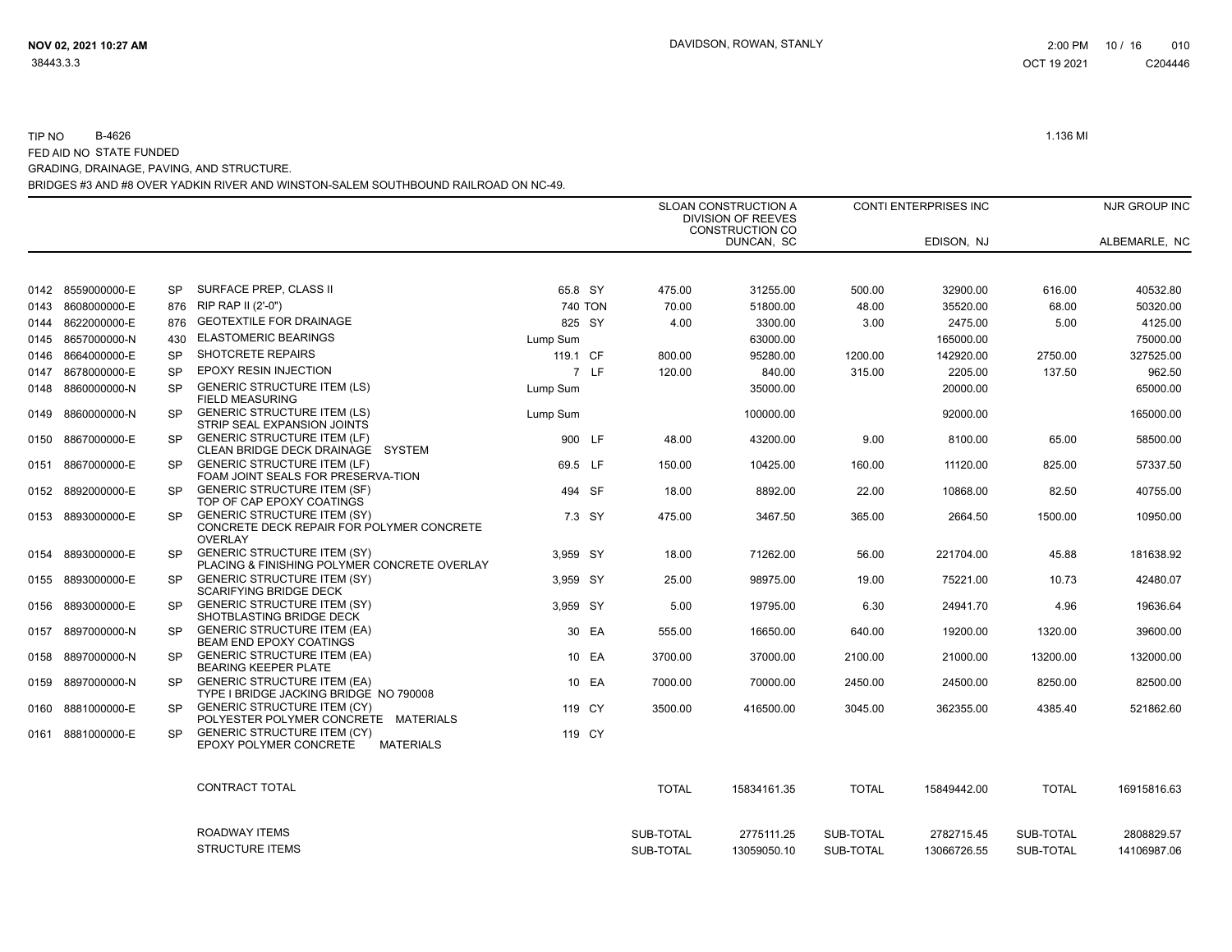TIP NO B-4626 1.136 MI
FED AID NO STATE FUNDED
GRADING, DRAINAGE, PAVING, AND STRUCTURE.
BRIDGES #3 AND #8 OVER YADKIN RIVER AND WINSTON-SALEM SOUTHBOUND RAILROAD ON NC-49.

| | | | | | | SLOAN CONSTRUCTION A DIVISION OF REEVES CONSTRUCTION CO | | CONTI ENTERPRISES INC | | NJR GROUP INC | |
|---|---|---|---|---|---|---|---|---|---|---|---|
| | | | | | | | DUNCAN, SC | | EDISON, NJ | | ALBEMARLE, NC |
| 0142 | 8559000000-E | SP | SURFACE PREP, CLASS II | 65.8 | SY | 475.00 | 31255.00 | 500.00 | 32900.00 | 616.00 | 40532.80 |
| 0143 | 8608000000-E | 876 | RIP RAP II (2'-0") | 740 | TON | 70.00 | 51800.00 | 48.00 | 35520.00 | 68.00 | 50320.00 |
| 0144 | 8622000000-E | 876 | GEOTEXTILE FOR DRAINAGE | 825 | SY | 4.00 | 3300.00 | 3.00 | 2475.00 | 5.00 | 4125.00 |
| 0145 | 8657000000-N | 430 | ELASTOMERIC BEARINGS | Lump Sum | | | 63000.00 | | 165000.00 | | 75000.00 |
| 0146 | 8664000000-E | SP | SHOTCRETE REPAIRS | 119.1 | CF | 800.00 | 95280.00 | 1200.00 | 142920.00 | 2750.00 | 327525.00 |
| 0147 | 8678000000-E | SP | EPOXY RESIN INJECTION | 7 | LF | 120.00 | 840.00 | 315.00 | 2205.00 | 137.50 | 962.50 |
| 0148 | 8860000000-N | SP | GENERIC STRUCTURE ITEM (LS) FIELD MEASURING | Lump Sum | | | 35000.00 | | 20000.00 | | 65000.00 |
| 0149 | 8860000000-N | SP | GENERIC STRUCTURE ITEM (LS) STRIP SEAL EXPANSION JOINTS | Lump Sum | | | 100000.00 | | 92000.00 | | 165000.00 |
| 0150 | 8867000000-E | SP | GENERIC STRUCTURE ITEM (LF) CLEAN BRIDGE DECK DRAINAGE SYSTEM | 900 | LF | 48.00 | 43200.00 | 9.00 | 8100.00 | 65.00 | 58500.00 |
| 0151 | 8867000000-E | SP | GENERIC STRUCTURE ITEM (LF) FOAM JOINT SEALS FOR PRESERVA-TION | 69.5 | LF | 150.00 | 10425.00 | 160.00 | 11120.00 | 825.00 | 57337.50 |
| 0152 | 8892000000-E | SP | GENERIC STRUCTURE ITEM (SF) TOP OF CAP EPOXY COATINGS | 494 | SF | 18.00 | 8892.00 | 22.00 | 10868.00 | 82.50 | 40755.00 |
| 0153 | 8893000000-E | SP | GENERIC STRUCTURE ITEM (SY) CONCRETE DECK REPAIR FOR POLYMER CONCRETE OVERLAY | 7.3 | SY | 475.00 | 3467.50 | 365.00 | 2664.50 | 1500.00 | 10950.00 |
| 0154 | 8893000000-E | SP | GENERIC STRUCTURE ITEM (SY) PLACING & FINISHING POLYMER CONCRETE OVERLAY | 3,959 | SY | 18.00 | 71262.00 | 56.00 | 221704.00 | 45.88 | 181638.92 |
| 0155 | 8893000000-E | SP | GENERIC STRUCTURE ITEM (SY) SCARIFYING BRIDGE DECK | 3,959 | SY | 25.00 | 98975.00 | 19.00 | 75221.00 | 10.73 | 42480.07 |
| 0156 | 8893000000-E | SP | GENERIC STRUCTURE ITEM (SY) SHOTBLASTING BRIDGE DECK | 3,959 | SY | 5.00 | 19795.00 | 6.30 | 24941.70 | 4.96 | 19636.64 |
| 0157 | 8897000000-N | SP | GENERIC STRUCTURE ITEM (EA) BEAM END EPOXY COATINGS | 30 | EA | 555.00 | 16650.00 | 640.00 | 19200.00 | 1320.00 | 39600.00 |
| 0158 | 8897000000-N | SP | GENERIC STRUCTURE ITEM (EA) BEARING KEEPER PLATE | 10 | EA | 3700.00 | 37000.00 | 2100.00 | 21000.00 | 13200.00 | 132000.00 |
| 0159 | 8897000000-N | SP | GENERIC STRUCTURE ITEM (EA) TYPE I BRIDGE JACKING BRIDGE NO 790008 | 10 | EA | 7000.00 | 70000.00 | 2450.00 | 24500.00 | 8250.00 | 82500.00 |
| 0160 | 8881000000-E | SP | GENERIC STRUCTURE ITEM (CY) POLYESTER POLYMER CONCRETE MATERIALS | 119 | CY | 3500.00 | 416500.00 | 3045.00 | 362355.00 | 4385.40 | 521862.60 |
| 0161 | 8881000000-E | SP | GENERIC STRUCTURE ITEM (CY) EPOXY POLYMER CONCRETE MATERIALS | 119 | CY | | | | | | |
| | | | CONTRACT TOTAL | | | TOTAL | 15834161.35 | TOTAL | 15849442.00 | TOTAL | 16915816.63 |
| | | | ROADWAY ITEMS | | | SUB-TOTAL | 2775111.25 | SUB-TOTAL | 2782715.45 | SUB-TOTAL | 2808829.57 |
| | | | STRUCTURE ITEMS | | | SUB-TOTAL | 13059050.10 | SUB-TOTAL | 13066726.55 | SUB-TOTAL | 14106987.06 |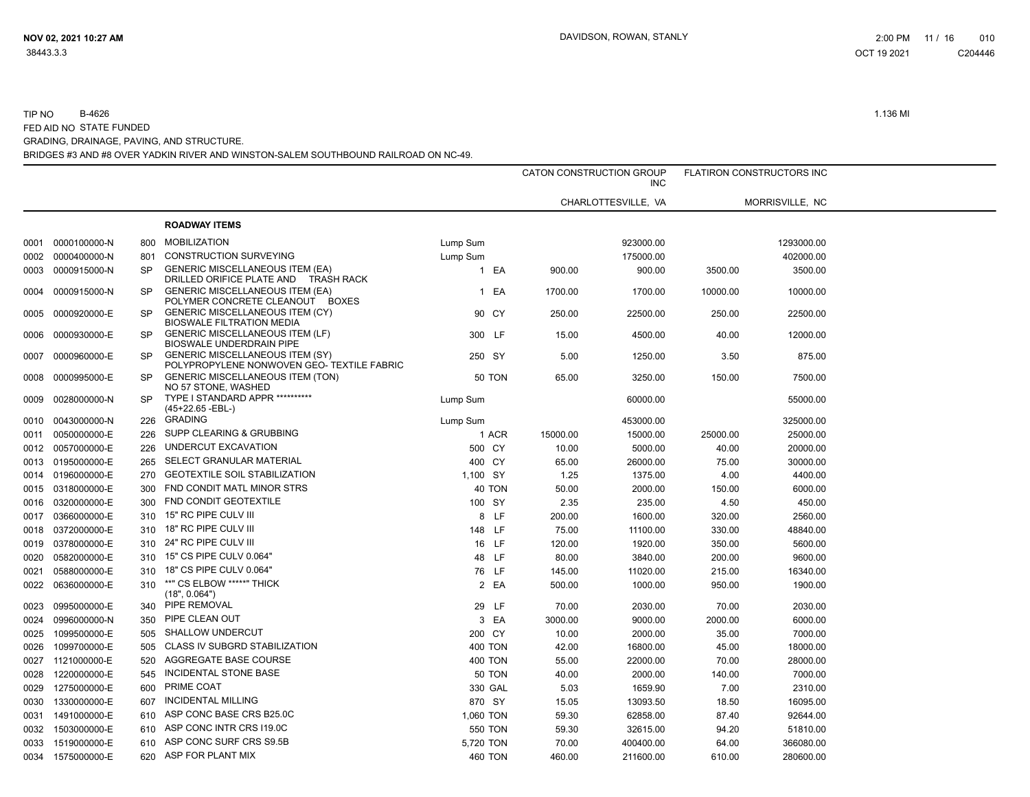TIP NO B-4626 1.136 MI

FED AID NO STATE FUNDED

GRADING, DRAINAGE, PAVING, AND STRUCTURE.

BRIDGES #3 AND #8 OVER YADKIN RIVER AND WINSTON-SALEM SOUTHBOUND RAILROAD ON NC-49.

| | | | | | | CATON CONSTRUCTION GROUP INC | | FLATIRON CONSTRUCTORS INC | |
|---|---|---|---|---|---|---|---|---|---|
| | | | | | | CHARLOTTESVILLE, VA | | MORRISVILLE, NC | |
| | | | **ROADWAY ITEMS** | | | | | | |
| 0001 | 0000100000-N | 800 | MOBILIZATION | Lump Sum | | | 923000.00 | | 1293000.00 |
| 0002 | 0000400000-N | 801 | CONSTRUCTION SURVEYING | Lump Sum | | | 175000.00 | | 402000.00 |
| 0003 | 0000915000-N | SP | GENERIC MISCELLANEOUS ITEM (EA) DRILLED ORIFICE PLATE AND TRASH RACK | 1 | EA | 900.00 | 900.00 | 3500.00 | 3500.00 |
| 0004 | 0000915000-N | SP | GENERIC MISCELLANEOUS ITEM (EA) POLYMER CONCRETE CLEANOUT BOXES | 1 | EA | 1700.00 | 1700.00 | 10000.00 | 10000.00 |
| 0005 | 0000920000-E | SP | GENERIC MISCELLANEOUS ITEM (CY) BIOSWALE FILTRATION MEDIA | 90 | CY | 250.00 | 22500.00 | 250.00 | 22500.00 |
| 0006 | 0000930000-E | SP | GENERIC MISCELLANEOUS ITEM (LF) BIOSWALE UNDERDRAIN PIPE | 300 | LF | 15.00 | 4500.00 | 40.00 | 12000.00 |
| 0007 | 0000960000-E | SP | GENERIC MISCELLANEOUS ITEM (SY) POLYPROPYLENE NONWOVEN GEO- TEXTILE FABRIC | 250 | SY | 5.00 | 1250.00 | 3.50 | 875.00 |
| 0008 | 0000995000-E | SP | GENERIC MISCELLANEOUS ITEM (TON) NO 57 STONE, WASHED | 50 | TON | 65.00 | 3250.00 | 150.00 | 7500.00 |
| 0009 | 0028000000-N | SP | TYPE I STANDARD APPR ********** (45+22.65 -EBL-) | Lump Sum | | | 60000.00 | | 55000.00 |
| 0010 | 0043000000-N | 226 | GRADING | Lump Sum | | | 453000.00 | | 325000.00 |
| 0011 | 0050000000-E | 226 | SUPP CLEARING & GRUBBING | 1 | ACR | 15000.00 | 15000.00 | 25000.00 | 25000.00 |
| 0012 | 0057000000-E | 226 | UNDERCUT EXCAVATION | 500 | CY | 10.00 | 5000.00 | 40.00 | 20000.00 |
| 0013 | 0195000000-E | 265 | SELECT GRANULAR MATERIAL | 400 | CY | 65.00 | 26000.00 | 75.00 | 30000.00 |
| 0014 | 0196000000-E | 270 | GEOTEXTILE SOIL STABILIZATION | 1,100 | SY | 1.25 | 1375.00 | 4.00 | 4400.00 |
| 0015 | 0318000000-E | 300 | FND CONDIT MATL MINOR STRS | 40 | TON | 50.00 | 2000.00 | 150.00 | 6000.00 |
| 0016 | 0320000000-E | 300 | FND CONDIT GEOTEXTILE | 100 | SY | 2.35 | 235.00 | 4.50 | 450.00 |
| 0017 | 0366000000-E | 310 | 15" RC PIPE CULV III | 8 | LF | 200.00 | 1600.00 | 320.00 | 2560.00 |
| 0018 | 0372000000-E | 310 | 18" RC PIPE CULV III | 148 | LF | 75.00 | 11100.00 | 330.00 | 48840.00 |
| 0019 | 0378000000-E | 310 | 24" RC PIPE CULV III | 16 | LF | 120.00 | 1920.00 | 350.00 | 5600.00 |
| 0020 | 0582000000-E | 310 | 15" CS PIPE CULV 0.064" | 48 | LF | 80.00 | 3840.00 | 200.00 | 9600.00 |
| 0021 | 0588000000-E | 310 | 18" CS PIPE CULV 0.064" | 76 | LF | 145.00 | 11020.00 | 215.00 | 16340.00 |
| 0022 | 0636000000-E | 310 | **" CS ELBOW *****" THICK (18", 0.064") | 2 | EA | 500.00 | 1000.00 | 950.00 | 1900.00 |
| 0023 | 0995000000-E | 340 | PIPE REMOVAL | 29 | LF | 70.00 | 2030.00 | 70.00 | 2030.00 |
| 0024 | 0996000000-N | 350 | PIPE CLEAN OUT | 3 | EA | 3000.00 | 9000.00 | 2000.00 | 6000.00 |
| 0025 | 1099500000-E | 505 | SHALLOW UNDERCUT | 200 | CY | 10.00 | 2000.00 | 35.00 | 7000.00 |
| 0026 | 1099700000-E | 505 | CLASS IV SUBGRD STABILIZATION | 400 | TON | 42.00 | 16800.00 | 45.00 | 18000.00 |
| 0027 | 1121000000-E | 520 | AGGREGATE BASE COURSE | 400 | TON | 55.00 | 22000.00 | 70.00 | 28000.00 |
| 0028 | 1220000000-E | 545 | INCIDENTAL STONE BASE | 50 | TON | 40.00 | 2000.00 | 140.00 | 7000.00 |
| 0029 | 1275000000-E | 600 | PRIME COAT | 330 | GAL | 5.03 | 1659.90 | 7.00 | 2310.00 |
| 0030 | 1330000000-E | 607 | INCIDENTAL MILLING | 870 | SY | 15.05 | 13093.50 | 18.50 | 16095.00 |
| 0031 | 1491000000-E | 610 | ASP CONC BASE CRS B25.0C | 1,060 | TON | 59.30 | 62858.00 | 87.40 | 92644.00 |
| 0032 | 1503000000-E | 610 | ASP CONC INTR CRS I19.0C | 550 | TON | 59.30 | 32615.00 | 94.20 | 51810.00 |
| 0033 | 1519000000-E | 610 | ASP CONC SURF CRS S9.5B | 5,720 | TON | 70.00 | 400400.00 | 64.00 | 366080.00 |
| 0034 | 1575000000-E | 620 | ASP FOR PLANT MIX | 460 | TON | 460.00 | 211600.00 | 610.00 | 280600.00 |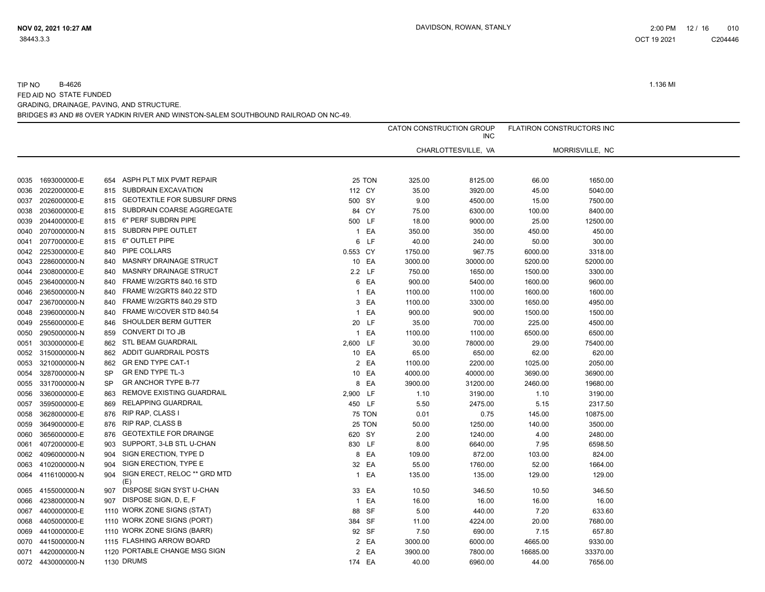TIP NO B-4626

FED AID NO STATE FUNDED

GRADING, DRAINAGE, PAVING, AND STRUCTURE.

BRIDGES #3 AND #8 OVER YADKIN RIVER AND WINSTON-SALEM SOUTHBOUND RAILROAD ON NC-49.

1.136 MI

| | | | | | | CATON CONSTRUCTION GROUP INC | | FLATIRON CONSTRUCTORS INC | |
|---|---|---|---|---|---|---|---|---|---|
| | | | | | | CHARLOTTESVILLE, VA | | MORRISVILLE, NC | |
| 0035 | 1693000000-E | 654 | ASPH PLT MIX PVMT REPAIR | 25 | TON | 325.00 | 8125.00 | 66.00 | 1650.00 |
| 0036 | 2022000000-E | 815 | SUBDRAIN EXCAVATION | 112 | CY | 35.00 | 3920.00 | 45.00 | 5040.00 |
| 0037 | 2026000000-E | 815 | GEOTEXTILE FOR SUBSURF DRNS | 500 | SY | 9.00 | 4500.00 | 15.00 | 7500.00 |
| 0038 | 2036000000-E | 815 | SUBDRAIN COARSE AGGREGATE | 84 | CY | 75.00 | 6300.00 | 100.00 | 8400.00 |
| 0039 | 2044000000-E | 815 | 6" PERF SUBDRN PIPE | 500 | LF | 18.00 | 9000.00 | 25.00 | 12500.00 |
| 0040 | 2070000000-N | 815 | SUBDRN PIPE OUTLET | 1 | EA | 350.00 | 350.00 | 450.00 | 450.00 |
| 0041 | 2077000000-E | 815 | 6" OUTLET PIPE | 6 | LF | 40.00 | 240.00 | 50.00 | 300.00 |
| 0042 | 2253000000-E | 840 | PIPE COLLARS | 0.553 | CY | 1750.00 | 967.75 | 6000.00 | 3318.00 |
| 0043 | 2286000000-N | 840 | MASNRY DRAINAGE STRUCT | 10 | EA | 3000.00 | 30000.00 | 5200.00 | 52000.00 |
| 0044 | 2308000000-E | 840 | MASNRY DRAINAGE STRUCT | 2.2 | LF | 750.00 | 1650.00 | 1500.00 | 3300.00 |
| 0045 | 2364000000-N | 840 | FRAME W/2GRTS 840.16 STD | 6 | EA | 900.00 | 5400.00 | 1600.00 | 9600.00 |
| 0046 | 2365000000-N | 840 | FRAME W/2GRTS 840.22 STD | 1 | EA | 1100.00 | 1100.00 | 1600.00 | 1600.00 |
| 0047 | 2367000000-N | 840 | FRAME W/2GRTS 840.29 STD | 3 | EA | 1100.00 | 3300.00 | 1650.00 | 4950.00 |
| 0048 | 2396000000-N | 840 | FRAME W/COVER STD 840.54 | 1 | EA | 900.00 | 900.00 | 1500.00 | 1500.00 |
| 0049 | 2556000000-E | 846 | SHOULDER BERM GUTTER | 20 | LF | 35.00 | 700.00 | 225.00 | 4500.00 |
| 0050 | 2905000000-N | 859 | CONVERT DI TO JB | 1 | EA | 1100.00 | 1100.00 | 6500.00 | 6500.00 |
| 0051 | 3030000000-E | 862 | STL BEAM GUARDRAIL | 2,600 | LF | 30.00 | 78000.00 | 29.00 | 75400.00 |
| 0052 | 3150000000-N | 862 | ADDIT GUARDRAIL POSTS | 10 | EA | 65.00 | 650.00 | 62.00 | 620.00 |
| 0053 | 3210000000-N | 862 | GR END TYPE CAT-1 | 2 | EA | 1100.00 | 2200.00 | 1025.00 | 2050.00 |
| 0054 | 3287000000-N | SP | GR END TYPE TL-3 | 10 | EA | 4000.00 | 40000.00 | 3690.00 | 36900.00 |
| 0055 | 3317000000-N | SP | GR ANCHOR TYPE B-77 | 8 | EA | 3900.00 | 31200.00 | 2460.00 | 19680.00 |
| 0056 | 3360000000-E | 863 | REMOVE EXISTING GUARDRAIL | 2,900 | LF | 1.10 | 3190.00 | 1.10 | 3190.00 |
| 0057 | 3595000000-E | 869 | RELAPPING GUARDRAIL | 450 | LF | 5.50 | 2475.00 | 5.15 | 2317.50 |
| 0058 | 3628000000-E | 876 | RIP RAP, CLASS I | 75 | TON | 0.01 | 0.75 | 145.00 | 10875.00 |
| 0059 | 3649000000-E | 876 | RIP RAP, CLASS B | 25 | TON | 50.00 | 1250.00 | 140.00 | 3500.00 |
| 0060 | 3656000000-E | 876 | GEOTEXTILE FOR DRAINGE | 620 | SY | 2.00 | 1240.00 | 4.00 | 2480.00 |
| 0061 | 4072000000-E | 903 | SUPPORT, 3-LB STL U-CHAN | 830 | LF | 8.00 | 6640.00 | 7.95 | 6598.50 |
| 0062 | 4096000000-N | 904 | SIGN ERECTION, TYPE D | 8 | EA | 109.00 | 872.00 | 103.00 | 824.00 |
| 0063 | 4102000000-N | 904 | SIGN ERECTION, TYPE E | 32 | EA | 55.00 | 1760.00 | 52.00 | 1664.00 |
| 0064 | 4116100000-N | 904 | SIGN ERECT, RELOC ** GRD MTD (E) | 1 | EA | 135.00 | 135.00 | 129.00 | 129.00 |
| 0065 | 4155000000-N | 907 | DISPOSE SIGN SYST U-CHAN | 33 | EA | 10.50 | 346.50 | 10.50 | 346.50 |
| 0066 | 4238000000-N | 907 | DISPOSE SIGN, D, E, F | 1 | EA | 16.00 | 16.00 | 16.00 | 16.00 |
| 0067 | 4400000000-E | 1110 | WORK ZONE SIGNS (STAT) | 88 | SF | 5.00 | 440.00 | 7.20 | 633.60 |
| 0068 | 4405000000-E | 1110 | WORK ZONE SIGNS (PORT) | 384 | SF | 11.00 | 4224.00 | 20.00 | 7680.00 |
| 0069 | 4410000000-E | 1110 | WORK ZONE SIGNS (BARR) | 92 | SF | 7.50 | 690.00 | 7.15 | 657.80 |
| 0070 | 4415000000-N | 1115 | FLASHING ARROW BOARD | 2 | EA | 3000.00 | 6000.00 | 4665.00 | 9330.00 |
| 0071 | 4420000000-N | 1120 | PORTABLE CHANGE MSG SIGN | 2 | EA | 3900.00 | 7800.00 | 16685.00 | 33370.00 |
| 0072 | 4430000000-N | 1130 | DRUMS | 174 | EA | 40.00 | 6960.00 | 44.00 | 7656.00 |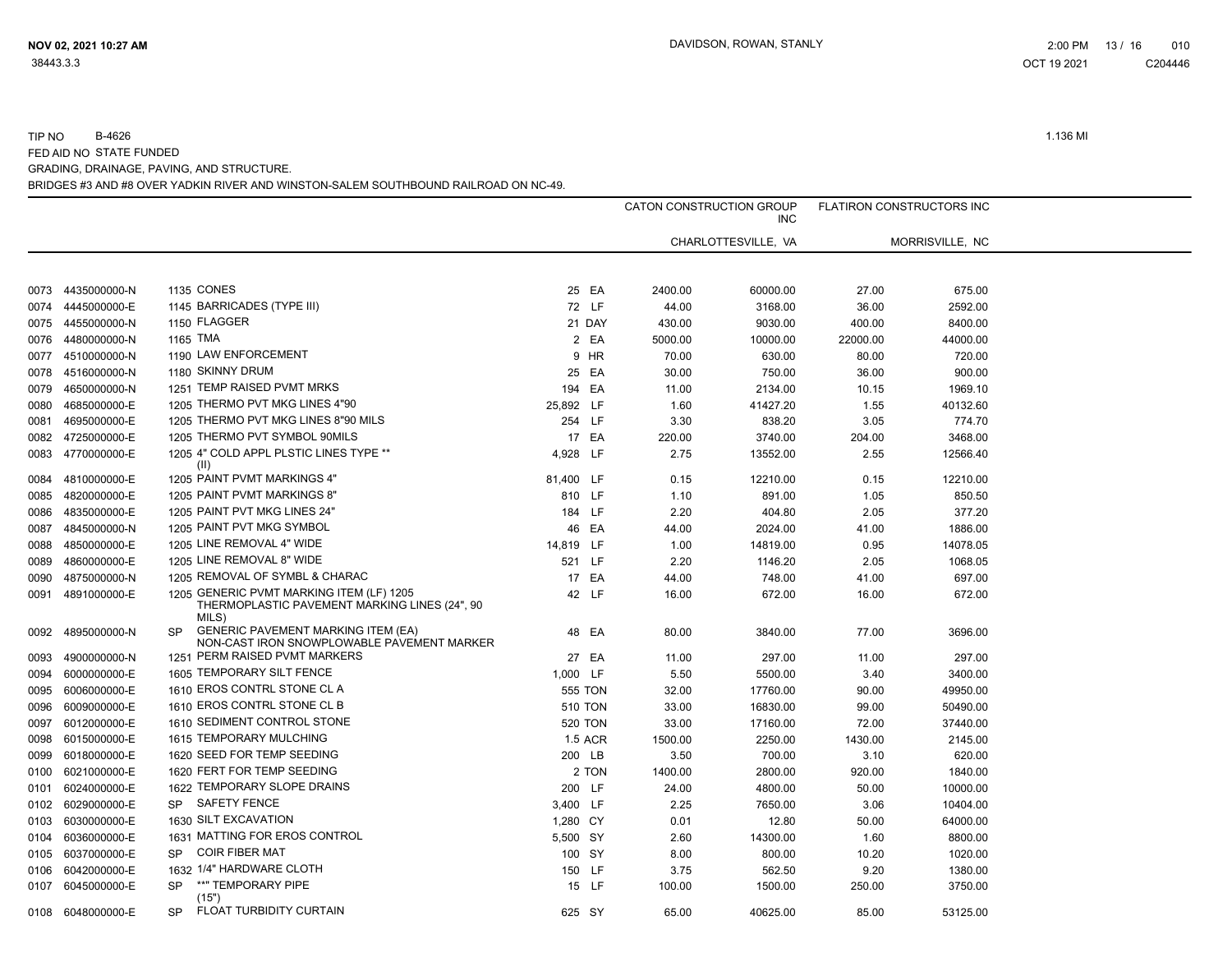TIP NO B-4626

1.136 MI

FED AID NO STATE FUNDED

GRADING, DRAINAGE, PAVING, AND STRUCTURE.

BRIDGES #3 AND #8 OVER YADKIN RIVER AND WINSTON-SALEM SOUTHBOUND RAILROAD ON NC-49.

| Line | Item No. | Sec | Description | Quantity | Unit | CATON CONSTRUCTION GROUP INC (CHARLOTTESVILLE, VA) Unit Price | Amount | FLATIRON CONSTRUCTORS INC (MORRISVILLE, NC) Unit Price | Amount |
|---|---|---|---|---|---|---|---|---|---|
| 0073 | 4435000000-N | 1135 | CONES | 25 | EA | 2400.00 | 60000.00 | 27.00 | 675.00 |
| 0074 | 4445000000-E | 1145 | BARRICADES (TYPE III) | 72 | LF | 44.00 | 3168.00 | 36.00 | 2592.00 |
| 0075 | 4455000000-N | 1150 | FLAGGER | 21 | DAY | 430.00 | 9030.00 | 400.00 | 8400.00 |
| 0076 | 4480000000-N | 1165 | TMA | 2 | EA | 5000.00 | 10000.00 | 22000.00 | 44000.00 |
| 0077 | 4510000000-N | 1190 | LAW ENFORCEMENT | 9 | HR | 70.00 | 630.00 | 80.00 | 720.00 |
| 0078 | 4516000000-N | 1180 | SKINNY DRUM | 25 | EA | 30.00 | 750.00 | 36.00 | 900.00 |
| 0079 | 4650000000-N | 1251 | TEMP RAISED PVMT MRKS | 194 | EA | 11.00 | 2134.00 | 10.15 | 1969.10 |
| 0080 | 4685000000-E | 1205 | THERMO PVT MKG LINES 4"90 | 25,892 | LF | 1.60 | 41427.20 | 1.55 | 40132.60 |
| 0081 | 4695000000-E | 1205 | THERMO PVT MKG LINES 8"90 MILS | 254 | LF | 3.30 | 838.20 | 3.05 | 774.70 |
| 0082 | 4725000000-E | 1205 | THERMO PVT SYMBOL 90MILS | 17 | EA | 220.00 | 3740.00 | 204.00 | 3468.00 |
| 0083 | 4770000000-E | 1205 | 4" COLD APPL PLSTIC LINES TYPE ** (II) | 4,928 | LF | 2.75 | 13552.00 | 2.55 | 12566.40 |
| 0084 | 4810000000-E | 1205 | PAINT PVMT MARKINGS 4" | 81,400 | LF | 0.15 | 12210.00 | 0.15 | 12210.00 |
| 0085 | 4820000000-E | 1205 | PAINT PVMT MARKINGS 8" | 810 | LF | 1.10 | 891.00 | 1.05 | 850.50 |
| 0086 | 4835000000-E | 1205 | PAINT PVT MKG LINES 24" | 184 | LF | 2.20 | 404.80 | 2.05 | 377.20 |
| 0087 | 4845000000-N | 1205 | PAINT PVT MKG SYMBOL | 46 | EA | 44.00 | 2024.00 | 41.00 | 1886.00 |
| 0088 | 4850000000-E | 1205 | LINE REMOVAL 4" WIDE | 14,819 | LF | 1.00 | 14819.00 | 0.95 | 14078.05 |
| 0089 | 4860000000-E | 1205 | LINE REMOVAL 8" WIDE | 521 | LF | 2.20 | 1146.20 | 2.05 | 1068.05 |
| 0090 | 4875000000-N | 1205 | REMOVAL OF SYMBL & CHARAC | 17 | EA | 44.00 | 748.00 | 41.00 | 697.00 |
| 0091 | 4891000000-E | 1205 | GENERIC PVMT MARKING ITEM (LF) 1205 THERMOPLASTIC PAVEMENT MARKING LINES (24", 90 MILS) | 42 | LF | 16.00 | 672.00 | 16.00 | 672.00 |
| 0092 | 4895000000-N | SP | GENERIC PAVEMENT MARKING ITEM (EA) NON-CAST IRON SNOWPLOWABLE PAVEMENT MARKER | 48 | EA | 80.00 | 3840.00 | 77.00 | 3696.00 |
| 0093 | 4900000000-N | 1251 | PERM RAISED PVMT MARKERS | 27 | EA | 11.00 | 297.00 | 11.00 | 297.00 |
| 0094 | 6000000000-E | 1605 | TEMPORARY SILT FENCE | 1,000 | LF | 5.50 | 5500.00 | 3.40 | 3400.00 |
| 0095 | 6006000000-E | 1610 | EROS CONTRL STONE CL A | 555 | TON | 32.00 | 17760.00 | 90.00 | 49950.00 |
| 0096 | 6009000000-E | 1610 | EROS CONTRL STONE CL B | 510 | TON | 33.00 | 16830.00 | 99.00 | 50490.00 |
| 0097 | 6012000000-E | 1610 | SEDIMENT CONTROL STONE | 520 | TON | 33.00 | 17160.00 | 72.00 | 37440.00 |
| 0098 | 6015000000-E | 1615 | TEMPORARY MULCHING | 1.5 | ACR | 1500.00 | 2250.00 | 1430.00 | 2145.00 |
| 0099 | 6018000000-E | 1620 | SEED FOR TEMP SEEDING | 200 | LB | 3.50 | 700.00 | 3.10 | 620.00 |
| 0100 | 6021000000-E | 1620 | FERT FOR TEMP SEEDING | 2 | TON | 1400.00 | 2800.00 | 920.00 | 1840.00 |
| 0101 | 6024000000-E | 1622 | TEMPORARY SLOPE DRAINS | 200 | LF | 24.00 | 4800.00 | 50.00 | 10000.00 |
| 0102 | 6029000000-E | SP | SAFETY FENCE | 3,400 | LF | 2.25 | 7650.00 | 3.06 | 10404.00 |
| 0103 | 6030000000-E | 1630 | SILT EXCAVATION | 1,280 | CY | 0.01 | 12.80 | 50.00 | 64000.00 |
| 0104 | 6036000000-E | 1631 | MATTING FOR EROS CONTROL | 5,500 | SY | 2.60 | 14300.00 | 1.60 | 8800.00 |
| 0105 | 6037000000-E | SP | COIR FIBER MAT | 100 | SY | 8.00 | 800.00 | 10.20 | 1020.00 |
| 0106 | 6042000000-E | 1632 | 1/4" HARDWARE CLOTH | 150 | LF | 3.75 | 562.50 | 9.20 | 1380.00 |
| 0107 | 6045000000-E | SP | **" TEMPORARY PIPE (15") | 15 | LF | 100.00 | 1500.00 | 250.00 | 3750.00 |
| 0108 | 6048000000-E | SP | FLOAT TURBIDITY CURTAIN | 625 | SY | 65.00 | 40625.00 | 85.00 | 53125.00 |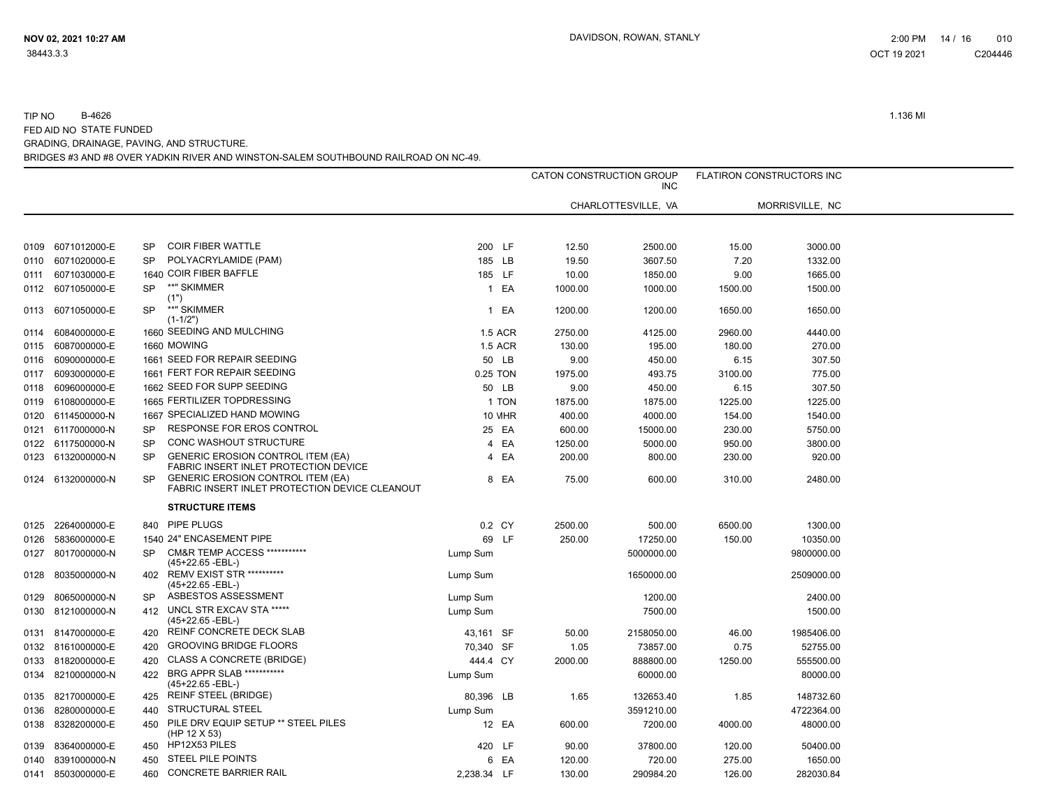TIP NO B-4626

FED AID NO STATE FUNDED

GRADING, DRAINAGE, PAVING, AND STRUCTURE.

BRIDGES #3 AND #8 OVER YADKIN RIVER AND WINSTON-SALEM SOUTHBOUND RAILROAD ON NC-49.

1.136 MI

| | | | | | | CATON CONSTRUCTION GROUP INC | | FLATIRON CONSTRUCTORS INC | |
|---|---|---|---|---|---|---|---|---|---|
| | | | | | | CHARLOTTESVILLE, VA | | MORRISVILLE, NC | |
| 0109 | 6071012000-E | SP | COIR FIBER WATTLE | 200 | LF | 12.50 | 2500.00 | 15.00 | 3000.00 |
| 0110 | 6071020000-E | SP | POLYACRYLAMIDE (PAM) | 185 | LB | 19.50 | 3607.50 | 7.20 | 1332.00 |
| 0111 | 6071030000-E | 1640 | COIR FIBER BAFFLE | 185 | LF | 10.00 | 1850.00 | 9.00 | 1665.00 |
| 0112 | 6071050000-E | SP | **" SKIMMER (1") | 1 | EA | 1000.00 | 1000.00 | 1500.00 | 1500.00 |
| 0113 | 6071050000-E | SP | **" SKIMMER (1-1/2") | 1 | EA | 1200.00 | 1200.00 | 1650.00 | 1650.00 |
| 0114 | 6084000000-E | 1660 | SEEDING AND MULCHING | 1.5 | ACR | 2750.00 | 4125.00 | 2960.00 | 4440.00 |
| 0115 | 6087000000-E | 1660 | MOWING | 1.5 | ACR | 130.00 | 195.00 | 180.00 | 270.00 |
| 0116 | 6090000000-E | 1661 | SEED FOR REPAIR SEEDING | 50 | LB | 9.00 | 450.00 | 6.15 | 307.50 |
| 0117 | 6093000000-E | 1661 | FERT FOR REPAIR SEEDING | 0.25 | TON | 1975.00 | 493.75 | 3100.00 | 775.00 |
| 0118 | 6096000000-E | 1662 | SEED FOR SUPP SEEDING | 50 | LB | 9.00 | 450.00 | 6.15 | 307.50 |
| 0119 | 6108000000-E | 1665 | FERTILIZER TOPDRESSING | 1 | TON | 1875.00 | 1875.00 | 1225.00 | 1225.00 |
| 0120 | 6114500000-N | 1667 | SPECIALIZED HAND MOWING | 10 | MHR | 400.00 | 4000.00 | 154.00 | 1540.00 |
| 0121 | 6117000000-N | SP | RESPONSE FOR EROS CONTROL | 25 | EA | 600.00 | 15000.00 | 230.00 | 5750.00 |
| 0122 | 6117500000-N | SP | CONC WASHOUT STRUCTURE | 4 | EA | 1250.00 | 5000.00 | 950.00 | 3800.00 |
| 0123 | 6132000000-N | SP | GENERIC EROSION CONTROL ITEM (EA) FABRIC INSERT INLET PROTECTION DEVICE | 4 | EA | 200.00 | 800.00 | 230.00 | 920.00 |
| 0124 | 6132000000-N | SP | GENERIC EROSION CONTROL ITEM (EA) FABRIC INSERT INLET PROTECTION DEVICE CLEANOUT | 8 | EA | 75.00 | 600.00 | 310.00 | 2480.00 |
| | | | **STRUCTURE ITEMS** | | | | | | |
| 0125 | 2264000000-E | 840 | PIPE PLUGS | 0.2 | CY | 2500.00 | 500.00 | 6500.00 | 1300.00 |
| 0126 | 5836000000-E | 1540 | 24" ENCASEMENT PIPE | 69 | LF | 250.00 | 17250.00 | 150.00 | 10350.00 |
| 0127 | 8017000000-N | SP | CM&R TEMP ACCESS *********** (45+22.65 -EBL-) | Lump Sum | | | 5000000.00 | | 9800000.00 |
| 0128 | 8035000000-N | 402 | REMV EXIST STR ********** (45+22.65 -EBL-) | Lump Sum | | | 1650000.00 | | 2509000.00 |
| 0129 | 8065000000-N | SP | ASBESTOS ASSESSMENT | Lump Sum | | | 1200.00 | | 2400.00 |
| 0130 | 8121000000-N | 412 | UNCL STR EXCAV STA ***** (45+22.65 -EBL-) | Lump Sum | | | 7500.00 | | 1500.00 |
| 0131 | 8147000000-E | 420 | REINF CONCRETE DECK SLAB | 43,161 | SF | 50.00 | 2158050.00 | 46.00 | 1985406.00 |
| 0132 | 8161000000-E | 420 | GROOVING BRIDGE FLOORS | 70,340 | SF | 1.05 | 73857.00 | 0.75 | 52755.00 |
| 0133 | 8182000000-E | 420 | CLASS A CONCRETE (BRIDGE) | 444.4 | CY | 2000.00 | 888800.00 | 1250.00 | 555500.00 |
| 0134 | 8210000000-N | 422 | BRG APPR SLAB *********** (45+22.65 -EBL-) | Lump Sum | | | 60000.00 | | 80000.00 |
| 0135 | 8217000000-E | 425 | REINF STEEL (BRIDGE) | 80,396 | LB | 1.65 | 132653.40 | 1.85 | 148732.60 |
| 0136 | 8280000000-E | 440 | STRUCTURAL STEEL | Lump Sum | | | 3591210.00 | | 4722364.00 |
| 0138 | 8328200000-E | 450 | PILE DRV EQUIP SETUP ** STEEL PILES (HP 12 X 53) | 12 | EA | 600.00 | 7200.00 | 4000.00 | 48000.00 |
| 0139 | 8364000000-E | 450 | HP12X53 PILES | 420 | LF | 90.00 | 37800.00 | 120.00 | 50400.00 |
| 0140 | 8391000000-N | 450 | STEEL PILE POINTS | 6 | EA | 120.00 | 720.00 | 275.00 | 1650.00 |
| 0141 | 8503000000-E | 460 | CONCRETE BARRIER RAIL | 2,238.34 | LF | 130.00 | 290984.20 | 126.00 | 282030.84 |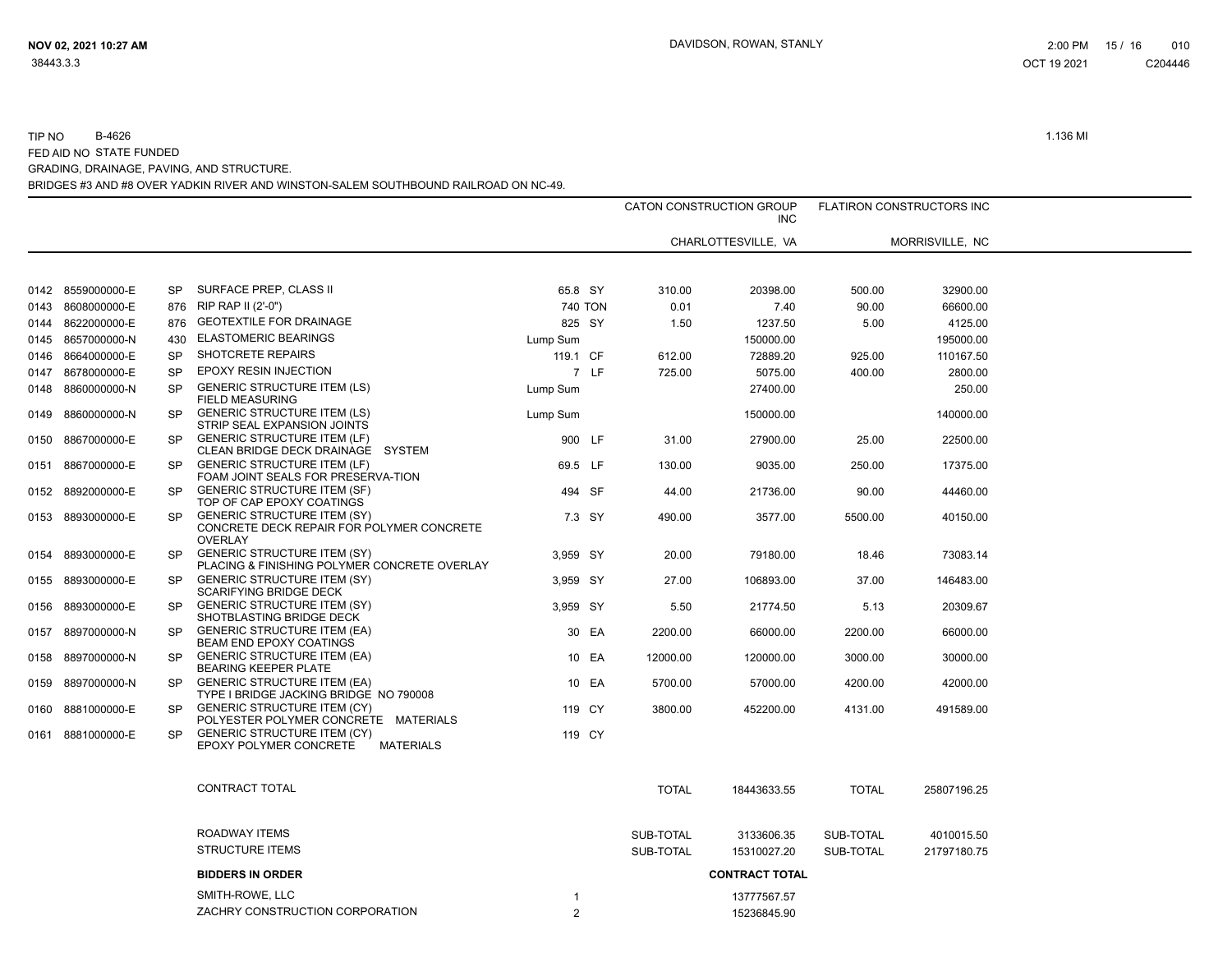TIP NO B-4626 — 1.136 MI

FED AID NO STATE FUNDED

GRADING, DRAINAGE, PAVING, AND STRUCTURE.

BRIDGES #3 AND #8 OVER YADKIN RIVER AND WINSTON-SALEM SOUTHBOUND RAILROAD ON NC-49.

| | | | | | | CATON CONSTRUCTION GROUP INC | | FLATIRON CONSTRUCTORS INC | |
|---|---|---|---|---|---|---|---|---|---|
| | | | | | | CHARLOTTESVILLE, VA | | MORRISVILLE, NC | |
| 0142 | 8559000000-E | SP | SURFACE PREP, CLASS II | 65.8 | SY | 310.00 | 20398.00 | 500.00 | 32900.00 |
| 0143 | 8608000000-E | 876 | RIP RAP II (2'-0") | 740 | TON | 0.01 | 7.40 | 90.00 | 66600.00 |
| 0144 | 8622000000-E | 876 | GEOTEXTILE FOR DRAINAGE | 825 | SY | 1.50 | 1237.50 | 5.00 | 4125.00 |
| 0145 | 8657000000-N | 430 | ELASTOMERIC BEARINGS | Lump Sum | | | 150000.00 | | 195000.00 |
| 0146 | 8664000000-E | SP | SHOTCRETE REPAIRS | 119.1 | CF | 612.00 | 72889.20 | 925.00 | 110167.50 |
| 0147 | 8678000000-E | SP | EPOXY RESIN INJECTION | 7 | LF | 725.00 | 5075.00 | 400.00 | 2800.00 |
| 0148 | 8860000000-N | SP | GENERIC STRUCTURE ITEM (LS) FIELD MEASURING | Lump Sum | | | 27400.00 | | 250.00 |
| 0149 | 8860000000-N | SP | GENERIC STRUCTURE ITEM (LS) STRIP SEAL EXPANSION JOINTS | Lump Sum | | | 150000.00 | | 140000.00 |
| 0150 | 8867000000-E | SP | GENERIC STRUCTURE ITEM (LF) CLEAN BRIDGE DECK DRAINAGE SYSTEM | 900 | LF | 31.00 | 27900.00 | 25.00 | 22500.00 |
| 0151 | 8867000000-E | SP | GENERIC STRUCTURE ITEM (LF) FOAM JOINT SEALS FOR PRESERVA-TION | 69.5 | LF | 130.00 | 9035.00 | 250.00 | 17375.00 |
| 0152 | 8892000000-E | SP | GENERIC STRUCTURE ITEM (SF) TOP OF CAP EPOXY COATINGS | 494 | SF | 44.00 | 21736.00 | 90.00 | 44460.00 |
| 0153 | 8893000000-E | SP | GENERIC STRUCTURE ITEM (SY) CONCRETE DECK REPAIR FOR POLYMER CONCRETE OVERLAY | 7.3 | SY | 490.00 | 3577.00 | 5500.00 | 40150.00 |
| 0154 | 8893000000-E | SP | GENERIC STRUCTURE ITEM (SY) PLACING & FINISHING POLYMER CONCRETE OVERLAY | 3,959 | SY | 20.00 | 79180.00 | 18.46 | 73083.14 |
| 0155 | 8893000000-E | SP | GENERIC STRUCTURE ITEM (SY) SCARIFYING BRIDGE DECK | 3,959 | SY | 27.00 | 106893.00 | 37.00 | 146483.00 |
| 0156 | 8893000000-E | SP | GENERIC STRUCTURE ITEM (SY) SHOTBLASTING BRIDGE DECK | 3,959 | SY | 5.50 | 21774.50 | 5.13 | 20309.67 |
| 0157 | 8897000000-N | SP | GENERIC STRUCTURE ITEM (EA) BEAM END EPOXY COATINGS | 30 | EA | 2200.00 | 66000.00 | 2200.00 | 66000.00 |
| 0158 | 8897000000-N | SP | GENERIC STRUCTURE ITEM (EA) BEARING KEEPER PLATE | 10 | EA | 12000.00 | 120000.00 | 3000.00 | 30000.00 |
| 0159 | 8897000000-N | SP | GENERIC STRUCTURE ITEM (EA) TYPE I BRIDGE JACKING BRIDGE NO 790008 | 10 | EA | 5700.00 | 57000.00 | 4200.00 | 42000.00 |
| 0160 | 8881000000-E | SP | GENERIC STRUCTURE ITEM (CY) POLYESTER POLYMER CONCRETE MATERIALS | 119 | CY | 3800.00 | 452200.00 | 4131.00 | 491589.00 |
| 0161 | 8881000000-E | SP | GENERIC STRUCTURE ITEM (CY) EPOXY POLYMER CONCRETE MATERIALS | 119 | CY | | | | |
| | | | CONTRACT TOTAL | | | TOTAL | 18443633.55 | TOTAL | 25807196.25 |
| | | | ROADWAY ITEMS | | | SUB-TOTAL | 3133606.35 | SUB-TOTAL | 4010015.50 |
| | | | STRUCTURE ITEMS | | | SUB-TOTAL | 15310027.20 | SUB-TOTAL | 21797180.75 |

| BIDDERS IN ORDER | | CONTRACT TOTAL |
|---|---|---|
| SMITH-ROWE, LLC | 1 | 13777567.57 |
| ZACHRY CONSTRUCTION CORPORATION | 2 | 15236845.90 |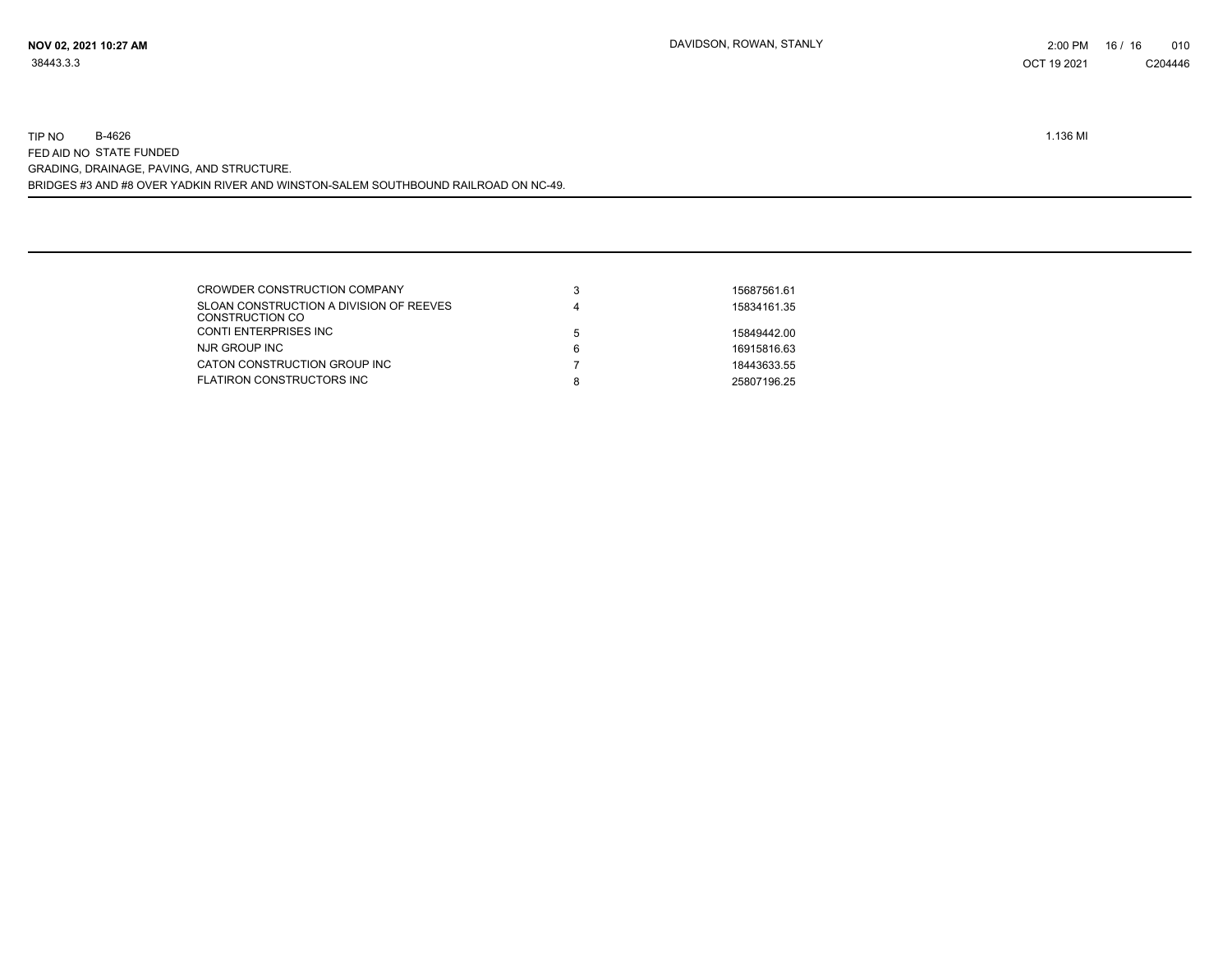TIP NO B-4626 1.136 MI

FED AID NO STATE FUNDED

GRADING, DRAINAGE, PAVING, AND STRUCTURE.

BRIDGES #3 AND #8 OVER YADKIN RIVER AND WINSTON-SALEM SOUTHBOUND RAILROAD ON NC-49.

| | | |
|---|---|---|
| CROWDER CONSTRUCTION COMPANY | 3 | 15687561.61 |
| SLOAN CONSTRUCTION A DIVISION OF REEVES CONSTRUCTION CO | 4 | 15834161.35 |
| CONTI ENTERPRISES INC | 5 | 15849442.00 |
| NJR GROUP INC | 6 | 16915816.63 |
| CATON CONSTRUCTION GROUP INC | 7 | 18443633.55 |
| FLATIRON CONSTRUCTORS INC | 8 | 25807196.25 |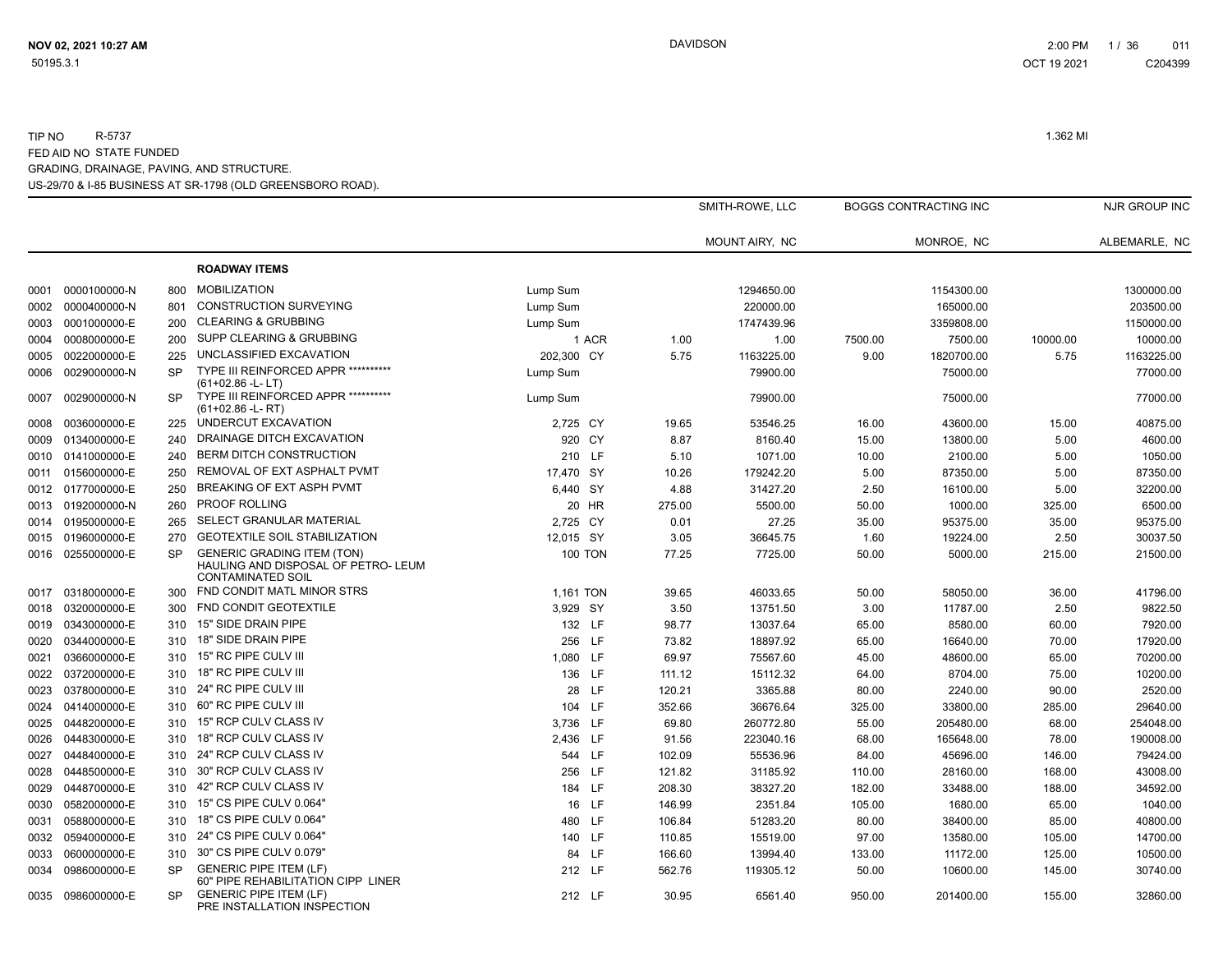TIP NO R-5737 1.362 MI
FED AID NO STATE FUNDED
GRADING, DRAINAGE, PAVING, AND STRUCTURE.
US-29/70 & I-85 BUSINESS AT SR-1798 (OLD GREENSBORO ROAD).

| | | | | | | SMITH-ROWE, LLC | | BOGGS CONTRACTING INC | | NJR GROUP INC | |
|---|---|---|---|---|---|---|---|---|---|---|---|
| | | | | | | MOUNT AIRY, NC | | MONROE, NC | | ALBEMARLE, NC | |
| | | | **ROADWAY ITEMS** | | | | | | | | |
| 0001 | 0000100000-N | 800 | MOBILIZATION | Lump Sum | | | 1294650.00 | | 1154300.00 | | 1300000.00 |
| 0002 | 0000400000-N | 801 | CONSTRUCTION SURVEYING | Lump Sum | | | 220000.00 | | 165000.00 | | 203500.00 |
| 0003 | 0001000000-E | 200 | CLEARING & GRUBBING | Lump Sum | | | 1747439.96 | | 3359808.00 | | 1150000.00 |
| 0004 | 0008000000-E | 200 | SUPP CLEARING & GRUBBING | 1 | ACR | 1.00 | 1.00 | 7500.00 | 7500.00 | 10000.00 | 10000.00 |
| 0005 | 0022000000-E | 225 | UNCLASSIFIED EXCAVATION | 202,300 | CY | 5.75 | 1163225.00 | 9.00 | 1820700.00 | 5.75 | 1163225.00 |
| 0006 | 0029000000-N | SP | TYPE III REINFORCED APPR ********** (61+02.86 -L- LT) | Lump Sum | | | 79900.00 | | 75000.00 | | 77000.00 |
| 0007 | 0029000000-N | SP | TYPE III REINFORCED APPR ********** (61+02.86 -L- RT) | Lump Sum | | | 79900.00 | | 75000.00 | | 77000.00 |
| 0008 | 0036000000-E | 225 | UNDERCUT EXCAVATION | 2,725 | CY | 19.65 | 53546.25 | 16.00 | 43600.00 | 15.00 | 40875.00 |
| 0009 | 0134000000-E | 240 | DRAINAGE DITCH EXCAVATION | 920 | CY | 8.87 | 8160.40 | 15.00 | 13800.00 | 5.00 | 4600.00 |
| 0010 | 0141000000-E | 240 | BERM DITCH CONSTRUCTION | 210 | LF | 5.10 | 1071.00 | 10.00 | 2100.00 | 5.00 | 1050.00 |
| 0011 | 0156000000-E | 250 | REMOVAL OF EXT ASPHALT PVMT | 17,470 | SY | 10.26 | 179242.20 | 5.00 | 87350.00 | 5.00 | 87350.00 |
| 0012 | 0177000000-E | 250 | BREAKING OF EXT ASPH PVMT | 6,440 | SY | 4.88 | 31427.20 | 2.50 | 16100.00 | 5.00 | 32200.00 |
| 0013 | 0192000000-N | 260 | PROOF ROLLING | 20 | HR | 275.00 | 5500.00 | 50.00 | 1000.00 | 325.00 | 6500.00 |
| 0014 | 0195000000-E | 265 | SELECT GRANULAR MATERIAL | 2,725 | CY | 0.01 | 27.25 | 35.00 | 95375.00 | 35.00 | 95375.00 |
| 0015 | 0196000000-E | 270 | GEOTEXTILE SOIL STABILIZATION | 12,015 | SY | 3.05 | 36645.75 | 1.60 | 19224.00 | 2.50 | 30037.50 |
| 0016 | 0255000000-E | SP | GENERIC GRADING ITEM (TON) HAULING AND DISPOSAL OF PETRO- LEUM CONTAMINATED SOIL | 100 | TON | 77.25 | 7725.00 | 50.00 | 5000.00 | 215.00 | 21500.00 |
| 0017 | 0318000000-E | 300 | FND CONDIT MATL MINOR STRS | 1,161 | TON | 39.65 | 46033.65 | 50.00 | 58050.00 | 36.00 | 41796.00 |
| 0018 | 0320000000-E | 300 | FND CONDIT GEOTEXTILE | 3,929 | SY | 3.50 | 13751.50 | 3.00 | 11787.00 | 2.50 | 9822.50 |
| 0019 | 0343000000-E | 310 | 15" SIDE DRAIN PIPE | 132 | LF | 98.77 | 13037.64 | 65.00 | 8580.00 | 60.00 | 7920.00 |
| 0020 | 0344000000-E | 310 | 18" SIDE DRAIN PIPE | 256 | LF | 73.82 | 18897.92 | 65.00 | 16640.00 | 70.00 | 17920.00 |
| 0021 | 0366000000-E | 310 | 15" RC PIPE CULV III | 1,080 | LF | 69.97 | 75567.60 | 45.00 | 48600.00 | 65.00 | 70200.00 |
| 0022 | 0372000000-E | 310 | 18" RC PIPE CULV III | 136 | LF | 111.12 | 15112.32 | 64.00 | 8704.00 | 75.00 | 10200.00 |
| 0023 | 0378000000-E | 310 | 24" RC PIPE CULV III | 28 | LF | 120.21 | 3365.88 | 80.00 | 2240.00 | 90.00 | 2520.00 |
| 0024 | 0414000000-E | 310 | 60" RC PIPE CULV III | 104 | LF | 352.66 | 36676.64 | 325.00 | 33800.00 | 285.00 | 29640.00 |
| 0025 | 0448200000-E | 310 | 15" RCP CULV CLASS IV | 3,736 | LF | 69.80 | 260772.80 | 55.00 | 205480.00 | 68.00 | 254048.00 |
| 0026 | 0448300000-E | 310 | 18" RCP CULV CLASS IV | 2,436 | LF | 91.56 | 223040.16 | 68.00 | 165648.00 | 78.00 | 190008.00 |
| 0027 | 0448400000-E | 310 | 24" RCP CULV CLASS IV | 544 | LF | 102.09 | 55536.96 | 84.00 | 45696.00 | 146.00 | 79424.00 |
| 0028 | 0448500000-E | 310 | 30" RCP CULV CLASS IV | 256 | LF | 121.82 | 31185.92 | 110.00 | 28160.00 | 168.00 | 43008.00 |
| 0029 | 0448700000-E | 310 | 42" RCP CULV CLASS IV | 184 | LF | 208.30 | 38327.20 | 182.00 | 33488.00 | 188.00 | 34592.00 |
| 0030 | 0582000000-E | 310 | 15" CS PIPE CULV 0.064" | 16 | LF | 146.99 | 2351.84 | 105.00 | 1680.00 | 65.00 | 1040.00 |
| 0031 | 0588000000-E | 310 | 18" CS PIPE CULV 0.064" | 480 | LF | 106.84 | 51283.20 | 80.00 | 38400.00 | 85.00 | 40800.00 |
| 0032 | 0594000000-E | 310 | 24" CS PIPE CULV 0.064" | 140 | LF | 110.85 | 15519.00 | 97.00 | 13580.00 | 105.00 | 14700.00 |
| 0033 | 0600000000-E | 310 | 30" CS PIPE CULV 0.079" | 84 | LF | 166.60 | 13994.40 | 133.00 | 11172.00 | 125.00 | 10500.00 |
| 0034 | 0986000000-E | SP | GENERIC PIPE ITEM (LF) 60" PIPE REHABILITATION CIPP LINER | 212 | LF | 562.76 | 119305.12 | 50.00 | 10600.00 | 145.00 | 30740.00 |
| 0035 | 0986000000-E | SP | GENERIC PIPE ITEM (LF) PRE INSTALLATION INSPECTION | 212 | LF | 30.95 | 6561.40 | 950.00 | 201400.00 | 155.00 | 32860.00 |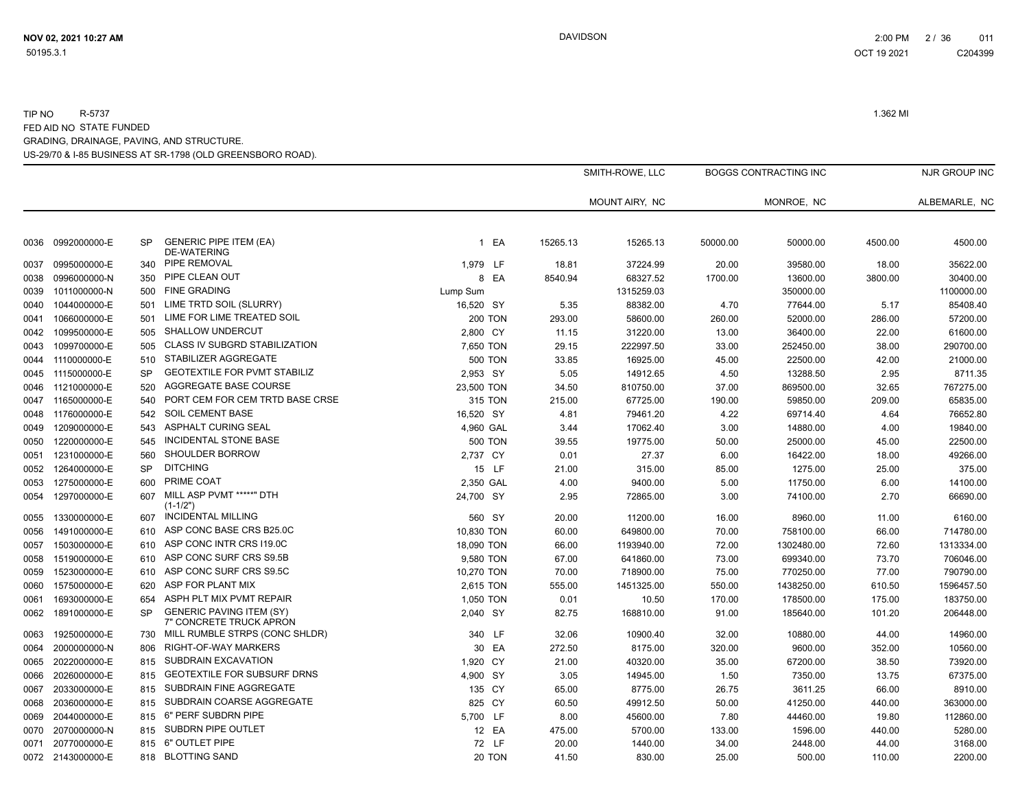TIP NO R-5737 1.362 MI
FED AID NO STATE FUNDED
GRADING, DRAINAGE, PAVING, AND STRUCTURE.
US-29/70 & I-85 BUSINESS AT SR-1798 (OLD GREENSBORO ROAD).

| | | | | | | SMITH-ROWE, LLC | | BOGGS CONTRACTING INC | | NJR GROUP INC | |
|---|---|---|---|---|---|---|---|---|---|---|---|
| | | | | | | MOUNT AIRY, NC | | MONROE, NC | | ALBEMARLE, NC | |
| 0036 | 0992000000-E | SP | GENERIC PIPE ITEM (EA) DE-WATERING | 1 | EA | 15265.13 | 15265.13 | 50000.00 | 50000.00 | 4500.00 | 4500.00 |
| 0037 | 0995000000-E | 340 | PIPE REMOVAL | 1,979 | LF | 18.81 | 37224.99 | 20.00 | 39580.00 | 18.00 | 35622.00 |
| 0038 | 0996000000-N | 350 | PIPE CLEAN OUT | 8 | EA | 8540.94 | 68327.52 | 1700.00 | 13600.00 | 3800.00 | 30400.00 |
| 0039 | 1011000000-N | 500 | FINE GRADING | Lump Sum | | | 1315259.03 | | 350000.00 | | 1100000.00 |
| 0040 | 1044000000-E | 501 | LIME TRTD SOIL (SLURRY) | 16,520 | SY | 5.35 | 88382.00 | 4.70 | 77644.00 | 5.17 | 85408.40 |
| 0041 | 1066000000-E | 501 | LIME FOR LIME TREATED SOIL | 200 | TON | 293.00 | 58600.00 | 260.00 | 52000.00 | 286.00 | 57200.00 |
| 0042 | 1099500000-E | 505 | SHALLOW UNDERCUT | 2,800 | CY | 11.15 | 31220.00 | 13.00 | 36400.00 | 22.00 | 61600.00 |
| 0043 | 1099700000-E | 505 | CLASS IV SUBGRD STABILIZATION | 7,650 | TON | 29.15 | 222997.50 | 33.00 | 252450.00 | 38.00 | 290700.00 |
| 0044 | 1110000000-E | 510 | STABILIZER AGGREGATE | 500 | TON | 33.85 | 16925.00 | 45.00 | 22500.00 | 42.00 | 21000.00 |
| 0045 | 1115000000-E | SP | GEOTEXTILE FOR PVMT STABILIZ | 2,953 | SY | 5.05 | 14912.65 | 4.50 | 13288.50 | 2.95 | 8711.35 |
| 0046 | 1121000000-E | 520 | AGGREGATE BASE COURSE | 23,500 | TON | 34.50 | 810750.00 | 37.00 | 869500.00 | 32.65 | 767275.00 |
| 0047 | 1165000000-E | 540 | PORT CEM FOR CEM TRTD BASE CRSE | 315 | TON | 215.00 | 67725.00 | 190.00 | 59850.00 | 209.00 | 65835.00 |
| 0048 | 1176000000-E | 542 | SOIL CEMENT BASE | 16,520 | SY | 4.81 | 79461.20 | 4.22 | 69714.40 | 4.64 | 76652.80 |
| 0049 | 1209000000-E | 543 | ASPHALT CURING SEAL | 4,960 | GAL | 3.44 | 17062.40 | 3.00 | 14880.00 | 4.00 | 19840.00 |
| 0050 | 1220000000-E | 545 | INCIDENTAL STONE BASE | 500 | TON | 39.55 | 19775.00 | 50.00 | 25000.00 | 45.00 | 22500.00 |
| 0051 | 1231000000-E | 560 | SHOULDER BORROW | 2,737 | CY | 0.01 | 27.37 | 6.00 | 16422.00 | 18.00 | 49266.00 |
| 0052 | 1264000000-E | SP | DITCHING | 15 | LF | 21.00 | 315.00 | 85.00 | 1275.00 | 25.00 | 375.00 |
| 0053 | 1275000000-E | 600 | PRIME COAT | 2,350 | GAL | 4.00 | 9400.00 | 5.00 | 11750.00 | 6.00 | 14100.00 |
| 0054 | 1297000000-E | 607 | MILL ASP PVMT *****" DTH (1-1/2") | 24,700 | SY | 2.95 | 72865.00 | 3.00 | 74100.00 | 2.70 | 66690.00 |
| 0055 | 1330000000-E | 607 | INCIDENTAL MILLING | 560 | SY | 20.00 | 11200.00 | 16.00 | 8960.00 | 11.00 | 6160.00 |
| 0056 | 1491000000-E | 610 | ASP CONC BASE CRS B25.0C | 10,830 | TON | 60.00 | 649800.00 | 70.00 | 758100.00 | 66.00 | 714780.00 |
| 0057 | 1503000000-E | 610 | ASP CONC INTR CRS I19.0C | 18,090 | TON | 66.00 | 1193940.00 | 72.00 | 1302480.00 | 72.60 | 1313334.00 |
| 0058 | 1519000000-E | 610 | ASP CONC SURF CRS S9.5B | 9,580 | TON | 67.00 | 641860.00 | 73.00 | 699340.00 | 73.70 | 706046.00 |
| 0059 | 1523000000-E | 610 | ASP CONC SURF CRS S9.5C | 10,270 | TON | 70.00 | 718900.00 | 75.00 | 770250.00 | 77.00 | 790790.00 |
| 0060 | 1575000000-E | 620 | ASP FOR PLANT MIX | 2,615 | TON | 555.00 | 1451325.00 | 550.00 | 1438250.00 | 610.50 | 1596457.50 |
| 0061 | 1693000000-E | 654 | ASPH PLT MIX PVMT REPAIR | 1,050 | TON | 0.01 | 10.50 | 170.00 | 178500.00 | 175.00 | 183750.00 |
| 0062 | 1891000000-E | SP | GENERIC PAVING ITEM (SY) 7" CONCRETE TRUCK APRON | 2,040 | SY | 82.75 | 168810.00 | 91.00 | 185640.00 | 101.20 | 206448.00 |
| 0063 | 1925000000-E | 730 | MILL RUMBLE STRPS (CONC SHLDR) | 340 | LF | 32.06 | 10900.40 | 32.00 | 10880.00 | 44.00 | 14960.00 |
| 0064 | 2000000000-N | 806 | RIGHT-OF-WAY MARKERS | 30 | EA | 272.50 | 8175.00 | 320.00 | 9600.00 | 352.00 | 10560.00 |
| 0065 | 2022000000-E | 815 | SUBDRAIN EXCAVATION | 1,920 | CY | 21.00 | 40320.00 | 35.00 | 67200.00 | 38.50 | 73920.00 |
| 0066 | 2026000000-E | 815 | GEOTEXTILE FOR SUBSURF DRNS | 4,900 | SY | 3.05 | 14945.00 | 1.50 | 7350.00 | 13.75 | 67375.00 |
| 0067 | 2033000000-E | 815 | SUBDRAIN FINE AGGREGATE | 135 | CY | 65.00 | 8775.00 | 26.75 | 3611.25 | 66.00 | 8910.00 |
| 0068 | 2036000000-E | 815 | SUBDRAIN COARSE AGGREGATE | 825 | CY | 60.50 | 49912.50 | 50.00 | 41250.00 | 440.00 | 363000.00 |
| 0069 | 2044000000-E | 815 | 6" PERF SUBDRN PIPE | 5,700 | LF | 8.00 | 45600.00 | 7.80 | 44460.00 | 19.80 | 112860.00 |
| 0070 | 2070000000-N | 815 | SUBDRN PIPE OUTLET | 12 | EA | 475.00 | 5700.00 | 133.00 | 1596.00 | 440.00 | 5280.00 |
| 0071 | 2077000000-E | 815 | 6" OUTLET PIPE | 72 | LF | 20.00 | 1440.00 | 34.00 | 2448.00 | 44.00 | 3168.00 |
| 0072 | 2143000000-E | 818 | BLOTTING SAND | 20 | TON | 41.50 | 830.00 | 25.00 | 500.00 | 110.00 | 2200.00 |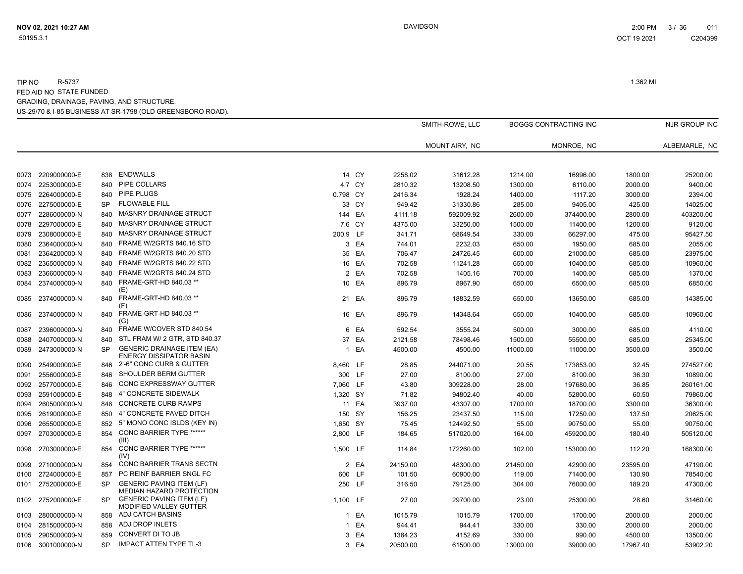TIP NO R-5737

FED AID NO STATE FUNDED

GRADING, DRAINAGE, PAVING, AND STRUCTURE.

US-29/70 & I-85 BUSINESS AT SR-1798 (OLD GREENSBORO ROAD).

1.362 MI

| | | | | | | SMITH-ROWE, LLC | | BOGGS CONTRACTING INC | | NJR GROUP INC | |
|---|---|---|---|---|---|---|---|---|---|---|---|
| | | | | | | MOUNT AIRY, NC | | MONROE, NC | | ALBEMARLE, NC | |
| 0073 | 2209000000-E | 838 | ENDWALLS | 14 | CY | 2258.02 | 31612.28 | 1214.00 | 16996.00 | 1800.00 | 25200.00 |
| 0074 | 2253000000-E | 840 | PIPE COLLARS | 4.7 | CY | 2810.32 | 13208.50 | 1300.00 | 6110.00 | 2000.00 | 9400.00 |
| 0075 | 2264000000-E | 840 | PIPE PLUGS | 0.798 | CY | 2416.34 | 1928.24 | 1400.00 | 1117.20 | 3000.00 | 2394.00 |
| 0076 | 2275000000-E | SP | FLOWABLE FILL | 33 | CY | 949.42 | 31330.86 | 285.00 | 9405.00 | 425.00 | 14025.00 |
| 0077 | 2286000000-N | 840 | MASNRY DRAINAGE STRUCT | 144 | EA | 4111.18 | 592009.92 | 2600.00 | 374400.00 | 2800.00 | 403200.00 |
| 0078 | 2297000000-E | 840 | MASNRY DRAINAGE STRUCT | 7.6 | CY | 4375.00 | 33250.00 | 1500.00 | 11400.00 | 1200.00 | 9120.00 |
| 0079 | 2308000000-E | 840 | MASNRY DRAINAGE STRUCT | 200.9 | LF | 341.71 | 68649.54 | 330.00 | 66297.00 | 475.00 | 95427.50 |
| 0080 | 2364000000-N | 840 | FRAME W/2GRTS 840.16 STD | 3 | EA | 744.01 | 2232.03 | 650.00 | 1950.00 | 685.00 | 2055.00 |
| 0081 | 2364200000-N | 840 | FRAME W/2GRTS 840.20 STD | 35 | EA | 706.47 | 24726.45 | 600.00 | 21000.00 | 685.00 | 23975.00 |
| 0082 | 2365000000-N | 840 | FRAME W/2GRTS 840.22 STD | 16 | EA | 702.58 | 11241.28 | 650.00 | 10400.00 | 685.00 | 10960.00 |
| 0083 | 2366000000-N | 840 | FRAME W/2GRTS 840.24 STD | 2 | EA | 702.58 | 1405.16 | 700.00 | 1400.00 | 685.00 | 1370.00 |
| 0084 | 2374000000-N | 840 | FRAME-GRT-HD 840.03 ** (E) | 10 | EA | 896.79 | 8967.90 | 650.00 | 6500.00 | 685.00 | 6850.00 |
| 0085 | 2374000000-N | 840 | FRAME-GRT-HD 840.03 ** (F) | 21 | EA | 896.79 | 18832.59 | 650.00 | 13650.00 | 685.00 | 14385.00 |
| 0086 | 2374000000-N | 840 | FRAME-GRT-HD 840.03 ** (G) | 16 | EA | 896.79 | 14348.64 | 650.00 | 10400.00 | 685.00 | 10960.00 |
| 0087 | 2396000000-N | 840 | FRAME W/COVER STD 840.54 | 6 | EA | 592.54 | 3555.24 | 500.00 | 3000.00 | 685.00 | 4110.00 |
| 0088 | 2407000000-N | 840 | STL FRAM W/ 2 GTR, STD 840.37 | 37 | EA | 2121.58 | 78498.46 | 1500.00 | 55500.00 | 685.00 | 25345.00 |
| 0089 | 2473000000-N | SP | GENERIC DRAINAGE ITEM (EA) ENERGY DISSIPATOR BASIN | 1 | EA | 4500.00 | 4500.00 | 11000.00 | 11000.00 | 3500.00 | 3500.00 |
| 0090 | 2549000000-E | 846 | 2'-6" CONC CURB & GUTTER | 8,460 | LF | 28.85 | 244071.00 | 20.55 | 173853.00 | 32.45 | 274527.00 |
| 0091 | 2556000000-E | 846 | SHOULDER BERM GUTTER | 300 | LF | 27.00 | 8100.00 | 27.00 | 8100.00 | 36.30 | 10890.00 |
| 0092 | 2577000000-E | 846 | CONC EXPRESSWAY GUTTER | 7,060 | LF | 43.80 | 309228.00 | 28.00 | 197680.00 | 36.85 | 260161.00 |
| 0093 | 2591000000-E | 848 | 4" CONCRETE SIDEWALK | 1,320 | SY | 71.82 | 94802.40 | 40.00 | 52800.00 | 60.50 | 79860.00 |
| 0094 | 2605000000-N | 848 | CONCRETE CURB RAMPS | 11 | EA | 3937.00 | 43307.00 | 1700.00 | 18700.00 | 3300.00 | 36300.00 |
| 0095 | 2619000000-E | 850 | 4" CONCRETE PAVED DITCH | 150 | SY | 156.25 | 23437.50 | 115.00 | 17250.00 | 137.50 | 20625.00 |
| 0096 | 2655000000-E | 852 | 5" MONO CONC ISLDS (KEY IN) | 1,650 | SY | 75.45 | 124492.50 | 55.00 | 90750.00 | 55.00 | 90750.00 |
| 0097 | 2703000000-E | 854 | CONC BARRIER TYPE ****** (III) | 2,800 | LF | 184.65 | 517020.00 | 164.00 | 459200.00 | 180.40 | 505120.00 |
| 0098 | 2703000000-E | 854 | CONC BARRIER TYPE ****** (IV) | 1,500 | LF | 114.84 | 172260.00 | 102.00 | 153000.00 | 112.20 | 168300.00 |
| 0099 | 2710000000-N | 854 | CONC BARRIER TRANS SECTN | 2 | EA | 24150.00 | 48300.00 | 21450.00 | 42900.00 | 23595.00 | 47190.00 |
| 0100 | 2724000000-E | 857 | PC REINF BARRIER SNGL FC | 600 | LF | 101.50 | 60900.00 | 119.00 | 71400.00 | 130.90 | 78540.00 |
| 0101 | 2752000000-E | SP | GENERIC PAVING ITEM (LF) MEDIAN HAZARD PROTECTION | 250 | LF | 316.50 | 79125.00 | 304.00 | 76000.00 | 189.20 | 47300.00 |
| 0102 | 2752000000-E | SP | GENERIC PAVING ITEM (LF) MODIFIED VALLEY GUTTER | 1,100 | LF | 27.00 | 29700.00 | 23.00 | 25300.00 | 28.60 | 31460.00 |
| 0103 | 2800000000-N | 858 | ADJ CATCH BASINS | 1 | EA | 1015.79 | 1015.79 | 1700.00 | 1700.00 | 2000.00 | 2000.00 |
| 0104 | 2815000000-N | 858 | ADJ DROP INLETS | 1 | EA | 944.41 | 944.41 | 330.00 | 330.00 | 2000.00 | 2000.00 |
| 0105 | 2905000000-N | 859 | CONVERT DI TO JB | 3 | EA | 1384.23 | 4152.69 | 330.00 | 990.00 | 4500.00 | 13500.00 |
| 0106 | 3001000000-N | SP | IMPACT ATTEN TYPE TL-3 | 3 | EA | 20500.00 | 61500.00 | 13000.00 | 39000.00 | 17967.40 | 53902.20 |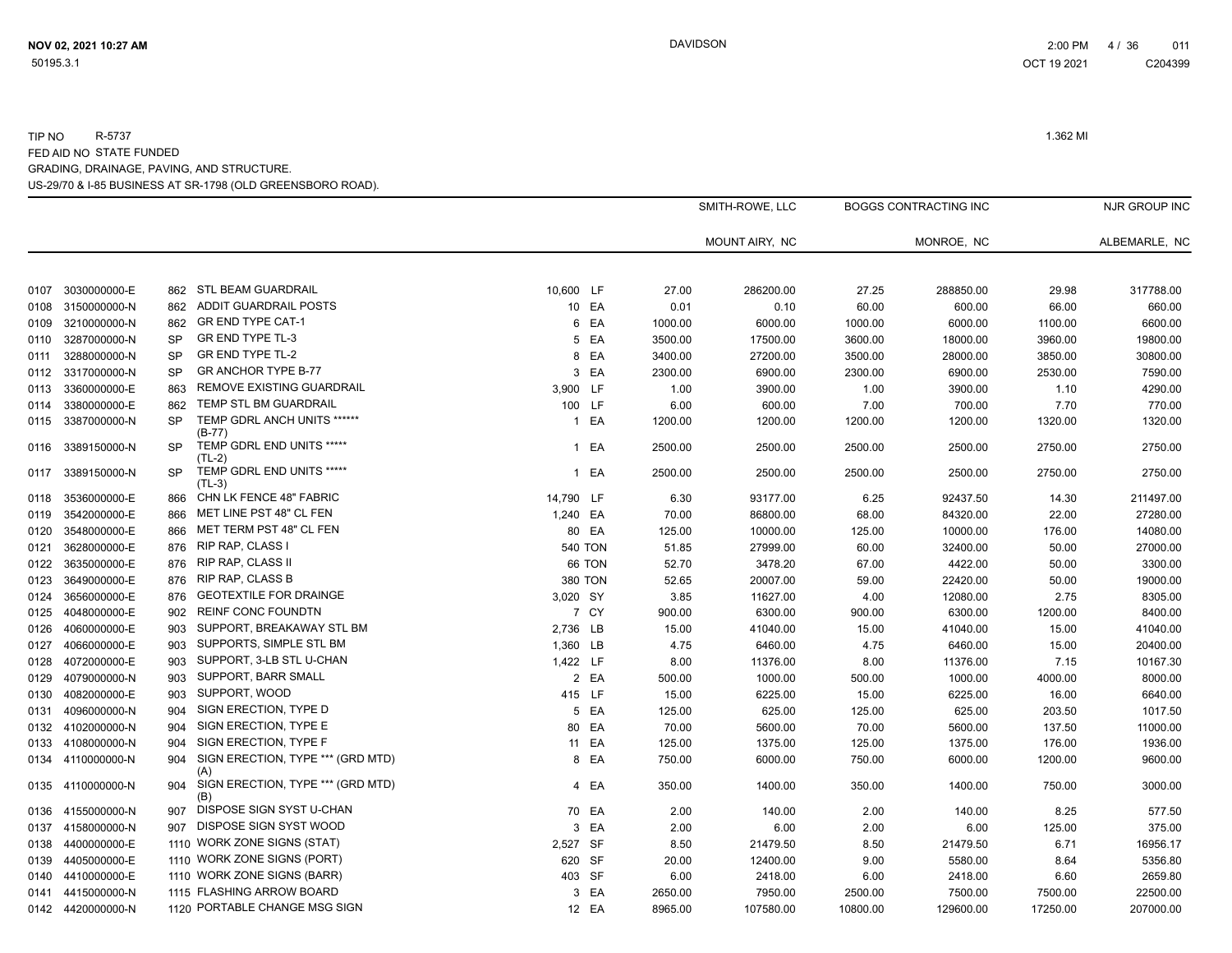TIP NO R-5737 1.362 MI

FED AID NO STATE FUNDED

GRADING, DRAINAGE, PAVING, AND STRUCTURE.

US-29/70 & I-85 BUSINESS AT SR-1798 (OLD GREENSBORO ROAD).

| | | | | | | SMITH-ROWE, LLC | | BOGGS CONTRACTING INC | | NJR GROUP INC | |
|---|---|---|---|---|---|---|---|---|---|---|---|
| | | | | | | MOUNT AIRY, NC | | MONROE, NC | | ALBEMARLE, NC | |
| 0107 | 3030000000-E | 862 | STL BEAM GUARDRAIL | 10,600 | LF | 27.00 | 286200.00 | 27.25 | 288850.00 | 29.98 | 317788.00 |
| 0108 | 3150000000-N | 862 | ADDIT GUARDRAIL POSTS | 10 | EA | 0.01 | 0.10 | 60.00 | 600.00 | 66.00 | 660.00 |
| 0109 | 3210000000-N | 862 | GR END TYPE CAT-1 | 6 | EA | 1000.00 | 6000.00 | 1000.00 | 6000.00 | 1100.00 | 6600.00 |
| 0110 | 3287000000-N | SP | GR END TYPE TL-3 | 5 | EA | 3500.00 | 17500.00 | 3600.00 | 18000.00 | 3960.00 | 19800.00 |
| 0111 | 3288000000-N | SP | GR END TYPE TL-2 | 8 | EA | 3400.00 | 27200.00 | 3500.00 | 28000.00 | 3850.00 | 30800.00 |
| 0112 | 3317000000-N | SP | GR ANCHOR TYPE B-77 | 3 | EA | 2300.00 | 6900.00 | 2300.00 | 6900.00 | 2530.00 | 7590.00 |
| 0113 | 3360000000-E | 863 | REMOVE EXISTING GUARDRAIL | 3,900 | LF | 1.00 | 3900.00 | 1.00 | 3900.00 | 1.10 | 4290.00 |
| 0114 | 3380000000-E | 862 | TEMP STL BM GUARDRAIL | 100 | LF | 6.00 | 600.00 | 7.00 | 700.00 | 7.70 | 770.00 |
| 0115 | 3387000000-N | SP | TEMP GDRL ANCH UNITS ****** (B-77) | 1 | EA | 1200.00 | 1200.00 | 1200.00 | 1200.00 | 1320.00 | 1320.00 |
| 0116 | 3389150000-N | SP | TEMP GDRL END UNITS ***** (TL-2) | 1 | EA | 2500.00 | 2500.00 | 2500.00 | 2500.00 | 2750.00 | 2750.00 |
| 0117 | 3389150000-N | SP | TEMP GDRL END UNITS ***** (TL-3) | 1 | EA | 2500.00 | 2500.00 | 2500.00 | 2500.00 | 2750.00 | 2750.00 |
| 0118 | 3536000000-E | 866 | CHN LK FENCE 48" FABRIC | 14,790 | LF | 6.30 | 93177.00 | 6.25 | 92437.50 | 14.30 | 211497.00 |
| 0119 | 3542000000-E | 866 | MET LINE PST 48" CL FEN | 1,240 | EA | 70.00 | 86800.00 | 68.00 | 84320.00 | 22.00 | 27280.00 |
| 0120 | 3548000000-E | 866 | MET TERM PST 48" CL FEN | 80 | EA | 125.00 | 10000.00 | 125.00 | 10000.00 | 176.00 | 14080.00 |
| 0121 | 3628000000-E | 876 | RIP RAP, CLASS I | 540 | TON | 51.85 | 27999.00 | 60.00 | 32400.00 | 50.00 | 27000.00 |
| 0122 | 3635000000-E | 876 | RIP RAP, CLASS II | 66 | TON | 52.70 | 3478.20 | 67.00 | 4422.00 | 50.00 | 3300.00 |
| 0123 | 3649000000-E | 876 | RIP RAP, CLASS B | 380 | TON | 52.65 | 20007.00 | 59.00 | 22420.00 | 50.00 | 19000.00 |
| 0124 | 3656000000-E | 876 | GEOTEXTILE FOR DRAINGE | 3,020 | SY | 3.85 | 11627.00 | 4.00 | 12080.00 | 2.75 | 8305.00 |
| 0125 | 4048000000-E | 902 | REINF CONC FOUNDTN | 7 | CY | 900.00 | 6300.00 | 900.00 | 6300.00 | 1200.00 | 8400.00 |
| 0126 | 4060000000-E | 903 | SUPPORT, BREAKAWAY STL BM | 2,736 | LB | 15.00 | 41040.00 | 15.00 | 41040.00 | 15.00 | 41040.00 |
| 0127 | 4066000000-E | 903 | SUPPORTS, SIMPLE STL BM | 1,360 | LB | 4.75 | 6460.00 | 4.75 | 6460.00 | 15.00 | 20400.00 |
| 0128 | 4072000000-E | 903 | SUPPORT, 3-LB STL U-CHAN | 1,422 | LF | 8.00 | 11376.00 | 8.00 | 11376.00 | 7.15 | 10167.30 |
| 0129 | 4079000000-N | 903 | SUPPORT, BARR SMALL | 2 | EA | 500.00 | 1000.00 | 500.00 | 1000.00 | 4000.00 | 8000.00 |
| 0130 | 4082000000-E | 903 | SUPPORT, WOOD | 415 | LF | 15.00 | 6225.00 | 15.00 | 6225.00 | 16.00 | 6640.00 |
| 0131 | 4096000000-N | 904 | SIGN ERECTION, TYPE D | 5 | EA | 125.00 | 625.00 | 125.00 | 625.00 | 203.50 | 1017.50 |
| 0132 | 4102000000-N | 904 | SIGN ERECTION, TYPE E | 80 | EA | 70.00 | 5600.00 | 70.00 | 5600.00 | 137.50 | 11000.00 |
| 0133 | 4108000000-N | 904 | SIGN ERECTION, TYPE F | 11 | EA | 125.00 | 1375.00 | 125.00 | 1375.00 | 176.00 | 1936.00 |
| 0134 | 4110000000-N | 904 | SIGN ERECTION, TYPE *** (GRD MTD) (A) | 8 | EA | 750.00 | 6000.00 | 750.00 | 6000.00 | 1200.00 | 9600.00 |
| 0135 | 4110000000-N | 904 | SIGN ERECTION, TYPE *** (GRD MTD) (B) | 4 | EA | 350.00 | 1400.00 | 350.00 | 1400.00 | 750.00 | 3000.00 |
| 0136 | 4155000000-N | 907 | DISPOSE SIGN SYST U-CHAN | 70 | EA | 2.00 | 140.00 | 2.00 | 140.00 | 8.25 | 577.50 |
| 0137 | 4158000000-N | 907 | DISPOSE SIGN SYST WOOD | 3 | EA | 2.00 | 6.00 | 2.00 | 6.00 | 125.00 | 375.00 |
| 0138 | 4400000000-E | 1110 | WORK ZONE SIGNS (STAT) | 2,527 | SF | 8.50 | 21479.50 | 8.50 | 21479.50 | 6.71 | 16956.17 |
| 0139 | 4405000000-E | 1110 | WORK ZONE SIGNS (PORT) | 620 | SF | 20.00 | 12400.00 | 9.00 | 5580.00 | 8.64 | 5356.80 |
| 0140 | 4410000000-E | 1110 | WORK ZONE SIGNS (BARR) | 403 | SF | 6.00 | 2418.00 | 6.00 | 2418.00 | 6.60 | 2659.80 |
| 0141 | 4415000000-N | 1115 | FLASHING ARROW BOARD | 3 | EA | 2650.00 | 7950.00 | 2500.00 | 7500.00 | 7500.00 | 22500.00 |
| 0142 | 4420000000-N | 1120 | PORTABLE CHANGE MSG SIGN | 12 | EA | 8965.00 | 107580.00 | 10800.00 | 129600.00 | 17250.00 | 207000.00 |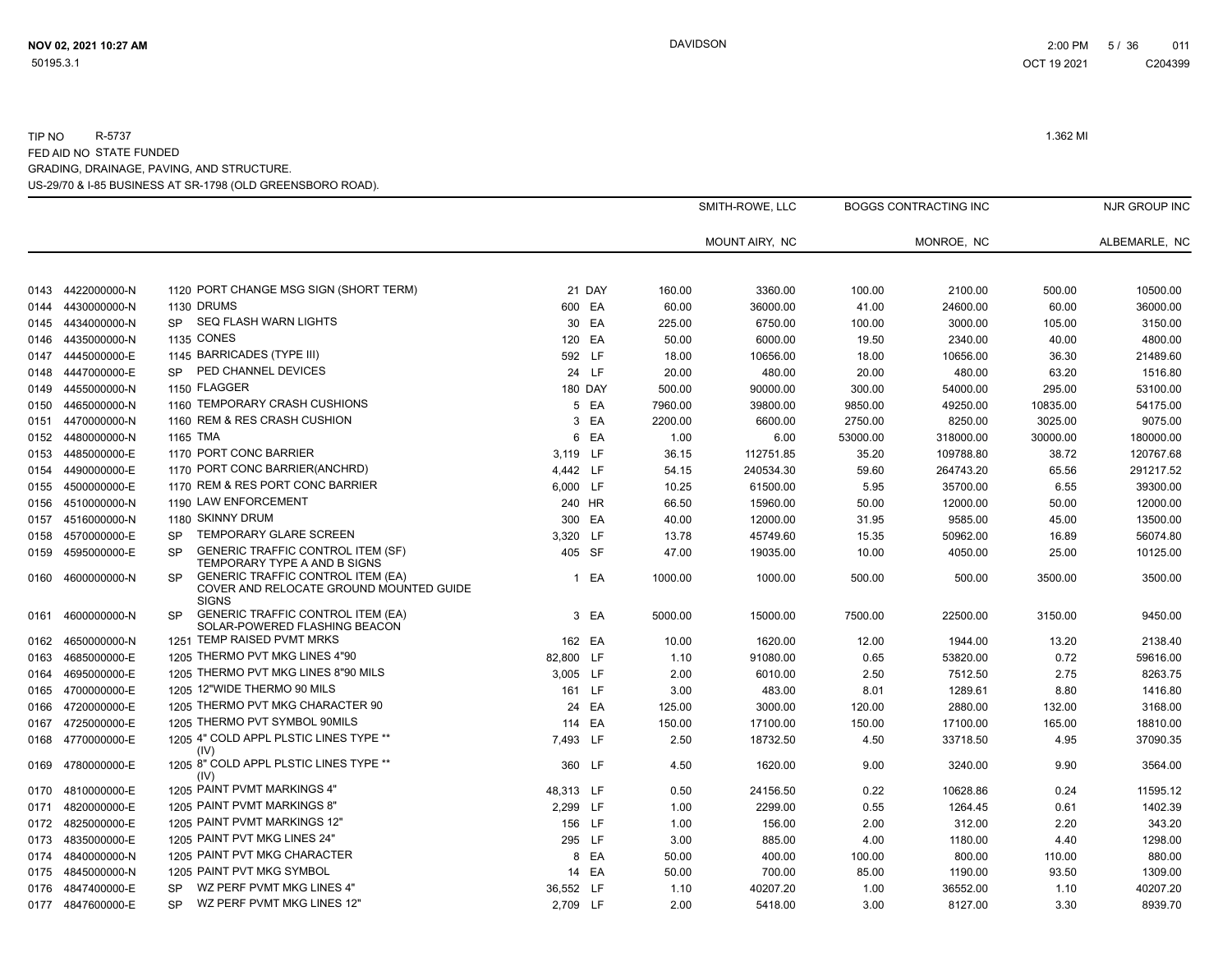TIP NO R-5737

1.362 MI

FED AID NO STATE FUNDED

GRADING, DRAINAGE, PAVING, AND STRUCTURE.

US-29/70 & I-85 BUSINESS AT SR-1798 (OLD GREENSBORO ROAD).

| | | | | | | SMITH-ROWE, LLC | | BOGGS CONTRACTING INC | | NJR GROUP INC | |
|---|---|---|---|---|---|---|---|---|---|---|---|
| | | | | | | MOUNT AIRY, NC | | MONROE, NC | | ALBEMARLE, NC | |
| 0143 | 4422000000-N | 1120 | PORT CHANGE MSG SIGN (SHORT TERM) | 21 | DAY | 160.00 | 3360.00 | 100.00 | 2100.00 | 500.00 | 10500.00 |
| 0144 | 4430000000-N | 1130 | DRUMS | 600 | EA | 60.00 | 36000.00 | 41.00 | 24600.00 | 60.00 | 36000.00 |
| 0145 | 4434000000-N | SP | SEQ FLASH WARN LIGHTS | 30 | EA | 225.00 | 6750.00 | 100.00 | 3000.00 | 105.00 | 3150.00 |
| 0146 | 4435000000-N | 1135 | CONES | 120 | EA | 50.00 | 6000.00 | 19.50 | 2340.00 | 40.00 | 4800.00 |
| 0147 | 4445000000-E | 1145 | BARRICADES (TYPE III) | 592 | LF | 18.00 | 10656.00 | 18.00 | 10656.00 | 36.30 | 21489.60 |
| 0148 | 4447000000-E | SP | PED CHANNEL DEVICES | 24 | LF | 20.00 | 480.00 | 20.00 | 480.00 | 63.20 | 1516.80 |
| 0149 | 4455000000-N | 1150 | FLAGGER | 180 | DAY | 500.00 | 90000.00 | 300.00 | 54000.00 | 295.00 | 53100.00 |
| 0150 | 4465000000-N | 1160 | TEMPORARY CRASH CUSHIONS | 5 | EA | 7960.00 | 39800.00 | 9850.00 | 49250.00 | 10835.00 | 54175.00 |
| 0151 | 4470000000-N | 1160 | REM & RES CRASH CUSHION | 3 | EA | 2200.00 | 6600.00 | 2750.00 | 8250.00 | 3025.00 | 9075.00 |
| 0152 | 4480000000-N | 1165 | TMA | 6 | EA | 1.00 | 6.00 | 53000.00 | 318000.00 | 30000.00 | 180000.00 |
| 0153 | 4485000000-E | 1170 | PORT CONC BARRIER | 3,119 | LF | 36.15 | 112751.85 | 35.20 | 109788.80 | 38.72 | 120767.68 |
| 0154 | 4490000000-E | 1170 | PORT CONC BARRIER(ANCHRD) | 4,442 | LF | 54.15 | 240534.30 | 59.60 | 264743.20 | 65.56 | 291217.52 |
| 0155 | 4500000000-E | 1170 | REM & RES PORT CONC BARRIER | 6,000 | LF | 10.25 | 61500.00 | 5.95 | 35700.00 | 6.55 | 39300.00 |
| 0156 | 4510000000-N | 1190 | LAW ENFORCEMENT | 240 | HR | 66.50 | 15960.00 | 50.00 | 12000.00 | 50.00 | 12000.00 |
| 0157 | 4516000000-N | 1180 | SKINNY DRUM | 300 | EA | 40.00 | 12000.00 | 31.95 | 9585.00 | 45.00 | 13500.00 |
| 0158 | 4570000000-E | SP | TEMPORARY GLARE SCREEN | 3,320 | LF | 13.78 | 45749.60 | 15.35 | 50962.00 | 16.89 | 56074.80 |
| 0159 | 4595000000-E | SP | GENERIC TRAFFIC CONTROL ITEM (SF) TEMPORARY TYPE A AND B SIGNS | 405 | SF | 47.00 | 19035.00 | 10.00 | 4050.00 | 25.00 | 10125.00 |
| 0160 | 4600000000-N | SP | GENERIC TRAFFIC CONTROL ITEM (EA) COVER AND RELOCATE GROUND MOUNTED GUIDE SIGNS | 1 | EA | 1000.00 | 1000.00 | 500.00 | 500.00 | 3500.00 | 3500.00 |
| 0161 | 4600000000-N | SP | GENERIC TRAFFIC CONTROL ITEM (EA) SOLAR-POWERED FLASHING BEACON | 3 | EA | 5000.00 | 15000.00 | 7500.00 | 22500.00 | 3150.00 | 9450.00 |
| 0162 | 4650000000-N | 1251 | TEMP RAISED PVMT MRKS | 162 | EA | 10.00 | 1620.00 | 12.00 | 1944.00 | 13.20 | 2138.40 |
| 0163 | 4685000000-E | 1205 | THERMO PVT MKG LINES 4"90 | 82,800 | LF | 1.10 | 91080.00 | 0.65 | 53820.00 | 0.72 | 59616.00 |
| 0164 | 4695000000-E | 1205 | THERMO PVT MKG LINES 8"90 MILS | 3,005 | LF | 2.00 | 6010.00 | 2.50 | 7512.50 | 2.75 | 8263.75 |
| 0165 | 4700000000-E | 1205 | 12"WIDE THERMO 90 MILS | 161 | LF | 3.00 | 483.00 | 8.01 | 1289.61 | 8.80 | 1416.80 |
| 0166 | 4720000000-E | 1205 | THERMO PVT MKG CHARACTER 90 | 24 | EA | 125.00 | 3000.00 | 120.00 | 2880.00 | 132.00 | 3168.00 |
| 0167 | 4725000000-E | 1205 | THERMO PVT SYMBOL 90MILS | 114 | EA | 150.00 | 17100.00 | 150.00 | 17100.00 | 165.00 | 18810.00 |
| 0168 | 4770000000-E | 1205 | 4" COLD APPL PLSTIC LINES TYPE ** (IV) | 7,493 | LF | 2.50 | 18732.50 | 4.50 | 33718.50 | 4.95 | 37090.35 |
| 0169 | 4780000000-E | 1205 | 8" COLD APPL PLSTIC LINES TYPE ** (IV) | 360 | LF | 4.50 | 1620.00 | 9.00 | 3240.00 | 9.90 | 3564.00 |
| 0170 | 4810000000-E | 1205 | PAINT PVMT MARKINGS 4" | 48,313 | LF | 0.50 | 24156.50 | 0.22 | 10628.86 | 0.24 | 11595.12 |
| 0171 | 4820000000-E | 1205 | PAINT PVMT MARKINGS 8" | 2,299 | LF | 1.00 | 2299.00 | 0.55 | 1264.45 | 0.61 | 1402.39 |
| 0172 | 4825000000-E | 1205 | PAINT PVMT MARKINGS 12" | 156 | LF | 1.00 | 156.00 | 2.00 | 312.00 | 2.20 | 343.20 |
| 0173 | 4835000000-E | 1205 | PAINT PVT MKG LINES 24" | 295 | LF | 3.00 | 885.00 | 4.00 | 1180.00 | 4.40 | 1298.00 |
| 0174 | 4840000000-N | 1205 | PAINT PVT MKG CHARACTER | 8 | EA | 50.00 | 400.00 | 100.00 | 800.00 | 110.00 | 880.00 |
| 0175 | 4845000000-N | 1205 | PAINT PVT MKG SYMBOL | 14 | EA | 50.00 | 700.00 | 85.00 | 1190.00 | 93.50 | 1309.00 |
| 0176 | 4847400000-E | SP | WZ PERF PVMT MKG LINES 4" | 36,552 | LF | 1.10 | 40207.20 | 1.00 | 36552.00 | 1.10 | 40207.20 |
| 0177 | 4847600000-E | SP | WZ PERF PVMT MKG LINES 12" | 2,709 | LF | 2.00 | 5418.00 | 3.00 | 8127.00 | 3.30 | 8939.70 |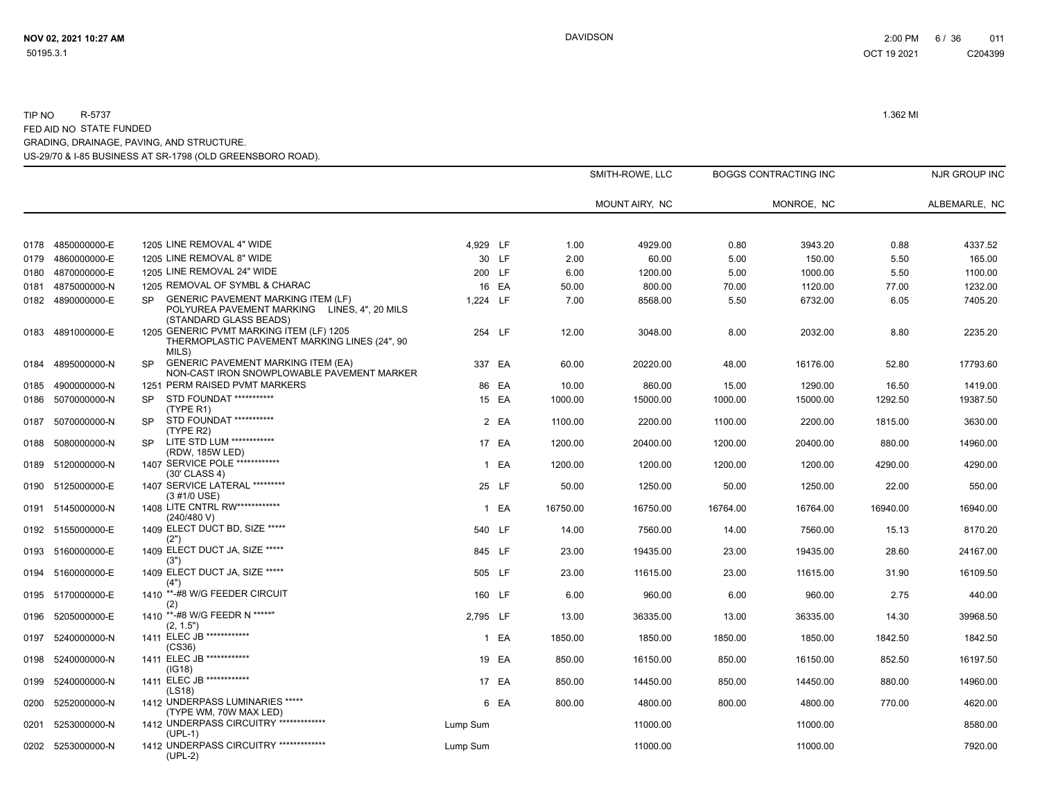TIP NO R-5737

FED AID NO STATE FUNDED

GRADING, DRAINAGE, PAVING, AND STRUCTURE.

US-29/70 & I-85 BUSINESS AT SR-1798 (OLD GREENSBORO ROAD).

1.362 MI

| | | | | | | SMITH-ROWE, LLC | | BOGGS CONTRACTING INC | | NJR GROUP INC | |
|---|---|---|---|---|---|---|---|---|---|---|---|
| | | | | | | MOUNT AIRY, NC | | MONROE, NC | | ALBEMARLE, NC | |
| 0178 | 4850000000-E | 1205 | LINE REMOVAL 4" WIDE | 4,929 | LF | 1.00 | 4929.00 | 0.80 | 3943.20 | 0.88 | 4337.52 |
| 0179 | 4860000000-E | 1205 | LINE REMOVAL 8" WIDE | 30 | LF | 2.00 | 60.00 | 5.00 | 150.00 | 5.50 | 165.00 |
| 0180 | 4870000000-E | 1205 | LINE REMOVAL 24" WIDE | 200 | LF | 6.00 | 1200.00 | 5.00 | 1000.00 | 5.50 | 1100.00 |
| 0181 | 4875000000-N | 1205 | REMOVAL OF SYMBL & CHARAC | 16 | EA | 50.00 | 800.00 | 70.00 | 1120.00 | 77.00 | 1232.00 |
| 0182 | 4890000000-E | SP | GENERIC PAVEMENT MARKING ITEM (LF) POLYUREA PAVEMENT MARKING LINES, 4", 20 MILS (STANDARD GLASS BEADS) | 1,224 | LF | 7.00 | 8568.00 | 5.50 | 6732.00 | 6.05 | 7405.20 |
| 0183 | 4891000000-E | 1205 | GENERIC PVMT MARKING ITEM (LF) 1205 THERMOPLASTIC PAVEMENT MARKING LINES (24", 90 MILS) | 254 | LF | 12.00 | 3048.00 | 8.00 | 2032.00 | 8.80 | 2235.20 |
| 0184 | 4895000000-N | SP | GENERIC PAVEMENT MARKING ITEM (EA) NON-CAST IRON SNOWPLOWABLE PAVEMENT MARKER | 337 | EA | 60.00 | 20220.00 | 48.00 | 16176.00 | 52.80 | 17793.60 |
| 0185 | 4900000000-N | 1251 | PERM RAISED PVMT MARKERS | 86 | EA | 10.00 | 860.00 | 15.00 | 1290.00 | 16.50 | 1419.00 |
| 0186 | 5070000000-N | SP | STD FOUNDAT *********** (TYPE R1) | 15 | EA | 1000.00 | 15000.00 | 1000.00 | 15000.00 | 1292.50 | 19387.50 |
| 0187 | 5070000000-N | SP | STD FOUNDAT *********** (TYPE R2) | 2 | EA | 1100.00 | 2200.00 | 1100.00 | 2200.00 | 1815.00 | 3630.00 |
| 0188 | 5080000000-N | SP | LITE STD LUM ************ (RDW, 185W LED) | 17 | EA | 1200.00 | 20400.00 | 1200.00 | 20400.00 | 880.00 | 14960.00 |
| 0189 | 5120000000-N | 1407 | SERVICE POLE ************ (30' CLASS 4) | 1 | EA | 1200.00 | 1200.00 | 1200.00 | 1200.00 | 4290.00 | 4290.00 |
| 0190 | 5125000000-E | 1407 | SERVICE LATERAL ********* (3 #1/0 USE) | 25 | LF | 50.00 | 1250.00 | 50.00 | 1250.00 | 22.00 | 550.00 |
| 0191 | 5145000000-N | 1408 | LITE CNTRL RW************ (240/480 V) | 1 | EA | 16750.00 | 16750.00 | 16764.00 | 16764.00 | 16940.00 | 16940.00 |
| 0192 | 5155000000-E | 1409 | ELECT DUCT BD, SIZE ***** (2") | 540 | LF | 14.00 | 7560.00 | 14.00 | 7560.00 | 15.13 | 8170.20 |
| 0193 | 5160000000-E | 1409 | ELECT DUCT JA, SIZE ***** (3") | 845 | LF | 23.00 | 19435.00 | 23.00 | 19435.00 | 28.60 | 24167.00 |
| 0194 | 5160000000-E | 1409 | ELECT DUCT JA, SIZE ***** (4") | 505 | LF | 23.00 | 11615.00 | 23.00 | 11615.00 | 31.90 | 16109.50 |
| 0195 | 5170000000-E | 1410 | **-#8 W/G FEEDER CIRCUIT (2) | 160 | LF | 6.00 | 960.00 | 6.00 | 960.00 | 2.75 | 440.00 |
| 0196 | 5205000000-E | 1410 | **-#8 W/G FEEDR N *****" (2, 1.5") | 2,795 | LF | 13.00 | 36335.00 | 13.00 | 36335.00 | 14.30 | 39968.50 |
| 0197 | 5240000000-N | 1411 | ELEC JB ************ (CS36) | 1 | EA | 1850.00 | 1850.00 | 1850.00 | 1850.00 | 1842.50 | 1842.50 |
| 0198 | 5240000000-N | 1411 | ELEC JB ************ (IG18) | 19 | EA | 850.00 | 16150.00 | 850.00 | 16150.00 | 852.50 | 16197.50 |
| 0199 | 5240000000-N | 1411 | ELEC JB ************ (LS18) | 17 | EA | 850.00 | 14450.00 | 850.00 | 14450.00 | 880.00 | 14960.00 |
| 0200 | 5252000000-N | 1412 | UNDERPASS LUMINARIES ***** (TYPE WM, 70W MAX LED) | 6 | EA | 800.00 | 4800.00 | 800.00 | 4800.00 | 770.00 | 4620.00 |
| 0201 | 5253000000-N | 1412 | UNDERPASS CIRCUITRY ************* (UPL-1) | Lump Sum | | | 11000.00 | | 11000.00 | | 8580.00 |
| 0202 | 5253000000-N | 1412 | UNDERPASS CIRCUITRY ************* (UPL-2) | Lump Sum | | | 11000.00 | | 11000.00 | | 7920.00 |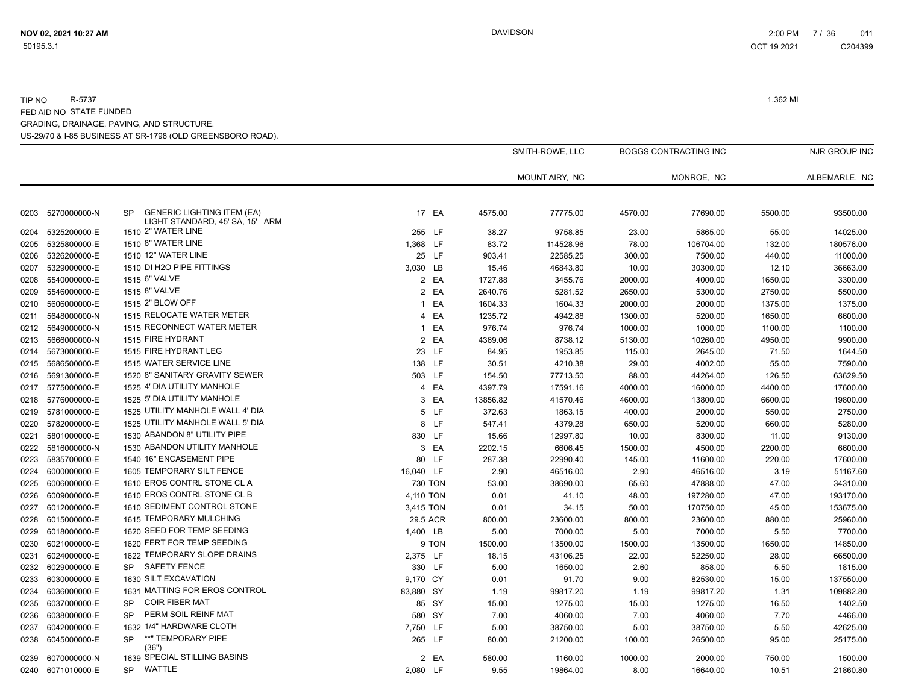TIP NO R-5737 1.362 MI

FED AID NO STATE FUNDED

GRADING, DRAINAGE, PAVING, AND STRUCTURE.

US-29/70 & I-85 BUSINESS AT SR-1798 (OLD GREENSBORO ROAD).

| Line | Item No. | Sec | Description | Quantity | Unit | SMITH-ROWE, LLC MOUNT AIRY, NC Unit Price | SMITH-ROWE, LLC MOUNT AIRY, NC Amount | BOGGS CONTRACTING INC MONROE, NC Unit Price | BOGGS CONTRACTING INC MONROE, NC Amount | NJR GROUP INC ALBEMARLE, NC Unit Price | NJR GROUP INC ALBEMARLE, NC Amount |
|---|---|---|---|---|---|---|---|---|---|---|---|
| 0203 | 5270000000-N | SP | GENERIC LIGHTING ITEM (EA) LIGHT STANDARD, 45' SA, 15' ARM | 17 | EA | 4575.00 | 77775.00 | 4570.00 | 77690.00 | 5500.00 | 93500.00 |
| 0204 | 5325200000-E | 1510 | 2" WATER LINE | 255 | LF | 38.27 | 9758.85 | 23.00 | 5865.00 | 55.00 | 14025.00 |
| 0205 | 5325800000-E | 1510 | 8" WATER LINE | 1,368 | LF | 83.72 | 114528.96 | 78.00 | 106704.00 | 132.00 | 180576.00 |
| 0206 | 5326200000-E | 1510 | 12" WATER LINE | 25 | LF | 903.41 | 22585.25 | 300.00 | 7500.00 | 440.00 | 11000.00 |
| 0207 | 5329000000-E | 1510 | DI H2O PIPE FITTINGS | 3,030 | LB | 15.46 | 46843.80 | 10.00 | 30300.00 | 12.10 | 36663.00 |
| 0208 | 5540000000-E | 1515 | 6" VALVE | 2 | EA | 1727.88 | 3455.76 | 2000.00 | 4000.00 | 1650.00 | 3300.00 |
| 0209 | 5546000000-E | 1515 | 8" VALVE | 2 | EA | 2640.76 | 5281.52 | 2650.00 | 5300.00 | 2750.00 | 5500.00 |
| 0210 | 5606000000-E | 1515 | 2" BLOW OFF | 1 | EA | 1604.33 | 1604.33 | 2000.00 | 2000.00 | 1375.00 | 1375.00 |
| 0211 | 5648000000-N | 1515 | RELOCATE WATER METER | 4 | EA | 1235.72 | 4942.88 | 1300.00 | 5200.00 | 1650.00 | 6600.00 |
| 0212 | 5649000000-N | 1515 | RECONNECT WATER METER | 1 | EA | 976.74 | 976.74 | 1000.00 | 1000.00 | 1100.00 | 1100.00 |
| 0213 | 5666000000-N | 1515 | FIRE HYDRANT | 2 | EA | 4369.06 | 8738.12 | 5130.00 | 10260.00 | 4950.00 | 9900.00 |
| 0214 | 5673000000-E | 1515 | FIRE HYDRANT LEG | 23 | LF | 84.95 | 1953.85 | 115.00 | 2645.00 | 71.50 | 1644.50 |
| 0215 | 5686500000-E | 1515 | WATER SERVICE LINE | 138 | LF | 30.51 | 4210.38 | 29.00 | 4002.00 | 55.00 | 7590.00 |
| 0216 | 5691300000-E | 1520 | 8" SANITARY GRAVITY SEWER | 503 | LF | 154.50 | 77713.50 | 88.00 | 44264.00 | 126.50 | 63629.50 |
| 0217 | 5775000000-E | 1525 | 4' DIA UTILITY MANHOLE | 4 | EA | 4397.79 | 17591.16 | 4000.00 | 16000.00 | 4400.00 | 17600.00 |
| 0218 | 5776000000-E | 1525 | 5' DIA UTILITY MANHOLE | 3 | EA | 13856.82 | 41570.46 | 4600.00 | 13800.00 | 6600.00 | 19800.00 |
| 0219 | 5781000000-E | 1525 | UTILITY MANHOLE WALL 4' DIA | 5 | LF | 372.63 | 1863.15 | 400.00 | 2000.00 | 550.00 | 2750.00 |
| 0220 | 5782000000-E | 1525 | UTILITY MANHOLE WALL 5' DIA | 8 | LF | 547.41 | 4379.28 | 650.00 | 5200.00 | 660.00 | 5280.00 |
| 0221 | 5801000000-E | 1530 | ABANDON 8" UTILITY PIPE | 830 | LF | 15.66 | 12997.80 | 10.00 | 8300.00 | 11.00 | 9130.00 |
| 0222 | 5816000000-N | 1530 | ABANDON UTILITY MANHOLE | 3 | EA | 2202.15 | 6606.45 | 1500.00 | 4500.00 | 2200.00 | 6600.00 |
| 0223 | 5835700000-E | 1540 | 16" ENCASEMENT PIPE | 80 | LF | 287.38 | 22990.40 | 145.00 | 11600.00 | 220.00 | 17600.00 |
| 0224 | 6000000000-E | 1605 | TEMPORARY SILT FENCE | 16,040 | LF | 2.90 | 46516.00 | 2.90 | 46516.00 | 3.19 | 51167.60 |
| 0225 | 6006000000-E | 1610 | EROS CONTRL STONE CL A | 730 | TON | 53.00 | 38690.00 | 65.60 | 47888.00 | 47.00 | 34310.00 |
| 0226 | 6009000000-E | 1610 | EROS CONTRL STONE CL B | 4,110 | TON | 0.01 | 41.10 | 48.00 | 197280.00 | 47.00 | 193170.00 |
| 0227 | 6012000000-E | 1610 | SEDIMENT CONTROL STONE | 3,415 | TON | 0.01 | 34.15 | 50.00 | 170750.00 | 45.00 | 153675.00 |
| 0228 | 6015000000-E | 1615 | TEMPORARY MULCHING | 29.5 | ACR | 800.00 | 23600.00 | 800.00 | 23600.00 | 880.00 | 25960.00 |
| 0229 | 6018000000-E | 1620 | SEED FOR TEMP SEEDING | 1,400 | LB | 5.00 | 7000.00 | 5.00 | 7000.00 | 5.50 | 7700.00 |
| 0230 | 6021000000-E | 1620 | FERT FOR TEMP SEEDING | 9 | TON | 1500.00 | 13500.00 | 1500.00 | 13500.00 | 1650.00 | 14850.00 |
| 0231 | 6024000000-E | 1622 | TEMPORARY SLOPE DRAINS | 2,375 | LF | 18.15 | 43106.25 | 22.00 | 52250.00 | 28.00 | 66500.00 |
| 0232 | 6029000000-E | SP | SAFETY FENCE | 330 | LF | 5.00 | 1650.00 | 2.60 | 858.00 | 5.50 | 1815.00 |
| 0233 | 6030000000-E | 1630 | SILT EXCAVATION | 9,170 | CY | 0.01 | 91.70 | 9.00 | 82530.00 | 15.00 | 137550.00 |
| 0234 | 6036000000-E | 1631 | MATTING FOR EROS CONTROL | 83,880 | SY | 1.19 | 99817.20 | 1.19 | 99817.20 | 1.31 | 109882.80 |
| 0235 | 6037000000-E | SP | COIR FIBER MAT | 85 | SY | 15.00 | 1275.00 | 15.00 | 1275.00 | 16.50 | 1402.50 |
| 0236 | 6038000000-E | SP | PERM SOIL REINF MAT | 580 | SY | 7.00 | 4060.00 | 7.00 | 4060.00 | 7.70 | 4466.00 |
| 0237 | 6042000000-E | 1632 | 1/4" HARDWARE CLOTH | 7,750 | LF | 5.00 | 38750.00 | 5.00 | 38750.00 | 5.50 | 42625.00 |
| 0238 | 6045000000-E | SP | **" TEMPORARY PIPE (36") | 265 | LF | 80.00 | 21200.00 | 100.00 | 26500.00 | 95.00 | 25175.00 |
| 0239 | 6070000000-N | 1639 | SPECIAL STILLING BASINS | 2 | EA | 580.00 | 1160.00 | 1000.00 | 2000.00 | 750.00 | 1500.00 |
| 0240 | 6071010000-E | SP | WATTLE | 2,080 | LF | 9.55 | 19864.00 | 8.00 | 16640.00 | 10.51 | 21860.80 |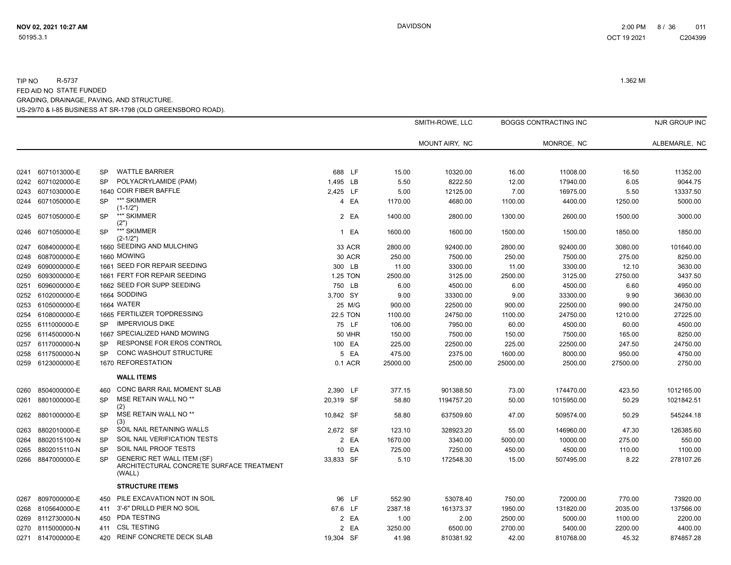TIP NO R-5737 1.362 MI
FED AID NO STATE FUNDED
GRADING, DRAINAGE, PAVING, AND STRUCTURE.
US-29/70 & I-85 BUSINESS AT SR-1798 (OLD GREENSBORO ROAD).

| Line | Item | Sec | Description | Quantity | Unit | SMITH-ROWE, LLC MOUNT AIRY, NC Unit Price | SMITH-ROWE, LLC MOUNT AIRY, NC Amount | BOGGS CONTRACTING INC MONROE, NC Unit Price | BOGGS CONTRACTING INC MONROE, NC Amount | NJR GROUP INC ALBEMARLE, NC Unit Price | NJR GROUP INC ALBEMARLE, NC Amount |
|---|---|---|---|---|---|---|---|---|---|---|---|
| 0241 | 6071013000-E | SP | WATTLE BARRIER | 688 | LF | 15.00 | 10320.00 | 16.00 | 11008.00 | 16.50 | 11352.00 |
| 0242 | 6071020000-E | SP | POLYACRYLAMIDE (PAM) | 1,495 | LB | 5.50 | 8222.50 | 12.00 | 17940.00 | 6.05 | 9044.75 |
| 0243 | 6071030000-E | 1640 | COIR FIBER BAFFLE | 2,425 | LF | 5.00 | 12125.00 | 7.00 | 16975.00 | 5.50 | 13337.50 |
| 0244 | 6071050000-E | SP | **" SKIMMER (1-1/2") | 4 | EA | 1170.00 | 4680.00 | 1100.00 | 4400.00 | 1250.00 | 5000.00 |
| 0245 | 6071050000-E | SP | **" SKIMMER (2") | 2 | EA | 1400.00 | 2800.00 | 1300.00 | 2600.00 | 1500.00 | 3000.00 |
| 0246 | 6071050000-E | SP | **" SKIMMER (2-1/2") | 1 | EA | 1600.00 | 1600.00 | 1500.00 | 1500.00 | 1850.00 | 1850.00 |
| 0247 | 6084000000-E | 1660 | SEEDING AND MULCHING | 33 | ACR | 2800.00 | 92400.00 | 2800.00 | 92400.00 | 3080.00 | 101640.00 |
| 0248 | 6087000000-E | 1660 | MOWING | 30 | ACR | 250.00 | 7500.00 | 250.00 | 7500.00 | 275.00 | 8250.00 |
| 0249 | 6090000000-E | 1661 | SEED FOR REPAIR SEEDING | 300 | LB | 11.00 | 3300.00 | 11.00 | 3300.00 | 12.10 | 3630.00 |
| 0250 | 6093000000-E | 1661 | FERT FOR REPAIR SEEDING | 1.25 | TON | 2500.00 | 3125.00 | 2500.00 | 3125.00 | 2750.00 | 3437.50 |
| 0251 | 6096000000-E | 1662 | SEED FOR SUPP SEEDING | 750 | LB | 6.00 | 4500.00 | 6.00 | 4500.00 | 6.60 | 4950.00 |
| 0252 | 6102000000-E | 1664 | SODDING | 3,700 | SY | 9.00 | 33300.00 | 9.00 | 33300.00 | 9.90 | 36630.00 |
| 0253 | 6105000000-E | 1664 | WATER | 25 | M/G | 900.00 | 22500.00 | 900.00 | 22500.00 | 990.00 | 24750.00 |
| 0254 | 6108000000-E | 1665 | FERTILIZER TOPDRESSING | 22.5 | TON | 1100.00 | 24750.00 | 1100.00 | 24750.00 | 1210.00 | 27225.00 |
| 0255 | 6111000000-E | SP | IMPERVIOUS DIKE | 75 | LF | 106.00 | 7950.00 | 60.00 | 4500.00 | 60.00 | 4500.00 |
| 0256 | 6114500000-N | 1667 | SPECIALIZED HAND MOWING | 50 | MHR | 150.00 | 7500.00 | 150.00 | 7500.00 | 165.00 | 8250.00 |
| 0257 | 6117000000-N | SP | RESPONSE FOR EROS CONTROL | 100 | EA | 225.00 | 22500.00 | 225.00 | 22500.00 | 247.50 | 24750.00 |
| 0258 | 6117500000-N | SP | CONC WASHOUT STRUCTURE | 5 | EA | 475.00 | 2375.00 | 1600.00 | 8000.00 | 950.00 | 4750.00 |
| 0259 | 6123000000-E | 1670 | REFORESTATION | 0.1 | ACR | 25000.00 | 2500.00 | 25000.00 | 2500.00 | 27500.00 | 2750.00 |
| | | | **WALL ITEMS** | | | | | | | | |
| 0260 | 8504000000-E | 460 | CONC BARR RAIL MOMENT SLAB | 2,390 | LF | 377.15 | 901388.50 | 73.00 | 174470.00 | 423.50 | 1012165.00 |
| 0261 | 8801000000-E | SP | MSE RETAIN WALL NO ** (2) | 20,319 | SF | 58.80 | 1194757.20 | 50.00 | 1015950.00 | 50.29 | 1021842.51 |
| 0262 | 8801000000-E | SP | MSE RETAIN WALL NO ** (3) | 10,842 | SF | 58.80 | 637509.60 | 47.00 | 509574.00 | 50.29 | 545244.18 |
| 0263 | 8802010000-E | SP | SOIL NAIL RETAINING WALLS | 2,672 | SF | 123.10 | 328923.20 | 55.00 | 146960.00 | 47.30 | 126385.60 |
| 0264 | 8802015100-N | SP | SOIL NAIL VERIFICATION TESTS | 2 | EA | 1670.00 | 3340.00 | 5000.00 | 10000.00 | 275.00 | 550.00 |
| 0265 | 8802015110-N | SP | SOIL NAIL PROOF TESTS | 10 | EA | 725.00 | 7250.00 | 450.00 | 4500.00 | 110.00 | 1100.00 |
| 0266 | 8847000000-E | SP | GENERIC RET WALL ITEM (SF) ARCHITECTURAL CONCRETE SURFACE TREATMENT (WALL) | 33,833 | SF | 5.10 | 172548.30 | 15.00 | 507495.00 | 8.22 | 278107.26 |
| | | | **STRUCTURE ITEMS** | | | | | | | | |
| 0267 | 8097000000-E | 450 | PILE EXCAVATION NOT IN SOIL | 96 | LF | 552.90 | 53078.40 | 750.00 | 72000.00 | 770.00 | 73920.00 |
| 0268 | 8105640000-E | 411 | 3'-6" DRILLD PIER NO SOIL | 67.6 | LF | 2387.18 | 161373.37 | 1950.00 | 131820.00 | 2035.00 | 137566.00 |
| 0269 | 8112730000-N | 450 | PDA TESTING | 2 | EA | 1.00 | 2.00 | 2500.00 | 5000.00 | 1100.00 | 2200.00 |
| 0270 | 8115000000-N | 411 | CSL TESTING | 2 | EA | 3250.00 | 6500.00 | 2700.00 | 5400.00 | 2200.00 | 4400.00 |
| 0271 | 8147000000-E | 420 | REINF CONCRETE DECK SLAB | 19,304 | SF | 41.98 | 810381.92 | 42.00 | 810768.00 | 45.32 | 874857.28 |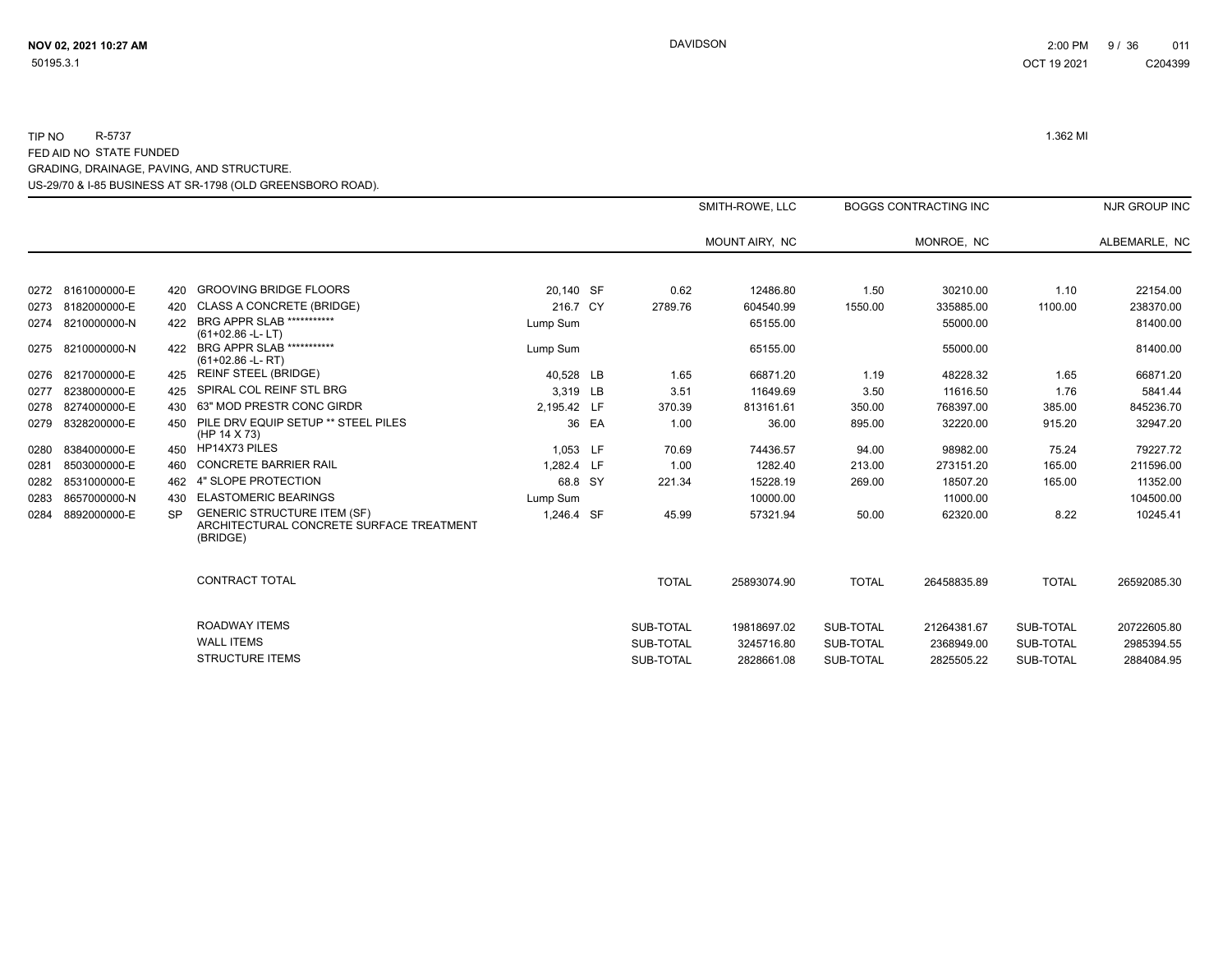TIP NO R-5737

1.362 MI

FED AID NO STATE FUNDED

GRADING, DRAINAGE, PAVING, AND STRUCTURE.

US-29/70 & I-85 BUSINESS AT SR-1798 (OLD GREENSBORO ROAD).

| | | | | | | | SMITH-ROWE, LLC | | BOGGS CONTRACTING INC | | NJR GROUP INC |
|---|---|---|---|---|---|---|---|---|---|---|---|
| | | | | | | | MOUNT AIRY, NC | | MONROE, NC | | ALBEMARLE, NC |
| 0272 | 8161000000-E | 420 | GROOVING BRIDGE FLOORS | 20,140 | SF | 0.62 | 12486.80 | 1.50 | 30210.00 | 1.10 | 22154.00 |
| 0273 | 8182000000-E | 420 | CLASS A CONCRETE (BRIDGE) | 216.7 | CY | 2789.76 | 604540.99 | 1550.00 | 335885.00 | 1100.00 | 238370.00 |
| 0274 | 8210000000-N | 422 | BRG APPR SLAB *********** (61+02.86 -L- LT) | Lump Sum | | | 65155.00 | | 55000.00 | | 81400.00 |
| 0275 | 8210000000-N | 422 | BRG APPR SLAB *********** (61+02.86 -L- RT) | Lump Sum | | | 65155.00 | | 55000.00 | | 81400.00 |
| 0276 | 8217000000-E | 425 | REINF STEEL (BRIDGE) | 40,528 | LB | 1.65 | 66871.20 | 1.19 | 48228.32 | 1.65 | 66871.20 |
| 0277 | 8238000000-E | 425 | SPIRAL COL REINF STL BRG | 3,319 | LB | 3.51 | 11649.69 | 3.50 | 11616.50 | 1.76 | 5841.44 |
| 0278 | 8274000000-E | 430 | 63" MOD PRESTR CONC GIRDR | 2,195.42 | LF | 370.39 | 813161.61 | 350.00 | 768397.00 | 385.00 | 845236.70 |
| 0279 | 8328200000-E | 450 | PILE DRV EQUIP SETUP ** STEEL PILES (HP 14 X 73) | 36 | EA | 1.00 | 36.00 | 895.00 | 32220.00 | 915.20 | 32947.20 |
| 0280 | 8384000000-E | 450 | HP14X73 PILES | 1,053 | LF | 70.69 | 74436.57 | 94.00 | 98982.00 | 75.24 | 79227.72 |
| 0281 | 8503000000-E | 460 | CONCRETE BARRIER RAIL | 1,282.4 | LF | 1.00 | 1282.40 | 213.00 | 273151.20 | 165.00 | 211596.00 |
| 0282 | 8531000000-E | 462 | 4" SLOPE PROTECTION | 68.8 | SY | 221.34 | 15228.19 | 269.00 | 18507.20 | 165.00 | 11352.00 |
| 0283 | 8657000000-N | 430 | ELASTOMERIC BEARINGS | Lump Sum | | | 10000.00 | | 11000.00 | | 104500.00 |
| 0284 | 8892000000-E | SP | GENERIC STRUCTURE ITEM (SF) ARCHITECTURAL CONCRETE SURFACE TREATMENT (BRIDGE) | 1,246.4 | SF | 45.99 | 57321.94 | 50.00 | 62320.00 | 8.22 | 10245.41 |
| | | | CONTRACT TOTAL | | | TOTAL | 25893074.90 | TOTAL | 26458835.89 | TOTAL | 26592085.30 |
| | | | ROADWAY ITEMS | | | SUB-TOTAL | 19818697.02 | SUB-TOTAL | 21264381.67 | SUB-TOTAL | 20722605.80 |
| | | | WALL ITEMS | | | SUB-TOTAL | 3245716.80 | SUB-TOTAL | 2368949.00 | SUB-TOTAL | 2985394.55 |
| | | | STRUCTURE ITEMS | | | SUB-TOTAL | 2828661.08 | SUB-TOTAL | 2825505.22 | SUB-TOTAL | 2884084.95 |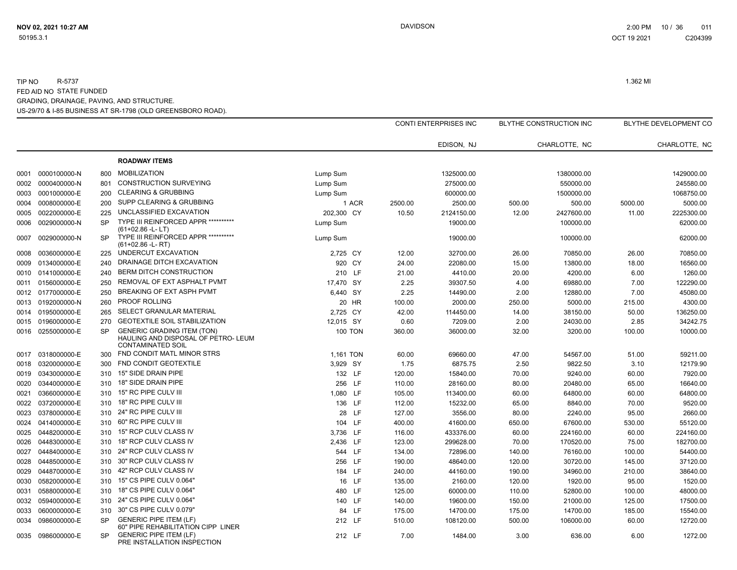TIP NO R-5737 1.362 MI

FED AID NO STATE FUNDED

GRADING, DRAINAGE, PAVING, AND STRUCTURE.

US-29/70 & I-85 BUSINESS AT SR-1798 (OLD GREENSBORO ROAD).

| | | | | | | CONTI ENTERPRISES INC | | BLYTHE CONSTRUCTION INC | | BLYTHE DEVELOPMENT CO | |
|---|---|---|---|---|---|---|---|---|---|---|---|
| | | | | | | | EDISON, NJ | | CHARLOTTE, NC | | CHARLOTTE, NC |
| | | | **ROADWAY ITEMS** | | | | | | | | |
| 0001 | 0000100000-N | 800 | MOBILIZATION | Lump Sum | | | 1325000.00 | | 1380000.00 | | 1429000.00 |
| 0002 | 0000400000-N | 801 | CONSTRUCTION SURVEYING | Lump Sum | | | 275000.00 | | 550000.00 | | 245580.00 |
| 0003 | 0001000000-E | 200 | CLEARING & GRUBBING | Lump Sum | | | 600000.00 | | 1500000.00 | | 1068750.00 |
| 0004 | 0008000000-E | 200 | SUPP CLEARING & GRUBBING | 1 | ACR | 2500.00 | 2500.00 | 500.00 | 500.00 | 5000.00 | 5000.00 |
| 0005 | 0022000000-E | 225 | UNCLASSIFIED EXCAVATION | 202,300 | CY | 10.50 | 2124150.00 | 12.00 | 2427600.00 | 11.00 | 2225300.00 |
| 0006 | 0029000000-N | SP | TYPE III REINFORCED APPR ********** (61+02.86 -L- LT) | Lump Sum | | | 19000.00 | | 100000.00 | | 62000.00 |
| 0007 | 0029000000-N | SP | TYPE III REINFORCED APPR ********** (61+02.86 -L- RT) | Lump Sum | | | 19000.00 | | 100000.00 | | 62000.00 |
| 0008 | 0036000000-E | 225 | UNDERCUT EXCAVATION | 2,725 | CY | 12.00 | 32700.00 | 26.00 | 70850.00 | 26.00 | 70850.00 |
| 0009 | 0134000000-E | 240 | DRAINAGE DITCH EXCAVATION | 920 | CY | 24.00 | 22080.00 | 15.00 | 13800.00 | 18.00 | 16560.00 |
| 0010 | 0141000000-E | 240 | BERM DITCH CONSTRUCTION | 210 | LF | 21.00 | 4410.00 | 20.00 | 4200.00 | 6.00 | 1260.00 |
| 0011 | 0156000000-E | 250 | REMOVAL OF EXT ASPHALT PVMT | 17,470 | SY | 2.25 | 39307.50 | 4.00 | 69880.00 | 7.00 | 122290.00 |
| 0012 | 0177000000-E | 250 | BREAKING OF EXT ASPH PVMT | 6,440 | SY | 2.25 | 14490.00 | 2.00 | 12880.00 | 7.00 | 45080.00 |
| 0013 | 0192000000-N | 260 | PROOF ROLLING | 20 | HR | 100.00 | 2000.00 | 250.00 | 5000.00 | 215.00 | 4300.00 |
| 0014 | 0195000000-E | 265 | SELECT GRANULAR MATERIAL | 2,725 | CY | 42.00 | 114450.00 | 14.00 | 38150.00 | 50.00 | 136250.00 |
| 0015 | 0196000000-E | 270 | GEOTEXTILE SOIL STABILIZATION | 12,015 | SY | 0.60 | 7209.00 | 2.00 | 24030.00 | 2.85 | 34242.75 |
| 0016 | 0255000000-E | SP | GENERIC GRADING ITEM (TON) HAULING AND DISPOSAL OF PETRO- LEUM CONTAMINATED SOIL | 100 | TON | 360.00 | 36000.00 | 32.00 | 3200.00 | 100.00 | 10000.00 |
| 0017 | 0318000000-E | 300 | FND CONDIT MATL MINOR STRS | 1,161 | TON | 60.00 | 69660.00 | 47.00 | 54567.00 | 51.00 | 59211.00 |
| 0018 | 0320000000-E | 300 | FND CONDIT GEOTEXTILE | 3,929 | SY | 1.75 | 6875.75 | 2.50 | 9822.50 | 3.10 | 12179.90 |
| 0019 | 0343000000-E | 310 | 15" SIDE DRAIN PIPE | 132 | LF | 120.00 | 15840.00 | 70.00 | 9240.00 | 60.00 | 7920.00 |
| 0020 | 0344000000-E | 310 | 18" SIDE DRAIN PIPE | 256 | LF | 110.00 | 28160.00 | 80.00 | 20480.00 | 65.00 | 16640.00 |
| 0021 | 0366000000-E | 310 | 15" RC PIPE CULV III | 1,080 | LF | 105.00 | 113400.00 | 60.00 | 64800.00 | 60.00 | 64800.00 |
| 0022 | 0372000000-E | 310 | 18" RC PIPE CULV III | 136 | LF | 112.00 | 15232.00 | 65.00 | 8840.00 | 70.00 | 9520.00 |
| 0023 | 0378000000-E | 310 | 24" RC PIPE CULV III | 28 | LF | 127.00 | 3556.00 | 80.00 | 2240.00 | 95.00 | 2660.00 |
| 0024 | 0414000000-E | 310 | 60" RC PIPE CULV III | 104 | LF | 400.00 | 41600.00 | 650.00 | 67600.00 | 530.00 | 55120.00 |
| 0025 | 0448200000-E | 310 | 15" RCP CULV CLASS IV | 3,736 | LF | 116.00 | 433376.00 | 60.00 | 224160.00 | 60.00 | 224160.00 |
| 0026 | 0448300000-E | 310 | 18" RCP CULV CLASS IV | 2,436 | LF | 123.00 | 299628.00 | 70.00 | 170520.00 | 75.00 | 182700.00 |
| 0027 | 0448400000-E | 310 | 24" RCP CULV CLASS IV | 544 | LF | 134.00 | 72896.00 | 140.00 | 76160.00 | 100.00 | 54400.00 |
| 0028 | 0448500000-E | 310 | 30" RCP CULV CLASS IV | 256 | LF | 190.00 | 48640.00 | 120.00 | 30720.00 | 145.00 | 37120.00 |
| 0029 | 0448700000-E | 310 | 42" RCP CULV CLASS IV | 184 | LF | 240.00 | 44160.00 | 190.00 | 34960.00 | 210.00 | 38640.00 |
| 0030 | 0582000000-E | 310 | 15" CS PIPE CULV 0.064" | 16 | LF | 135.00 | 2160.00 | 120.00 | 1920.00 | 95.00 | 1520.00 |
| 0031 | 0588000000-E | 310 | 18" CS PIPE CULV 0.064" | 480 | LF | 125.00 | 60000.00 | 110.00 | 52800.00 | 100.00 | 48000.00 |
| 0032 | 0594000000-E | 310 | 24" CS PIPE CULV 0.064" | 140 | LF | 140.00 | 19600.00 | 150.00 | 21000.00 | 125.00 | 17500.00 |
| 0033 | 0600000000-E | 310 | 30" CS PIPE CULV 0.079" | 84 | LF | 175.00 | 14700.00 | 175.00 | 14700.00 | 185.00 | 15540.00 |
| 0034 | 0986000000-E | SP | GENERIC PIPE ITEM (LF) 60" PIPE REHABILITATION CIPP LINER | 212 | LF | 510.00 | 108120.00 | 500.00 | 106000.00 | 60.00 | 12720.00 |
| 0035 | 0986000000-E | SP | GENERIC PIPE ITEM (LF) PRE INSTALLATION INSPECTION | 212 | LF | 7.00 | 1484.00 | 3.00 | 636.00 | 6.00 | 1272.00 |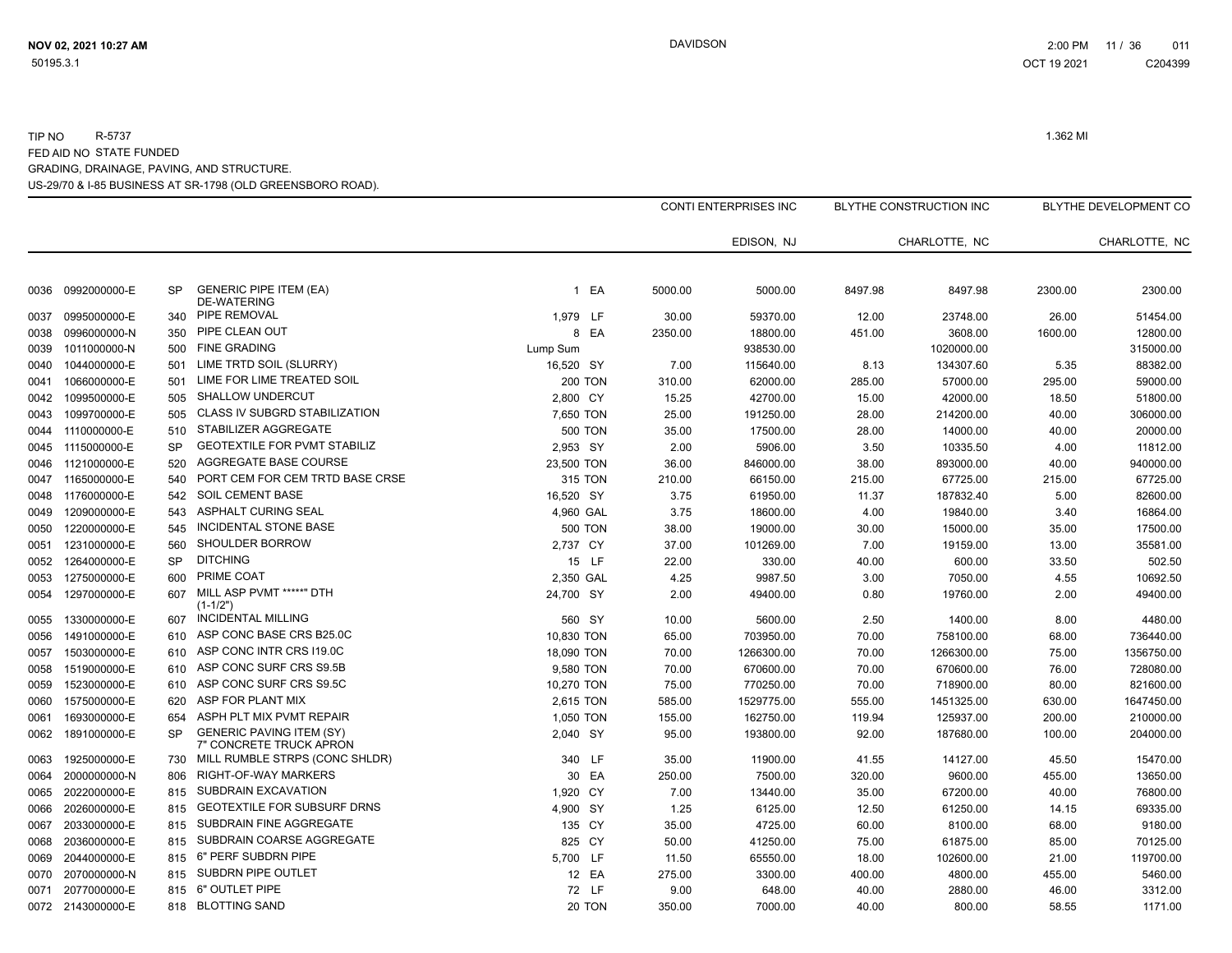TIP NO R-5737 1.362 MI

FED AID NO STATE FUNDED

GRADING, DRAINAGE, PAVING, AND STRUCTURE.

US-29/70 & I-85 BUSINESS AT SR-1798 (OLD GREENSBORO ROAD).

| | | | | | | CONTI ENTERPRISES INC | | BLYTHE CONSTRUCTION INC | | BLYTHE DEVELOPMENT CO | |
|---|---|---|---|---|---|---|---|---|---|---|---|
| | | | | | | | EDISON, NJ | | CHARLOTTE, NC | | CHARLOTTE, NC |
| 0036 | 0992000000-E | SP | GENERIC PIPE ITEM (EA) DE-WATERING | 1 | EA | 5000.00 | 5000.00 | 8497.98 | 8497.98 | 2300.00 | 2300.00 |
| 0037 | 0995000000-E | 340 | PIPE REMOVAL | 1,979 | LF | 30.00 | 59370.00 | 12.00 | 23748.00 | 26.00 | 51454.00 |
| 0038 | 0996000000-N | 350 | PIPE CLEAN OUT | 8 | EA | 2350.00 | 18800.00 | 451.00 | 3608.00 | 1600.00 | 12800.00 |
| 0039 | 1011000000-N | 500 | FINE GRADING | Lump Sum | | | 938530.00 | | 1020000.00 | | 315000.00 |
| 0040 | 1044000000-E | 501 | LIME TRTD SOIL (SLURRY) | 16,520 | SY | 7.00 | 115640.00 | 8.13 | 134307.60 | 5.35 | 88382.00 |
| 0041 | 1066000000-E | 501 | LIME FOR LIME TREATED SOIL | 200 | TON | 310.00 | 62000.00 | 285.00 | 57000.00 | 295.00 | 59000.00 |
| 0042 | 1099500000-E | 505 | SHALLOW UNDERCUT | 2,800 | CY | 15.25 | 42700.00 | 15.00 | 42000.00 | 18.50 | 51800.00 |
| 0043 | 1099700000-E | 505 | CLASS IV SUBGRD STABILIZATION | 7,650 | TON | 25.00 | 191250.00 | 28.00 | 214200.00 | 40.00 | 306000.00 |
| 0044 | 1110000000-E | 510 | STABILIZER AGGREGATE | 500 | TON | 35.00 | 17500.00 | 28.00 | 14000.00 | 40.00 | 20000.00 |
| 0045 | 1115000000-E | SP | GEOTEXTILE FOR PVMT STABILIZ | 2,953 | SY | 2.00 | 5906.00 | 3.50 | 10335.50 | 4.00 | 11812.00 |
| 0046 | 1121000000-E | 520 | AGGREGATE BASE COURSE | 23,500 | TON | 36.00 | 846000.00 | 38.00 | 893000.00 | 40.00 | 940000.00 |
| 0047 | 1165000000-E | 540 | PORT CEM FOR CEM TRTD BASE CRSE | 315 | TON | 210.00 | 66150.00 | 215.00 | 67725.00 | 215.00 | 67725.00 |
| 0048 | 1176000000-E | 542 | SOIL CEMENT BASE | 16,520 | SY | 3.75 | 61950.00 | 11.37 | 187832.40 | 5.00 | 82600.00 |
| 0049 | 1209000000-E | 543 | ASPHALT CURING SEAL | 4,960 | GAL | 3.75 | 18600.00 | 4.00 | 19840.00 | 3.40 | 16864.00 |
| 0050 | 1220000000-E | 545 | INCIDENTAL STONE BASE | 500 | TON | 38.00 | 19000.00 | 30.00 | 15000.00 | 35.00 | 17500.00 |
| 0051 | 1231000000-E | 560 | SHOULDER BORROW | 2,737 | CY | 37.00 | 101269.00 | 7.00 | 19159.00 | 13.00 | 35581.00 |
| 0052 | 1264000000-E | SP | DITCHING | 15 | LF | 22.00 | 330.00 | 40.00 | 600.00 | 33.50 | 502.50 |
| 0053 | 1275000000-E | 600 | PRIME COAT | 2,350 | GAL | 4.25 | 9987.50 | 3.00 | 7050.00 | 4.55 | 10692.50 |
| 0054 | 1297000000-E | 607 | MILL ASP PVMT *****" DTH (1-1/2") | 24,700 | SY | 2.00 | 49400.00 | 0.80 | 19760.00 | 2.00 | 49400.00 |
| 0055 | 1330000000-E | 607 | INCIDENTAL MILLING | 560 | SY | 10.00 | 5600.00 | 2.50 | 1400.00 | 8.00 | 4480.00 |
| 0056 | 1491000000-E | 610 | ASP CONC BASE CRS B25.0C | 10,830 | TON | 65.00 | 703950.00 | 70.00 | 758100.00 | 68.00 | 736440.00 |
| 0057 | 1503000000-E | 610 | ASP CONC INTR CRS I19.0C | 18,090 | TON | 70.00 | 1266300.00 | 70.00 | 1266300.00 | 75.00 | 1356750.00 |
| 0058 | 1519000000-E | 610 | ASP CONC SURF CRS S9.5B | 9,580 | TON | 70.00 | 670600.00 | 70.00 | 670600.00 | 76.00 | 728080.00 |
| 0059 | 1523000000-E | 610 | ASP CONC SURF CRS S9.5C | 10,270 | TON | 75.00 | 770250.00 | 70.00 | 718900.00 | 80.00 | 821600.00 |
| 0060 | 1575000000-E | 620 | ASP FOR PLANT MIX | 2,615 | TON | 585.00 | 1529775.00 | 555.00 | 1451325.00 | 630.00 | 1647450.00 |
| 0061 | 1693000000-E | 654 | ASPH PLT MIX PVMT REPAIR | 1,050 | TON | 155.00 | 162750.00 | 119.94 | 125937.00 | 200.00 | 210000.00 |
| 0062 | 1891000000-E | SP | GENERIC PAVING ITEM (SY) 7" CONCRETE TRUCK APRON | 2,040 | SY | 95.00 | 193800.00 | 92.00 | 187680.00 | 100.00 | 204000.00 |
| 0063 | 1925000000-E | 730 | MILL RUMBLE STRPS (CONC SHLDR) | 340 | LF | 35.00 | 11900.00 | 41.55 | 14127.00 | 45.50 | 15470.00 |
| 0064 | 2000000000-N | 806 | RIGHT-OF-WAY MARKERS | 30 | EA | 250.00 | 7500.00 | 320.00 | 9600.00 | 455.00 | 13650.00 |
| 0065 | 2022000000-E | 815 | SUBDRAIN EXCAVATION | 1,920 | CY | 7.00 | 13440.00 | 35.00 | 67200.00 | 40.00 | 76800.00 |
| 0066 | 2026000000-E | 815 | GEOTEXTILE FOR SUBSURF DRNS | 4,900 | SY | 1.25 | 6125.00 | 12.50 | 61250.00 | 14.15 | 69335.00 |
| 0067 | 2033000000-E | 815 | SUBDRAIN FINE AGGREGATE | 135 | CY | 35.00 | 4725.00 | 60.00 | 8100.00 | 68.00 | 9180.00 |
| 0068 | 2036000000-E | 815 | SUBDRAIN COARSE AGGREGATE | 825 | CY | 50.00 | 41250.00 | 75.00 | 61875.00 | 85.00 | 70125.00 |
| 0069 | 2044000000-E | 815 | 6" PERF SUBDRN PIPE | 5,700 | LF | 11.50 | 65550.00 | 18.00 | 102600.00 | 21.00 | 119700.00 |
| 0070 | 2070000000-N | 815 | SUBDRN PIPE OUTLET | 12 | EA | 275.00 | 3300.00 | 400.00 | 4800.00 | 455.00 | 5460.00 |
| 0071 | 2077000000-E | 815 | 6" OUTLET PIPE | 72 | LF | 9.00 | 648.00 | 40.00 | 2880.00 | 46.00 | 3312.00 |
| 0072 | 2143000000-E | 818 | BLOTTING SAND | 20 | TON | 350.00 | 7000.00 | 40.00 | 800.00 | 58.55 | 1171.00 |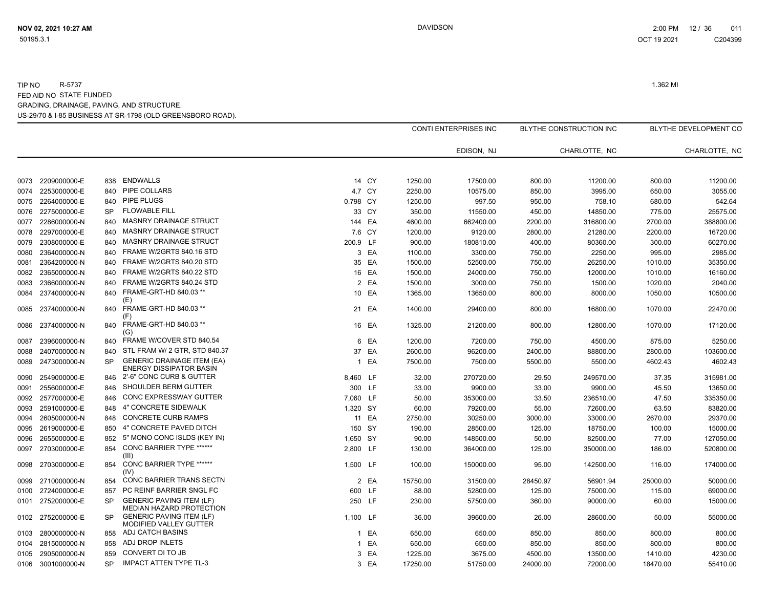TIP NO R-5737 1.362 MI

FED AID NO STATE FUNDED

GRADING, DRAINAGE, PAVING, AND STRUCTURE.

US-29/70 & I-85 BUSINESS AT SR-1798 (OLD GREENSBORO ROAD).

| | | | | | | CONTI ENTERPRISES INC | | BLYTHE CONSTRUCTION INC | | BLYTHE DEVELOPMENT CO | |
|---|---|---|---|---|---|---|---|---|---|---|---|
| | | | | | | | EDISON, NJ | | CHARLOTTE, NC | | CHARLOTTE, NC |
| 0073 | 2209000000-E | 838 | ENDWALLS | 14 | CY | 1250.00 | 17500.00 | 800.00 | 11200.00 | 800.00 | 11200.00 |
| 0074 | 2253000000-E | 840 | PIPE COLLARS | 4.7 | CY | 2250.00 | 10575.00 | 850.00 | 3995.00 | 650.00 | 3055.00 |
| 0075 | 2264000000-E | 840 | PIPE PLUGS | 0.798 | CY | 1250.00 | 997.50 | 950.00 | 758.10 | 680.00 | 542.64 |
| 0076 | 2275000000-E | SP | FLOWABLE FILL | 33 | CY | 350.00 | 11550.00 | 450.00 | 14850.00 | 775.00 | 25575.00 |
| 0077 | 2286000000-N | 840 | MASNRY DRAINAGE STRUCT | 144 | EA | 4600.00 | 662400.00 | 2200.00 | 316800.00 | 2700.00 | 388800.00 |
| 0078 | 2297000000-E | 840 | MASNRY DRAINAGE STRUCT | 7.6 | CY | 1200.00 | 9120.00 | 2800.00 | 21280.00 | 2200.00 | 16720.00 |
| 0079 | 2308000000-E | 840 | MASNRY DRAINAGE STRUCT | 200.9 | LF | 900.00 | 180810.00 | 400.00 | 80360.00 | 300.00 | 60270.00 |
| 0080 | 2364000000-N | 840 | FRAME W/2GRTS 840.16 STD | 3 | EA | 1100.00 | 3300.00 | 750.00 | 2250.00 | 995.00 | 2985.00 |
| 0081 | 2364200000-N | 840 | FRAME W/2GRTS 840.20 STD | 35 | EA | 1500.00 | 52500.00 | 750.00 | 26250.00 | 1010.00 | 35350.00 |
| 0082 | 2365000000-N | 840 | FRAME W/2GRTS 840.22 STD | 16 | EA | 1500.00 | 24000.00 | 750.00 | 12000.00 | 1010.00 | 16160.00 |
| 0083 | 2366000000-N | 840 | FRAME W/2GRTS 840.24 STD | 2 | EA | 1500.00 | 3000.00 | 750.00 | 1500.00 | 1020.00 | 2040.00 |
| 0084 | 2374000000-N | 840 | FRAME-GRT-HD 840.03 ** (E) | 10 | EA | 1365.00 | 13650.00 | 800.00 | 8000.00 | 1050.00 | 10500.00 |
| 0085 | 2374000000-N | 840 | FRAME-GRT-HD 840.03 ** (F) | 21 | EA | 1400.00 | 29400.00 | 800.00 | 16800.00 | 1070.00 | 22470.00 |
| 0086 | 2374000000-N | 840 | FRAME-GRT-HD 840.03 ** (G) | 16 | EA | 1325.00 | 21200.00 | 800.00 | 12800.00 | 1070.00 | 17120.00 |
| 0087 | 2396000000-N | 840 | FRAME W/COVER STD 840.54 | 6 | EA | 1200.00 | 7200.00 | 750.00 | 4500.00 | 875.00 | 5250.00 |
| 0088 | 2407000000-N | 840 | STL FRAM W/ 2 GTR, STD 840.37 | 37 | EA | 2600.00 | 96200.00 | 2400.00 | 88800.00 | 2800.00 | 103600.00 |
| 0089 | 2473000000-N | SP | GENERIC DRAINAGE ITEM (EA) ENERGY DISSIPATOR BASIN | 1 | EA | 7500.00 | 7500.00 | 5500.00 | 5500.00 | 4602.43 | 4602.43 |
| 0090 | 2549000000-E | 846 | 2'-6" CONC CURB & GUTTER | 8,460 | LF | 32.00 | 270720.00 | 29.50 | 249570.00 | 37.35 | 315981.00 |
| 0091 | 2556000000-E | 846 | SHOULDER BERM GUTTER | 300 | LF | 33.00 | 9900.00 | 33.00 | 9900.00 | 45.50 | 13650.00 |
| 0092 | 2577000000-E | 846 | CONC EXPRESSWAY GUTTER | 7,060 | LF | 50.00 | 353000.00 | 33.50 | 236510.00 | 47.50 | 335350.00 |
| 0093 | 2591000000-E | 848 | 4" CONCRETE SIDEWALK | 1,320 | SY | 60.00 | 79200.00 | 55.00 | 72600.00 | 63.50 | 83820.00 |
| 0094 | 2605000000-N | 848 | CONCRETE CURB RAMPS | 11 | EA | 2750.00 | 30250.00 | 3000.00 | 33000.00 | 2670.00 | 29370.00 |
| 0095 | 2619000000-E | 850 | 4" CONCRETE PAVED DITCH | 150 | SY | 190.00 | 28500.00 | 125.00 | 18750.00 | 100.00 | 15000.00 |
| 0096 | 2655000000-E | 852 | 5" MONO CONC ISLDS (KEY IN) | 1,650 | SY | 90.00 | 148500.00 | 50.00 | 82500.00 | 77.00 | 127050.00 |
| 0097 | 2703000000-E | 854 | CONC BARRIER TYPE ****** (III) | 2,800 | LF | 130.00 | 364000.00 | 125.00 | 350000.00 | 186.00 | 520800.00 |
| 0098 | 2703000000-E | 854 | CONC BARRIER TYPE ****** (IV) | 1,500 | LF | 100.00 | 150000.00 | 95.00 | 142500.00 | 116.00 | 174000.00 |
| 0099 | 2710000000-N | 854 | CONC BARRIER TRANS SECTN | 2 | EA | 15750.00 | 31500.00 | 28450.97 | 56901.94 | 25000.00 | 50000.00 |
| 0100 | 2724000000-E | 857 | PC REINF BARRIER SNGL FC | 600 | LF | 88.00 | 52800.00 | 125.00 | 75000.00 | 115.00 | 69000.00 |
| 0101 | 2752000000-E | SP | GENERIC PAVING ITEM (LF) MEDIAN HAZARD PROTECTION | 250 | LF | 230.00 | 57500.00 | 360.00 | 90000.00 | 60.00 | 15000.00 |
| 0102 | 2752000000-E | SP | GENERIC PAVING ITEM (LF) MODIFIED VALLEY GUTTER | 1,100 | LF | 36.00 | 39600.00 | 26.00 | 28600.00 | 50.00 | 55000.00 |
| 0103 | 2800000000-N | 858 | ADJ CATCH BASINS | 1 | EA | 650.00 | 650.00 | 850.00 | 850.00 | 800.00 | 800.00 |
| 0104 | 2815000000-N | 858 | ADJ DROP INLETS | 1 | EA | 650.00 | 650.00 | 850.00 | 850.00 | 800.00 | 800.00 |
| 0105 | 2905000000-N | 859 | CONVERT DI TO JB | 3 | EA | 1225.00 | 3675.00 | 4500.00 | 13500.00 | 1410.00 | 4230.00 |
| 0106 | 3001000000-N | SP | IMPACT ATTEN TYPE TL-3 | 3 | EA | 17250.00 | 51750.00 | 24000.00 | 72000.00 | 18470.00 | 55410.00 |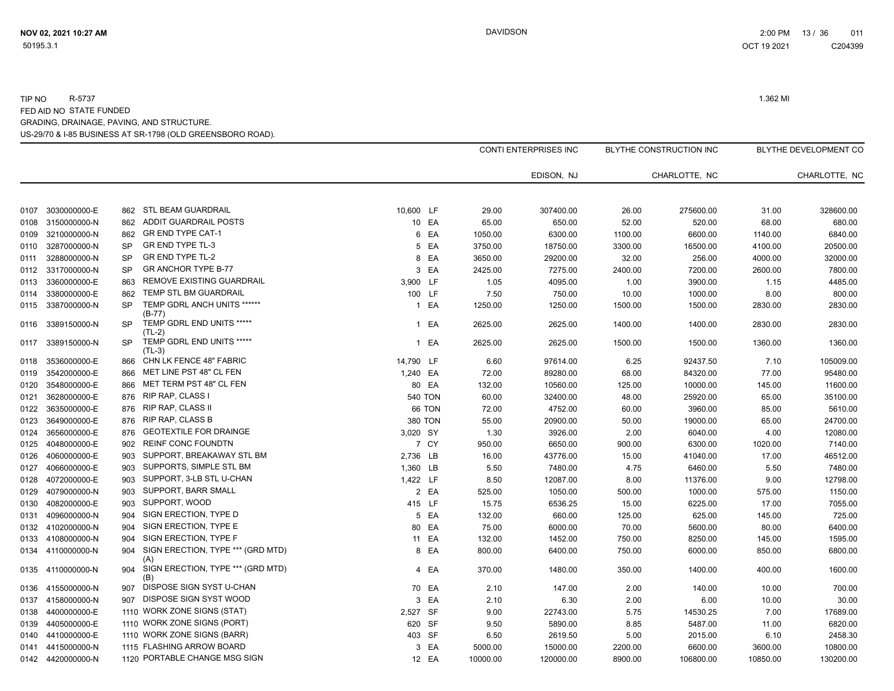TIP NO R-5737

FED AID NO STATE FUNDED

GRADING, DRAINAGE, PAVING, AND STRUCTURE.

US-29/70 & I-85 BUSINESS AT SR-1798 (OLD GREENSBORO ROAD).

1.362 MI

| | | | | | | CONTI ENTERPRISES INC | | BLYTHE CONSTRUCTION INC | | BLYTHE DEVELOPMENT CO | |
|---|---|---|---|---|---|---|---|---|---|---|---|
| | | | | | | | EDISON, NJ | | CHARLOTTE, NC | | CHARLOTTE, NC |
| 0107 | 3030000000-E | 862 | STL BEAM GUARDRAIL | 10,600 | LF | 29.00 | 307400.00 | 26.00 | 275600.00 | 31.00 | 328600.00 |
| 0108 | 3150000000-N | 862 | ADDIT GUARDRAIL POSTS | 10 | EA | 65.00 | 650.00 | 52.00 | 520.00 | 68.00 | 680.00 |
| 0109 | 3210000000-N | 862 | GR END TYPE CAT-1 | 6 | EA | 1050.00 | 6300.00 | 1100.00 | 6600.00 | 1140.00 | 6840.00 |
| 0110 | 3287000000-N | SP | GR END TYPE TL-3 | 5 | EA | 3750.00 | 18750.00 | 3300.00 | 16500.00 | 4100.00 | 20500.00 |
| 0111 | 3288000000-N | SP | GR END TYPE TL-2 | 8 | EA | 3650.00 | 29200.00 | 32.00 | 256.00 | 4000.00 | 32000.00 |
| 0112 | 3317000000-N | SP | GR ANCHOR TYPE B-77 | 3 | EA | 2425.00 | 7275.00 | 2400.00 | 7200.00 | 2600.00 | 7800.00 |
| 0113 | 3360000000-E | 863 | REMOVE EXISTING GUARDRAIL | 3,900 | LF | 1.05 | 4095.00 | 1.00 | 3900.00 | 1.15 | 4485.00 |
| 0114 | 3380000000-E | 862 | TEMP STL BM GUARDRAIL | 100 | LF | 7.50 | 750.00 | 10.00 | 1000.00 | 8.00 | 800.00 |
| 0115 | 3387000000-N | SP | TEMP GDRL ANCH UNITS ****** (B-77) | 1 | EA | 1250.00 | 1250.00 | 1500.00 | 1500.00 | 2830.00 | 2830.00 |
| 0116 | 3389150000-N | SP | TEMP GDRL END UNITS ***** (TL-2) | 1 | EA | 2625.00 | 2625.00 | 1400.00 | 1400.00 | 2830.00 | 2830.00 |
| 0117 | 3389150000-N | SP | TEMP GDRL END UNITS ***** (TL-3) | 1 | EA | 2625.00 | 2625.00 | 1500.00 | 1500.00 | 1360.00 | 1360.00 |
| 0118 | 3536000000-E | 866 | CHN LK FENCE 48" FABRIC | 14,790 | LF | 6.60 | 97614.00 | 6.25 | 92437.50 | 7.10 | 105009.00 |
| 0119 | 3542000000-E | 866 | MET LINE PST 48" CL FEN | 1,240 | EA | 72.00 | 89280.00 | 68.00 | 84320.00 | 77.00 | 95480.00 |
| 0120 | 3548000000-E | 866 | MET TERM PST 48" CL FEN | 80 | EA | 132.00 | 10560.00 | 125.00 | 10000.00 | 145.00 | 11600.00 |
| 0121 | 3628000000-E | 876 | RIP RAP, CLASS I | 540 | TON | 60.00 | 32400.00 | 48.00 | 25920.00 | 65.00 | 35100.00 |
| 0122 | 3635000000-E | 876 | RIP RAP, CLASS II | 66 | TON | 72.00 | 4752.00 | 60.00 | 3960.00 | 85.00 | 5610.00 |
| 0123 | 3649000000-E | 876 | RIP RAP, CLASS B | 380 | TON | 55.00 | 20900.00 | 50.00 | 19000.00 | 65.00 | 24700.00 |
| 0124 | 3656000000-E | 876 | GEOTEXTILE FOR DRAINGE | 3,020 | SY | 1.30 | 3926.00 | 2.00 | 6040.00 | 4.00 | 12080.00 |
| 0125 | 4048000000-E | 902 | REINF CONC FOUNDTN | 7 | CY | 950.00 | 6650.00 | 900.00 | 6300.00 | 1020.00 | 7140.00 |
| 0126 | 4060000000-E | 903 | SUPPORT, BREAKAWAY STL BM | 2,736 | LB | 16.00 | 43776.00 | 15.00 | 41040.00 | 17.00 | 46512.00 |
| 0127 | 4066000000-E | 903 | SUPPORTS, SIMPLE STL BM | 1,360 | LB | 5.50 | 7480.00 | 4.75 | 6460.00 | 5.50 | 7480.00 |
| 0128 | 4072000000-E | 903 | SUPPORT, 3-LB STL U-CHAN | 1,422 | LF | 8.50 | 12087.00 | 8.00 | 11376.00 | 9.00 | 12798.00 |
| 0129 | 4079000000-N | 903 | SUPPORT, BARR SMALL | 2 | EA | 525.00 | 1050.00 | 500.00 | 1000.00 | 575.00 | 1150.00 |
| 0130 | 4082000000-E | 903 | SUPPORT, WOOD | 415 | LF | 15.75 | 6536.25 | 15.00 | 6225.00 | 17.00 | 7055.00 |
| 0131 | 4096000000-N | 904 | SIGN ERECTION, TYPE D | 5 | EA | 132.00 | 660.00 | 125.00 | 625.00 | 145.00 | 725.00 |
| 0132 | 4102000000-N | 904 | SIGN ERECTION, TYPE E | 80 | EA | 75.00 | 6000.00 | 70.00 | 5600.00 | 80.00 | 6400.00 |
| 0133 | 4108000000-N | 904 | SIGN ERECTION, TYPE F | 11 | EA | 132.00 | 1452.00 | 750.00 | 8250.00 | 145.00 | 1595.00 |
| 0134 | 4110000000-N | 904 | SIGN ERECTION, TYPE *** (GRD MTD) (A) | 8 | EA | 800.00 | 6400.00 | 750.00 | 6000.00 | 850.00 | 6800.00 |
| 0135 | 4110000000-N | 904 | SIGN ERECTION, TYPE *** (GRD MTD) (B) | 4 | EA | 370.00 | 1480.00 | 350.00 | 1400.00 | 400.00 | 1600.00 |
| 0136 | 4155000000-N | 907 | DISPOSE SIGN SYST U-CHAN | 70 | EA | 2.10 | 147.00 | 2.00 | 140.00 | 10.00 | 700.00 |
| 0137 | 4158000000-N | 907 | DISPOSE SIGN SYST WOOD | 3 | EA | 2.10 | 6.30 | 2.00 | 6.00 | 10.00 | 30.00 |
| 0138 | 4400000000-E | 1110 | WORK ZONE SIGNS (STAT) | 2,527 | SF | 9.00 | 22743.00 | 5.75 | 14530.25 | 7.00 | 17689.00 |
| 0139 | 4405000000-E | 1110 | WORK ZONE SIGNS (PORT) | 620 | SF | 9.50 | 5890.00 | 8.85 | 5487.00 | 11.00 | 6820.00 |
| 0140 | 4410000000-E | 1110 | WORK ZONE SIGNS (BARR) | 403 | SF | 6.50 | 2619.50 | 5.00 | 2015.00 | 6.10 | 2458.30 |
| 0141 | 4415000000-N | 1115 | FLASHING ARROW BOARD | 3 | EA | 5000.00 | 15000.00 | 2200.00 | 6600.00 | 3600.00 | 10800.00 |
| 0142 | 4420000000-N | 1120 | PORTABLE CHANGE MSG SIGN | 12 | EA | 10000.00 | 120000.00 | 8900.00 | 106800.00 | 10850.00 | 130200.00 |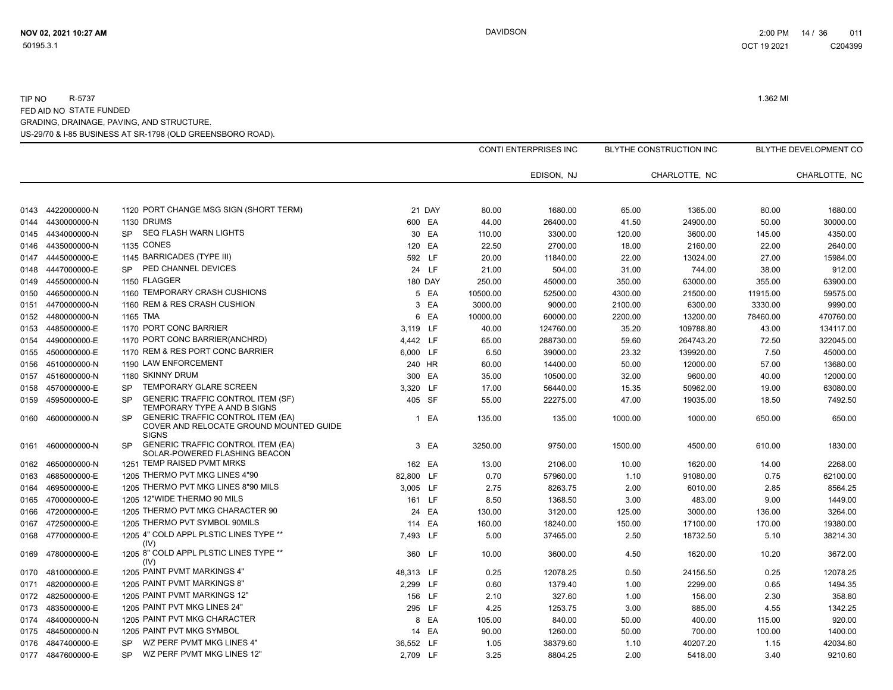TIP NO R-5737

FED AID NO STATE FUNDED

GRADING, DRAINAGE, PAVING, AND STRUCTURE.

US-29/70 & I-85 BUSINESS AT SR-1798 (OLD GREENSBORO ROAD).

1.362 MI

| | | | | | | CONTI ENTERPRISES INC | | BLYTHE CONSTRUCTION INC | | BLYTHE DEVELOPMENT CO | |
|---|---|---|---|---|---|---|---|---|---|---|---|
| | | | | | | | EDISON, NJ | | CHARLOTTE, NC | | CHARLOTTE, NC |
| 0143 | 4422000000-N | 1120 | PORT CHANGE MSG SIGN (SHORT TERM) | 21 | DAY | 80.00 | 1680.00 | 65.00 | 1365.00 | 80.00 | 1680.00 |
| 0144 | 4430000000-N | 1130 | DRUMS | 600 | EA | 44.00 | 26400.00 | 41.50 | 24900.00 | 50.00 | 30000.00 |
| 0145 | 4434000000-N | SP | SEQ FLASH WARN LIGHTS | 30 | EA | 110.00 | 3300.00 | 120.00 | 3600.00 | 145.00 | 4350.00 |
| 0146 | 4435000000-N | 1135 | CONES | 120 | EA | 22.50 | 2700.00 | 18.00 | 2160.00 | 22.00 | 2640.00 |
| 0147 | 4445000000-E | 1145 | BARRICADES (TYPE III) | 592 | LF | 20.00 | 11840.00 | 22.00 | 13024.00 | 27.00 | 15984.00 |
| 0148 | 4447000000-E | SP | PED CHANNEL DEVICES | 24 | LF | 21.00 | 504.00 | 31.00 | 744.00 | 38.00 | 912.00 |
| 0149 | 4455000000-N | 1150 | FLAGGER | 180 | DAY | 250.00 | 45000.00 | 350.00 | 63000.00 | 355.00 | 63900.00 |
| 0150 | 4465000000-N | 1160 | TEMPORARY CRASH CUSHIONS | 5 | EA | 10500.00 | 52500.00 | 4300.00 | 21500.00 | 11915.00 | 59575.00 |
| 0151 | 4470000000-N | 1160 | REM & RES CRASH CUSHION | 3 | EA | 3000.00 | 9000.00 | 2100.00 | 6300.00 | 3330.00 | 9990.00 |
| 0152 | 4480000000-N | 1165 | TMA | 6 | EA | 10000.00 | 60000.00 | 2200.00 | 13200.00 | 78460.00 | 470760.00 |
| 0153 | 4485000000-E | 1170 | PORT CONC BARRIER | 3,119 | LF | 40.00 | 124760.00 | 35.20 | 109788.80 | 43.00 | 134117.00 |
| 0154 | 4490000000-E | 1170 | PORT CONC BARRIER(ANCHRD) | 4,442 | LF | 65.00 | 288730.00 | 59.60 | 264743.20 | 72.50 | 322045.00 |
| 0155 | 4500000000-E | 1170 | REM & RES PORT CONC BARRIER | 6,000 | LF | 6.50 | 39000.00 | 23.32 | 139920.00 | 7.50 | 45000.00 |
| 0156 | 4510000000-N | 1190 | LAW ENFORCEMENT | 240 | HR | 60.00 | 14400.00 | 50.00 | 12000.00 | 57.00 | 13680.00 |
| 0157 | 4516000000-N | 1180 | SKINNY DRUM | 300 | EA | 35.00 | 10500.00 | 32.00 | 9600.00 | 40.00 | 12000.00 |
| 0158 | 4570000000-E | SP | TEMPORARY GLARE SCREEN | 3,320 | LF | 17.00 | 56440.00 | 15.35 | 50962.00 | 19.00 | 63080.00 |
| 0159 | 4595000000-E | SP | GENERIC TRAFFIC CONTROL ITEM (SF) TEMPORARY TYPE A AND B SIGNS | 405 | SF | 55.00 | 22275.00 | 47.00 | 19035.00 | 18.50 | 7492.50 |
| 0160 | 4600000000-N | SP | GENERIC TRAFFIC CONTROL ITEM (EA) COVER AND RELOCATE GROUND MOUNTED GUIDE SIGNS | 1 | EA | 135.00 | 135.00 | 1000.00 | 1000.00 | 650.00 | 650.00 |
| 0161 | 4600000000-N | SP | GENERIC TRAFFIC CONTROL ITEM (EA) SOLAR-POWERED FLASHING BEACON | 3 | EA | 3250.00 | 9750.00 | 1500.00 | 4500.00 | 610.00 | 1830.00 |
| 0162 | 4650000000-N | 1251 | TEMP RAISED PVMT MRKS | 162 | EA | 13.00 | 2106.00 | 10.00 | 1620.00 | 14.00 | 2268.00 |
| 0163 | 4685000000-E | 1205 | THERMO PVT MKG LINES 4"90 | 82,800 | LF | 0.70 | 57960.00 | 1.10 | 91080.00 | 0.75 | 62100.00 |
| 0164 | 4695000000-E | 1205 | THERMO PVT MKG LINES 8"90 MILS | 3,005 | LF | 2.75 | 8263.75 | 2.00 | 6010.00 | 2.85 | 8564.25 |
| 0165 | 4700000000-E | 1205 | 12"WIDE THERMO 90 MILS | 161 | LF | 8.50 | 1368.50 | 3.00 | 483.00 | 9.00 | 1449.00 |
| 0166 | 4720000000-E | 1205 | THERMO PVT MKG CHARACTER 90 | 24 | EA | 130.00 | 3120.00 | 125.00 | 3000.00 | 136.00 | 3264.00 |
| 0167 | 4725000000-E | 1205 | THERMO PVT SYMBOL 90MILS | 114 | EA | 160.00 | 18240.00 | 150.00 | 17100.00 | 170.00 | 19380.00 |
| 0168 | 4770000000-E | 1205 | 4" COLD APPL PLSTIC LINES TYPE ** (IV) | 7,493 | LF | 5.00 | 37465.00 | 2.50 | 18732.50 | 5.10 | 38214.30 |
| 0169 | 4780000000-E | 1205 | 8" COLD APPL PLSTIC LINES TYPE ** (IV) | 360 | LF | 10.00 | 3600.00 | 4.50 | 1620.00 | 10.20 | 3672.00 |
| 0170 | 4810000000-E | 1205 | PAINT PVMT MARKINGS 4" | 48,313 | LF | 0.25 | 12078.25 | 0.50 | 24156.50 | 0.25 | 12078.25 |
| 0171 | 4820000000-E | 1205 | PAINT PVMT MARKINGS 8" | 2,299 | LF | 0.60 | 1379.40 | 1.00 | 2299.00 | 0.65 | 1494.35 |
| 0172 | 4825000000-E | 1205 | PAINT PVMT MARKINGS 12" | 156 | LF | 2.10 | 327.60 | 1.00 | 156.00 | 2.30 | 358.80 |
| 0173 | 4835000000-E | 1205 | PAINT PVT MKG LINES 24" | 295 | LF | 4.25 | 1253.75 | 3.00 | 885.00 | 4.55 | 1342.25 |
| 0174 | 4840000000-N | 1205 | PAINT PVT MKG CHARACTER | 8 | EA | 105.00 | 840.00 | 50.00 | 400.00 | 115.00 | 920.00 |
| 0175 | 4845000000-N | 1205 | PAINT PVT MKG SYMBOL | 14 | EA | 90.00 | 1260.00 | 50.00 | 700.00 | 100.00 | 1400.00 |
| 0176 | 4847400000-E | SP | WZ PERF PVMT MKG LINES 4" | 36,552 | LF | 1.05 | 38379.60 | 1.10 | 40207.20 | 1.15 | 42034.80 |
| 0177 | 4847600000-E | SP | WZ PERF PVMT MKG LINES 12" | 2,709 | LF | 3.25 | 8804.25 | 2.00 | 5418.00 | 3.40 | 9210.60 |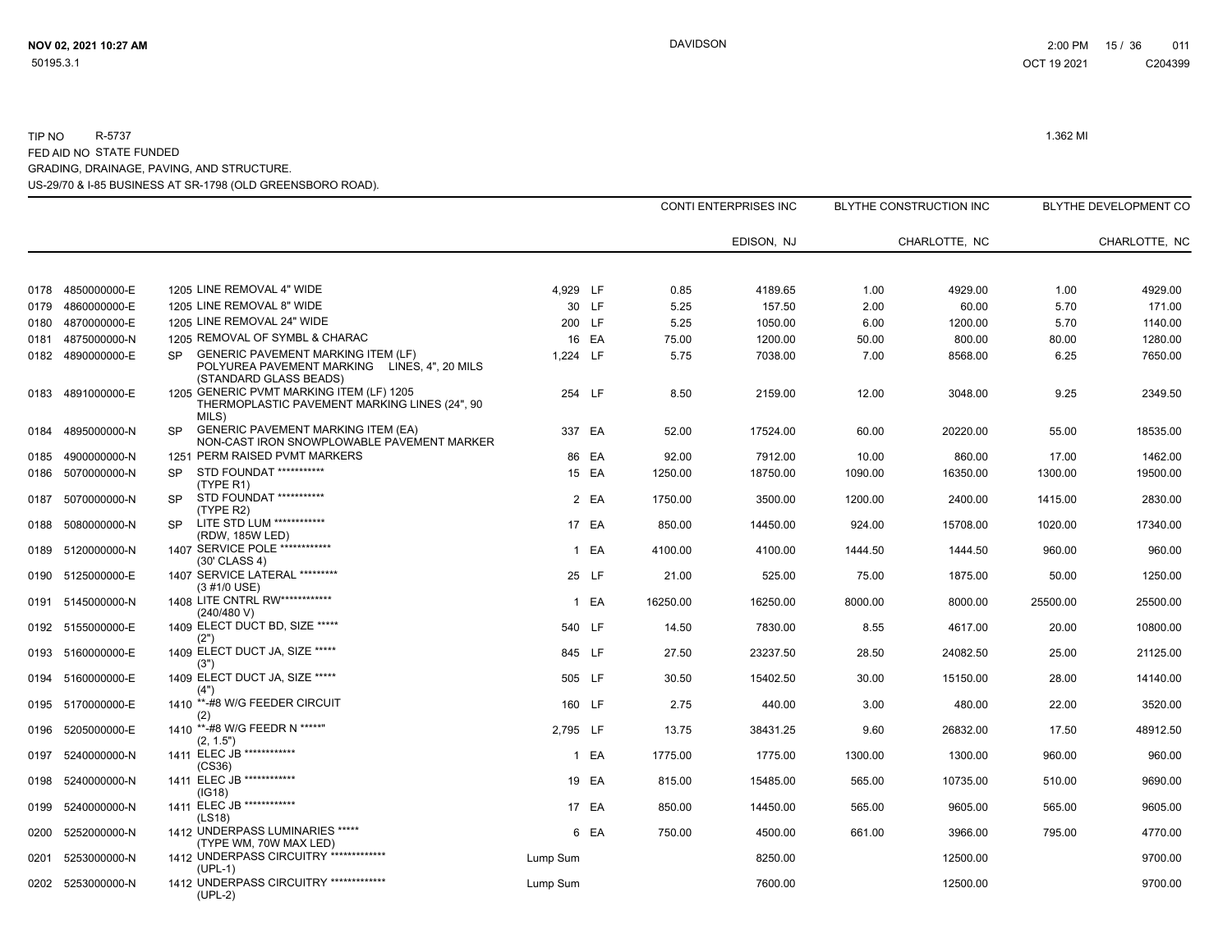TIP NO R-5737 1.362 MI
FED AID NO STATE FUNDED
GRADING, DRAINAGE, PAVING, AND STRUCTURE.
US-29/70 & I-85 BUSINESS AT SR-1798 (OLD GREENSBORO ROAD).

| | | | | | | CONTI ENTERPRISES INC | | BLYTHE CONSTRUCTION INC | | BLYTHE DEVELOPMENT CO | |
|---|---|---|---|---|---|---|---|---|---|---|---|
| | | | | | | | EDISON, NJ | | CHARLOTTE, NC | | CHARLOTTE, NC |
| 0178 | 4850000000-E | 1205 | LINE REMOVAL 4" WIDE | 4,929 | LF | 0.85 | 4189.65 | 1.00 | 4929.00 | 1.00 | 4929.00 |
| 0179 | 4860000000-E | 1205 | LINE REMOVAL 8" WIDE | 30 | LF | 5.25 | 157.50 | 2.00 | 60.00 | 5.70 | 171.00 |
| 0180 | 4870000000-E | 1205 | LINE REMOVAL 24" WIDE | 200 | LF | 5.25 | 1050.00 | 6.00 | 1200.00 | 5.70 | 1140.00 |
| 0181 | 4875000000-N | 1205 | REMOVAL OF SYMBL & CHARAC | 16 | EA | 75.00 | 1200.00 | 50.00 | 800.00 | 80.00 | 1280.00 |
| 0182 | 4890000000-E | SP | GENERIC PAVEMENT MARKING ITEM (LF) POLYUREA PAVEMENT MARKING LINES, 4", 20 MILS (STANDARD GLASS BEADS) | 1,224 | LF | 5.75 | 7038.00 | 7.00 | 8568.00 | 6.25 | 7650.00 |
| 0183 | 4891000000-E | 1205 | GENERIC PVMT MARKING ITEM (LF) 1205 THERMOPLASTIC PAVEMENT MARKING LINES (24", 90 MILS) | 254 | LF | 8.50 | 2159.00 | 12.00 | 3048.00 | 9.25 | 2349.50 |
| 0184 | 4895000000-N | SP | GENERIC PAVEMENT MARKING ITEM (EA) NON-CAST IRON SNOWPLOWABLE PAVEMENT MARKER | 337 | EA | 52.00 | 17524.00 | 60.00 | 20220.00 | 55.00 | 18535.00 |
| 0185 | 4900000000-N | 1251 | PERM RAISED PVMT MARKERS | 86 | EA | 92.00 | 7912.00 | 10.00 | 860.00 | 17.00 | 1462.00 |
| 0186 | 5070000000-N | SP | STD FOUNDAT *********** (TYPE R1) | 15 | EA | 1250.00 | 18750.00 | 1090.00 | 16350.00 | 1300.00 | 19500.00 |
| 0187 | 5070000000-N | SP | STD FOUNDAT *********** (TYPE R2) | 2 | EA | 1750.00 | 3500.00 | 1200.00 | 2400.00 | 1415.00 | 2830.00 |
| 0188 | 5080000000-N | SP | LITE STD LUM ************ (RDW, 185W LED) | 17 | EA | 850.00 | 14450.00 | 924.00 | 15708.00 | 1020.00 | 17340.00 |
| 0189 | 5120000000-N | 1407 | SERVICE POLE ************ (30' CLASS 4) | 1 | EA | 4100.00 | 4100.00 | 1444.50 | 1444.50 | 960.00 | 960.00 |
| 0190 | 5125000000-E | 1407 | SERVICE LATERAL ********* (3 #1/0 USE) | 25 | LF | 21.00 | 525.00 | 75.00 | 1875.00 | 50.00 | 1250.00 |
| 0191 | 5145000000-N | 1408 | LITE CNTRL RW************ (240/480 V) | 1 | EA | 16250.00 | 16250.00 | 8000.00 | 8000.00 | 25500.00 | 25500.00 |
| 0192 | 5155000000-E | 1409 | ELECT DUCT BD, SIZE ***** (2") | 540 | LF | 14.50 | 7830.00 | 8.55 | 4617.00 | 20.00 | 10800.00 |
| 0193 | 5160000000-E | 1409 | ELECT DUCT JA, SIZE ***** (3") | 845 | LF | 27.50 | 23237.50 | 28.50 | 24082.50 | 25.00 | 21125.00 |
| 0194 | 5160000000-E | 1409 | ELECT DUCT JA, SIZE ***** (4") | 505 | LF | 30.50 | 15402.50 | 30.00 | 15150.00 | 28.00 | 14140.00 |
| 0195 | 5170000000-E | 1410 | **-#8 W/G FEEDER CIRCUIT (2) | 160 | LF | 2.75 | 440.00 | 3.00 | 480.00 | 22.00 | 3520.00 |
| 0196 | 5205000000-E | 1410 | **-#8 W/G FEEDR N *****" (2, 1.5") | 2,795 | LF | 13.75 | 38431.25 | 9.60 | 26832.00 | 17.50 | 48912.50 |
| 0197 | 5240000000-N | 1411 | ELEC JB ************ (CS36) | 1 | EA | 1775.00 | 1775.00 | 1300.00 | 1300.00 | 960.00 | 960.00 |
| 0198 | 5240000000-N | 1411 | ELEC JB ************ (IG18) | 19 | EA | 815.00 | 15485.00 | 565.00 | 10735.00 | 510.00 | 9690.00 |
| 0199 | 5240000000-N | 1411 | ELEC JB ************ (LS18) | 17 | EA | 850.00 | 14450.00 | 565.00 | 9605.00 | 565.00 | 9605.00 |
| 0200 | 5252000000-N | 1412 | UNDERPASS LUMINARIES ***** (TYPE WM, 70W MAX LED) | 6 | EA | 750.00 | 4500.00 | 661.00 | 3966.00 | 795.00 | 4770.00 |
| 0201 | 5253000000-N | 1412 | UNDERPASS CIRCUITRY ************* (UPL-1) | Lump Sum | | | 8250.00 | | 12500.00 | | 9700.00 |
| 0202 | 5253000000-N | 1412 | UNDERPASS CIRCUITRY ************* (UPL-2) | Lump Sum | | | 7600.00 | | 12500.00 | | 9700.00 |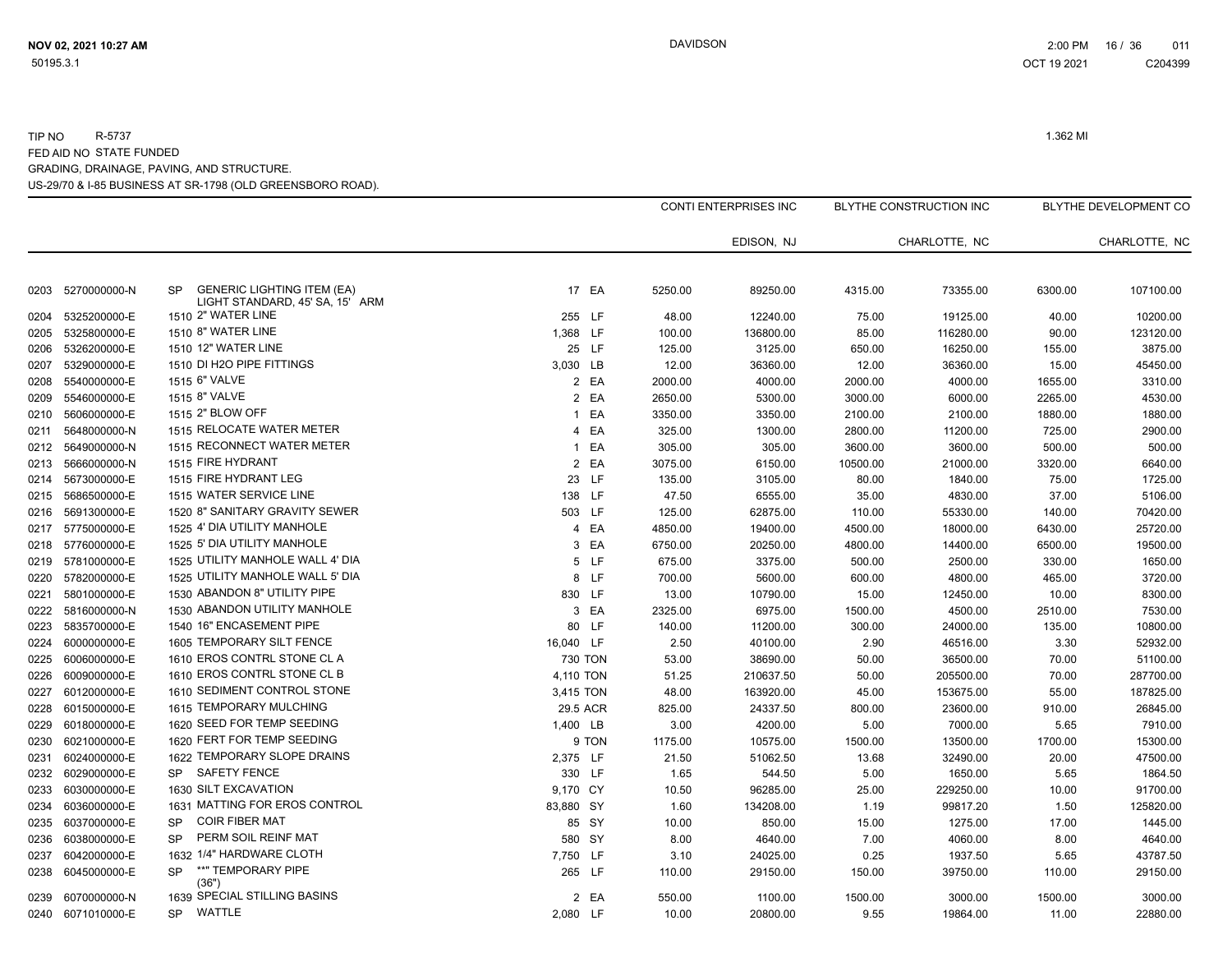TIP NO R-5737

FED AID NO STATE FUNDED

GRADING, DRAINAGE, PAVING, AND STRUCTURE.

US-29/70 & I-85 BUSINESS AT SR-1798 (OLD GREENSBORO ROAD).

1.362 MI

| | | | | | | CONTI ENTERPRISES INC | | BLYTHE CONSTRUCTION INC | | BLYTHE DEVELOPMENT CO | |
|---|---|---|---|---|---|---|---|---|---|---|---|
| | | | | | | | EDISON, NJ | | CHARLOTTE, NC | | CHARLOTTE, NC |
| 0203 | 5270000000-N | SP | GENERIC LIGHTING ITEM (EA) LIGHT STANDARD, 45' SA, 15' ARM | 17 | EA | 5250.00 | 89250.00 | 4315.00 | 73355.00 | 6300.00 | 107100.00 |
| 0204 | 5325200000-E | 1510 | 2" WATER LINE | 255 | LF | 48.00 | 12240.00 | 75.00 | 19125.00 | 40.00 | 10200.00 |
| 0205 | 5325800000-E | 1510 | 8" WATER LINE | 1,368 | LF | 100.00 | 136800.00 | 85.00 | 116280.00 | 90.00 | 123120.00 |
| 0206 | 5326200000-E | 1510 | 12" WATER LINE | 25 | LF | 125.00 | 3125.00 | 650.00 | 16250.00 | 155.00 | 3875.00 |
| 0207 | 5329000000-E | 1510 | DI H2O PIPE FITTINGS | 3,030 | LB | 12.00 | 36360.00 | 12.00 | 36360.00 | 15.00 | 45450.00 |
| 0208 | 5540000000-E | 1515 | 6" VALVE | 2 | EA | 2000.00 | 4000.00 | 2000.00 | 4000.00 | 1655.00 | 3310.00 |
| 0209 | 5546000000-E | 1515 | 8" VALVE | 2 | EA | 2650.00 | 5300.00 | 3000.00 | 6000.00 | 2265.00 | 4530.00 |
| 0210 | 5606000000-E | 1515 | 2" BLOW OFF | 1 | EA | 3350.00 | 3350.00 | 2100.00 | 2100.00 | 1880.00 | 1880.00 |
| 0211 | 5648000000-N | 1515 | RELOCATE WATER METER | 4 | EA | 325.00 | 1300.00 | 2800.00 | 11200.00 | 725.00 | 2900.00 |
| 0212 | 5649000000-N | 1515 | RECONNECT WATER METER | 1 | EA | 305.00 | 305.00 | 3600.00 | 3600.00 | 500.00 | 500.00 |
| 0213 | 5666000000-N | 1515 | FIRE HYDRANT | 2 | EA | 3075.00 | 6150.00 | 10500.00 | 21000.00 | 3320.00 | 6640.00 |
| 0214 | 5673000000-E | 1515 | FIRE HYDRANT LEG | 23 | LF | 135.00 | 3105.00 | 80.00 | 1840.00 | 75.00 | 1725.00 |
| 0215 | 5686500000-E | 1515 | WATER SERVICE LINE | 138 | LF | 47.50 | 6555.00 | 35.00 | 4830.00 | 37.00 | 5106.00 |
| 0216 | 5691300000-E | 1520 | 8" SANITARY GRAVITY SEWER | 503 | LF | 125.00 | 62875.00 | 110.00 | 55330.00 | 140.00 | 70420.00 |
| 0217 | 5775000000-E | 1525 | 4' DIA UTILITY MANHOLE | 4 | EA | 4850.00 | 19400.00 | 4500.00 | 18000.00 | 6430.00 | 25720.00 |
| 0218 | 5776000000-E | 1525 | 5' DIA UTILITY MANHOLE | 3 | EA | 6750.00 | 20250.00 | 4800.00 | 14400.00 | 6500.00 | 19500.00 |
| 0219 | 5781000000-E | 1525 | UTILITY MANHOLE WALL 4' DIA | 5 | LF | 675.00 | 3375.00 | 500.00 | 2500.00 | 330.00 | 1650.00 |
| 0220 | 5782000000-E | 1525 | UTILITY MANHOLE WALL 5' DIA | 8 | LF | 700.00 | 5600.00 | 600.00 | 4800.00 | 465.00 | 3720.00 |
| 0221 | 5801000000-E | 1530 | ABANDON 8" UTILITY PIPE | 830 | LF | 13.00 | 10790.00 | 15.00 | 12450.00 | 10.00 | 8300.00 |
| 0222 | 5816000000-N | 1530 | ABANDON UTILITY MANHOLE | 3 | EA | 2325.00 | 6975.00 | 1500.00 | 4500.00 | 2510.00 | 7530.00 |
| 0223 | 5835700000-E | 1540 | 16" ENCASEMENT PIPE | 80 | LF | 140.00 | 11200.00 | 300.00 | 24000.00 | 135.00 | 10800.00 |
| 0224 | 6000000000-E | 1605 | TEMPORARY SILT FENCE | 16,040 | LF | 2.50 | 40100.00 | 2.90 | 46516.00 | 3.30 | 52932.00 |
| 0225 | 6006000000-E | 1610 | EROS CONTRL STONE CL A | 730 | TON | 53.00 | 38690.00 | 50.00 | 36500.00 | 70.00 | 51100.00 |
| 0226 | 6009000000-E | 1610 | EROS CONTRL STONE CL B | 4,110 | TON | 51.25 | 210637.50 | 50.00 | 205500.00 | 70.00 | 287700.00 |
| 0227 | 6012000000-E | 1610 | SEDIMENT CONTROL STONE | 3,415 | TON | 48.00 | 163920.00 | 45.00 | 153675.00 | 55.00 | 187825.00 |
| 0228 | 6015000000-E | 1615 | TEMPORARY MULCHING | 29.5 | ACR | 825.00 | 24337.50 | 800.00 | 23600.00 | 910.00 | 26845.00 |
| 0229 | 6018000000-E | 1620 | SEED FOR TEMP SEEDING | 1,400 | LB | 3.00 | 4200.00 | 5.00 | 7000.00 | 5.65 | 7910.00 |
| 0230 | 6021000000-E | 1620 | FERT FOR TEMP SEEDING | 9 | TON | 1175.00 | 10575.00 | 1500.00 | 13500.00 | 1700.00 | 15300.00 |
| 0231 | 6024000000-E | 1622 | TEMPORARY SLOPE DRAINS | 2,375 | LF | 21.50 | 51062.50 | 13.68 | 32490.00 | 20.00 | 47500.00 |
| 0232 | 6029000000-E | SP | SAFETY FENCE | 330 | LF | 1.65 | 544.50 | 5.00 | 1650.00 | 5.65 | 1864.50 |
| 0233 | 6030000000-E | 1630 | SILT EXCAVATION | 9,170 | CY | 10.50 | 96285.00 | 25.00 | 229250.00 | 10.00 | 91700.00 |
| 0234 | 6036000000-E | 1631 | MATTING FOR EROS CONTROL | 83,880 | SY | 1.60 | 134208.00 | 1.19 | 99817.20 | 1.50 | 125820.00 |
| 0235 | 6037000000-E | SP | COIR FIBER MAT | 85 | SY | 10.00 | 850.00 | 15.00 | 1275.00 | 17.00 | 1445.00 |
| 0236 | 6038000000-E | SP | PERM SOIL REINF MAT | 580 | SY | 8.00 | 4640.00 | 7.00 | 4060.00 | 8.00 | 4640.00 |
| 0237 | 6042000000-E | 1632 | 1/4" HARDWARE CLOTH | 7,750 | LF | 3.10 | 24025.00 | 0.25 | 1937.50 | 5.65 | 43787.50 |
| 0238 | 6045000000-E | SP | **" TEMPORARY PIPE (36") | 265 | LF | 110.00 | 29150.00 | 150.00 | 39750.00 | 110.00 | 29150.00 |
| 0239 | 6070000000-N | 1639 | SPECIAL STILLING BASINS | 2 | EA | 550.00 | 1100.00 | 1500.00 | 3000.00 | 1500.00 | 3000.00 |
| 0240 | 6071010000-E | SP | WATTLE | 2,080 | LF | 10.00 | 20800.00 | 9.55 | 19864.00 | 11.00 | 22880.00 |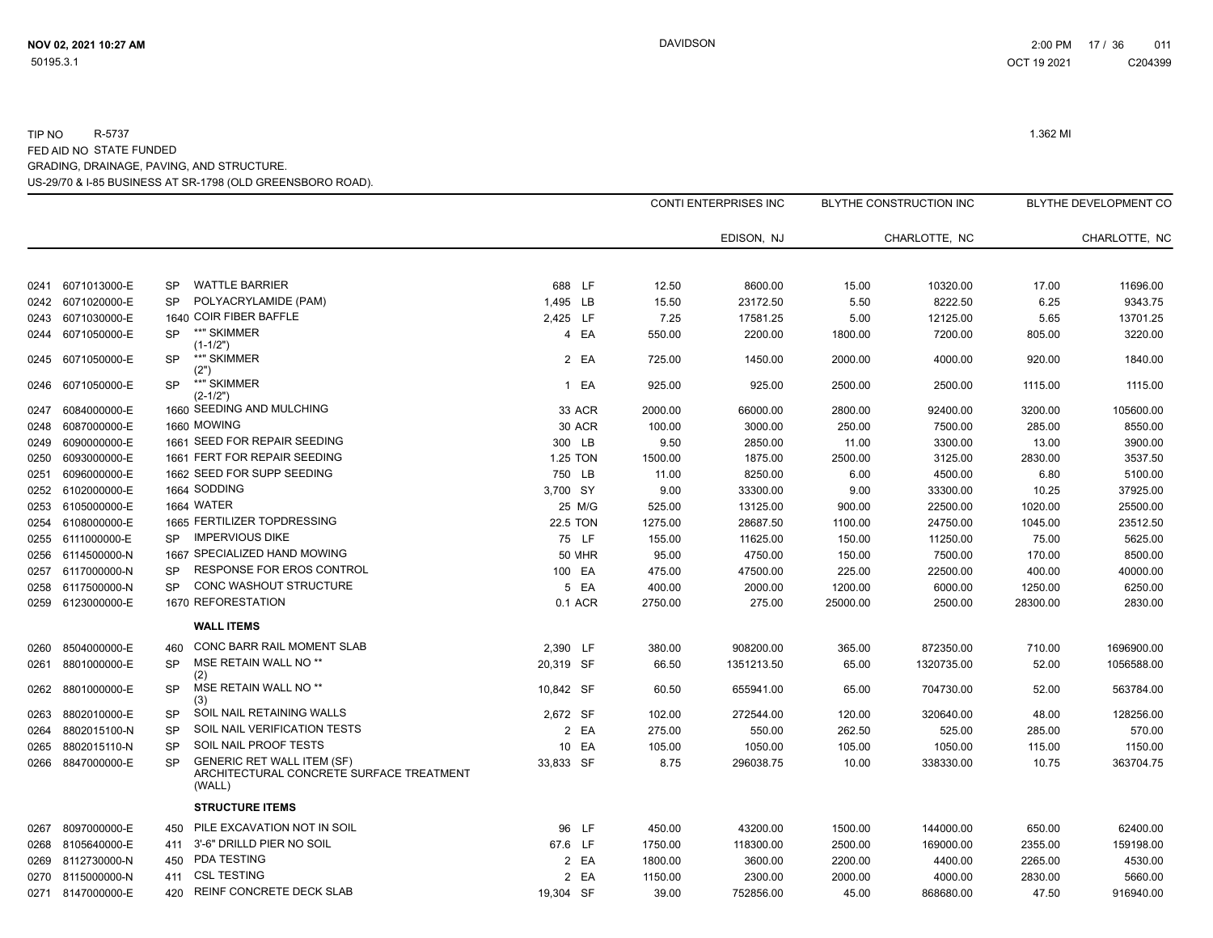TIP NO R-5737

FED AID NO STATE FUNDED

GRADING, DRAINAGE, PAVING, AND STRUCTURE.

US-29/70 & I-85 BUSINESS AT SR-1798 (OLD GREENSBORO ROAD).

1.362 MI

| | | | | | | CONTI ENTERPRISES INC | | BLYTHE CONSTRUCTION INC | | BLYTHE DEVELOPMENT CO | |
|---|---|---|---|---|---|---|---|---|---|---|---|
| | | | | | | | EDISON, NJ | | CHARLOTTE, NC | | CHARLOTTE, NC |
| 0241 | 6071013000-E | SP | WATTLE BARRIER | 688 | LF | 12.50 | 8600.00 | 15.00 | 10320.00 | 17.00 | 11696.00 |
| 0242 | 6071020000-E | SP | POLYACRYLAMIDE (PAM) | 1,495 | LB | 15.50 | 23172.50 | 5.50 | 8222.50 | 6.25 | 9343.75 |
| 0243 | 6071030000-E | 1640 | COIR FIBER BAFFLE | 2,425 | LF | 7.25 | 17581.25 | 5.00 | 12125.00 | 5.65 | 13701.25 |
| 0244 | 6071050000-E | SP | **" SKIMMER (1-1/2") | 4 | EA | 550.00 | 2200.00 | 1800.00 | 7200.00 | 805.00 | 3220.00 |
| 0245 | 6071050000-E | SP | **" SKIMMER (2") | 2 | EA | 725.00 | 1450.00 | 2000.00 | 4000.00 | 920.00 | 1840.00 |
| 0246 | 6071050000-E | SP | **" SKIMMER (2-1/2") | 1 | EA | 925.00 | 925.00 | 2500.00 | 2500.00 | 1115.00 | 1115.00 |
| 0247 | 6084000000-E | 1660 | SEEDING AND MULCHING | 33 | ACR | 2000.00 | 66000.00 | 2800.00 | 92400.00 | 3200.00 | 105600.00 |
| 0248 | 6087000000-E | 1660 | MOWING | 30 | ACR | 100.00 | 3000.00 | 250.00 | 7500.00 | 285.00 | 8550.00 |
| 0249 | 6090000000-E | 1661 | SEED FOR REPAIR SEEDING | 300 | LB | 9.50 | 2850.00 | 11.00 | 3300.00 | 13.00 | 3900.00 |
| 0250 | 6093000000-E | 1661 | FERT FOR REPAIR SEEDING | 1.25 | TON | 1500.00 | 1875.00 | 2500.00 | 3125.00 | 2830.00 | 3537.50 |
| 0251 | 6096000000-E | 1662 | SEED FOR SUPP SEEDING | 750 | LB | 11.00 | 8250.00 | 6.00 | 4500.00 | 6.80 | 5100.00 |
| 0252 | 6102000000-E | 1664 | SODDING | 3,700 | SY | 9.00 | 33300.00 | 9.00 | 33300.00 | 10.25 | 37925.00 |
| 0253 | 6105000000-E | 1664 | WATER | 25 | M/G | 525.00 | 13125.00 | 900.00 | 22500.00 | 1020.00 | 25500.00 |
| 0254 | 6108000000-E | 1665 | FERTILIZER TOPDRESSING | 22.5 | TON | 1275.00 | 28687.50 | 1100.00 | 24750.00 | 1045.00 | 23512.50 |
| 0255 | 6111000000-E | SP | IMPERVIOUS DIKE | 75 | LF | 155.00 | 11625.00 | 150.00 | 11250.00 | 75.00 | 5625.00 |
| 0256 | 6114500000-N | 1667 | SPECIALIZED HAND MOWING | 50 | MHR | 95.00 | 4750.00 | 150.00 | 7500.00 | 170.00 | 8500.00 |
| 0257 | 6117000000-N | SP | RESPONSE FOR EROS CONTROL | 100 | EA | 475.00 | 47500.00 | 225.00 | 22500.00 | 400.00 | 40000.00 |
| 0258 | 6117500000-N | SP | CONC WASHOUT STRUCTURE | 5 | EA | 400.00 | 2000.00 | 1200.00 | 6000.00 | 1250.00 | 6250.00 |
| 0259 | 6123000000-E | 1670 | REFORESTATION | 0.1 | ACR | 2750.00 | 275.00 | 25000.00 | 2500.00 | 28300.00 | 2830.00 |
| | | | **WALL ITEMS** | | | | | | | | |
| 0260 | 8504000000-E | 460 | CONC BARR RAIL MOMENT SLAB | 2,390 | LF | 380.00 | 908200.00 | 365.00 | 872350.00 | 710.00 | 1696900.00 |
| 0261 | 8801000000-E | SP | MSE RETAIN WALL NO ** (2) | 20,319 | SF | 66.50 | 1351213.50 | 65.00 | 1320735.00 | 52.00 | 1056588.00 |
| 0262 | 8801000000-E | SP | MSE RETAIN WALL NO ** (3) | 10,842 | SF | 60.50 | 655941.00 | 65.00 | 704730.00 | 52.00 | 563784.00 |
| 0263 | 8802010000-E | SP | SOIL NAIL RETAINING WALLS | 2,672 | SF | 102.00 | 272544.00 | 120.00 | 320640.00 | 48.00 | 128256.00 |
| 0264 | 8802015100-N | SP | SOIL NAIL VERIFICATION TESTS | 2 | EA | 275.00 | 550.00 | 262.50 | 525.00 | 285.00 | 570.00 |
| 0265 | 8802015110-N | SP | SOIL NAIL PROOF TESTS | 10 | EA | 105.00 | 1050.00 | 105.00 | 1050.00 | 115.00 | 1150.00 |
| 0266 | 8847000000-E | SP | GENERIC RET WALL ITEM (SF) ARCHITECTURAL CONCRETE SURFACE TREATMENT (WALL) | 33,833 | SF | 8.75 | 296038.75 | 10.00 | 338330.00 | 10.75 | 363704.75 |
| | | | **STRUCTURE ITEMS** | | | | | | | | |
| 0267 | 8097000000-E | 450 | PILE EXCAVATION NOT IN SOIL | 96 | LF | 450.00 | 43200.00 | 1500.00 | 144000.00 | 650.00 | 62400.00 |
| 0268 | 8105640000-E | 411 | 3'-6" DRILLD PIER NO SOIL | 67.6 | LF | 1750.00 | 118300.00 | 2500.00 | 169000.00 | 2355.00 | 159198.00 |
| 0269 | 8112730000-N | 450 | PDA TESTING | 2 | EA | 1800.00 | 3600.00 | 2200.00 | 4400.00 | 2265.00 | 4530.00 |
| 0270 | 8115000000-N | 411 | CSL TESTING | 2 | EA | 1150.00 | 2300.00 | 2000.00 | 4000.00 | 2830.00 | 5660.00 |
| 0271 | 8147000000-E | 420 | REINF CONCRETE DECK SLAB | 19,304 | SF | 39.00 | 752856.00 | 45.00 | 868680.00 | 47.50 | 916940.00 |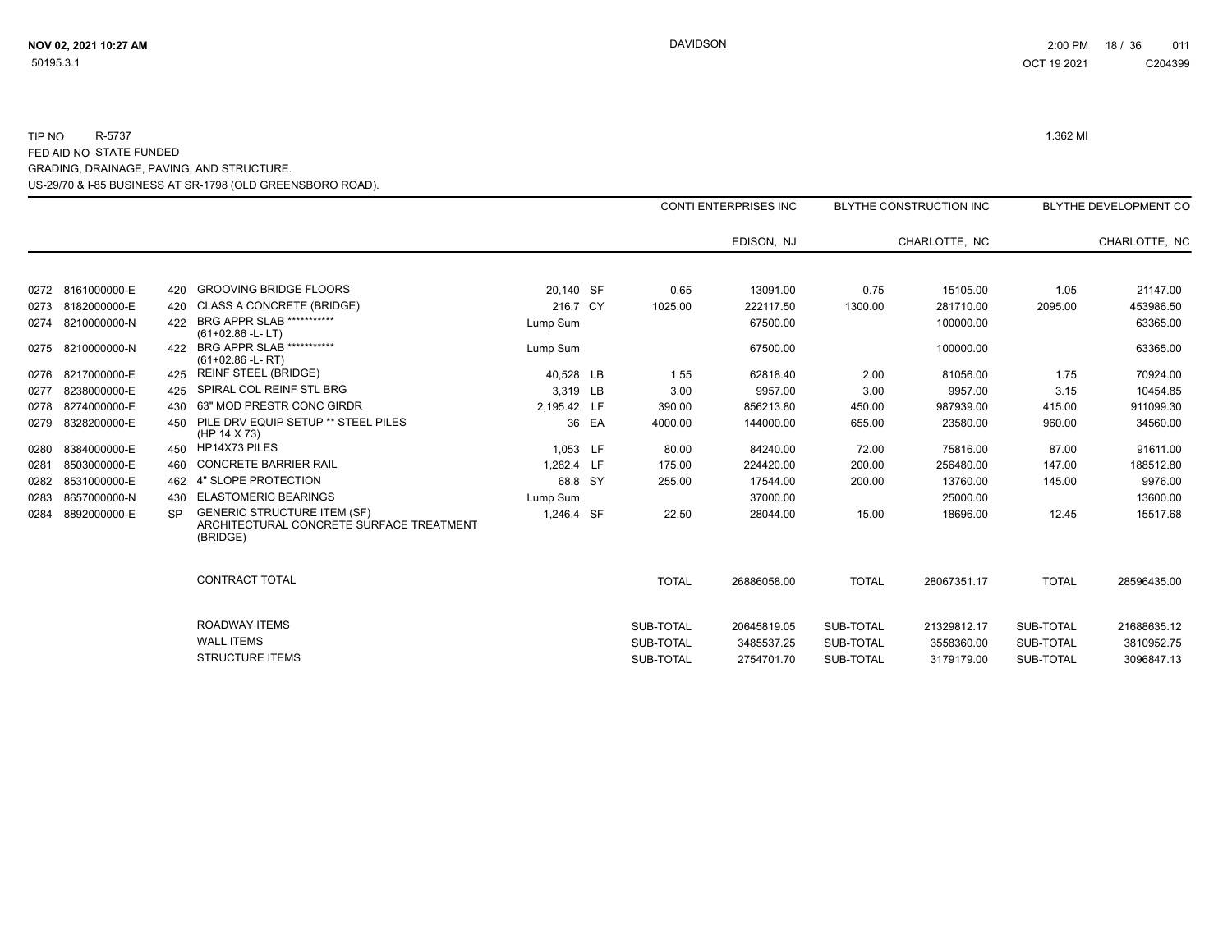TIP NO R-5737

FED AID NO STATE FUNDED

GRADING, DRAINAGE, PAVING, AND STRUCTURE.

US-29/70 & I-85 BUSINESS AT SR-1798 (OLD GREENSBORO ROAD).

1.362 MI

| | | | | | | CONTI ENTERPRISES INC | | BLYTHE CONSTRUCTION INC | | BLYTHE DEVELOPMENT CO | |
|---|---|---|---|---|---|---|---|---|---|---|---|
| | | | | | | | EDISON, NJ | | CHARLOTTE, NC | | CHARLOTTE, NC |
| 0272 | 8161000000-E | 420 | GROOVING BRIDGE FLOORS | 20,140 | SF | 0.65 | 13091.00 | 0.75 | 15105.00 | 1.05 | 21147.00 |
| 0273 | 8182000000-E | 420 | CLASS A CONCRETE (BRIDGE) | 216.7 | CY | 1025.00 | 222117.50 | 1300.00 | 281710.00 | 2095.00 | 453986.50 |
| 0274 | 8210000000-N | 422 | BRG APPR SLAB *********** (61+02.86 -L- LT) | Lump Sum | | | 67500.00 | | 100000.00 | | 63365.00 |
| 0275 | 8210000000-N | 422 | BRG APPR SLAB *********** (61+02.86 -L- RT) | Lump Sum | | | 67500.00 | | 100000.00 | | 63365.00 |
| 0276 | 8217000000-E | 425 | REINF STEEL (BRIDGE) | 40,528 | LB | 1.55 | 62818.40 | 2.00 | 81056.00 | 1.75 | 70924.00 |
| 0277 | 8238000000-E | 425 | SPIRAL COL REINF STL BRG | 3,319 | LB | 3.00 | 9957.00 | 3.00 | 9957.00 | 3.15 | 10454.85 |
| 0278 | 8274000000-E | 430 | 63" MOD PRESTR CONC GIRDR | 2,195.42 | LF | 390.00 | 856213.80 | 450.00 | 987939.00 | 415.00 | 911099.30 |
| 0279 | 8328200000-E | 450 | PILE DRV EQUIP SETUP ** STEEL PILES (HP 14 X 73) | 36 | EA | 4000.00 | 144000.00 | 655.00 | 23580.00 | 960.00 | 34560.00 |
| 0280 | 8384000000-E | 450 | HP14X73 PILES | 1,053 | LF | 80.00 | 84240.00 | 72.00 | 75816.00 | 87.00 | 91611.00 |
| 0281 | 8503000000-E | 460 | CONCRETE BARRIER RAIL | 1,282.4 | LF | 175.00 | 224420.00 | 200.00 | 256480.00 | 147.00 | 188512.80 |
| 0282 | 8531000000-E | 462 | 4" SLOPE PROTECTION | 68.8 | SY | 255.00 | 17544.00 | 200.00 | 13760.00 | 145.00 | 9976.00 |
| 0283 | 8657000000-N | 430 | ELASTOMERIC BEARINGS | Lump Sum | | | 37000.00 | | 25000.00 | | 13600.00 |
| 0284 | 8892000000-E | SP | GENERIC STRUCTURE ITEM (SF) ARCHITECTURAL CONCRETE SURFACE TREATMENT (BRIDGE) | 1,246.4 | SF | 22.50 | 28044.00 | 15.00 | 18696.00 | 12.45 | 15517.68 |
| | | | CONTRACT TOTAL | | | TOTAL | 26886058.00 | TOTAL | 28067351.17 | TOTAL | 28596435.00 |
| | | | ROADWAY ITEMS | | | SUB-TOTAL | 20645819.05 | SUB-TOTAL | 21329812.17 | SUB-TOTAL | 21688635.12 |
| | | | WALL ITEMS | | | SUB-TOTAL | 3485537.25 | SUB-TOTAL | 3558360.00 | SUB-TOTAL | 3810952.75 |
| | | | STRUCTURE ITEMS | | | SUB-TOTAL | 2754701.70 | SUB-TOTAL | 3179179.00 | SUB-TOTAL | 3096847.13 |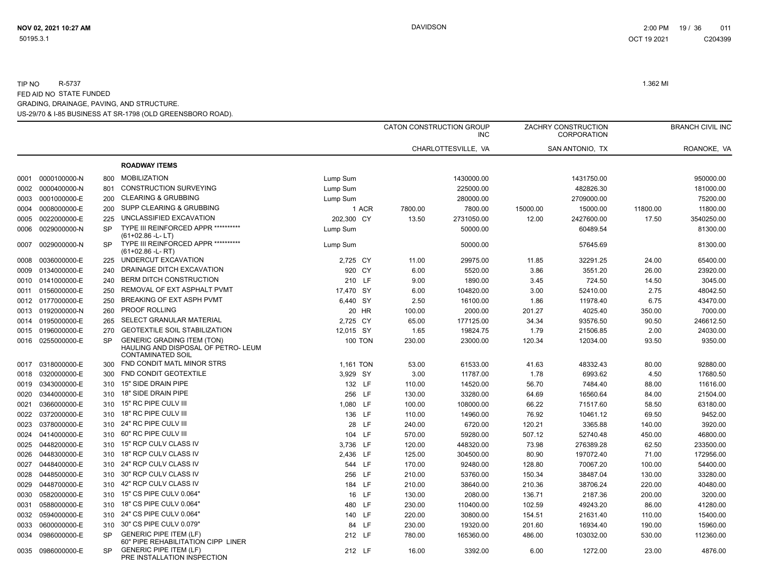TIP NO R-5737 1.362 MI
FED AID NO STATE FUNDED
GRADING, DRAINAGE, PAVING, AND STRUCTURE.
US-29/70 & I-85 BUSINESS AT SR-1798 (OLD GREENSBORO ROAD).

| | | | | | | CATON CONSTRUCTION GROUP INC | | ZACHRY CONSTRUCTION CORPORATION | | BRANCH CIVIL INC | |
|---|---|---|---|---|---|---|---|---|---|---|---|
| | | | | | | CHARLOTTESVILLE, VA | | SAN ANTONIO, TX | | ROANOKE, VA | |
| | | | **ROADWAY ITEMS** | | | | | | | | |
| 0001 | 0000100000-N | 800 | MOBILIZATION | Lump Sum | | | 1430000.00 | | 1431750.00 | | 950000.00 |
| 0002 | 0000400000-N | 801 | CONSTRUCTION SURVEYING | Lump Sum | | | 225000.00 | | 482826.30 | | 181000.00 |
| 0003 | 0001000000-E | 200 | CLEARING & GRUBBING | Lump Sum | | | 280000.00 | | 2709000.00 | | 75200.00 |
| 0004 | 0008000000-E | 200 | SUPP CLEARING & GRUBBING | 1 | ACR | 7800.00 | 7800.00 | 15000.00 | 15000.00 | 11800.00 | 11800.00 |
| 0005 | 0022000000-E | 225 | UNCLASSIFIED EXCAVATION | 202,300 | CY | 13.50 | 2731050.00 | 12.00 | 2427600.00 | 17.50 | 3540250.00 |
| 0006 | 0029000000-N | SP | TYPE III REINFORCED APPR ********** (61+02.86 -L- LT) | Lump Sum | | | 50000.00 | | 60489.54 | | 81300.00 |
| 0007 | 0029000000-N | SP | TYPE III REINFORCED APPR ********** (61+02.86 -L- RT) | Lump Sum | | | 50000.00 | | 57645.69 | | 81300.00 |
| 0008 | 0036000000-E | 225 | UNDERCUT EXCAVATION | 2,725 | CY | 11.00 | 29975.00 | 11.85 | 32291.25 | 24.00 | 65400.00 |
| 0009 | 0134000000-E | 240 | DRAINAGE DITCH EXCAVATION | 920 | CY | 6.00 | 5520.00 | 3.86 | 3551.20 | 26.00 | 23920.00 |
| 0010 | 0141000000-E | 240 | BERM DITCH CONSTRUCTION | 210 | LF | 9.00 | 1890.00 | 3.45 | 724.50 | 14.50 | 3045.00 |
| 0011 | 0156000000-E | 250 | REMOVAL OF EXT ASPHALT PVMT | 17,470 | SY | 6.00 | 104820.00 | 3.00 | 52410.00 | 2.75 | 48042.50 |
| 0012 | 0177000000-E | 250 | BREAKING OF EXT ASPH PVMT | 6,440 | SY | 2.50 | 16100.00 | 1.86 | 11978.40 | 6.75 | 43470.00 |
| 0013 | 0192000000-N | 260 | PROOF ROLLING | 20 | HR | 100.00 | 2000.00 | 201.27 | 4025.40 | 350.00 | 7000.00 |
| 0014 | 0195000000-E | 265 | SELECT GRANULAR MATERIAL | 2,725 | CY | 65.00 | 177125.00 | 34.34 | 93576.50 | 90.50 | 246612.50 |
| 0015 | 0196000000-E | 270 | GEOTEXTILE SOIL STABILIZATION | 12,015 | SY | 1.65 | 19824.75 | 1.79 | 21506.85 | 2.00 | 24030.00 |
| 0016 | 0255000000-E | SP | GENERIC GRADING ITEM (TON) HAULING AND DISPOSAL OF PETRO- LEUM CONTAMINATED SOIL | 100 | TON | 230.00 | 23000.00 | 120.34 | 12034.00 | 93.50 | 9350.00 |
| 0017 | 0318000000-E | 300 | FND CONDIT MATL MINOR STRS | 1,161 | TON | 53.00 | 61533.00 | 41.63 | 48332.43 | 80.00 | 92880.00 |
| 0018 | 0320000000-E | 300 | FND CONDIT GEOTEXTILE | 3,929 | SY | 3.00 | 11787.00 | 1.78 | 6993.62 | 4.50 | 17680.50 |
| 0019 | 0343000000-E | 310 | 15" SIDE DRAIN PIPE | 132 | LF | 110.00 | 14520.00 | 56.70 | 7484.40 | 88.00 | 11616.00 |
| 0020 | 0344000000-E | 310 | 18" SIDE DRAIN PIPE | 256 | LF | 130.00 | 33280.00 | 64.69 | 16560.64 | 84.00 | 21504.00 |
| 0021 | 0366000000-E | 310 | 15" RC PIPE CULV III | 1,080 | LF | 100.00 | 108000.00 | 66.22 | 71517.60 | 58.50 | 63180.00 |
| 0022 | 0372000000-E | 310 | 18" RC PIPE CULV III | 136 | LF | 110.00 | 14960.00 | 76.92 | 10461.12 | 69.50 | 9452.00 |
| 0023 | 0378000000-E | 310 | 24" RC PIPE CULV III | 28 | LF | 240.00 | 6720.00 | 120.21 | 3365.88 | 140.00 | 3920.00 |
| 0024 | 0414000000-E | 310 | 60" RC PIPE CULV III | 104 | LF | 570.00 | 59280.00 | 507.12 | 52740.48 | 450.00 | 46800.00 |
| 0025 | 0448200000-E | 310 | 15" RCP CULV CLASS IV | 3,736 | LF | 120.00 | 448320.00 | 73.98 | 276389.28 | 62.50 | 233500.00 |
| 0026 | 0448300000-E | 310 | 18" RCP CULV CLASS IV | 2,436 | LF | 125.00 | 304500.00 | 80.90 | 197072.40 | 71.00 | 172956.00 |
| 0027 | 0448400000-E | 310 | 24" RCP CULV CLASS IV | 544 | LF | 170.00 | 92480.00 | 128.80 | 70067.20 | 100.00 | 54400.00 |
| 0028 | 0448500000-E | 310 | 30" RCP CULV CLASS IV | 256 | LF | 210.00 | 53760.00 | 150.34 | 38487.04 | 130.00 | 33280.00 |
| 0029 | 0448700000-E | 310 | 42" RCP CULV CLASS IV | 184 | LF | 210.00 | 38640.00 | 210.36 | 38706.24 | 220.00 | 40480.00 |
| 0030 | 0582000000-E | 310 | 15" CS PIPE CULV 0.064" | 16 | LF | 130.00 | 2080.00 | 136.71 | 2187.36 | 200.00 | 3200.00 |
| 0031 | 0588000000-E | 310 | 18" CS PIPE CULV 0.064" | 480 | LF | 230.00 | 110400.00 | 102.59 | 49243.20 | 86.00 | 41280.00 |
| 0032 | 0594000000-E | 310 | 24" CS PIPE CULV 0.064" | 140 | LF | 220.00 | 30800.00 | 154.51 | 21631.40 | 110.00 | 15400.00 |
| 0033 | 0600000000-E | 310 | 30" CS PIPE CULV 0.079" | 84 | LF | 230.00 | 19320.00 | 201.60 | 16934.40 | 190.00 | 15960.00 |
| 0034 | 0986000000-E | SP | GENERIC PIPE ITEM (LF) 60" PIPE REHABILITATION CIPP LINER | 212 | LF | 780.00 | 165360.00 | 486.00 | 103032.00 | 530.00 | 112360.00 |
| 0035 | 0986000000-E | SP | GENERIC PIPE ITEM (LF) PRE INSTALLATION INSPECTION | 212 | LF | 16.00 | 3392.00 | 6.00 | 1272.00 | 23.00 | 4876.00 |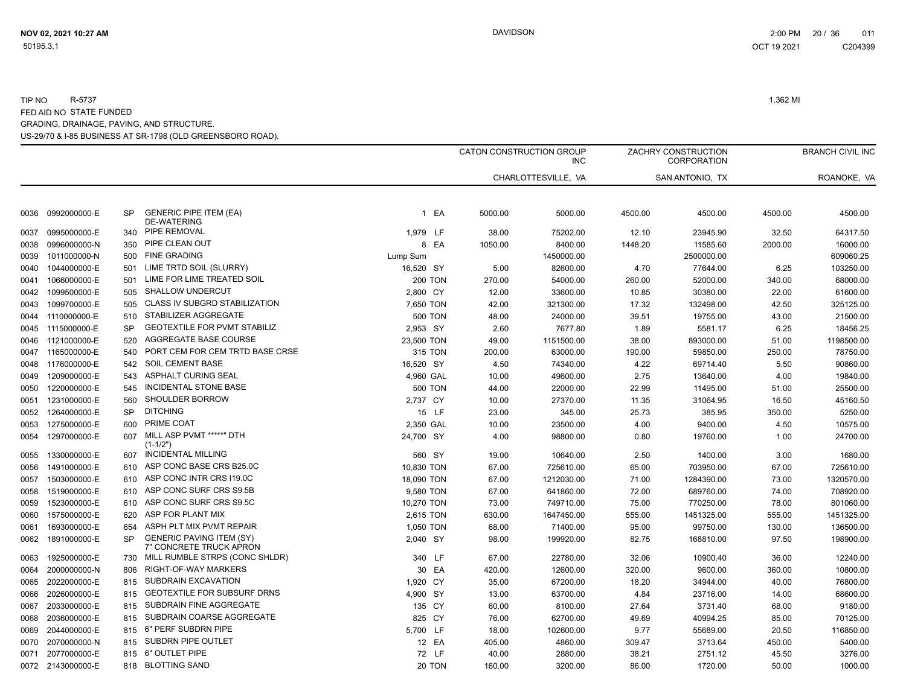TIP NO R-5737 1.362 MI

FED AID NO STATE FUNDED

GRADING, DRAINAGE, PAVING, AND STRUCTURE.

US-29/70 & I-85 BUSINESS AT SR-1798 (OLD GREENSBORO ROAD).

| | | | | | | CATON CONSTRUCTION GROUP INC | | ZACHRY CONSTRUCTION CORPORATION | | BRANCH CIVIL INC | |
|---|---|---|---|---|---|---|---|---|---|---|---|
| | | | | | | CHARLOTTESVILLE, VA | | SAN ANTONIO, TX | | ROANOKE, VA | |
| 0036 | 0992000000-E | SP | GENERIC PIPE ITEM (EA) DE-WATERING | 1 | EA | 5000.00 | 5000.00 | 4500.00 | 4500.00 | 4500.00 | 4500.00 |
| 0037 | 0995000000-E | 340 | PIPE REMOVAL | 1,979 | LF | 38.00 | 75202.00 | 12.10 | 23945.90 | 32.50 | 64317.50 |
| 0038 | 0996000000-N | 350 | PIPE CLEAN OUT | 8 | EA | 1050.00 | 8400.00 | 1448.20 | 11585.60 | 2000.00 | 16000.00 |
| 0039 | 1011000000-N | 500 | FINE GRADING | Lump Sum | | | 1450000.00 | | 2500000.00 | | 609060.25 |
| 0040 | 1044000000-E | 501 | LIME TRTD SOIL (SLURRY) | 16,520 | SY | 5.00 | 82600.00 | 4.70 | 77644.00 | 6.25 | 103250.00 |
| 0041 | 1066000000-E | 501 | LIME FOR LIME TREATED SOIL | 200 | TON | 270.00 | 54000.00 | 260.00 | 52000.00 | 340.00 | 68000.00 |
| 0042 | 1099500000-E | 505 | SHALLOW UNDERCUT | 2,800 | CY | 12.00 | 33600.00 | 10.85 | 30380.00 | 22.00 | 61600.00 |
| 0043 | 1099700000-E | 505 | CLASS IV SUBGRD STABILIZATION | 7,650 | TON | 42.00 | 321300.00 | 17.32 | 132498.00 | 42.50 | 325125.00 |
| 0044 | 1110000000-E | 510 | STABILIZER AGGREGATE | 500 | TON | 48.00 | 24000.00 | 39.51 | 19755.00 | 43.00 | 21500.00 |
| 0045 | 1115000000-E | SP | GEOTEXTILE FOR PVMT STABILIZ | 2,953 | SY | 2.60 | 7677.80 | 1.89 | 5581.17 | 6.25 | 18456.25 |
| 0046 | 1121000000-E | 520 | AGGREGATE BASE COURSE | 23,500 | TON | 49.00 | 1151500.00 | 38.00 | 893000.00 | 51.00 | 1198500.00 |
| 0047 | 1165000000-E | 540 | PORT CEM FOR CEM TRTD BASE CRSE | 315 | TON | 200.00 | 63000.00 | 190.00 | 59850.00 | 250.00 | 78750.00 |
| 0048 | 1176000000-E | 542 | SOIL CEMENT BASE | 16,520 | SY | 4.50 | 74340.00 | 4.22 | 69714.40 | 5.50 | 90860.00 |
| 0049 | 1209000000-E | 543 | ASPHALT CURING SEAL | 4,960 | GAL | 10.00 | 49600.00 | 2.75 | 13640.00 | 4.00 | 19840.00 |
| 0050 | 1220000000-E | 545 | INCIDENTAL STONE BASE | 500 | TON | 44.00 | 22000.00 | 22.99 | 11495.00 | 51.00 | 25500.00 |
| 0051 | 1231000000-E | 560 | SHOULDER BORROW | 2,737 | CY | 10.00 | 27370.00 | 11.35 | 31064.95 | 16.50 | 45160.50 |
| 0052 | 1264000000-E | SP | DITCHING | 15 | LF | 23.00 | 345.00 | 25.73 | 385.95 | 350.00 | 5250.00 |
| 0053 | 1275000000-E | 600 | PRIME COAT | 2,350 | GAL | 10.00 | 23500.00 | 4.00 | 9400.00 | 4.50 | 10575.00 |
| 0054 | 1297000000-E | 607 | MILL ASP PVMT *****" DTH (1-1/2") | 24,700 | SY | 4.00 | 98800.00 | 0.80 | 19760.00 | 1.00 | 24700.00 |
| 0055 | 1330000000-E | 607 | INCIDENTAL MILLING | 560 | SY | 19.00 | 10640.00 | 2.50 | 1400.00 | 3.00 | 1680.00 |
| 0056 | 1491000000-E | 610 | ASP CONC BASE CRS B25.0C | 10,830 | TON | 67.00 | 725610.00 | 65.00 | 703950.00 | 67.00 | 725610.00 |
| 0057 | 1503000000-E | 610 | ASP CONC INTR CRS I19.0C | 18,090 | TON | 67.00 | 1212030.00 | 71.00 | 1284390.00 | 73.00 | 1320570.00 |
| 0058 | 1519000000-E | 610 | ASP CONC SURF CRS S9.5B | 9,580 | TON | 67.00 | 641860.00 | 72.00 | 689760.00 | 74.00 | 708920.00 |
| 0059 | 1523000000-E | 610 | ASP CONC SURF CRS S9.5C | 10,270 | TON | 73.00 | 749710.00 | 75.00 | 770250.00 | 78.00 | 801060.00 |
| 0060 | 1575000000-E | 620 | ASP FOR PLANT MIX | 2,615 | TON | 630.00 | 1647450.00 | 555.00 | 1451325.00 | 555.00 | 1451325.00 |
| 0061 | 1693000000-E | 654 | ASPH PLT MIX PVMT REPAIR | 1,050 | TON | 68.00 | 71400.00 | 95.00 | 99750.00 | 130.00 | 136500.00 |
| 0062 | 1891000000-E | SP | GENERIC PAVING ITEM (SY) 7" CONCRETE TRUCK APRON | 2,040 | SY | 98.00 | 199920.00 | 82.75 | 168810.00 | 97.50 | 198900.00 |
| 0063 | 1925000000-E | 730 | MILL RUMBLE STRPS (CONC SHLDR) | 340 | LF | 67.00 | 22780.00 | 32.06 | 10900.40 | 36.00 | 12240.00 |
| 0064 | 2000000000-N | 806 | RIGHT-OF-WAY MARKERS | 30 | EA | 420.00 | 12600.00 | 320.00 | 9600.00 | 360.00 | 10800.00 |
| 0065 | 2022000000-E | 815 | SUBDRAIN EXCAVATION | 1,920 | CY | 35.00 | 67200.00 | 18.20 | 34944.00 | 40.00 | 76800.00 |
| 0066 | 2026000000-E | 815 | GEOTEXTILE FOR SUBSURF DRNS | 4,900 | SY | 13.00 | 63700.00 | 4.84 | 23716.00 | 14.00 | 68600.00 |
| 0067 | 2033000000-E | 815 | SUBDRAIN FINE AGGREGATE | 135 | CY | 60.00 | 8100.00 | 27.64 | 3731.40 | 68.00 | 9180.00 |
| 0068 | 2036000000-E | 815 | SUBDRAIN COARSE AGGREGATE | 825 | CY | 76.00 | 62700.00 | 49.69 | 40994.25 | 85.00 | 70125.00 |
| 0069 | 2044000000-E | 815 | 6" PERF SUBDRN PIPE | 5,700 | LF | 18.00 | 102600.00 | 9.77 | 55689.00 | 20.50 | 116850.00 |
| 0070 | 2070000000-N | 815 | SUBDRN PIPE OUTLET | 12 | EA | 405.00 | 4860.00 | 309.47 | 3713.64 | 450.00 | 5400.00 |
| 0071 | 2077000000-E | 815 | 6" OUTLET PIPE | 72 | LF | 40.00 | 2880.00 | 38.21 | 2751.12 | 45.50 | 3276.00 |
| 0072 | 2143000000-E | 818 | BLOTTING SAND | 20 | TON | 160.00 | 3200.00 | 86.00 | 1720.00 | 50.00 | 1000.00 |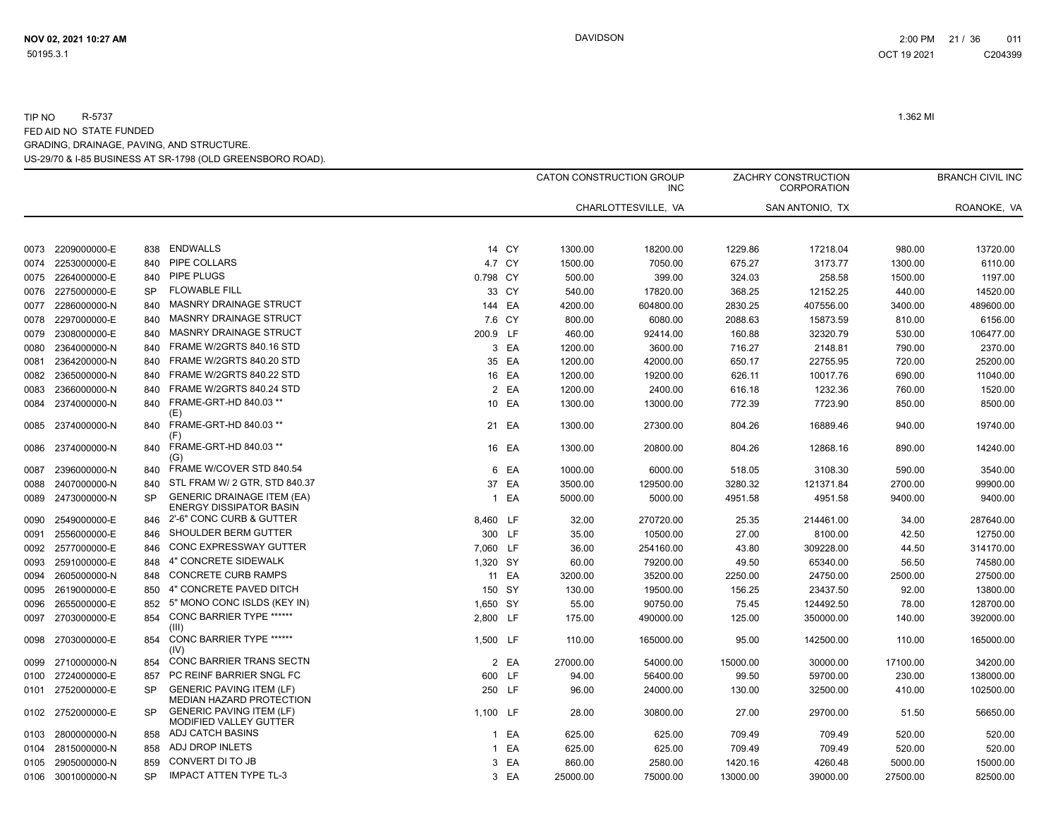TIP NO R-5737 1.362 MI
FED AID NO STATE FUNDED
GRADING, DRAINAGE, PAVING, AND STRUCTURE.
US-29/70 & I-85 BUSINESS AT SR-1798 (OLD GREENSBORO ROAD).

| | | | | | | CATON CONSTRUCTION GROUP INC | | ZACHRY CONSTRUCTION CORPORATION | | BRANCH CIVIL INC | |
|---|---|---|---|---|---|---|---|---|---|---|---|
| | | | | | | CHARLOTTESVILLE, VA | | SAN ANTONIO, TX | | ROANOKE, VA | |
| 0073 | 2209000000-E | 838 | ENDWALLS | 14 | CY | 1300.00 | 18200.00 | 1229.86 | 17218.04 | 980.00 | 13720.00 |
| 0074 | 2253000000-E | 840 | PIPE COLLARS | 4.7 | CY | 1500.00 | 7050.00 | 675.27 | 3173.77 | 1300.00 | 6110.00 |
| 0075 | 2264000000-E | 840 | PIPE PLUGS | 0.798 | CY | 500.00 | 399.00 | 324.03 | 258.58 | 1500.00 | 1197.00 |
| 0076 | 2275000000-E | SP | FLOWABLE FILL | 33 | CY | 540.00 | 17820.00 | 368.25 | 12152.25 | 440.00 | 14520.00 |
| 0077 | 2286000000-N | 840 | MASNRY DRAINAGE STRUCT | 144 | EA | 4200.00 | 604800.00 | 2830.25 | 407556.00 | 3400.00 | 489600.00 |
| 0078 | 2297000000-E | 840 | MASNRY DRAINAGE STRUCT | 7.6 | CY | 800.00 | 6080.00 | 2088.63 | 15873.59 | 810.00 | 6156.00 |
| 0079 | 2308000000-E | 840 | MASNRY DRAINAGE STRUCT | 200.9 | LF | 460.00 | 92414.00 | 160.88 | 32320.79 | 530.00 | 106477.00 |
| 0080 | 2364000000-N | 840 | FRAME W/2GRTS 840.16 STD | 3 | EA | 1200.00 | 3600.00 | 716.27 | 2148.81 | 790.00 | 2370.00 |
| 0081 | 2364200000-N | 840 | FRAME W/2GRTS 840.20 STD | 35 | EA | 1200.00 | 42000.00 | 650.17 | 22755.95 | 720.00 | 25200.00 |
| 0082 | 2365000000-N | 840 | FRAME W/2GRTS 840.22 STD | 16 | EA | 1200.00 | 19200.00 | 626.11 | 10017.76 | 690.00 | 11040.00 |
| 0083 | 2366000000-N | 840 | FRAME W/2GRTS 840.24 STD | 2 | EA | 1200.00 | 2400.00 | 616.18 | 1232.36 | 760.00 | 1520.00 |
| 0084 | 2374000000-N | 840 | FRAME-GRT-HD 840.03 ** (E) | 10 | EA | 1300.00 | 13000.00 | 772.39 | 7723.90 | 850.00 | 8500.00 |
| 0085 | 2374000000-N | 840 | FRAME-GRT-HD 840.03 ** (F) | 21 | EA | 1300.00 | 27300.00 | 804.26 | 16889.46 | 940.00 | 19740.00 |
| 0086 | 2374000000-N | 840 | FRAME-GRT-HD 840.03 ** (G) | 16 | EA | 1300.00 | 20800.00 | 804.26 | 12868.16 | 890.00 | 14240.00 |
| 0087 | 2396000000-N | 840 | FRAME W/COVER STD 840.54 | 6 | EA | 1000.00 | 6000.00 | 518.05 | 3108.30 | 590.00 | 3540.00 |
| 0088 | 2407000000-N | 840 | STL FRAM W/ 2 GTR, STD 840.37 | 37 | EA | 3500.00 | 129500.00 | 3280.32 | 121371.84 | 2700.00 | 99900.00 |
| 0089 | 2473000000-N | SP | GENERIC DRAINAGE ITEM (EA) ENERGY DISSIPATOR BASIN | 1 | EA | 5000.00 | 5000.00 | 4951.58 | 4951.58 | 9400.00 | 9400.00 |
| 0090 | 2549000000-E | 846 | 2'-6" CONC CURB & GUTTER | 8,460 | LF | 32.00 | 270720.00 | 25.35 | 214461.00 | 34.00 | 287640.00 |
| 0091 | 2556000000-E | 846 | SHOULDER BERM GUTTER | 300 | LF | 35.00 | 10500.00 | 27.00 | 8100.00 | 42.50 | 12750.00 |
| 0092 | 2577000000-E | 846 | CONC EXPRESSWAY GUTTER | 7,060 | LF | 36.00 | 254160.00 | 43.80 | 309228.00 | 44.50 | 314170.00 |
| 0093 | 2591000000-E | 848 | 4" CONCRETE SIDEWALK | 1,320 | SY | 60.00 | 79200.00 | 49.50 | 65340.00 | 56.50 | 74580.00 |
| 0094 | 2605000000-N | 848 | CONCRETE CURB RAMPS | 11 | EA | 3200.00 | 35200.00 | 2250.00 | 24750.00 | 2500.00 | 27500.00 |
| 0095 | 2619000000-E | 850 | 4" CONCRETE PAVED DITCH | 150 | SY | 130.00 | 19500.00 | 156.25 | 23437.50 | 92.00 | 13800.00 |
| 0096 | 2655000000-E | 852 | 5" MONO CONC ISLDS (KEY IN) | 1,650 | SY | 55.00 | 90750.00 | 75.45 | 124492.50 | 78.00 | 128700.00 |
| 0097 | 2703000000-E | 854 | CONC BARRIER TYPE ****** (III) | 2,800 | LF | 175.00 | 490000.00 | 125.00 | 350000.00 | 140.00 | 392000.00 |
| 0098 | 2703000000-E | 854 | CONC BARRIER TYPE ****** (IV) | 1,500 | LF | 110.00 | 165000.00 | 95.00 | 142500.00 | 110.00 | 165000.00 |
| 0099 | 2710000000-N | 854 | CONC BARRIER TRANS SECTN | 2 | EA | 27000.00 | 54000.00 | 15000.00 | 30000.00 | 17100.00 | 34200.00 |
| 0100 | 2724000000-E | 857 | PC REINF BARRIER SNGL FC | 600 | LF | 94.00 | 56400.00 | 99.50 | 59700.00 | 230.00 | 138000.00 |
| 0101 | 2752000000-E | SP | GENERIC PAVING ITEM (LF) MEDIAN HAZARD PROTECTION | 250 | LF | 96.00 | 24000.00 | 130.00 | 32500.00 | 410.00 | 102500.00 |
| 0102 | 2752000000-E | SP | GENERIC PAVING ITEM (LF) MODIFIED VALLEY GUTTER | 1,100 | LF | 28.00 | 30800.00 | 27.00 | 29700.00 | 51.50 | 56650.00 |
| 0103 | 2800000000-N | 858 | ADJ CATCH BASINS | 1 | EA | 625.00 | 625.00 | 709.49 | 709.49 | 520.00 | 520.00 |
| 0104 | 2815000000-N | 858 | ADJ DROP INLETS | 1 | EA | 625.00 | 625.00 | 709.49 | 709.49 | 520.00 | 520.00 |
| 0105 | 2905000000-N | 859 | CONVERT DI TO JB | 3 | EA | 860.00 | 2580.00 | 1420.16 | 4260.48 | 5000.00 | 15000.00 |
| 0106 | 3001000000-N | SP | IMPACT ATTEN TYPE TL-3 | 3 | EA | 25000.00 | 75000.00 | 13000.00 | 39000.00 | 27500.00 | 82500.00 |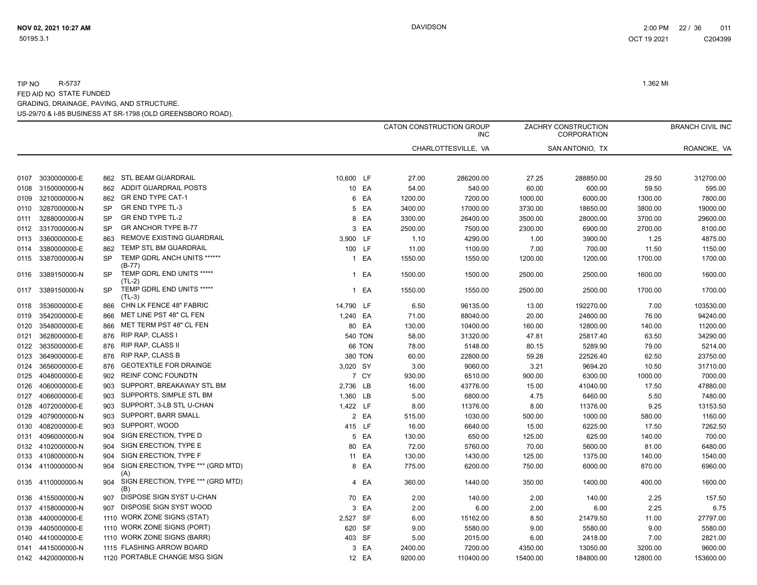TIP NO R-5737

FED AID NO STATE FUNDED

GRADING, DRAINAGE, PAVING, AND STRUCTURE.

US-29/70 & I-85 BUSINESS AT SR-1798 (OLD GREENSBORO ROAD).

1.362 MI

| | | | | | | CATON CONSTRUCTION GROUP INC | | ZACHRY CONSTRUCTION CORPORATION | | BRANCH CIVIL INC | |
|---|---|---|---|---|---|---|---|---|---|---|---|
| | | | | | | CHARLOTTESVILLE, VA | | SAN ANTONIO, TX | | ROANOKE, VA | |
| 0107 | 3030000000-E | 862 | STL BEAM GUARDRAIL | 10,600 | LF | 27.00 | 286200.00 | 27.25 | 288850.00 | 29.50 | 312700.00 |
| 0108 | 3150000000-N | 862 | ADDIT GUARDRAIL POSTS | 10 | EA | 54.00 | 540.00 | 60.00 | 600.00 | 59.50 | 595.00 |
| 0109 | 3210000000-N | 862 | GR END TYPE CAT-1 | 6 | EA | 1200.00 | 7200.00 | 1000.00 | 6000.00 | 1300.00 | 7800.00 |
| 0110 | 3287000000-N | SP | GR END TYPE TL-3 | 5 | EA | 3400.00 | 17000.00 | 3730.00 | 18650.00 | 3800.00 | 19000.00 |
| 0111 | 3288000000-N | SP | GR END TYPE TL-2 | 8 | EA | 3300.00 | 26400.00 | 3500.00 | 28000.00 | 3700.00 | 29600.00 |
| 0112 | 3317000000-N | SP | GR ANCHOR TYPE B-77 | 3 | EA | 2500.00 | 7500.00 | 2300.00 | 6900.00 | 2700.00 | 8100.00 |
| 0113 | 3360000000-E | 863 | REMOVE EXISTING GUARDRAIL | 3,900 | LF | 1.10 | 4290.00 | 1.00 | 3900.00 | 1.25 | 4875.00 |
| 0114 | 3380000000-E | 862 | TEMP STL BM GUARDRAIL | 100 | LF | 11.00 | 1100.00 | 7.00 | 700.00 | 11.50 | 1150.00 |
| 0115 | 3387000000-N | SP | TEMP GDRL ANCH UNITS ****** (B-77) | 1 | EA | 1550.00 | 1550.00 | 1200.00 | 1200.00 | 1700.00 | 1700.00 |
| 0116 | 3389150000-N | SP | TEMP GDRL END UNITS ***** (TL-2) | 1 | EA | 1500.00 | 1500.00 | 2500.00 | 2500.00 | 1600.00 | 1600.00 |
| 0117 | 3389150000-N | SP | TEMP GDRL END UNITS ***** (TL-3) | 1 | EA | 1550.00 | 1550.00 | 2500.00 | 2500.00 | 1700.00 | 1700.00 |
| 0118 | 3536000000-E | 866 | CHN LK FENCE 48" FABRIC | 14,790 | LF | 6.50 | 96135.00 | 13.00 | 192270.00 | 7.00 | 103530.00 |
| 0119 | 3542000000-E | 866 | MET LINE PST 48" CL FEN | 1,240 | EA | 71.00 | 88040.00 | 20.00 | 24800.00 | 76.00 | 94240.00 |
| 0120 | 3548000000-E | 866 | MET TERM PST 48" CL FEN | 80 | EA | 130.00 | 10400.00 | 160.00 | 12800.00 | 140.00 | 11200.00 |
| 0121 | 3628000000-E | 876 | RIP RAP, CLASS I | 540 | TON | 58.00 | 31320.00 | 47.81 | 25817.40 | 63.50 | 34290.00 |
| 0122 | 3635000000-E | 876 | RIP RAP, CLASS II | 66 | TON | 78.00 | 5148.00 | 80.15 | 5289.90 | 79.00 | 5214.00 |
| 0123 | 3649000000-E | 876 | RIP RAP, CLASS B | 380 | TON | 60.00 | 22800.00 | 59.28 | 22526.40 | 62.50 | 23750.00 |
| 0124 | 3656000000-E | 876 | GEOTEXTILE FOR DRAINGE | 3,020 | SY | 3.00 | 9060.00 | 3.21 | 9694.20 | 10.50 | 31710.00 |
| 0125 | 4048000000-E | 902 | REINF CONC FOUNDTN | 7 | CY | 930.00 | 6510.00 | 900.00 | 6300.00 | 1000.00 | 7000.00 |
| 0126 | 4060000000-E | 903 | SUPPORT, BREAKAWAY STL BM | 2,736 | LB | 16.00 | 43776.00 | 15.00 | 41040.00 | 17.50 | 47880.00 |
| 0127 | 4066000000-E | 903 | SUPPORTS, SIMPLE STL BM | 1,360 | LB | 5.00 | 6800.00 | 4.75 | 6460.00 | 5.50 | 7480.00 |
| 0128 | 4072000000-E | 903 | SUPPORT, 3-LB STL U-CHAN | 1,422 | LF | 8.00 | 11376.00 | 8.00 | 11376.00 | 9.25 | 13153.50 |
| 0129 | 4079000000-N | 903 | SUPPORT, BARR SMALL | 2 | EA | 515.00 | 1030.00 | 500.00 | 1000.00 | 580.00 | 1160.00 |
| 0130 | 4082000000-E | 903 | SUPPORT, WOOD | 415 | LF | 16.00 | 6640.00 | 15.00 | 6225.00 | 17.50 | 7262.50 |
| 0131 | 4096000000-N | 904 | SIGN ERECTION, TYPE D | 5 | EA | 130.00 | 650.00 | 125.00 | 625.00 | 140.00 | 700.00 |
| 0132 | 4102000000-N | 904 | SIGN ERECTION, TYPE E | 80 | EA | 72.00 | 5760.00 | 70.00 | 5600.00 | 81.00 | 6480.00 |
| 0133 | 4108000000-N | 904 | SIGN ERECTION, TYPE F | 11 | EA | 130.00 | 1430.00 | 125.00 | 1375.00 | 140.00 | 1540.00 |
| 0134 | 4110000000-N | 904 | SIGN ERECTION, TYPE *** (GRD MTD) (A) | 8 | EA | 775.00 | 6200.00 | 750.00 | 6000.00 | 870.00 | 6960.00 |
| 0135 | 4110000000-N | 904 | SIGN ERECTION, TYPE *** (GRD MTD) (B) | 4 | EA | 360.00 | 1440.00 | 350.00 | 1400.00 | 400.00 | 1600.00 |
| 0136 | 4155000000-N | 907 | DISPOSE SIGN SYST U-CHAN | 70 | EA | 2.00 | 140.00 | 2.00 | 140.00 | 2.25 | 157.50 |
| 0137 | 4158000000-N | 907 | DISPOSE SIGN SYST WOOD | 3 | EA | 2.00 | 6.00 | 2.00 | 6.00 | 2.25 | 6.75 |
| 0138 | 4400000000-E | 1110 | WORK ZONE SIGNS (STAT) | 2,527 | SF | 6.00 | 15162.00 | 8.50 | 21479.50 | 11.00 | 27797.00 |
| 0139 | 4405000000-E | 1110 | WORK ZONE SIGNS (PORT) | 620 | SF | 9.00 | 5580.00 | 9.00 | 5580.00 | 9.00 | 5580.00 |
| 0140 | 4410000000-E | 1110 | WORK ZONE SIGNS (BARR) | 403 | SF | 5.00 | 2015.00 | 6.00 | 2418.00 | 7.00 | 2821.00 |
| 0141 | 4415000000-N | 1115 | FLASHING ARROW BOARD | 3 | EA | 2400.00 | 7200.00 | 4350.00 | 13050.00 | 3200.00 | 9600.00 |
| 0142 | 4420000000-N | 1120 | PORTABLE CHANGE MSG SIGN | 12 | EA | 9200.00 | 110400.00 | 15400.00 | 184800.00 | 12800.00 | 153600.00 |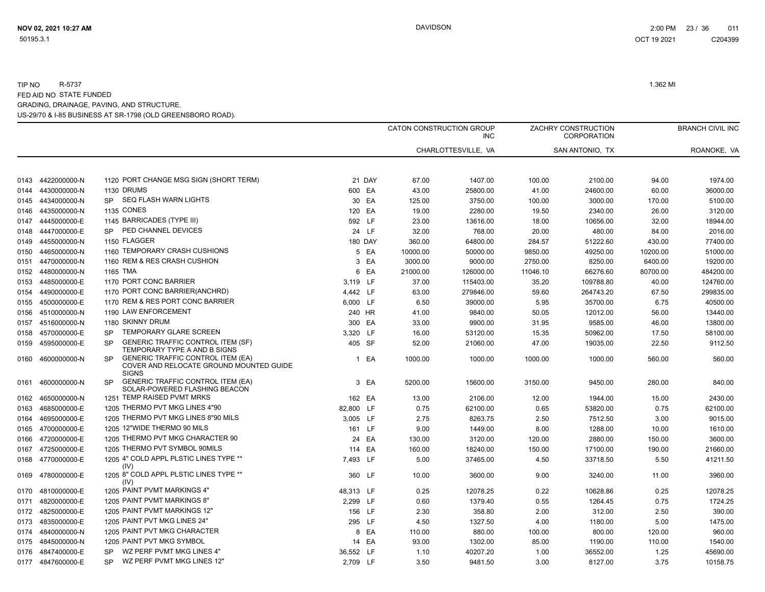TIP NO R-5737

FED AID NO STATE FUNDED

GRADING, DRAINAGE, PAVING, AND STRUCTURE.

US-29/70 & I-85 BUSINESS AT SR-1798 (OLD GREENSBORO ROAD).

1.362 MI

| | | | | | | | CATON CONSTRUCTION GROUP INC | | ZACHRY CONSTRUCTION CORPORATION | | BRANCH CIVIL INC | |
|---|---|---|---|---|---|---|---|---|---|---|---|---|
| | | | | | | | CHARLOTTESVILLE, VA | | SAN ANTONIO, TX | | ROANOKE, VA | |
| 0143 | 4422000000-N | 1120 | PORT CHANGE MSG SIGN (SHORT TERM) | 21 | DAY | | 67.00 | 1407.00 | 100.00 | 2100.00 | 94.00 | 1974.00 |
| 0144 | 4430000000-N | 1130 | DRUMS | 600 | EA | | 43.00 | 25800.00 | 41.00 | 24600.00 | 60.00 | 36000.00 |
| 0145 | 4434000000-N | SP | SEQ FLASH WARN LIGHTS | 30 | EA | | 125.00 | 3750.00 | 100.00 | 3000.00 | 170.00 | 5100.00 |
| 0146 | 4435000000-N | 1135 | CONES | 120 | EA | | 19.00 | 2280.00 | 19.50 | 2340.00 | 26.00 | 3120.00 |
| 0147 | 4445000000-E | 1145 | BARRICADES (TYPE III) | 592 | LF | | 23.00 | 13616.00 | 18.00 | 10656.00 | 32.00 | 18944.00 |
| 0148 | 4447000000-E | SP | PED CHANNEL DEVICES | 24 | LF | | 32.00 | 768.00 | 20.00 | 480.00 | 84.00 | 2016.00 |
| 0149 | 4455000000-N | 1150 | FLAGGER | 180 | DAY | | 360.00 | 64800.00 | 284.57 | 51222.60 | 430.00 | 77400.00 |
| 0150 | 4465000000-N | 1160 | TEMPORARY CRASH CUSHIONS | 5 | EA | | 10000.00 | 50000.00 | 9850.00 | 49250.00 | 10200.00 | 51000.00 |
| 0151 | 4470000000-N | 1160 | REM & RES CRASH CUSHION | 3 | EA | | 3000.00 | 9000.00 | 2750.00 | 8250.00 | 6400.00 | 19200.00 |
| 0152 | 4480000000-N | 1165 | TMA | 6 | EA | | 21000.00 | 126000.00 | 11046.10 | 66276.60 | 80700.00 | 484200.00 |
| 0153 | 4485000000-E | 1170 | PORT CONC BARRIER | 3,119 | LF | | 37.00 | 115403.00 | 35.20 | 109788.80 | 40.00 | 124760.00 |
| 0154 | 4490000000-E | 1170 | PORT CONC BARRIER(ANCHRD) | 4,442 | LF | | 63.00 | 279846.00 | 59.60 | 264743.20 | 67.50 | 299835.00 |
| 0155 | 4500000000-E | 1170 | REM & RES PORT CONC BARRIER | 6,000 | LF | | 6.50 | 39000.00 | 5.95 | 35700.00 | 6.75 | 40500.00 |
| 0156 | 4510000000-N | 1190 | LAW ENFORCEMENT | 240 | HR | | 41.00 | 9840.00 | 50.05 | 12012.00 | 56.00 | 13440.00 |
| 0157 | 4516000000-N | 1180 | SKINNY DRUM | 300 | EA | | 33.00 | 9900.00 | 31.95 | 9585.00 | 46.00 | 13800.00 |
| 0158 | 4570000000-E | SP | TEMPORARY GLARE SCREEN | 3,320 | LF | | 16.00 | 53120.00 | 15.35 | 50962.00 | 17.50 | 58100.00 |
| 0159 | 4595000000-E | SP | GENERIC TRAFFIC CONTROL ITEM (SF) TEMPORARY TYPE A AND B SIGNS | 405 | SF | | 52.00 | 21060.00 | 47.00 | 19035.00 | 22.50 | 9112.50 |
| 0160 | 4600000000-N | SP | GENERIC TRAFFIC CONTROL ITEM (EA) COVER AND RELOCATE GROUND MOUNTED GUIDE SIGNS | 1 | EA | | 1000.00 | 1000.00 | 1000.00 | 1000.00 | 560.00 | 560.00 |
| 0161 | 4600000000-N | SP | GENERIC TRAFFIC CONTROL ITEM (EA) SOLAR-POWERED FLASHING BEACON | 3 | EA | | 5200.00 | 15600.00 | 3150.00 | 9450.00 | 280.00 | 840.00 |
| 0162 | 4650000000-N | 1251 | TEMP RAISED PVMT MRKS | 162 | EA | | 13.00 | 2106.00 | 12.00 | 1944.00 | 15.00 | 2430.00 |
| 0163 | 4685000000-E | 1205 | THERMO PVT MKG LINES 4"90 | 82,800 | LF | | 0.75 | 62100.00 | 0.65 | 53820.00 | 0.75 | 62100.00 |
| 0164 | 4695000000-E | 1205 | THERMO PVT MKG LINES 8"90 MILS | 3,005 | LF | | 2.75 | 8263.75 | 2.50 | 7512.50 | 3.00 | 9015.00 |
| 0165 | 4700000000-E | 1205 | 12"WIDE THERMO 90 MILS | 161 | LF | | 9.00 | 1449.00 | 8.00 | 1288.00 | 10.00 | 1610.00 |
| 0166 | 4720000000-E | 1205 | THERMO PVT MKG CHARACTER 90 | 24 | EA | | 130.00 | 3120.00 | 120.00 | 2880.00 | 150.00 | 3600.00 |
| 0167 | 4725000000-E | 1205 | THERMO PVT SYMBOL 90MILS | 114 | EA | | 160.00 | 18240.00 | 150.00 | 17100.00 | 190.00 | 21660.00 |
| 0168 | 4770000000-E | 1205 | 4" COLD APPL PLSTIC LINES TYPE ** (IV) | 7,493 | LF | | 5.00 | 37465.00 | 4.50 | 33718.50 | 5.50 | 41211.50 |
| 0169 | 4780000000-E | 1205 | 8" COLD APPL PLSTIC LINES TYPE ** (IV) | 360 | LF | | 10.00 | 3600.00 | 9.00 | 3240.00 | 11.00 | 3960.00 |
| 0170 | 4810000000-E | 1205 | PAINT PVMT MARKINGS 4" | 48,313 | LF | | 0.25 | 12078.25 | 0.22 | 10628.86 | 0.25 | 12078.25 |
| 0171 | 4820000000-E | 1205 | PAINT PVMT MARKINGS 8" | 2,299 | LF | | 0.60 | 1379.40 | 0.55 | 1264.45 | 0.75 | 1724.25 |
| 0172 | 4825000000-E | 1205 | PAINT PVMT MARKINGS 12" | 156 | LF | | 2.30 | 358.80 | 2.00 | 312.00 | 2.50 | 390.00 |
| 0173 | 4835000000-E | 1205 | PAINT PVT MKG LINES 24" | 295 | LF | | 4.50 | 1327.50 | 4.00 | 1180.00 | 5.00 | 1475.00 |
| 0174 | 4840000000-N | 1205 | PAINT PVT MKG CHARACTER | 8 | EA | | 110.00 | 880.00 | 100.00 | 800.00 | 120.00 | 960.00 |
| 0175 | 4845000000-N | 1205 | PAINT PVT MKG SYMBOL | 14 | EA | | 93.00 | 1302.00 | 85.00 | 1190.00 | 110.00 | 1540.00 |
| 0176 | 4847400000-E | SP | WZ PERF PVMT MKG LINES 4" | 36,552 | LF | | 1.10 | 40207.20 | 1.00 | 36552.00 | 1.25 | 45690.00 |
| 0177 | 4847600000-E | SP | WZ PERF PVMT MKG LINES 12" | 2,709 | LF | | 3.50 | 9481.50 | 3.00 | 8127.00 | 3.75 | 10158.75 |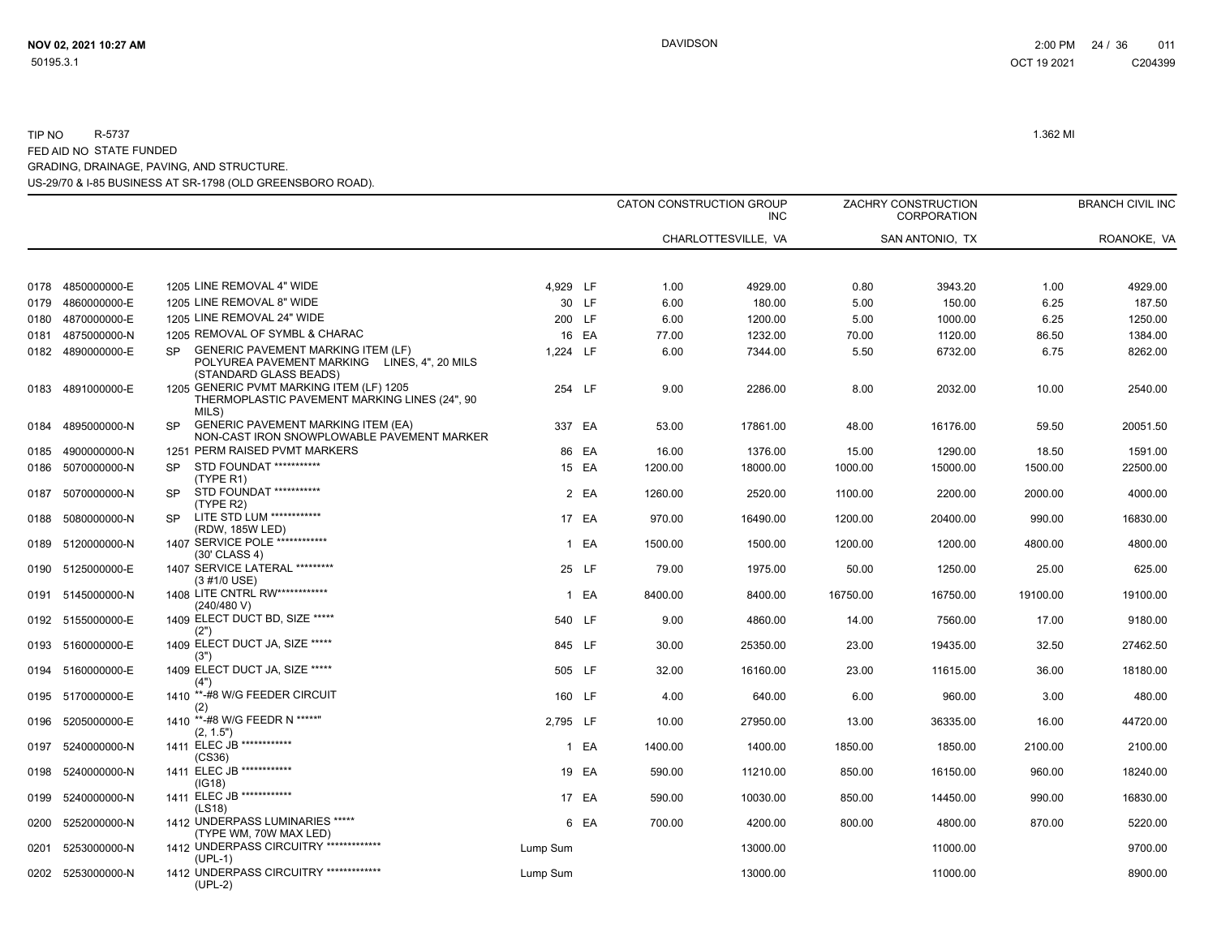TIP NO R-5737 — 1.362 MI

FED AID NO STATE FUNDED

GRADING, DRAINAGE, PAVING, AND STRUCTURE.

US-29/70 & I-85 BUSINESS AT SR-1798 (OLD GREENSBORO ROAD).

| | | | | | | CATON CONSTRUCTION GROUP INC | | ZACHRY CONSTRUCTION CORPORATION | | BRANCH CIVIL INC | |
|---|---|---|---|---|---|---|---|---|---|---|---|
| | | | | | | CHARLOTTESVILLE, VA | | SAN ANTONIO, TX | | ROANOKE, VA | |
| 0178 | 4850000000-E | 1205 | LINE REMOVAL 4" WIDE | 4,929 | LF | 1.00 | 4929.00 | 0.80 | 3943.20 | 1.00 | 4929.00 |
| 0179 | 4860000000-E | 1205 | LINE REMOVAL 8" WIDE | 30 | LF | 6.00 | 180.00 | 5.00 | 150.00 | 6.25 | 187.50 |
| 0180 | 4870000000-E | 1205 | LINE REMOVAL 24" WIDE | 200 | LF | 6.00 | 1200.00 | 5.00 | 1000.00 | 6.25 | 1250.00 |
| 0181 | 4875000000-N | 1205 | REMOVAL OF SYMBL & CHARAC | 16 | EA | 77.00 | 1232.00 | 70.00 | 1120.00 | 86.50 | 1384.00 |
| 0182 | 4890000000-E | SP | GENERIC PAVEMENT MARKING ITEM (LF) POLYUREA PAVEMENT MARKING LINES, 4", 20 MILS (STANDARD GLASS BEADS) | 1,224 | LF | 6.00 | 7344.00 | 5.50 | 6732.00 | 6.75 | 8262.00 |
| 0183 | 4891000000-E | 1205 | GENERIC PVMT MARKING ITEM (LF) 1205 THERMOPLASTIC PAVEMENT MARKING LINES (24", 90 MILS) | 254 | LF | 9.00 | 2286.00 | 8.00 | 2032.00 | 10.00 | 2540.00 |
| 0184 | 4895000000-N | SP | GENERIC PAVEMENT MARKING ITEM (EA) NON-CAST IRON SNOWPLOWABLE PAVEMENT MARKER | 337 | EA | 53.00 | 17861.00 | 48.00 | 16176.00 | 59.50 | 20051.50 |
| 0185 | 4900000000-N | 1251 | PERM RAISED PVMT MARKERS | 86 | EA | 16.00 | 1376.00 | 15.00 | 1290.00 | 18.50 | 1591.00 |
| 0186 | 5070000000-N | SP | STD FOUNDAT *********** (TYPE R1) | 15 | EA | 1200.00 | 18000.00 | 1000.00 | 15000.00 | 1500.00 | 22500.00 |
| 0187 | 5070000000-N | SP | STD FOUNDAT *********** (TYPE R2) | 2 | EA | 1260.00 | 2520.00 | 1100.00 | 2200.00 | 2000.00 | 4000.00 |
| 0188 | 5080000000-N | SP | LITE STD LUM ************ (RDW, 185W LED) | 17 | EA | 970.00 | 16490.00 | 1200.00 | 20400.00 | 990.00 | 16830.00 |
| 0189 | 5120000000-N | 1407 | SERVICE POLE ************ (30' CLASS 4) | 1 | EA | 1500.00 | 1500.00 | 1200.00 | 1200.00 | 4800.00 | 4800.00 |
| 0190 | 5125000000-E | 1407 | SERVICE LATERAL ********* (3 #1/0 USE) | 25 | LF | 79.00 | 1975.00 | 50.00 | 1250.00 | 25.00 | 625.00 |
| 0191 | 5145000000-N | 1408 | LITE CNTRL RW************ (240/480 V) | 1 | EA | 8400.00 | 8400.00 | 16750.00 | 16750.00 | 19100.00 | 19100.00 |
| 0192 | 5155000000-E | 1409 | ELECT DUCT BD, SIZE ***** (2") | 540 | LF | 9.00 | 4860.00 | 14.00 | 7560.00 | 17.00 | 9180.00 |
| 0193 | 5160000000-E | 1409 | ELECT DUCT JA, SIZE ***** (3") | 845 | LF | 30.00 | 25350.00 | 23.00 | 19435.00 | 32.50 | 27462.50 |
| 0194 | 5160000000-E | 1409 | ELECT DUCT JA, SIZE ***** (4") | 505 | LF | 32.00 | 16160.00 | 23.00 | 11615.00 | 36.00 | 18180.00 |
| 0195 | 5170000000-E | 1410 | **-#8 W/G FEEDER CIRCUIT (2) | 160 | LF | 4.00 | 640.00 | 6.00 | 960.00 | 3.00 | 480.00 |
| 0196 | 5205000000-E | 1410 | **-#8 W/G FEEDR N *****" (2, 1.5") | 2,795 | LF | 10.00 | 27950.00 | 13.00 | 36335.00 | 16.00 | 44720.00 |
| 0197 | 5240000000-N | 1411 | ELEC JB ************ (CS36) | 1 | EA | 1400.00 | 1400.00 | 1850.00 | 1850.00 | 2100.00 | 2100.00 |
| 0198 | 5240000000-N | 1411 | ELEC JB ************ (IG18) | 19 | EA | 590.00 | 11210.00 | 850.00 | 16150.00 | 960.00 | 18240.00 |
| 0199 | 5240000000-N | 1411 | ELEC JB ************ (LS18) | 17 | EA | 590.00 | 10030.00 | 850.00 | 14450.00 | 990.00 | 16830.00 |
| 0200 | 5252000000-N | 1412 | UNDERPASS LUMINARIES ***** (TYPE WM, 70W MAX LED) | 6 | EA | 700.00 | 4200.00 | 800.00 | 4800.00 | 870.00 | 5220.00 |
| 0201 | 5253000000-N | 1412 | UNDERPASS CIRCUITRY ************* (UPL-1) | Lump Sum | | | 13000.00 | | 11000.00 | | 9700.00 |
| 0202 | 5253000000-N | 1412 | UNDERPASS CIRCUITRY ************* (UPL-2) | Lump Sum | | | 13000.00 | | 11000.00 | | 8900.00 |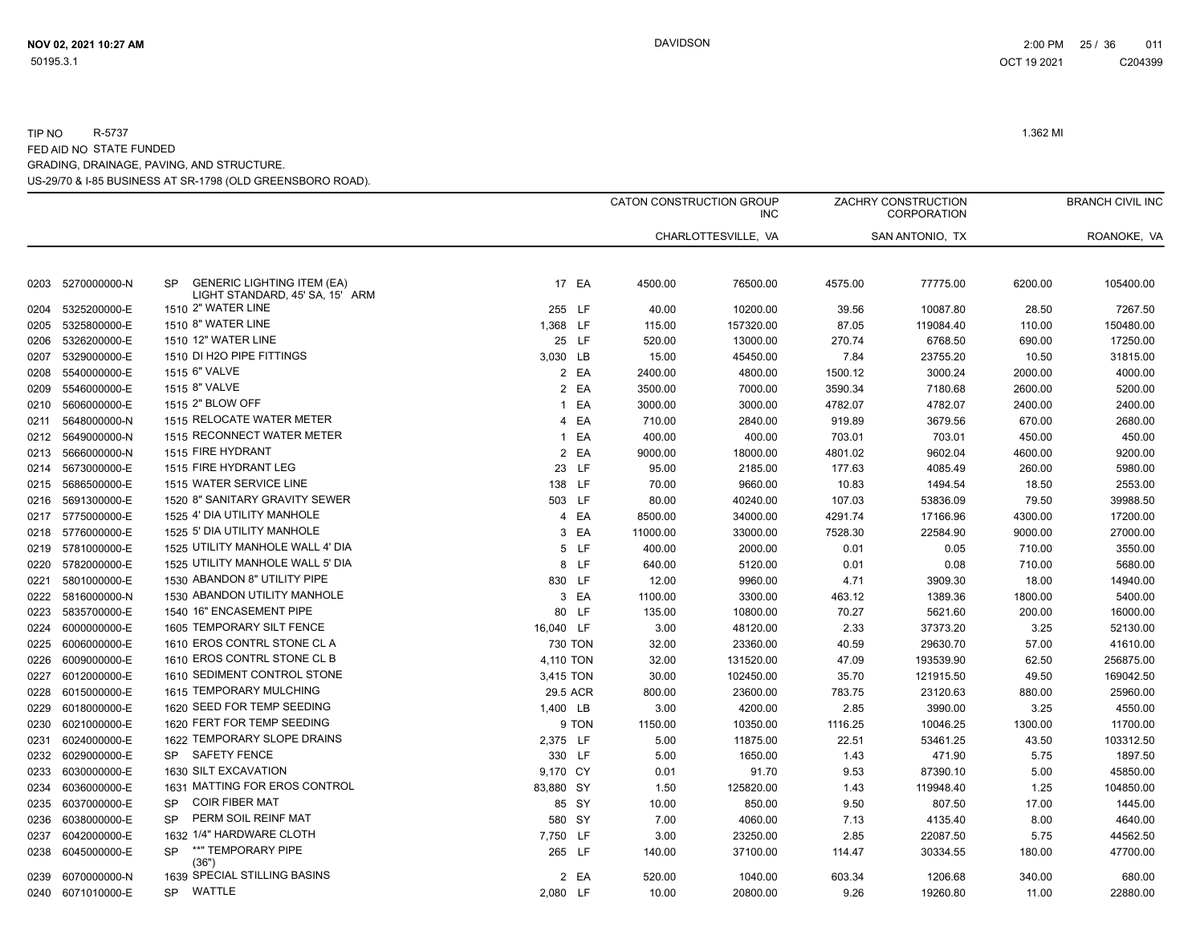TIP NO R-5737

FED AID NO STATE FUNDED

GRADING, DRAINAGE, PAVING, AND STRUCTURE.

US-29/70 & I-85 BUSINESS AT SR-1798 (OLD GREENSBORO ROAD).

1.362 MI

| | | | | | CATON CONSTRUCTION GROUP INC | | ZACHRY CONSTRUCTION CORPORATION | | BRANCH CIVIL INC | |
|---|---|---|---|---|---|---|---|---|---|---|
| | | | | | CHARLOTTESVILLE, VA | | SAN ANTONIO, TX | | ROANOKE, VA | |
| 0203 | 5270000000-N | SP | GENERIC LIGHTING ITEM (EA) LIGHT STANDARD, 45' SA, 15' ARM | 17 EA | 4500.00 | 76500.00 | 4575.00 | 77775.00 | 6200.00 | 105400.00 |
| 0204 | 5325200000-E | 1510 | 2" WATER LINE | 255 LF | 40.00 | 10200.00 | 39.56 | 10087.80 | 28.50 | 7267.50 |
| 0205 | 5325800000-E | 1510 | 8" WATER LINE | 1,368 LF | 115.00 | 157320.00 | 87.05 | 119084.40 | 110.00 | 150480.00 |
| 0206 | 5326200000-E | 1510 | 12" WATER LINE | 25 LF | 520.00 | 13000.00 | 270.74 | 6768.50 | 690.00 | 17250.00 |
| 0207 | 5329000000-E | 1510 | DI H2O PIPE FITTINGS | 3,030 LB | 15.00 | 45450.00 | 7.84 | 23755.20 | 10.50 | 31815.00 |
| 0208 | 5540000000-E | 1515 | 6" VALVE | 2 EA | 2400.00 | 4800.00 | 1500.12 | 3000.24 | 2000.00 | 4000.00 |
| 0209 | 5546000000-E | 1515 | 8" VALVE | 2 EA | 3500.00 | 7000.00 | 3590.34 | 7180.68 | 2600.00 | 5200.00 |
| 0210 | 5606000000-E | 1515 | 2" BLOW OFF | 1 EA | 3000.00 | 3000.00 | 4782.07 | 4782.07 | 2400.00 | 2400.00 |
| 0211 | 5648000000-N | 1515 | RELOCATE WATER METER | 4 EA | 710.00 | 2840.00 | 919.89 | 3679.56 | 670.00 | 2680.00 |
| 0212 | 5649000000-N | 1515 | RECONNECT WATER METER | 1 EA | 400.00 | 400.00 | 703.01 | 703.01 | 450.00 | 450.00 |
| 0213 | 5666000000-N | 1515 | FIRE HYDRANT | 2 EA | 9000.00 | 18000.00 | 4801.02 | 9602.04 | 4600.00 | 9200.00 |
| 0214 | 5673000000-E | 1515 | FIRE HYDRANT LEG | 23 LF | 95.00 | 2185.00 | 177.63 | 4085.49 | 260.00 | 5980.00 |
| 0215 | 5686500000-E | 1515 | WATER SERVICE LINE | 138 LF | 70.00 | 9660.00 | 10.83 | 1494.54 | 18.50 | 2553.00 |
| 0216 | 5691300000-E | 1520 | 8" SANITARY GRAVITY SEWER | 503 LF | 80.00 | 40240.00 | 107.03 | 53836.09 | 79.50 | 39988.50 |
| 0217 | 5775000000-E | 1525 | 4' DIA UTILITY MANHOLE | 4 EA | 8500.00 | 34000.00 | 4291.74 | 17166.96 | 4300.00 | 17200.00 |
| 0218 | 5776000000-E | 1525 | 5' DIA UTILITY MANHOLE | 3 EA | 11000.00 | 33000.00 | 7528.30 | 22584.90 | 9000.00 | 27000.00 |
| 0219 | 5781000000-E | 1525 | UTILITY MANHOLE WALL 4' DIA | 5 LF | 400.00 | 2000.00 | 0.01 | 0.05 | 710.00 | 3550.00 |
| 0220 | 5782000000-E | 1525 | UTILITY MANHOLE WALL 5' DIA | 8 LF | 640.00 | 5120.00 | 0.01 | 0.08 | 710.00 | 5680.00 |
| 0221 | 5801000000-E | 1530 | ABANDON 8" UTILITY PIPE | 830 LF | 12.00 | 9960.00 | 4.71 | 3909.30 | 18.00 | 14940.00 |
| 0222 | 5816000000-N | 1530 | ABANDON UTILITY MANHOLE | 3 EA | 1100.00 | 3300.00 | 463.12 | 1389.36 | 1800.00 | 5400.00 |
| 0223 | 5835700000-E | 1540 | 16" ENCASEMENT PIPE | 80 LF | 135.00 | 10800.00 | 70.27 | 5621.60 | 200.00 | 16000.00 |
| 0224 | 6000000000-E | 1605 | TEMPORARY SILT FENCE | 16,040 LF | 3.00 | 48120.00 | 2.33 | 37373.20 | 3.25 | 52130.00 |
| 0225 | 6006000000-E | 1610 | EROS CONTRL STONE CL A | 730 TON | 32.00 | 23360.00 | 40.59 | 29630.70 | 57.00 | 41610.00 |
| 0226 | 6009000000-E | 1610 | EROS CONTRL STONE CL B | 4,110 TON | 32.00 | 131520.00 | 47.09 | 193539.90 | 62.50 | 256875.00 |
| 0227 | 6012000000-E | 1610 | SEDIMENT CONTROL STONE | 3,415 TON | 30.00 | 102450.00 | 35.70 | 121915.50 | 49.50 | 169042.50 |
| 0228 | 6015000000-E | 1615 | TEMPORARY MULCHING | 29.5 ACR | 800.00 | 23600.00 | 783.75 | 23120.63 | 880.00 | 25960.00 |
| 0229 | 6018000000-E | 1620 | SEED FOR TEMP SEEDING | 1,400 LB | 3.00 | 4200.00 | 2.85 | 3990.00 | 3.25 | 4550.00 |
| 0230 | 6021000000-E | 1620 | FERT FOR TEMP SEEDING | 9 TON | 1150.00 | 10350.00 | 1116.25 | 10046.25 | 1300.00 | 11700.00 |
| 0231 | 6024000000-E | 1622 | TEMPORARY SLOPE DRAINS | 2,375 LF | 5.00 | 11875.00 | 22.51 | 53461.25 | 43.50 | 103312.50 |
| 0232 | 6029000000-E | SP | SAFETY FENCE | 330 LF | 5.00 | 1650.00 | 1.43 | 471.90 | 5.75 | 1897.50 |
| 0233 | 6030000000-E | 1630 | SILT EXCAVATION | 9,170 CY | 0.01 | 91.70 | 9.53 | 87390.10 | 5.00 | 45850.00 |
| 0234 | 6036000000-E | 1631 | MATTING FOR EROS CONTROL | 83,880 SY | 1.50 | 125820.00 | 1.43 | 119948.40 | 1.25 | 104850.00 |
| 0235 | 6037000000-E | SP | COIR FIBER MAT | 85 SY | 10.00 | 850.00 | 9.50 | 807.50 | 17.00 | 1445.00 |
| 0236 | 6038000000-E | SP | PERM SOIL REINF MAT | 580 SY | 7.00 | 4060.00 | 7.13 | 4135.40 | 8.00 | 4640.00 |
| 0237 | 6042000000-E | 1632 | 1/4" HARDWARE CLOTH | 7,750 LF | 3.00 | 23250.00 | 2.85 | 22087.50 | 5.75 | 44562.50 |
| 0238 | 6045000000-E | SP | **" TEMPORARY PIPE (36") | 265 LF | 140.00 | 37100.00 | 114.47 | 30334.55 | 180.00 | 47700.00 |
| 0239 | 6070000000-N | 1639 | SPECIAL STILLING BASINS | 2 EA | 520.00 | 1040.00 | 603.34 | 1206.68 | 340.00 | 680.00 |
| 0240 | 6071010000-E | SP | WATTLE | 2,080 LF | 10.00 | 20800.00 | 9.26 | 19260.80 | 11.00 | 22880.00 |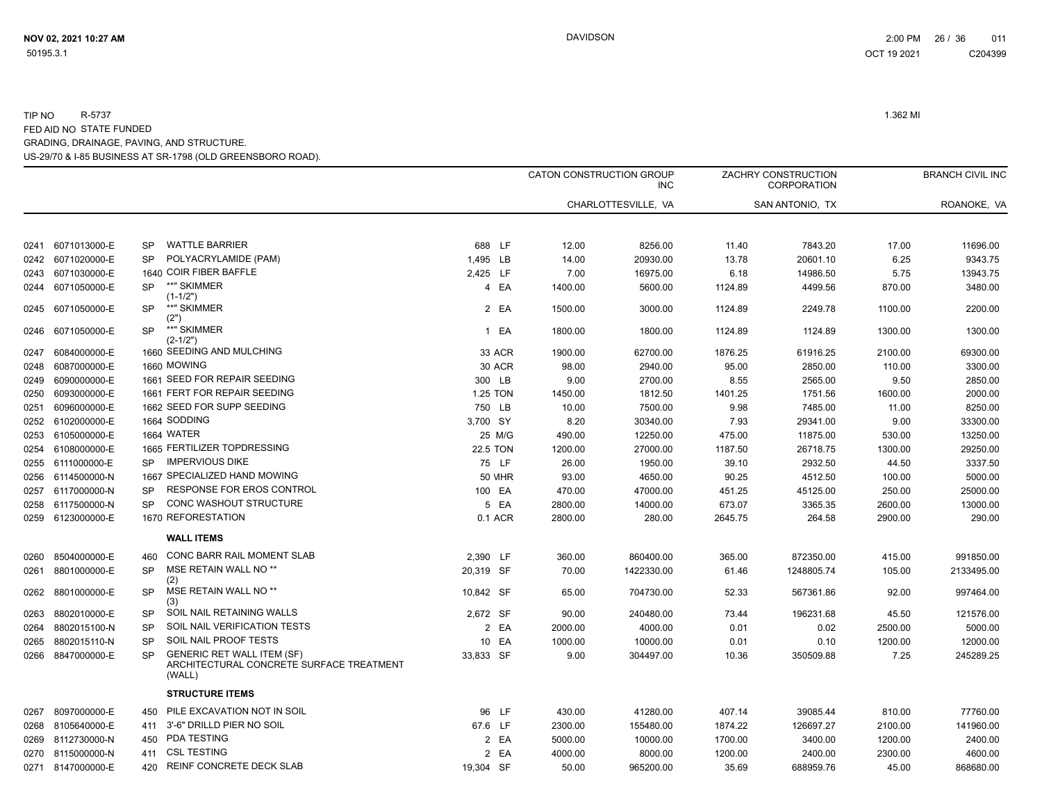TIP NO R-5737

FED AID NO STATE FUNDED

GRADING, DRAINAGE, PAVING, AND STRUCTURE.

US-29/70 & I-85 BUSINESS AT SR-1798 (OLD GREENSBORO ROAD).

1.362 MI

| | | | | | | CATON CONSTRUCTION GROUP INC | | ZACHRY CONSTRUCTION CORPORATION | | BRANCH CIVIL INC | |
|---|---|---|---|---|---|---|---|---|---|---|---|
| | | | | | | CHARLOTTESVILLE, VA | | SAN ANTONIO, TX | | ROANOKE, VA | |
| 0241 | 6071013000-E | SP | WATTLE BARRIER | 688 | LF | 12.00 | 8256.00 | 11.40 | 7843.20 | 17.00 | 11696.00 |
| 0242 | 6071020000-E | SP | POLYACRYLAMIDE (PAM) | 1,495 | LB | 14.00 | 20930.00 | 13.78 | 20601.10 | 6.25 | 9343.75 |
| 0243 | 6071030000-E | 1640 | COIR FIBER BAFFLE | 2,425 | LF | 7.00 | 16975.00 | 6.18 | 14986.50 | 5.75 | 13943.75 |
| 0244 | 6071050000-E | SP | **" SKIMMER (1-1/2") | 4 | EA | 1400.00 | 5600.00 | 1124.89 | 4499.56 | 870.00 | 3480.00 |
| 0245 | 6071050000-E | SP | **" SKIMMER (2") | 2 | EA | 1500.00 | 3000.00 | 1124.89 | 2249.78 | 1100.00 | 2200.00 |
| 0246 | 6071050000-E | SP | **" SKIMMER (2-1/2") | 1 | EA | 1800.00 | 1800.00 | 1124.89 | 1124.89 | 1300.00 | 1300.00 |
| 0247 | 6084000000-E | 1660 | SEEDING AND MULCHING | 33 | ACR | 1900.00 | 62700.00 | 1876.25 | 61916.25 | 2100.00 | 69300.00 |
| 0248 | 6087000000-E | 1660 | MOWING | 30 | ACR | 98.00 | 2940.00 | 95.00 | 2850.00 | 110.00 | 3300.00 |
| 0249 | 6090000000-E | 1661 | SEED FOR REPAIR SEEDING | 300 | LB | 9.00 | 2700.00 | 8.55 | 2565.00 | 9.50 | 2850.00 |
| 0250 | 6093000000-E | 1661 | FERT FOR REPAIR SEEDING | 1.25 | TON | 1450.00 | 1812.50 | 1401.25 | 1751.56 | 1600.00 | 2000.00 |
| 0251 | 6096000000-E | 1662 | SEED FOR SUPP SEEDING | 750 | LB | 10.00 | 7500.00 | 9.98 | 7485.00 | 11.00 | 8250.00 |
| 0252 | 6102000000-E | 1664 | SODDING | 3,700 | SY | 8.20 | 30340.00 | 7.93 | 29341.00 | 9.00 | 33300.00 |
| 0253 | 6105000000-E | 1664 | WATER | 25 | M/G | 490.00 | 12250.00 | 475.00 | 11875.00 | 530.00 | 13250.00 |
| 0254 | 6108000000-E | 1665 | FERTILIZER TOPDRESSING | 22.5 | TON | 1200.00 | 27000.00 | 1187.50 | 26718.75 | 1300.00 | 29250.00 |
| 0255 | 6111000000-E | SP | IMPERVIOUS DIKE | 75 | LF | 26.00 | 1950.00 | 39.10 | 2932.50 | 44.50 | 3337.50 |
| 0256 | 6114500000-N | 1667 | SPECIALIZED HAND MOWING | 50 | MHR | 93.00 | 4650.00 | 90.25 | 4512.50 | 100.00 | 5000.00 |
| 0257 | 6117000000-N | SP | RESPONSE FOR EROS CONTROL | 100 | EA | 470.00 | 47000.00 | 451.25 | 45125.00 | 250.00 | 25000.00 |
| 0258 | 6117500000-N | SP | CONC WASHOUT STRUCTURE | 5 | EA | 2800.00 | 14000.00 | 673.07 | 3365.35 | 2600.00 | 13000.00 |
| 0259 | 6123000000-E | 1670 | REFORESTATION | 0.1 | ACR | 2800.00 | 280.00 | 2645.75 | 264.58 | 2900.00 | 290.00 |
| | | | **WALL ITEMS** | | | | | | | | |
| 0260 | 8504000000-E | 460 | CONC BARR RAIL MOMENT SLAB | 2,390 | LF | 360.00 | 860400.00 | 365.00 | 872350.00 | 415.00 | 991850.00 |
| 0261 | 8801000000-E | SP | MSE RETAIN WALL NO ** (2) | 20,319 | SF | 70.00 | 1422330.00 | 61.46 | 1248805.74 | 105.00 | 2133495.00 |
| 0262 | 8801000000-E | SP | MSE RETAIN WALL NO ** (3) | 10,842 | SF | 65.00 | 704730.00 | 52.33 | 567361.86 | 92.00 | 997464.00 |
| 0263 | 8802010000-E | SP | SOIL NAIL RETAINING WALLS | 2,672 | SF | 90.00 | 240480.00 | 73.44 | 196231.68 | 45.50 | 121576.00 |
| 0264 | 8802015100-N | SP | SOIL NAIL VERIFICATION TESTS | 2 | EA | 2000.00 | 4000.00 | 0.01 | 0.02 | 2500.00 | 5000.00 |
| 0265 | 8802015110-N | SP | SOIL NAIL PROOF TESTS | 10 | EA | 1000.00 | 10000.00 | 0.01 | 0.10 | 1200.00 | 12000.00 |
| 0266 | 8847000000-E | SP | GENERIC RET WALL ITEM (SF) ARCHITECTURAL CONCRETE SURFACE TREATMENT (WALL) | 33,833 | SF | 9.00 | 304497.00 | 10.36 | 350509.88 | 7.25 | 245289.25 |
| | | | **STRUCTURE ITEMS** | | | | | | | | |
| 0267 | 8097000000-E | 450 | PILE EXCAVATION NOT IN SOIL | 96 | LF | 430.00 | 41280.00 | 407.14 | 39085.44 | 810.00 | 77760.00 |
| 0268 | 8105640000-E | 411 | 3'-6" DRILLD PIER NO SOIL | 67.6 | LF | 2300.00 | 155480.00 | 1874.22 | 126697.27 | 2100.00 | 141960.00 |
| 0269 | 8112730000-N | 450 | PDA TESTING | 2 | EA | 5000.00 | 10000.00 | 1700.00 | 3400.00 | 1200.00 | 2400.00 |
| 0270 | 8115000000-N | 411 | CSL TESTING | 2 | EA | 4000.00 | 8000.00 | 1200.00 | 2400.00 | 2300.00 | 4600.00 |
| 0271 | 8147000000-E | 420 | REINF CONCRETE DECK SLAB | 19,304 | SF | 50.00 | 965200.00 | 35.69 | 688959.76 | 45.00 | 868680.00 |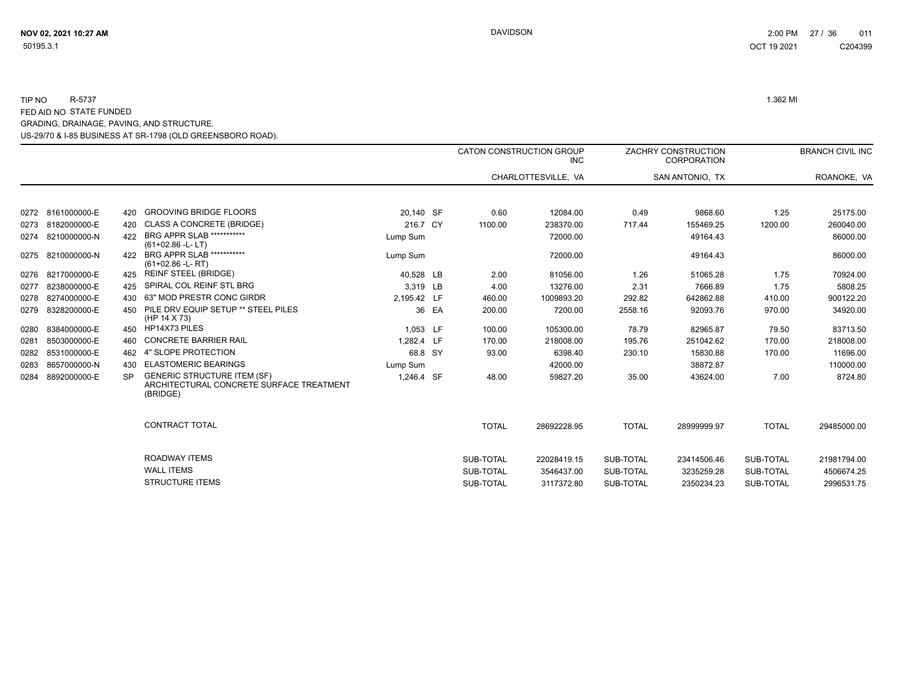TIP NO R-5737 1.362 MI

FED AID NO STATE FUNDED

GRADING, DRAINAGE, PAVING, AND STRUCTURE.

US-29/70 & I-85 BUSINESS AT SR-1798 (OLD GREENSBORO ROAD).

| | | | | | | CATON CONSTRUCTION GROUP INC | | ZACHRY CONSTRUCTION CORPORATION | | BRANCH CIVIL INC | |
|---|---|---|---|---|---|---|---|---|---|---|---|
| | | | | | | CHARLOTTESVILLE, VA | | SAN ANTONIO, TX | | ROANOKE, VA | |
| 0272 | 8161000000-E | 420 | GROOVING BRIDGE FLOORS | 20,140 | SF | 0.60 | 12084.00 | 0.49 | 9868.60 | 1.25 | 25175.00 |
| 0273 | 8182000000-E | 420 | CLASS A CONCRETE (BRIDGE) | 216.7 | CY | 1100.00 | 238370.00 | 717.44 | 155469.25 | 1200.00 | 260040.00 |
| 0274 | 8210000000-N | 422 | BRG APPR SLAB *********** (61+02.86 -L- LT) | Lump Sum | | | 72000.00 | | 49164.43 | | 86000.00 |
| 0275 | 8210000000-N | 422 | BRG APPR SLAB *********** (61+02.86 -L- RT) | Lump Sum | | | 72000.00 | | 49164.43 | | 86000.00 |
| 0276 | 8217000000-E | 425 | REINF STEEL (BRIDGE) | 40,528 | LB | 2.00 | 81056.00 | 1.26 | 51065.28 | 1.75 | 70924.00 |
| 0277 | 8238000000-E | 425 | SPIRAL COL REINF STL BRG | 3,319 | LB | 4.00 | 13276.00 | 2.31 | 7666.89 | 1.75 | 5808.25 |
| 0278 | 8274000000-E | 430 | 63" MOD PRESTR CONC GIRDR | 2,195.42 | LF | 460.00 | 1009893.20 | 292.82 | 642862.88 | 410.00 | 900122.20 |
| 0279 | 8328200000-E | 450 | PILE DRV EQUIP SETUP ** STEEL PILES (HP 14 X 73) | 36 | EA | 200.00 | 7200.00 | 2558.16 | 92093.76 | 970.00 | 34920.00 |
| 0280 | 8384000000-E | 450 | HP14X73 PILES | 1,053 | LF | 100.00 | 105300.00 | 78.79 | 82965.87 | 79.50 | 83713.50 |
| 0281 | 8503000000-E | 460 | CONCRETE BARRIER RAIL | 1,282.4 | LF | 170.00 | 218008.00 | 195.76 | 251042.62 | 170.00 | 218008.00 |
| 0282 | 8531000000-E | 462 | 4" SLOPE PROTECTION | 68.8 | SY | 93.00 | 6398.40 | 230.10 | 15830.88 | 170.00 | 11696.00 |
| 0283 | 8657000000-N | 430 | ELASTOMERIC BEARINGS | Lump Sum | | | 42000.00 | | 38872.87 | | 110000.00 |
| 0284 | 8892000000-E | SP | GENERIC STRUCTURE ITEM (SF) ARCHITECTURAL CONCRETE SURFACE TREATMENT (BRIDGE) | 1,246.4 | SF | 48.00 | 59827.20 | 35.00 | 43624.00 | 7.00 | 8724.80 |
| | | | CONTRACT TOTAL | | | TOTAL | 28692228.95 | TOTAL | 28999999.97 | TOTAL | 29485000.00 |
| | | | ROADWAY ITEMS | | | SUB-TOTAL | 22028419.15 | SUB-TOTAL | 23414506.46 | SUB-TOTAL | 21981794.00 |
| | | | WALL ITEMS | | | SUB-TOTAL | 3546437.00 | SUB-TOTAL | 3235259.28 | SUB-TOTAL | 4506674.25 |
| | | | STRUCTURE ITEMS | | | SUB-TOTAL | 3117372.80 | SUB-TOTAL | 2350234.23 | SUB-TOTAL | 2996531.75 |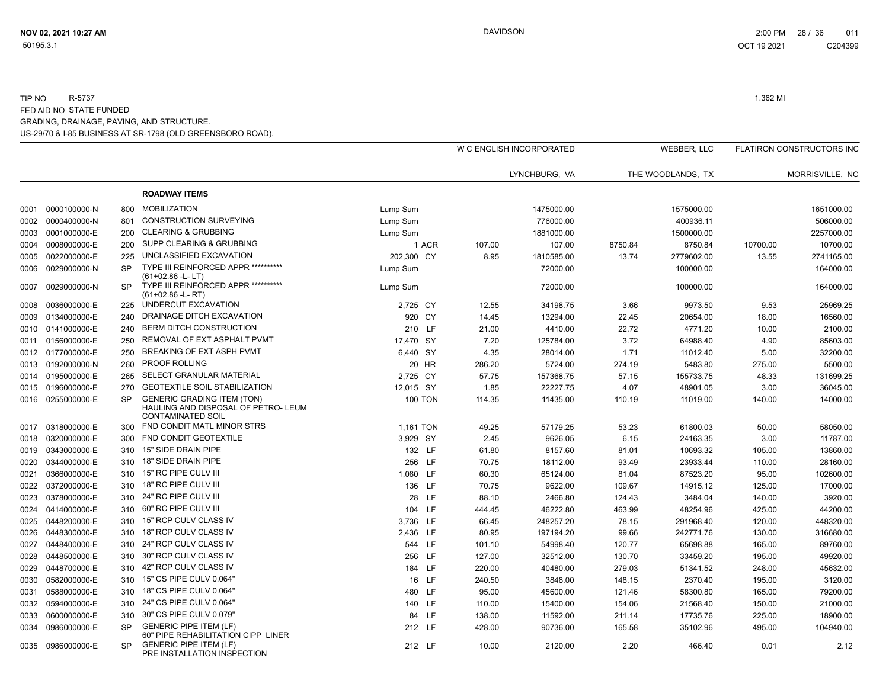TIP NO R-5737 1.362 MI
FED AID NO STATE FUNDED
GRADING, DRAINAGE, PAVING, AND STRUCTURE.
US-29/70 & I-85 BUSINESS AT SR-1798 (OLD GREENSBORO ROAD).

| | | | | | | W C ENGLISH INCORPORATED | | WEBBER, LLC | | FLATIRON CONSTRUCTORS INC | |
|---|---|---|---|---|---|---|---|---|---|---|---|
| | | | | | | | LYNCHBURG, VA | | THE WOODLANDS, TX | | MORRISVILLE, NC |
| | | | **ROADWAY ITEMS** | | | | | | | | |
| 0001 | 0000100000-N | 800 | MOBILIZATION | Lump Sum | | | 1475000.00 | | 1575000.00 | | 1651000.00 |
| 0002 | 0000400000-N | 801 | CONSTRUCTION SURVEYING | Lump Sum | | | 776000.00 | | 400936.11 | | 506000.00 |
| 0003 | 0001000000-E | 200 | CLEARING & GRUBBING | Lump Sum | | | 1881000.00 | | 1500000.00 | | 2257000.00 |
| 0004 | 0008000000-E | 200 | SUPP CLEARING & GRUBBING | 1 | ACR | 107.00 | 107.00 | 8750.84 | 8750.84 | 10700.00 | 10700.00 |
| 0005 | 0022000000-E | 225 | UNCLASSIFIED EXCAVATION | 202,300 | CY | 8.95 | 1810585.00 | 13.74 | 2779602.00 | 13.55 | 2741165.00 |
| 0006 | 0029000000-N | SP | TYPE III REINFORCED APPR ********** (61+02.86 -L- LT) | Lump Sum | | | 72000.00 | | 100000.00 | | 164000.00 |
| 0007 | 0029000000-N | SP | TYPE III REINFORCED APPR ********** (61+02.86 -L- RT) | Lump Sum | | | 72000.00 | | 100000.00 | | 164000.00 |
| 0008 | 0036000000-E | 225 | UNDERCUT EXCAVATION | 2,725 | CY | 12.55 | 34198.75 | 3.66 | 9973.50 | 9.53 | 25969.25 |
| 0009 | 0134000000-E | 240 | DRAINAGE DITCH EXCAVATION | 920 | CY | 14.45 | 13294.00 | 22.45 | 20654.00 | 18.00 | 16560.00 |
| 0010 | 0141000000-E | 240 | BERM DITCH CONSTRUCTION | 210 | LF | 21.00 | 4410.00 | 22.72 | 4771.20 | 10.00 | 2100.00 |
| 0011 | 0156000000-E | 250 | REMOVAL OF EXT ASPHALT PVMT | 17,470 | SY | 7.20 | 125784.00 | 3.72 | 64988.40 | 4.90 | 85603.00 |
| 0012 | 0177000000-E | 250 | BREAKING OF EXT ASPH PVMT | 6,440 | SY | 4.35 | 28014.00 | 1.71 | 11012.40 | 5.00 | 32200.00 |
| 0013 | 0192000000-N | 260 | PROOF ROLLING | 20 | HR | 286.20 | 5724.00 | 274.19 | 5483.80 | 275.00 | 5500.00 |
| 0014 | 0195000000-E | 265 | SELECT GRANULAR MATERIAL | 2,725 | CY | 57.75 | 157368.75 | 57.15 | 155733.75 | 48.33 | 131699.25 |
| 0015 | 0196000000-E | 270 | GEOTEXTILE SOIL STABILIZATION | 12,015 | SY | 1.85 | 22227.75 | 4.07 | 48901.05 | 3.00 | 36045.00 |
| 0016 | 0255000000-E | SP | GENERIC GRADING ITEM (TON) HAULING AND DISPOSAL OF PETRO- LEUM CONTAMINATED SOIL | 100 | TON | 114.35 | 11435.00 | 110.19 | 11019.00 | 140.00 | 14000.00 |
| 0017 | 0318000000-E | 300 | FND CONDIT MATL MINOR STRS | 1,161 | TON | 49.25 | 57179.25 | 53.23 | 61800.03 | 50.00 | 58050.00 |
| 0018 | 0320000000-E | 300 | FND CONDIT GEOTEXTILE | 3,929 | SY | 2.45 | 9626.05 | 6.15 | 24163.35 | 3.00 | 11787.00 |
| 0019 | 0343000000-E | 310 | 15" SIDE DRAIN PIPE | 132 | LF | 61.80 | 8157.60 | 81.01 | 10693.32 | 105.00 | 13860.00 |
| 0020 | 0344000000-E | 310 | 18" SIDE DRAIN PIPE | 256 | LF | 70.75 | 18112.00 | 93.49 | 23933.44 | 110.00 | 28160.00 |
| 0021 | 0366000000-E | 310 | 15" RC PIPE CULV III | 1,080 | LF | 60.30 | 65124.00 | 81.04 | 87523.20 | 95.00 | 102600.00 |
| 0022 | 0372000000-E | 310 | 18" RC PIPE CULV III | 136 | LF | 70.75 | 9622.00 | 109.67 | 14915.12 | 125.00 | 17000.00 |
| 0023 | 0378000000-E | 310 | 24" RC PIPE CULV III | 28 | LF | 88.10 | 2466.80 | 124.43 | 3484.04 | 140.00 | 3920.00 |
| 0024 | 0414000000-E | 310 | 60" RC PIPE CULV III | 104 | LF | 444.45 | 46222.80 | 463.99 | 48254.96 | 425.00 | 44200.00 |
| 0025 | 0448200000-E | 310 | 15" RCP CULV CLASS IV | 3,736 | LF | 66.45 | 248257.20 | 78.15 | 291968.40 | 120.00 | 448320.00 |
| 0026 | 0448300000-E | 310 | 18" RCP CULV CLASS IV | 2,436 | LF | 80.95 | 197194.20 | 99.66 | 242771.76 | 130.00 | 316680.00 |
| 0027 | 0448400000-E | 310 | 24" RCP CULV CLASS IV | 544 | LF | 101.10 | 54998.40 | 120.77 | 65698.88 | 165.00 | 89760.00 |
| 0028 | 0448500000-E | 310 | 30" RCP CULV CLASS IV | 256 | LF | 127.00 | 32512.00 | 130.70 | 33459.20 | 195.00 | 49920.00 |
| 0029 | 0448700000-E | 310 | 42" RCP CULV CLASS IV | 184 | LF | 220.00 | 40480.00 | 279.03 | 51341.52 | 248.00 | 45632.00 |
| 0030 | 0582000000-E | 310 | 15" CS PIPE CULV 0.064" | 16 | LF | 240.50 | 3848.00 | 148.15 | 2370.40 | 195.00 | 3120.00 |
| 0031 | 0588000000-E | 310 | 18" CS PIPE CULV 0.064" | 480 | LF | 95.00 | 45600.00 | 121.46 | 58300.80 | 165.00 | 79200.00 |
| 0032 | 0594000000-E | 310 | 24" CS PIPE CULV 0.064" | 140 | LF | 110.00 | 15400.00 | 154.06 | 21568.40 | 150.00 | 21000.00 |
| 0033 | 0600000000-E | 310 | 30" CS PIPE CULV 0.079" | 84 | LF | 138.00 | 11592.00 | 211.14 | 17735.76 | 225.00 | 18900.00 |
| 0034 | 0986000000-E | SP | GENERIC PIPE ITEM (LF) 60" PIPE REHABILITATION CIPP LINER | 212 | LF | 428.00 | 90736.00 | 165.58 | 35102.96 | 495.00 | 104940.00 |
| 0035 | 0986000000-E | SP | GENERIC PIPE ITEM (LF) PRE INSTALLATION INSPECTION | 212 | LF | 10.00 | 2120.00 | 2.20 | 466.40 | 0.01 | 2.12 |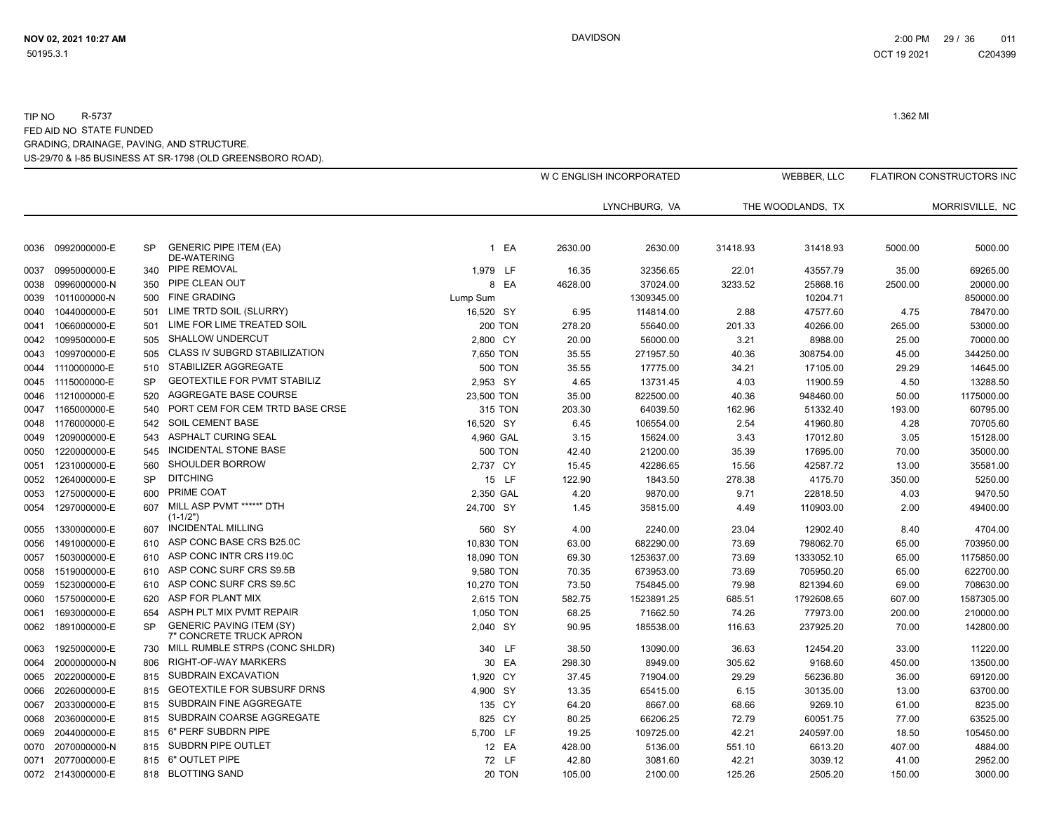TIP NO R-5737

FED AID NO STATE FUNDED

GRADING, DRAINAGE, PAVING, AND STRUCTURE.

US-29/70 & I-85 BUSINESS AT SR-1798 (OLD GREENSBORO ROAD).

1.362 MI

| | | | | | | W C ENGLISH INCORPORATED | | WEBBER, LLC | | FLATIRON CONSTRUCTORS INC | |
|---|---|---|---|---|---|---|---|---|---|---|---|
| | | | | | | | LYNCHBURG, VA | | THE WOODLANDS, TX | | MORRISVILLE, NC |
| 0036 | 0992000000-E | SP | GENERIC PIPE ITEM (EA) DE-WATERING | 1 | EA | 2630.00 | 2630.00 | 31418.93 | 31418.93 | 5000.00 | 5000.00 |
| 0037 | 0995000000-E | 340 | PIPE REMOVAL | 1,979 | LF | 16.35 | 32356.65 | 22.01 | 43557.79 | 35.00 | 69265.00 |
| 0038 | 0996000000-N | 350 | PIPE CLEAN OUT | 8 | EA | 4628.00 | 37024.00 | 3233.52 | 25868.16 | 2500.00 | 20000.00 |
| 0039 | 1011000000-N | 500 | FINE GRADING | Lump Sum | | | 1309345.00 | | 10204.71 | | 850000.00 |
| 0040 | 1044000000-E | 501 | LIME TRTD SOIL (SLURRY) | 16,520 | SY | 6.95 | 114814.00 | 2.88 | 47577.60 | 4.75 | 78470.00 |
| 0041 | 1066000000-E | 501 | LIME FOR LIME TREATED SOIL | 200 | TON | 278.20 | 55640.00 | 201.33 | 40266.00 | 265.00 | 53000.00 |
| 0042 | 1099500000-E | 505 | SHALLOW UNDERCUT | 2,800 | CY | 20.00 | 56000.00 | 3.21 | 8988.00 | 25.00 | 70000.00 |
| 0043 | 1099700000-E | 505 | CLASS IV SUBGRD STABILIZATION | 7,650 | TON | 35.55 | 271957.50 | 40.36 | 308754.00 | 45.00 | 344250.00 |
| 0044 | 1110000000-E | 510 | STABILIZER AGGREGATE | 500 | TON | 35.55 | 17775.00 | 34.21 | 17105.00 | 29.29 | 14645.00 |
| 0045 | 1115000000-E | SP | GEOTEXTILE FOR PVMT STABILIZ | 2,953 | SY | 4.65 | 13731.45 | 4.03 | 11900.59 | 4.50 | 13288.50 |
| 0046 | 1121000000-E | 520 | AGGREGATE BASE COURSE | 23,500 | TON | 35.00 | 822500.00 | 40.36 | 948460.00 | 50.00 | 1175000.00 |
| 0047 | 1165000000-E | 540 | PORT CEM FOR CEM TRTD BASE CRSE | 315 | TON | 203.30 | 64039.50 | 162.96 | 51332.40 | 193.00 | 60795.00 |
| 0048 | 1176000000-E | 542 | SOIL CEMENT BASE | 16,520 | SY | 6.45 | 106554.00 | 2.54 | 41960.80 | 4.28 | 70705.60 |
| 0049 | 1209000000-E | 543 | ASPHALT CURING SEAL | 4,960 | GAL | 3.15 | 15624.00 | 3.43 | 17012.80 | 3.05 | 15128.00 |
| 0050 | 1220000000-E | 545 | INCIDENTAL STONE BASE | 500 | TON | 42.40 | 21200.00 | 35.39 | 17695.00 | 70.00 | 35000.00 |
| 0051 | 1231000000-E | 560 | SHOULDER BORROW | 2,737 | CY | 15.45 | 42286.65 | 15.56 | 42587.72 | 13.00 | 35581.00 |
| 0052 | 1264000000-E | SP | DITCHING | 15 | LF | 122.90 | 1843.50 | 278.38 | 4175.70 | 350.00 | 5250.00 |
| 0053 | 1275000000-E | 600 | PRIME COAT | 2,350 | GAL | 4.20 | 9870.00 | 9.71 | 22818.50 | 4.03 | 9470.50 |
| 0054 | 1297000000-E | 607 | MILL ASP PVMT *****" DTH (1-1/2") | 24,700 | SY | 1.45 | 35815.00 | 4.49 | 110903.00 | 2.00 | 49400.00 |
| 0055 | 1330000000-E | 607 | INCIDENTAL MILLING | 560 | SY | 4.00 | 2240.00 | 23.04 | 12902.40 | 8.40 | 4704.00 |
| 0056 | 1491000000-E | 610 | ASP CONC BASE CRS B25.0C | 10,830 | TON | 63.00 | 682290.00 | 73.69 | 798062.70 | 65.00 | 703950.00 |
| 0057 | 1503000000-E | 610 | ASP CONC INTR CRS I19.0C | 18,090 | TON | 69.30 | 1253637.00 | 73.69 | 1333052.10 | 65.00 | 1175850.00 |
| 0058 | 1519000000-E | 610 | ASP CONC SURF CRS S9.5B | 9,580 | TON | 70.35 | 673953.00 | 73.69 | 705950.20 | 65.00 | 622700.00 |
| 0059 | 1523000000-E | 610 | ASP CONC SURF CRS S9.5C | 10,270 | TON | 73.50 | 754845.00 | 79.98 | 821394.60 | 69.00 | 708630.00 |
| 0060 | 1575000000-E | 620 | ASP FOR PLANT MIX | 2,615 | TON | 582.75 | 1523891.25 | 685.51 | 1792608.65 | 607.00 | 1587305.00 |
| 0061 | 1693000000-E | 654 | ASPH PLT MIX PVMT REPAIR | 1,050 | TON | 68.25 | 71662.50 | 74.26 | 77973.00 | 200.00 | 210000.00 |
| 0062 | 1891000000-E | SP | GENERIC PAVING ITEM (SY) 7" CONCRETE TRUCK APRON | 2,040 | SY | 90.95 | 185538.00 | 116.63 | 237925.20 | 70.00 | 142800.00 |
| 0063 | 1925000000-E | 730 | MILL RUMBLE STRPS (CONC SHLDR) | 340 | LF | 38.50 | 13090.00 | 36.63 | 12454.20 | 33.00 | 11220.00 |
| 0064 | 2000000000-N | 806 | RIGHT-OF-WAY MARKERS | 30 | EA | 298.30 | 8949.00 | 305.62 | 9168.60 | 450.00 | 13500.00 |
| 0065 | 2022000000-E | 815 | SUBDRAIN EXCAVATION | 1,920 | CY | 37.45 | 71904.00 | 29.29 | 56236.80 | 36.00 | 69120.00 |
| 0066 | 2026000000-E | 815 | GEOTEXTILE FOR SUBSURF DRNS | 4,900 | SY | 13.35 | 65415.00 | 6.15 | 30135.00 | 13.00 | 63700.00 |
| 0067 | 2033000000-E | 815 | SUBDRAIN FINE AGGREGATE | 135 | CY | 64.20 | 8667.00 | 68.66 | 9269.10 | 61.00 | 8235.00 |
| 0068 | 2036000000-E | 815 | SUBDRAIN COARSE AGGREGATE | 825 | CY | 80.25 | 66206.25 | 72.79 | 60051.75 | 77.00 | 63525.00 |
| 0069 | 2044000000-E | 815 | 6" PERF SUBDRN PIPE | 5,700 | LF | 19.25 | 109725.00 | 42.21 | 240597.00 | 18.50 | 105450.00 |
| 0070 | 2070000000-N | 815 | SUBDRN PIPE OUTLET | 12 | EA | 428.00 | 5136.00 | 551.10 | 6613.20 | 407.00 | 4884.00 |
| 0071 | 2077000000-E | 815 | 6" OUTLET PIPE | 72 | LF | 42.80 | 3081.60 | 42.21 | 3039.12 | 41.00 | 2952.00 |
| 0072 | 2143000000-E | 818 | BLOTTING SAND | 20 | TON | 105.00 | 2100.00 | 125.26 | 2505.20 | 150.00 | 3000.00 |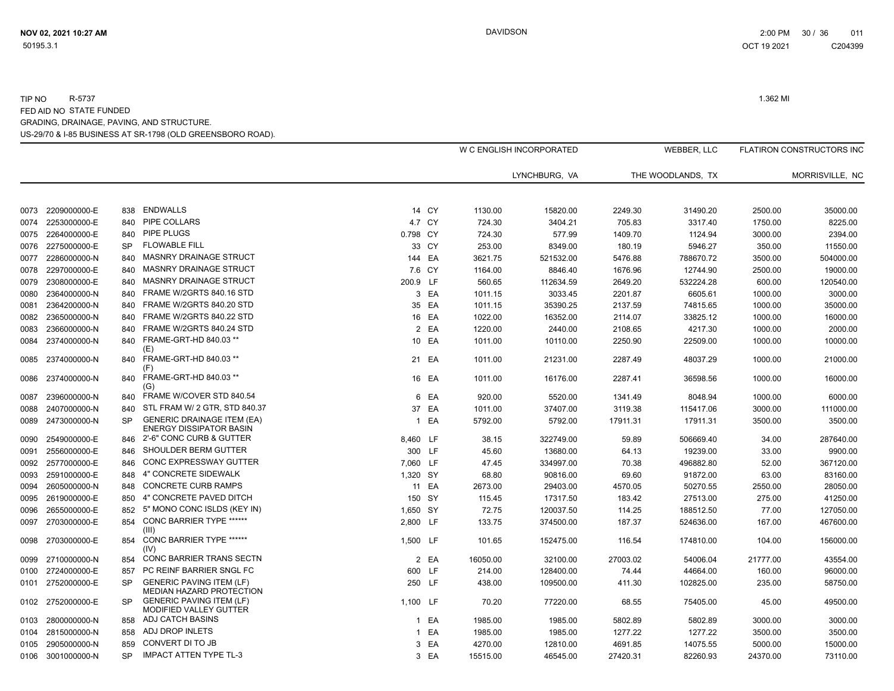TIP NO R-5737 1.362 MI

FED AID NO STATE FUNDED

GRADING, DRAINAGE, PAVING, AND STRUCTURE.

US-29/70 & I-85 BUSINESS AT SR-1798 (OLD GREENSBORO ROAD).

| | | | | | | W C ENGLISH INCORPORATED | | WEBBER, LLC | | FLATIRON CONSTRUCTORS INC | |
|---|---|---|---|---|---|---|---|---|---|---|---|
| | | | | | | | LYNCHBURG, VA | | THE WOODLANDS, TX | | MORRISVILLE, NC |
| 0073 | 2209000000-E | 838 | ENDWALLS | 14 | CY | 1130.00 | 15820.00 | 2249.30 | 31490.20 | 2500.00 | 35000.00 |
| 0074 | 2253000000-E | 840 | PIPE COLLARS | 4.7 | CY | 724.30 | 3404.21 | 705.83 | 3317.40 | 1750.00 | 8225.00 |
| 0075 | 2264000000-E | 840 | PIPE PLUGS | 0.798 | CY | 724.30 | 577.99 | 1409.70 | 1124.94 | 3000.00 | 2394.00 |
| 0076 | 2275000000-E | SP | FLOWABLE FILL | 33 | CY | 253.00 | 8349.00 | 180.19 | 5946.27 | 350.00 | 11550.00 |
| 0077 | 2286000000-N | 840 | MASNRY DRAINAGE STRUCT | 144 | EA | 3621.75 | 521532.00 | 5476.88 | 788670.72 | 3500.00 | 504000.00 |
| 0078 | 2297000000-E | 840 | MASNRY DRAINAGE STRUCT | 7.6 | CY | 1164.00 | 8846.40 | 1676.96 | 12744.90 | 2500.00 | 19000.00 |
| 0079 | 2308000000-E | 840 | MASNRY DRAINAGE STRUCT | 200.9 | LF | 560.65 | 112634.59 | 2649.20 | 532224.28 | 600.00 | 120540.00 |
| 0080 | 2364000000-N | 840 | FRAME W/2GRTS 840.16 STD | 3 | EA | 1011.15 | 3033.45 | 2201.87 | 6605.61 | 1000.00 | 3000.00 |
| 0081 | 2364200000-N | 840 | FRAME W/2GRTS 840.20 STD | 35 | EA | 1011.15 | 35390.25 | 2137.59 | 74815.65 | 1000.00 | 35000.00 |
| 0082 | 2365000000-N | 840 | FRAME W/2GRTS 840.22 STD | 16 | EA | 1022.00 | 16352.00 | 2114.07 | 33825.12 | 1000.00 | 16000.00 |
| 0083 | 2366000000-N | 840 | FRAME W/2GRTS 840.24 STD | 2 | EA | 1220.00 | 2440.00 | 2108.65 | 4217.30 | 1000.00 | 2000.00 |
| 0084 | 2374000000-N | 840 | FRAME-GRT-HD 840.03 ** (E) | 10 | EA | 1011.00 | 10110.00 | 2250.90 | 22509.00 | 1000.00 | 10000.00 |
| 0085 | 2374000000-N | 840 | FRAME-GRT-HD 840.03 ** (F) | 21 | EA | 1011.00 | 21231.00 | 2287.49 | 48037.29 | 1000.00 | 21000.00 |
| 0086 | 2374000000-N | 840 | FRAME-GRT-HD 840.03 ** (G) | 16 | EA | 1011.00 | 16176.00 | 2287.41 | 36598.56 | 1000.00 | 16000.00 |
| 0087 | 2396000000-N | 840 | FRAME W/COVER STD 840.54 | 6 | EA | 920.00 | 5520.00 | 1341.49 | 8048.94 | 1000.00 | 6000.00 |
| 0088 | 2407000000-N | 840 | STL FRAM W/ 2 GTR, STD 840.37 | 37 | EA | 1011.00 | 37407.00 | 3119.38 | 115417.06 | 3000.00 | 111000.00 |
| 0089 | 2473000000-N | SP | GENERIC DRAINAGE ITEM (EA) ENERGY DISSIPATOR BASIN | 1 | EA | 5792.00 | 5792.00 | 17911.31 | 17911.31 | 3500.00 | 3500.00 |
| 0090 | 2549000000-E | 846 | 2'-6" CONC CURB & GUTTER | 8,460 | LF | 38.15 | 322749.00 | 59.89 | 506669.40 | 34.00 | 287640.00 |
| 0091 | 2556000000-E | 846 | SHOULDER BERM GUTTER | 300 | LF | 45.60 | 13680.00 | 64.13 | 19239.00 | 33.00 | 9900.00 |
| 0092 | 2577000000-E | 846 | CONC EXPRESSWAY GUTTER | 7,060 | LF | 47.45 | 334997.00 | 70.38 | 496882.80 | 52.00 | 367120.00 |
| 0093 | 2591000000-E | 848 | 4" CONCRETE SIDEWALK | 1,320 | SY | 68.80 | 90816.00 | 69.60 | 91872.00 | 63.00 | 83160.00 |
| 0094 | 2605000000-N | 848 | CONCRETE CURB RAMPS | 11 | EA | 2673.00 | 29403.00 | 4570.05 | 50270.55 | 2550.00 | 28050.00 |
| 0095 | 2619000000-E | 850 | 4" CONCRETE PAVED DITCH | 150 | SY | 115.45 | 17317.50 | 183.42 | 27513.00 | 275.00 | 41250.00 |
| 0096 | 2655000000-E | 852 | 5" MONO CONC ISLDS (KEY IN) | 1,650 | SY | 72.75 | 120037.50 | 114.25 | 188512.50 | 77.00 | 127050.00 |
| 0097 | 2703000000-E | 854 | CONC BARRIER TYPE ****** (III) | 2,800 | LF | 133.75 | 374500.00 | 187.37 | 524636.00 | 167.00 | 467600.00 |
| 0098 | 2703000000-E | 854 | CONC BARRIER TYPE ****** (IV) | 1,500 | LF | 101.65 | 152475.00 | 116.54 | 174810.00 | 104.00 | 156000.00 |
| 0099 | 2710000000-N | 854 | CONC BARRIER TRANS SECTN | 2 | EA | 16050.00 | 32100.00 | 27003.02 | 54006.04 | 21777.00 | 43554.00 |
| 0100 | 2724000000-E | 857 | PC REINF BARRIER SNGL FC | 600 | LF | 214.00 | 128400.00 | 74.44 | 44664.00 | 160.00 | 96000.00 |
| 0101 | 2752000000-E | SP | GENERIC PAVING ITEM (LF) MEDIAN HAZARD PROTECTION | 250 | LF | 438.00 | 109500.00 | 411.30 | 102825.00 | 235.00 | 58750.00 |
| 0102 | 2752000000-E | SP | GENERIC PAVING ITEM (LF) MODIFIED VALLEY GUTTER | 1,100 | LF | 70.20 | 77220.00 | 68.55 | 75405.00 | 45.00 | 49500.00 |
| 0103 | 2800000000-N | 858 | ADJ CATCH BASINS | 1 | EA | 1985.00 | 1985.00 | 5802.89 | 5802.89 | 3000.00 | 3000.00 |
| 0104 | 2815000000-N | 858 | ADJ DROP INLETS | 1 | EA | 1985.00 | 1985.00 | 1277.22 | 1277.22 | 3500.00 | 3500.00 |
| 0105 | 2905000000-N | 859 | CONVERT DI TO JB | 3 | EA | 4270.00 | 12810.00 | 4691.85 | 14075.55 | 5000.00 | 15000.00 |
| 0106 | 3001000000-N | SP | IMPACT ATTEN TYPE TL-3 | 3 | EA | 15515.00 | 46545.00 | 27420.31 | 82260.93 | 24370.00 | 73110.00 |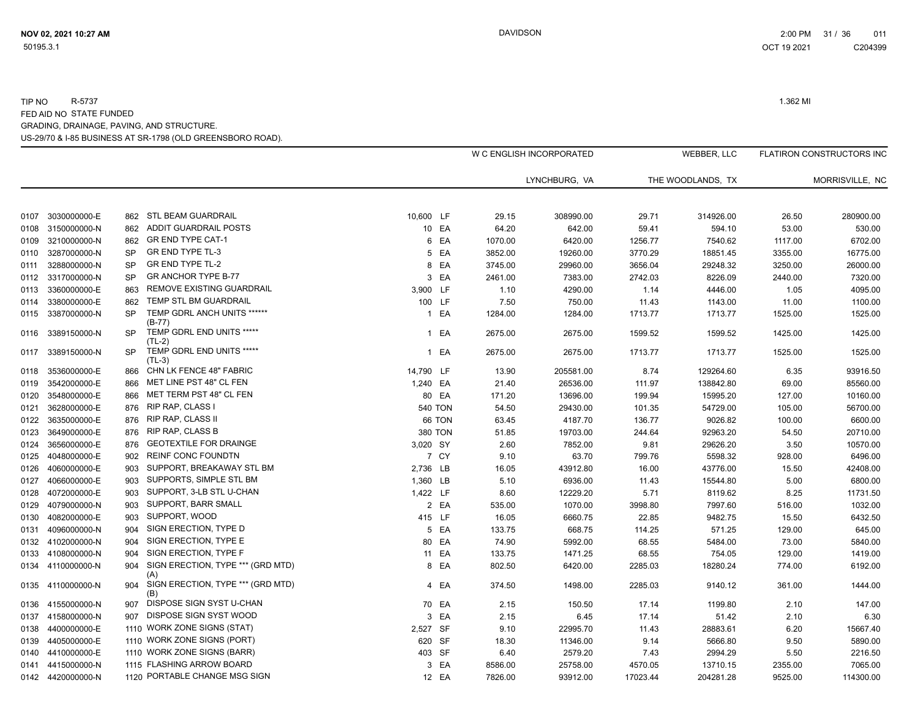TIP NO R-5737
FED AID NO STATE FUNDED
GRADING, DRAINAGE, PAVING, AND STRUCTURE.
US-29/70 & I-85 BUSINESS AT SR-1798 (OLD GREENSBORO ROAD).

1.362 MI

| | | | | | | W C ENGLISH INCORPORATED | | WEBBER, LLC | | FLATIRON CONSTRUCTORS INC | |
|---|---|---|---|---|---|---|---|---|---|---|---|
| | | | | | | | LYNCHBURG, VA | | THE WOODLANDS, TX | | MORRISVILLE, NC |
| 0107 | 3030000000-E | 862 | STL BEAM GUARDRAIL | 10,600 | LF | 29.15 | 308990.00 | 29.71 | 314926.00 | 26.50 | 280900.00 |
| 0108 | 3150000000-N | 862 | ADDIT GUARDRAIL POSTS | 10 | EA | 64.20 | 642.00 | 59.41 | 594.10 | 53.00 | 530.00 |
| 0109 | 3210000000-N | 862 | GR END TYPE CAT-1 | 6 | EA | 1070.00 | 6420.00 | 1256.77 | 7540.62 | 1117.00 | 6702.00 |
| 0110 | 3287000000-N | SP | GR END TYPE TL-3 | 5 | EA | 3852.00 | 19260.00 | 3770.29 | 18851.45 | 3355.00 | 16775.00 |
| 0111 | 3288000000-N | SP | GR END TYPE TL-2 | 8 | EA | 3745.00 | 29960.00 | 3656.04 | 29248.32 | 3250.00 | 26000.00 |
| 0112 | 3317000000-N | SP | GR ANCHOR TYPE B-77 | 3 | EA | 2461.00 | 7383.00 | 2742.03 | 8226.09 | 2440.00 | 7320.00 |
| 0113 | 3360000000-E | 863 | REMOVE EXISTING GUARDRAIL | 3,900 | LF | 1.10 | 4290.00 | 1.14 | 4446.00 | 1.05 | 4095.00 |
| 0114 | 3380000000-E | 862 | TEMP STL BM GUARDRAIL | 100 | LF | 7.50 | 750.00 | 11.43 | 1143.00 | 11.00 | 1100.00 |
| 0115 | 3387000000-N | SP | TEMP GDRL ANCH UNITS ****** (B-77) | 1 | EA | 1284.00 | 1284.00 | 1713.77 | 1713.77 | 1525.00 | 1525.00 |
| 0116 | 3389150000-N | SP | TEMP GDRL END UNITS ***** (TL-2) | 1 | EA | 2675.00 | 2675.00 | 1599.52 | 1599.52 | 1425.00 | 1425.00 |
| 0117 | 3389150000-N | SP | TEMP GDRL END UNITS ***** (TL-3) | 1 | EA | 2675.00 | 2675.00 | 1713.77 | 1713.77 | 1525.00 | 1525.00 |
| 0118 | 3536000000-E | 866 | CHN LK FENCE 48" FABRIC | 14,790 | LF | 13.90 | 205581.00 | 8.74 | 129264.60 | 6.35 | 93916.50 |
| 0119 | 3542000000-E | 866 | MET LINE PST 48" CL FEN | 1,240 | EA | 21.40 | 26536.00 | 111.97 | 138842.80 | 69.00 | 85560.00 |
| 0120 | 3548000000-E | 866 | MET TERM PST 48" CL FEN | 80 | EA | 171.20 | 13696.00 | 199.94 | 15995.20 | 127.00 | 10160.00 |
| 0121 | 3628000000-E | 876 | RIP RAP, CLASS I | 540 | TON | 54.50 | 29430.00 | 101.35 | 54729.00 | 105.00 | 56700.00 |
| 0122 | 3635000000-E | 876 | RIP RAP, CLASS II | 66 | TON | 63.45 | 4187.70 | 136.77 | 9026.82 | 100.00 | 6600.00 |
| 0123 | 3649000000-E | 876 | RIP RAP, CLASS B | 380 | TON | 51.85 | 19703.00 | 244.64 | 92963.20 | 54.50 | 20710.00 |
| 0124 | 3656000000-E | 876 | GEOTEXTILE FOR DRAINGE | 3,020 | SY | 2.60 | 7852.00 | 9.81 | 29626.20 | 3.50 | 10570.00 |
| 0125 | 4048000000-E | 902 | REINF CONC FOUNDTN | 7 | CY | 9.10 | 63.70 | 799.76 | 5598.32 | 928.00 | 6496.00 |
| 0126 | 4060000000-E | 903 | SUPPORT, BREAKAWAY STL BM | 2,736 | LB | 16.05 | 43912.80 | 16.00 | 43776.00 | 15.50 | 42408.00 |
| 0127 | 4066000000-E | 903 | SUPPORTS, SIMPLE STL BM | 1,360 | LB | 5.10 | 6936.00 | 11.43 | 15544.80 | 5.00 | 6800.00 |
| 0128 | 4072000000-E | 903 | SUPPORT, 3-LB STL U-CHAN | 1,422 | LF | 8.60 | 12229.20 | 5.71 | 8119.62 | 8.25 | 11731.50 |
| 0129 | 4079000000-N | 903 | SUPPORT, BARR SMALL | 2 | EA | 535.00 | 1070.00 | 3998.80 | 7997.60 | 516.00 | 1032.00 |
| 0130 | 4082000000-E | 903 | SUPPORT, WOOD | 415 | LF | 16.05 | 6660.75 | 22.85 | 9482.75 | 15.50 | 6432.50 |
| 0131 | 4096000000-N | 904 | SIGN ERECTION, TYPE D | 5 | EA | 133.75 | 668.75 | 114.25 | 571.25 | 129.00 | 645.00 |
| 0132 | 4102000000-N | 904 | SIGN ERECTION, TYPE E | 80 | EA | 74.90 | 5992.00 | 68.55 | 5484.00 | 73.00 | 5840.00 |
| 0133 | 4108000000-N | 904 | SIGN ERECTION, TYPE F | 11 | EA | 133.75 | 1471.25 | 68.55 | 754.05 | 129.00 | 1419.00 |
| 0134 | 4110000000-N | 904 | SIGN ERECTION, TYPE *** (GRD MTD) (A) | 8 | EA | 802.50 | 6420.00 | 2285.03 | 18280.24 | 774.00 | 6192.00 |
| 0135 | 4110000000-N | 904 | SIGN ERECTION, TYPE *** (GRD MTD) (B) | 4 | EA | 374.50 | 1498.00 | 2285.03 | 9140.12 | 361.00 | 1444.00 |
| 0136 | 4155000000-N | 907 | DISPOSE SIGN SYST U-CHAN | 70 | EA | 2.15 | 150.50 | 17.14 | 1199.80 | 2.10 | 147.00 |
| 0137 | 4158000000-N | 907 | DISPOSE SIGN SYST WOOD | 3 | EA | 2.15 | 6.45 | 17.14 | 51.42 | 2.10 | 6.30 |
| 0138 | 4400000000-E | 1110 | WORK ZONE SIGNS (STAT) | 2,527 | SF | 9.10 | 22995.70 | 11.43 | 28883.61 | 6.20 | 15667.40 |
| 0139 | 4405000000-E | 1110 | WORK ZONE SIGNS (PORT) | 620 | SF | 18.30 | 11346.00 | 9.14 | 5666.80 | 9.50 | 5890.00 |
| 0140 | 4410000000-E | 1110 | WORK ZONE SIGNS (BARR) | 403 | SF | 6.40 | 2579.20 | 7.43 | 2994.29 | 5.50 | 2216.50 |
| 0141 | 4415000000-N | 1115 | FLASHING ARROW BOARD | 3 | EA | 8586.00 | 25758.00 | 4570.05 | 13710.15 | 2355.00 | 7065.00 |
| 0142 | 4420000000-N | 1120 | PORTABLE CHANGE MSG SIGN | 12 | EA | 7826.00 | 93912.00 | 17023.44 | 204281.28 | 9525.00 | 114300.00 |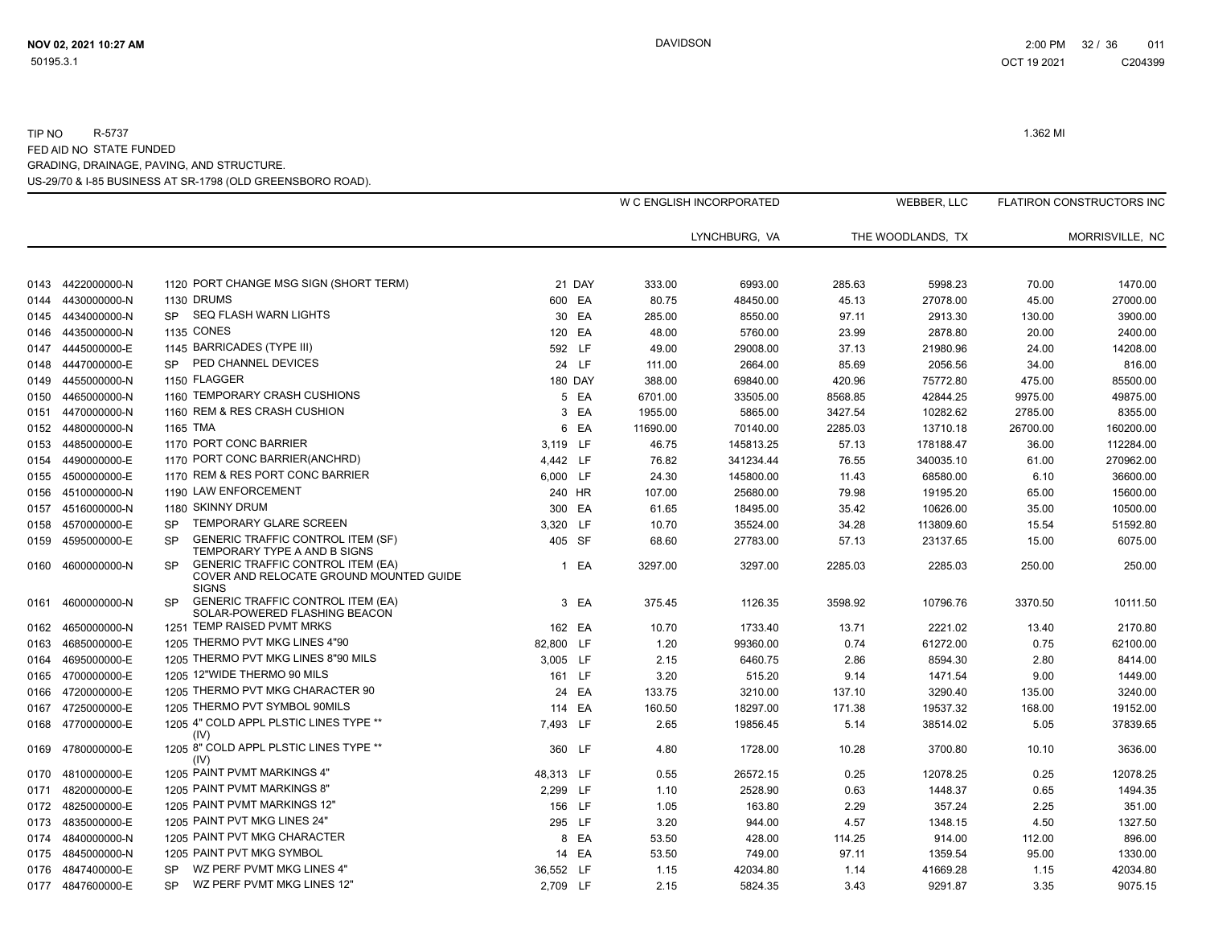TIP NO R-5737 1.362 MI
FED AID NO STATE FUNDED
GRADING, DRAINAGE, PAVING, AND STRUCTURE.
US-29/70 & I-85 BUSINESS AT SR-1798 (OLD GREENSBORO ROAD).

| | | | | | | W C ENGLISH INCORPORATED | | WEBBER, LLC | | FLATIRON CONSTRUCTORS INC | |
|---|---|---|---|---|---|---|---|---|---|---|---|
| | | | | | | | LYNCHBURG, VA | | THE WOODLANDS, TX | | MORRISVILLE, NC |
| 0143 | 4422000000-N | 1120 | PORT CHANGE MSG SIGN (SHORT TERM) | 21 | DAY | 333.00 | 6993.00 | 285.63 | 5998.23 | 70.00 | 1470.00 |
| 0144 | 4430000000-N | 1130 | DRUMS | 600 | EA | 80.75 | 48450.00 | 45.13 | 27078.00 | 45.00 | 27000.00 |
| 0145 | 4434000000-N | SP | SEQ FLASH WARN LIGHTS | 30 | EA | 285.00 | 8550.00 | 97.11 | 2913.30 | 130.00 | 3900.00 |
| 0146 | 4435000000-N | 1135 | CONES | 120 | EA | 48.00 | 5760.00 | 23.99 | 2878.80 | 20.00 | 2400.00 |
| 0147 | 4445000000-E | 1145 | BARRICADES (TYPE III) | 592 | LF | 49.00 | 29008.00 | 37.13 | 21980.96 | 24.00 | 14208.00 |
| 0148 | 4447000000-E | SP | PED CHANNEL DEVICES | 24 | LF | 111.00 | 2664.00 | 85.69 | 2056.56 | 34.00 | 816.00 |
| 0149 | 4455000000-N | 1150 | FLAGGER | 180 | DAY | 388.00 | 69840.00 | 420.96 | 75772.80 | 475.00 | 85500.00 |
| 0150 | 4465000000-N | 1160 | TEMPORARY CRASH CUSHIONS | 5 | EA | 6701.00 | 33505.00 | 8568.85 | 42844.25 | 9975.00 | 49875.00 |
| 0151 | 4470000000-N | 1160 | REM & RES CRASH CUSHION | 3 | EA | 1955.00 | 5865.00 | 3427.54 | 10282.62 | 2785.00 | 8355.00 |
| 0152 | 4480000000-N | 1165 | TMA | 6 | EA | 11690.00 | 70140.00 | 2285.03 | 13710.18 | 26700.00 | 160200.00 |
| 0153 | 4485000000-E | 1170 | PORT CONC BARRIER | 3,119 | LF | 46.75 | 145813.25 | 57.13 | 178188.47 | 36.00 | 112284.00 |
| 0154 | 4490000000-E | 1170 | PORT CONC BARRIER(ANCHRD) | 4,442 | LF | 76.82 | 341234.44 | 76.55 | 340035.10 | 61.00 | 270962.00 |
| 0155 | 4500000000-E | 1170 | REM & RES PORT CONC BARRIER | 6,000 | LF | 24.30 | 145800.00 | 11.43 | 68580.00 | 6.10 | 36600.00 |
| 0156 | 4510000000-N | 1190 | LAW ENFORCEMENT | 240 | HR | 107.00 | 25680.00 | 79.98 | 19195.20 | 65.00 | 15600.00 |
| 0157 | 4516000000-N | 1180 | SKINNY DRUM | 300 | EA | 61.65 | 18495.00 | 35.42 | 10626.00 | 35.00 | 10500.00 |
| 0158 | 4570000000-E | SP | TEMPORARY GLARE SCREEN | 3,320 | LF | 10.70 | 35524.00 | 34.28 | 113809.60 | 15.54 | 51592.80 |
| 0159 | 4595000000-E | SP | GENERIC TRAFFIC CONTROL ITEM (SF) TEMPORARY TYPE A AND B SIGNS | 405 | SF | 68.60 | 27783.00 | 57.13 | 23137.65 | 15.00 | 6075.00 |
| 0160 | 4600000000-N | SP | GENERIC TRAFFIC CONTROL ITEM (EA) COVER AND RELOCATE GROUND MOUNTED GUIDE SIGNS | 1 | EA | 3297.00 | 3297.00 | 2285.03 | 2285.03 | 250.00 | 250.00 |
| 0161 | 4600000000-N | SP | GENERIC TRAFFIC CONTROL ITEM (EA) SOLAR-POWERED FLASHING BEACON | 3 | EA | 375.45 | 1126.35 | 3598.92 | 10796.76 | 3370.50 | 10111.50 |
| 0162 | 4650000000-N | 1251 | TEMP RAISED PVMT MRKS | 162 | EA | 10.70 | 1733.40 | 13.71 | 2221.02 | 13.40 | 2170.80 |
| 0163 | 4685000000-E | 1205 | THERMO PVT MKG LINES 4"90 | 82,800 | LF | 1.20 | 99360.00 | 0.74 | 61272.00 | 0.75 | 62100.00 |
| 0164 | 4695000000-E | 1205 | THERMO PVT MKG LINES 8"90 MILS | 3,005 | LF | 2.15 | 6460.75 | 2.86 | 8594.30 | 2.80 | 8414.00 |
| 0165 | 4700000000-E | 1205 | 12"WIDE THERMO 90 MILS | 161 | LF | 3.20 | 515.20 | 9.14 | 1471.54 | 9.00 | 1449.00 |
| 0166 | 4720000000-E | 1205 | THERMO PVT MKG CHARACTER 90 | 24 | EA | 133.75 | 3210.00 | 137.10 | 3290.40 | 135.00 | 3240.00 |
| 0167 | 4725000000-E | 1205 | THERMO PVT SYMBOL 90MILS | 114 | EA | 160.50 | 18297.00 | 171.38 | 19537.32 | 168.00 | 19152.00 |
| 0168 | 4770000000-E | 1205 | 4" COLD APPL PLSTIC LINES TYPE ** (IV) | 7,493 | LF | 2.65 | 19856.45 | 5.14 | 38514.02 | 5.05 | 37839.65 |
| 0169 | 4780000000-E | 1205 | 8" COLD APPL PLSTIC LINES TYPE ** (IV) | 360 | LF | 4.80 | 1728.00 | 10.28 | 3700.80 | 10.10 | 3636.00 |
| 0170 | 4810000000-E | 1205 | PAINT PVMT MARKINGS 4" | 48,313 | LF | 0.55 | 26572.15 | 0.25 | 12078.25 | 0.25 | 12078.25 |
| 0171 | 4820000000-E | 1205 | PAINT PVMT MARKINGS 8" | 2,299 | LF | 1.10 | 2528.90 | 0.63 | 1448.37 | 0.65 | 1494.35 |
| 0172 | 4825000000-E | 1205 | PAINT PVMT MARKINGS 12" | 156 | LF | 1.05 | 163.80 | 2.29 | 357.24 | 2.25 | 351.00 |
| 0173 | 4835000000-E | 1205 | PAINT PVT MKG LINES 24" | 295 | LF | 3.20 | 944.00 | 4.57 | 1348.15 | 4.50 | 1327.50 |
| 0174 | 4840000000-N | 1205 | PAINT PVT MKG CHARACTER | 8 | EA | 53.50 | 428.00 | 114.25 | 914.00 | 112.00 | 896.00 |
| 0175 | 4845000000-N | 1205 | PAINT PVT MKG SYMBOL | 14 | EA | 53.50 | 749.00 | 97.11 | 1359.54 | 95.00 | 1330.00 |
| 0176 | 4847400000-E | SP | WZ PERF PVMT MKG LINES 4" | 36,552 | LF | 1.15 | 42034.80 | 1.14 | 41669.28 | 1.15 | 42034.80 |
| 0177 | 4847600000-E | SP | WZ PERF PVMT MKG LINES 12" | 2,709 | LF | 2.15 | 5824.35 | 3.43 | 9291.87 | 3.35 | 9075.15 |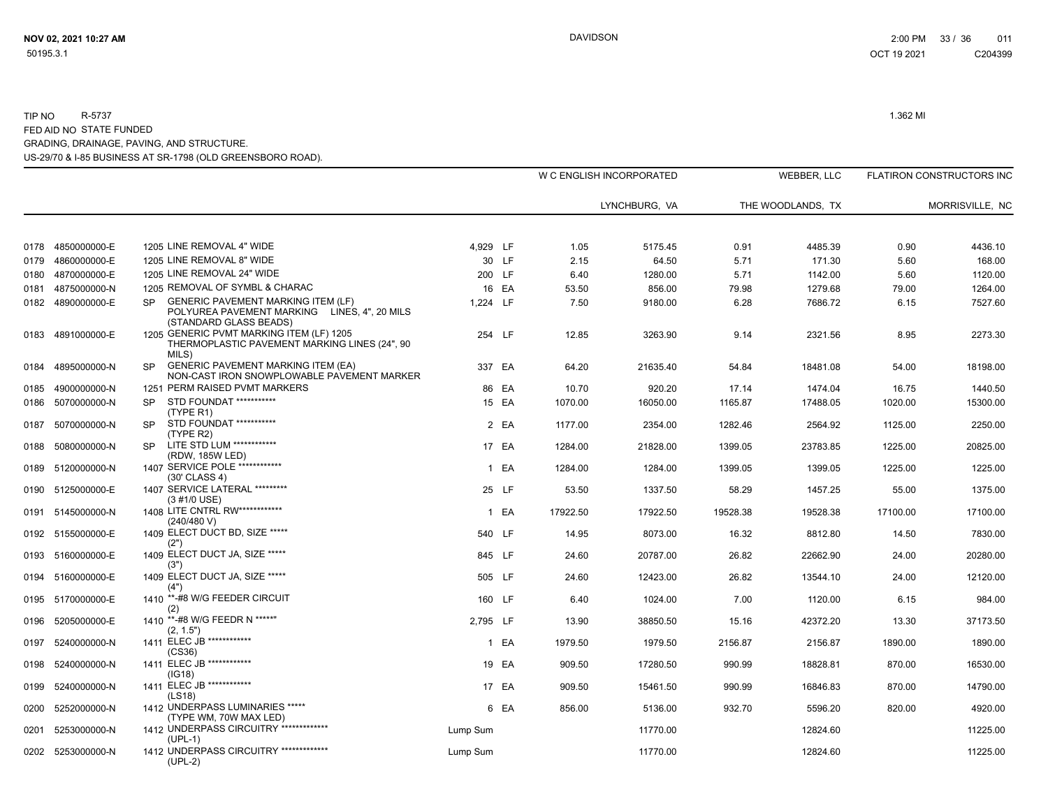TIP NO R-5737 1.362 MI
FED AID NO STATE FUNDED
GRADING, DRAINAGE, PAVING, AND STRUCTURE.
US-29/70 & I-85 BUSINESS AT SR-1798 (OLD GREENSBORO ROAD).

| | | | | | | W C ENGLISH INCORPORATED | | WEBBER, LLC | | FLATIRON CONSTRUCTORS INC | |
|---|---|---|---|---|---|---|---|---|---|---|---|
| | | | | | | | LYNCHBURG, VA | | THE WOODLANDS, TX | | MORRISVILLE, NC |
| 0178 | 4850000000-E | 1205 | LINE REMOVAL 4" WIDE | 4,929 | LF | 1.05 | 5175.45 | 0.91 | 4485.39 | 0.90 | 4436.10 |
| 0179 | 4860000000-E | 1205 | LINE REMOVAL 8" WIDE | 30 | LF | 2.15 | 64.50 | 5.71 | 171.30 | 5.60 | 168.00 |
| 0180 | 4870000000-E | 1205 | LINE REMOVAL 24" WIDE | 200 | LF | 6.40 | 1280.00 | 5.71 | 1142.00 | 5.60 | 1120.00 |
| 0181 | 4875000000-N | 1205 | REMOVAL OF SYMBL & CHARAC | 16 | EA | 53.50 | 856.00 | 79.98 | 1279.68 | 79.00 | 1264.00 |
| 0182 | 4890000000-E | SP | GENERIC PAVEMENT MARKING ITEM (LF) POLYUREA PAVEMENT MARKING LINES, 4", 20 MILS (STANDARD GLASS BEADS) | 1,224 | LF | 7.50 | 9180.00 | 6.28 | 7686.72 | 6.15 | 7527.60 |
| 0183 | 4891000000-E | 1205 | GENERIC PVMT MARKING ITEM (LF) 1205 THERMOPLASTIC PAVEMENT MARKING LINES (24", 90 MILS) | 254 | LF | 12.85 | 3263.90 | 9.14 | 2321.56 | 8.95 | 2273.30 |
| 0184 | 4895000000-N | SP | GENERIC PAVEMENT MARKING ITEM (EA) NON-CAST IRON SNOWPLOWABLE PAVEMENT MARKER | 337 | EA | 64.20 | 21635.40 | 54.84 | 18481.08 | 54.00 | 18198.00 |
| 0185 | 4900000000-N | 1251 | PERM RAISED PVMT MARKERS | 86 | EA | 10.70 | 920.20 | 17.14 | 1474.04 | 16.75 | 1440.50 |
| 0186 | 5070000000-N | SP | STD FOUNDAT *********** (TYPE R1) | 15 | EA | 1070.00 | 16050.00 | 1165.87 | 17488.05 | 1020.00 | 15300.00 |
| 0187 | 5070000000-N | SP | STD FOUNDAT *********** (TYPE R2) | 2 | EA | 1177.00 | 2354.00 | 1282.46 | 2564.92 | 1125.00 | 2250.00 |
| 0188 | 5080000000-N | SP | LITE STD LUM ************ (RDW, 185W LED) | 17 | EA | 1284.00 | 21828.00 | 1399.05 | 23783.85 | 1225.00 | 20825.00 |
| 0189 | 5120000000-N | 1407 | SERVICE POLE ************ (30' CLASS 4) | 1 | EA | 1284.00 | 1284.00 | 1399.05 | 1399.05 | 1225.00 | 1225.00 |
| 0190 | 5125000000-E | 1407 | SERVICE LATERAL ********* (3 #1/0 USE) | 25 | LF | 53.50 | 1337.50 | 58.29 | 1457.25 | 55.00 | 1375.00 |
| 0191 | 5145000000-N | 1408 | LITE CNTRL RW************ (240/480 V) | 1 | EA | 17922.50 | 17922.50 | 19528.38 | 19528.38 | 17100.00 | 17100.00 |
| 0192 | 5155000000-E | 1409 | ELECT DUCT BD, SIZE ***** (2") | 540 | LF | 14.95 | 8073.00 | 16.32 | 8812.80 | 14.50 | 7830.00 |
| 0193 | 5160000000-E | 1409 | ELECT DUCT JA, SIZE ***** (3") | 845 | LF | 24.60 | 20787.00 | 26.82 | 22662.90 | 24.00 | 20280.00 |
| 0194 | 5160000000-E | 1409 | ELECT DUCT JA, SIZE ***** (4") | 505 | LF | 24.60 | 12423.00 | 26.82 | 13544.10 | 24.00 | 12120.00 |
| 0195 | 5170000000-E | 1410 | **-#8 W/G FEEDER CIRCUIT (2) | 160 | LF | 6.40 | 1024.00 | 7.00 | 1120.00 | 6.15 | 984.00 |
| 0196 | 5205000000-E | 1410 | **-#8 W/G FEEDR N *****" (2, 1.5") | 2,795 | LF | 13.90 | 38850.50 | 15.16 | 42372.20 | 13.30 | 37173.50 |
| 0197 | 5240000000-N | 1411 | ELEC JB ************ (CS36) | 1 | EA | 1979.50 | 1979.50 | 2156.87 | 2156.87 | 1890.00 | 1890.00 |
| 0198 | 5240000000-N | 1411 | ELEC JB ************ (IG18) | 19 | EA | 909.50 | 17280.50 | 990.99 | 18828.81 | 870.00 | 16530.00 |
| 0199 | 5240000000-N | 1411 | ELEC JB ************ (LS18) | 17 | EA | 909.50 | 15461.50 | 990.99 | 16846.83 | 870.00 | 14790.00 |
| 0200 | 5252000000-N | 1412 | UNDERPASS LUMINARIES ***** (TYPE WM, 70W MAX LED) | 6 | EA | 856.00 | 5136.00 | 932.70 | 5596.20 | 820.00 | 4920.00 |
| 0201 | 5253000000-N | 1412 | UNDERPASS CIRCUITRY ************* (UPL-1) | Lump Sum | | | 11770.00 | | 12824.60 | | 11225.00 |
| 0202 | 5253000000-N | 1412 | UNDERPASS CIRCUITRY ************* (UPL-2) | Lump Sum | | | 11770.00 | | 12824.60 | | 11225.00 |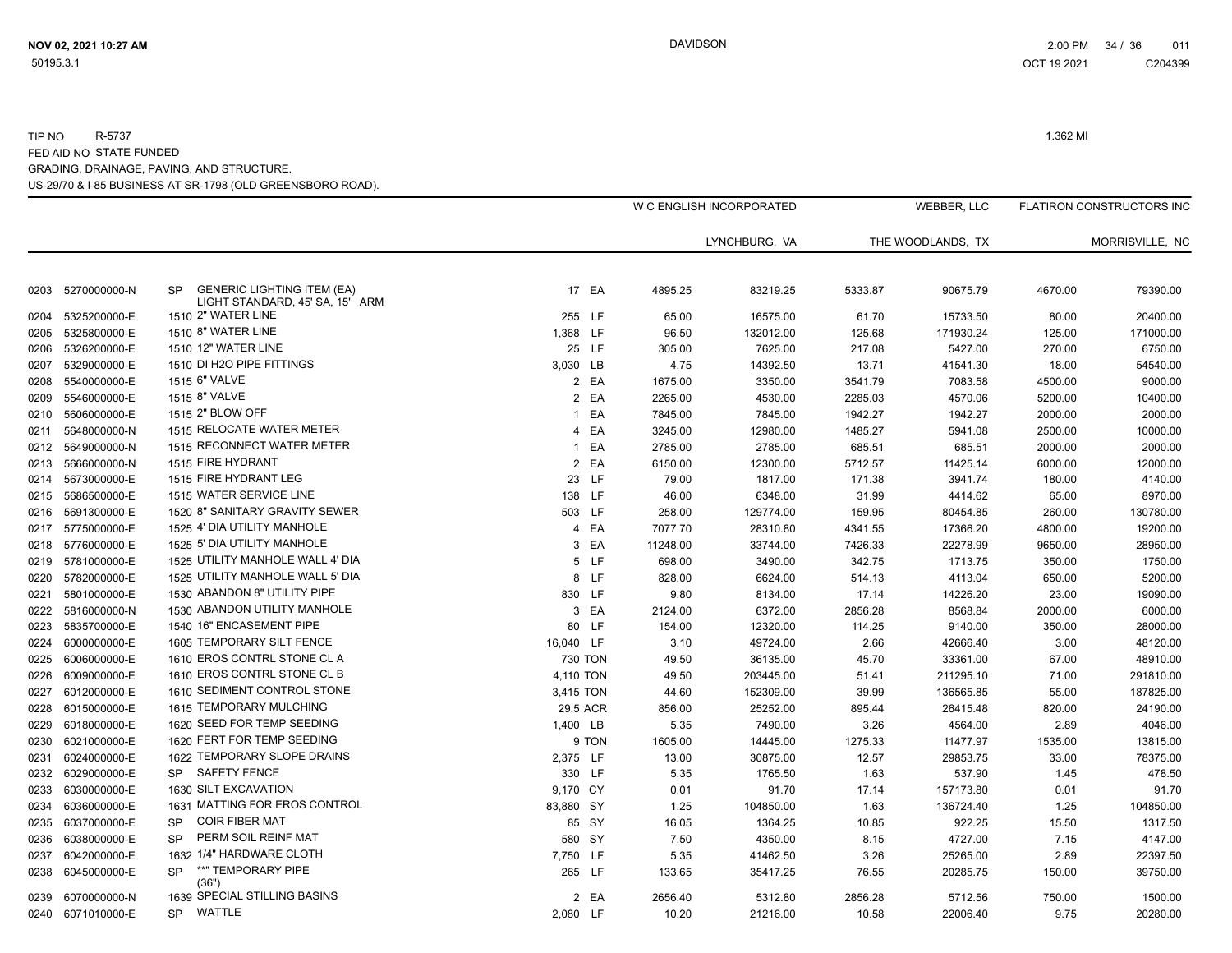TIP NO R-5737

FED AID NO STATE FUNDED

GRADING, DRAINAGE, PAVING, AND STRUCTURE.

US-29/70 & I-85 BUSINESS AT SR-1798 (OLD GREENSBORO ROAD).

1.362 MI

| | | | | | W C ENGLISH INCORPORATED | | WEBBER, LLC | | FLATIRON CONSTRUCTORS INC | |
|---|---|---|---|---|---|---|---|---|---|---|
| | | | | | | LYNCHBURG, VA | | THE WOODLANDS, TX | | MORRISVILLE, NC |
| 0203 | 5270000000-N | SP | GENERIC LIGHTING ITEM (EA) LIGHT STANDARD, 45' SA, 15' ARM | 17 EA | 4895.25 | 83219.25 | 5333.87 | 90675.79 | 4670.00 | 79390.00 |
| 0204 | 5325200000-E | 1510 | 2" WATER LINE | 255 LF | 65.00 | 16575.00 | 61.70 | 15733.50 | 80.00 | 20400.00 |
| 0205 | 5325800000-E | 1510 | 8" WATER LINE | 1,368 LF | 96.50 | 132012.00 | 125.68 | 171930.24 | 125.00 | 171000.00 |
| 0206 | 5326200000-E | 1510 | 12" WATER LINE | 25 LF | 305.00 | 7625.00 | 217.08 | 5427.00 | 270.00 | 6750.00 |
| 0207 | 5329000000-E | 1510 | DI H2O PIPE FITTINGS | 3,030 LB | 4.75 | 14392.50 | 13.71 | 41541.30 | 18.00 | 54540.00 |
| 0208 | 5540000000-E | 1515 | 6" VALVE | 2 EA | 1675.00 | 3350.00 | 3541.79 | 7083.58 | 4500.00 | 9000.00 |
| 0209 | 5546000000-E | 1515 | 8" VALVE | 2 EA | 2265.00 | 4530.00 | 2285.03 | 4570.06 | 5200.00 | 10400.00 |
| 0210 | 5606000000-E | 1515 | 2" BLOW OFF | 1 EA | 7845.00 | 7845.00 | 1942.27 | 1942.27 | 2000.00 | 2000.00 |
| 0211 | 5648000000-N | 1515 | RELOCATE WATER METER | 4 EA | 3245.00 | 12980.00 | 1485.27 | 5941.08 | 2500.00 | 10000.00 |
| 0212 | 5649000000-N | 1515 | RECONNECT WATER METER | 1 EA | 2785.00 | 2785.00 | 685.51 | 685.51 | 2000.00 | 2000.00 |
| 0213 | 5666000000-N | 1515 | FIRE HYDRANT | 2 EA | 6150.00 | 12300.00 | 5712.57 | 11425.14 | 6000.00 | 12000.00 |
| 0214 | 5673000000-E | 1515 | FIRE HYDRANT LEG | 23 LF | 79.00 | 1817.00 | 171.38 | 3941.74 | 180.00 | 4140.00 |
| 0215 | 5686500000-E | 1515 | WATER SERVICE LINE | 138 LF | 46.00 | 6348.00 | 31.99 | 4414.62 | 65.00 | 8970.00 |
| 0216 | 5691300000-E | 1520 | 8" SANITARY GRAVITY SEWER | 503 LF | 258.00 | 129774.00 | 159.95 | 80454.85 | 260.00 | 130780.00 |
| 0217 | 5775000000-E | 1525 | 4' DIA UTILITY MANHOLE | 4 EA | 7077.70 | 28310.80 | 4341.55 | 17366.20 | 4800.00 | 19200.00 |
| 0218 | 5776000000-E | 1525 | 5' DIA UTILITY MANHOLE | 3 EA | 11248.00 | 33744.00 | 7426.33 | 22278.99 | 9650.00 | 28950.00 |
| 0219 | 5781000000-E | 1525 | UTILITY MANHOLE WALL 4' DIA | 5 LF | 698.00 | 3490.00 | 342.75 | 1713.75 | 350.00 | 1750.00 |
| 0220 | 5782000000-E | 1525 | UTILITY MANHOLE WALL 5' DIA | 8 LF | 828.00 | 6624.00 | 514.13 | 4113.04 | 650.00 | 5200.00 |
| 0221 | 5801000000-E | 1530 | ABANDON 8" UTILITY PIPE | 830 LF | 9.80 | 8134.00 | 17.14 | 14226.20 | 23.00 | 19090.00 |
| 0222 | 5816000000-N | 1530 | ABANDON UTILITY MANHOLE | 3 EA | 2124.00 | 6372.00 | 2856.28 | 8568.84 | 2000.00 | 6000.00 |
| 0223 | 5835700000-E | 1540 | 16" ENCASEMENT PIPE | 80 LF | 154.00 | 12320.00 | 114.25 | 9140.00 | 350.00 | 28000.00 |
| 0224 | 6000000000-E | 1605 | TEMPORARY SILT FENCE | 16,040 LF | 3.10 | 49724.00 | 2.66 | 42666.40 | 3.00 | 48120.00 |
| 0225 | 6006000000-E | 1610 | EROS CONTRL STONE CL A | 730 TON | 49.50 | 36135.00 | 45.70 | 33361.00 | 67.00 | 48910.00 |
| 0226 | 6009000000-E | 1610 | EROS CONTRL STONE CL B | 4,110 TON | 49.50 | 203445.00 | 51.41 | 211295.10 | 71.00 | 291810.00 |
| 0227 | 6012000000-E | 1610 | SEDIMENT CONTROL STONE | 3,415 TON | 44.60 | 152309.00 | 39.99 | 136565.85 | 55.00 | 187825.00 |
| 0228 | 6015000000-E | 1615 | TEMPORARY MULCHING | 29.5 ACR | 856.00 | 25252.00 | 895.44 | 26415.48 | 820.00 | 24190.00 |
| 0229 | 6018000000-E | 1620 | SEED FOR TEMP SEEDING | 1,400 LB | 5.35 | 7490.00 | 3.26 | 4564.00 | 2.89 | 4046.00 |
| 0230 | 6021000000-E | 1620 | FERT FOR TEMP SEEDING | 9 TON | 1605.00 | 14445.00 | 1275.33 | 11477.97 | 1535.00 | 13815.00 |
| 0231 | 6024000000-E | 1622 | TEMPORARY SLOPE DRAINS | 2,375 LF | 13.00 | 30875.00 | 12.57 | 29853.75 | 33.00 | 78375.00 |
| 0232 | 6029000000-E | SP | SAFETY FENCE | 330 LF | 5.35 | 1765.50 | 1.63 | 537.90 | 1.45 | 478.50 |
| 0233 | 6030000000-E | 1630 | SILT EXCAVATION | 9,170 CY | 0.01 | 91.70 | 17.14 | 157173.80 | 0.01 | 91.70 |
| 0234 | 6036000000-E | 1631 | MATTING FOR EROS CONTROL | 83,880 SY | 1.25 | 104850.00 | 1.63 | 136724.40 | 1.25 | 104850.00 |
| 0235 | 6037000000-E | SP | COIR FIBER MAT | 85 SY | 16.05 | 1364.25 | 10.85 | 922.25 | 15.50 | 1317.50 |
| 0236 | 6038000000-E | SP | PERM SOIL REINF MAT | 580 SY | 7.50 | 4350.00 | 8.15 | 4727.00 | 7.15 | 4147.00 |
| 0237 | 6042000000-E | 1632 | 1/4" HARDWARE CLOTH | 7,750 LF | 5.35 | 41462.50 | 3.26 | 25265.00 | 2.89 | 22397.50 |
| 0238 | 6045000000-E | SP | **" TEMPORARY PIPE (36") | 265 LF | 133.65 | 35417.25 | 76.55 | 20285.75 | 150.00 | 39750.00 |
| 0239 | 6070000000-N | 1639 | SPECIAL STILLING BASINS | 2 EA | 2656.40 | 5312.80 | 2856.28 | 5712.56 | 750.00 | 1500.00 |
| 0240 | 6071010000-E | SP | WATTLE | 2,080 LF | 10.20 | 21216.00 | 10.58 | 22006.40 | 9.75 | 20280.00 |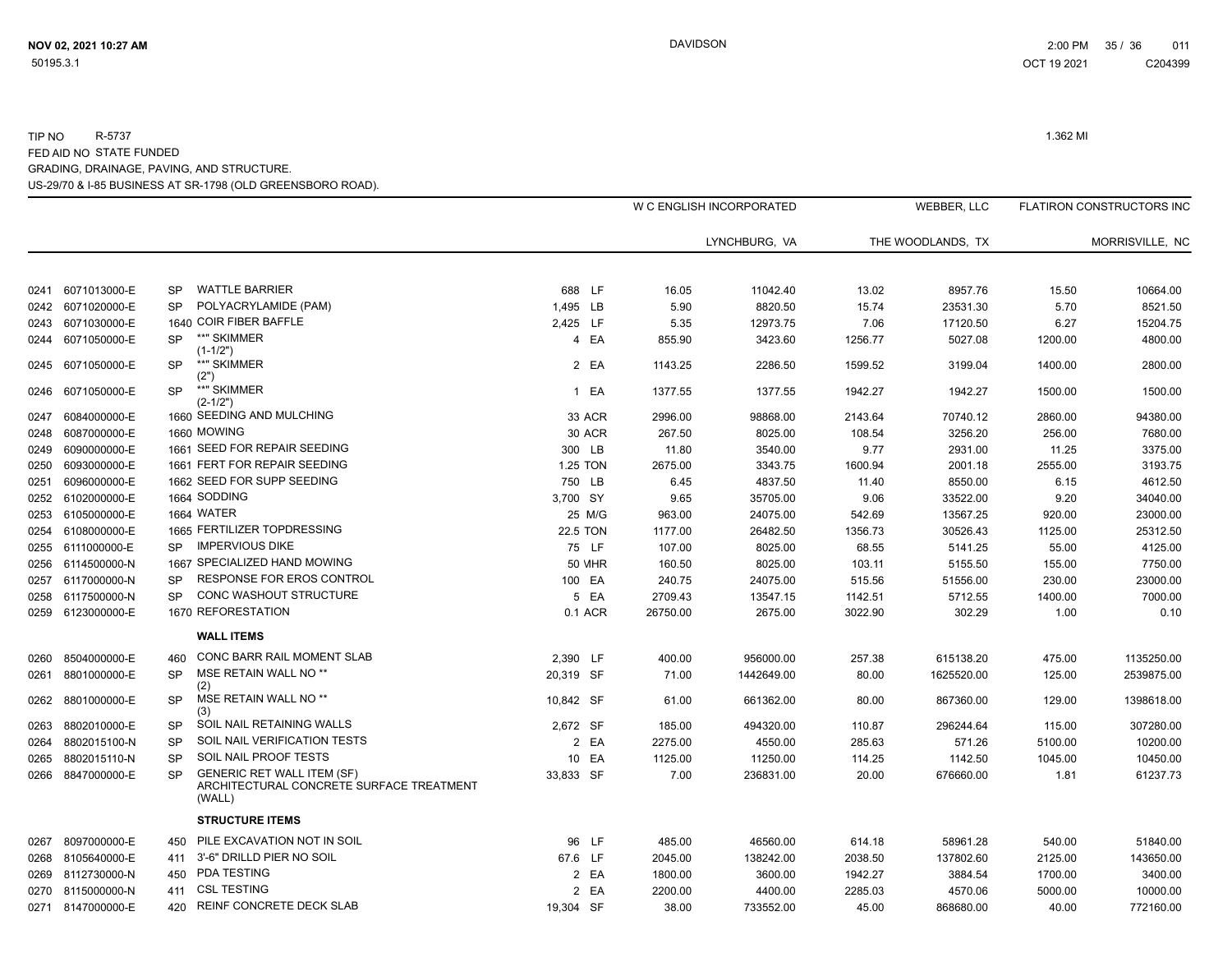TIP NO R-5737 1.362 MI
FED AID NO STATE FUNDED
GRADING, DRAINAGE, PAVING, AND STRUCTURE.
US-29/70 & I-85 BUSINESS AT SR-1798 (OLD GREENSBORO ROAD).

| | | | | | | W C ENGLISH INCORPORATED | | WEBBER, LLC | | FLATIRON CONSTRUCTORS INC | |
|---|---|---|---|---|---|---|---|---|---|---|---|
| | | | | | | | LYNCHBURG, VA | | THE WOODLANDS, TX | | MORRISVILLE, NC |
| 0241 | 6071013000-E | SP | WATTLE BARRIER | 688 | LF | 16.05 | 11042.40 | 13.02 | 8957.76 | 15.50 | 10664.00 |
| 0242 | 6071020000-E | SP | POLYACRYLAMIDE (PAM) | 1,495 | LB | 5.90 | 8820.50 | 15.74 | 23531.30 | 5.70 | 8521.50 |
| 0243 | 6071030000-E | 1640 | COIR FIBER BAFFLE | 2,425 | LF | 5.35 | 12973.75 | 7.06 | 17120.50 | 6.27 | 15204.75 |
| 0244 | 6071050000-E | SP | \*\*" SKIMMER (1-1/2") | 4 | EA | 855.90 | 3423.60 | 1256.77 | 5027.08 | 1200.00 | 4800.00 |
| 0245 | 6071050000-E | SP | \*\*" SKIMMER (2") | 2 | EA | 1143.25 | 2286.50 | 1599.52 | 3199.04 | 1400.00 | 2800.00 |
| 0246 | 6071050000-E | SP | \*\*" SKIMMER (2-1/2") | 1 | EA | 1377.55 | 1377.55 | 1942.27 | 1942.27 | 1500.00 | 1500.00 |
| 0247 | 6084000000-E | 1660 | SEEDING AND MULCHING | 33 | ACR | 2996.00 | 98868.00 | 2143.64 | 70740.12 | 2860.00 | 94380.00 |
| 0248 | 6087000000-E | 1660 | MOWING | 30 | ACR | 267.50 | 8025.00 | 108.54 | 3256.20 | 256.00 | 7680.00 |
| 0249 | 6090000000-E | 1661 | SEED FOR REPAIR SEEDING | 300 | LB | 11.80 | 3540.00 | 9.77 | 2931.00 | 11.25 | 3375.00 |
| 0250 | 6093000000-E | 1661 | FERT FOR REPAIR SEEDING | 1.25 | TON | 2675.00 | 3343.75 | 1600.94 | 2001.18 | 2555.00 | 3193.75 |
| 0251 | 6096000000-E | 1662 | SEED FOR SUPP SEEDING | 750 | LB | 6.45 | 4837.50 | 11.40 | 8550.00 | 6.15 | 4612.50 |
| 0252 | 6102000000-E | 1664 | SODDING | 3,700 | SY | 9.65 | 35705.00 | 9.06 | 33522.00 | 9.20 | 34040.00 |
| 0253 | 6105000000-E | 1664 | WATER | 25 | M/G | 963.00 | 24075.00 | 542.69 | 13567.25 | 920.00 | 23000.00 |
| 0254 | 6108000000-E | 1665 | FERTILIZER TOPDRESSING | 22.5 | TON | 1177.00 | 26482.50 | 1356.73 | 30526.43 | 1125.00 | 25312.50 |
| 0255 | 6111000000-E | SP | IMPERVIOUS DIKE | 75 | LF | 107.00 | 8025.00 | 68.55 | 5141.25 | 55.00 | 4125.00 |
| 0256 | 6114500000-N | 1667 | SPECIALIZED HAND MOWING | 50 | MHR | 160.50 | 8025.00 | 103.11 | 5155.50 | 155.00 | 7750.00 |
| 0257 | 6117000000-N | SP | RESPONSE FOR EROS CONTROL | 100 | EA | 240.75 | 24075.00 | 515.56 | 51556.00 | 230.00 | 23000.00 |
| 0258 | 6117500000-N | SP | CONC WASHOUT STRUCTURE | 5 | EA | 2709.43 | 13547.15 | 1142.51 | 5712.55 | 1400.00 | 7000.00 |
| 0259 | 6123000000-E | 1670 | REFORESTATION | 0.1 | ACR | 26750.00 | 2675.00 | 3022.90 | 302.29 | 1.00 | 0.10 |
| | | | **WALL ITEMS** | | | | | | | | |
| 0260 | 8504000000-E | 460 | CONC BARR RAIL MOMENT SLAB | 2,390 | LF | 400.00 | 956000.00 | 257.38 | 615138.20 | 475.00 | 1135250.00 |
| 0261 | 8801000000-E | SP | MSE RETAIN WALL NO \*\* (2) | 20,319 | SF | 71.00 | 1442649.00 | 80.00 | 1625520.00 | 125.00 | 2539875.00 |
| 0262 | 8801000000-E | SP | MSE RETAIN WALL NO \*\* (3) | 10,842 | SF | 61.00 | 661362.00 | 80.00 | 867360.00 | 129.00 | 1398618.00 |
| 0263 | 8802010000-E | SP | SOIL NAIL RETAINING WALLS | 2,672 | SF | 185.00 | 494320.00 | 110.87 | 296244.64 | 115.00 | 307280.00 |
| 0264 | 8802015100-N | SP | SOIL NAIL VERIFICATION TESTS | 2 | EA | 2275.00 | 4550.00 | 285.63 | 571.26 | 5100.00 | 10200.00 |
| 0265 | 8802015110-N | SP | SOIL NAIL PROOF TESTS | 10 | EA | 1125.00 | 11250.00 | 114.25 | 1142.50 | 1045.00 | 10450.00 |
| 0266 | 8847000000-E | SP | GENERIC RET WALL ITEM (SF) ARCHITECTURAL CONCRETE SURFACE TREATMENT (WALL) | 33,833 | SF | 7.00 | 236831.00 | 20.00 | 676660.00 | 1.81 | 61237.73 |
| | | | **STRUCTURE ITEMS** | | | | | | | | |
| 0267 | 8097000000-E | 450 | PILE EXCAVATION NOT IN SOIL | 96 | LF | 485.00 | 46560.00 | 614.18 | 58961.28 | 540.00 | 51840.00 |
| 0268 | 8105640000-E | 411 | 3'-6" DRILLD PIER NO SOIL | 67.6 | LF | 2045.00 | 138242.00 | 2038.50 | 137802.60 | 2125.00 | 143650.00 |
| 0269 | 8112730000-N | 450 | PDA TESTING | 2 | EA | 1800.00 | 3600.00 | 1942.27 | 3884.54 | 1700.00 | 3400.00 |
| 0270 | 8115000000-N | 411 | CSL TESTING | 2 | EA | 2200.00 | 4400.00 | 2285.03 | 4570.06 | 5000.00 | 10000.00 |
| 0271 | 8147000000-E | 420 | REINF CONCRETE DECK SLAB | 19,304 | SF | 38.00 | 733552.00 | 45.00 | 868680.00 | 40.00 | 772160.00 |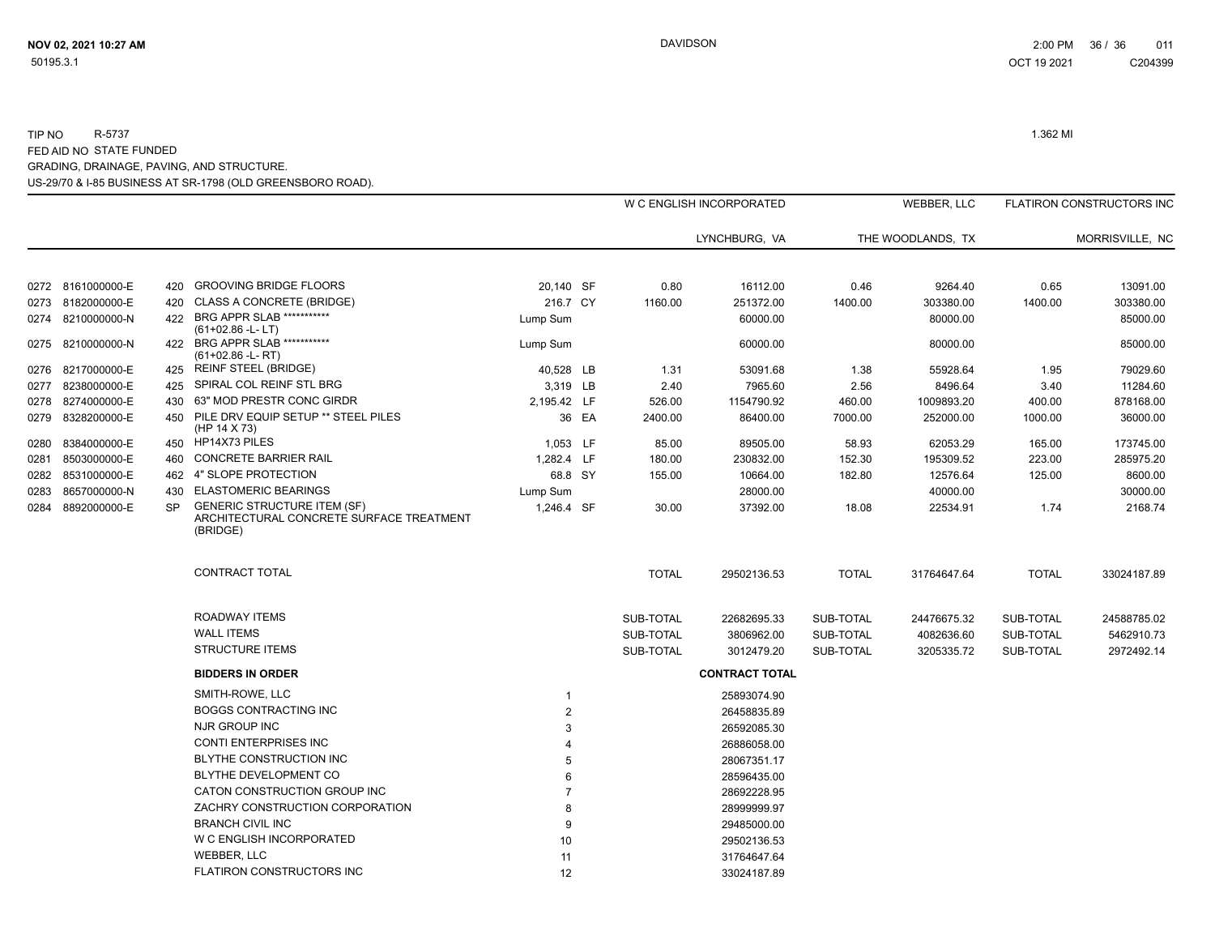TIP NO R-5737 1.362 MI

FED AID NO STATE FUNDED

GRADING, DRAINAGE, PAVING, AND STRUCTURE.

US-29/70 & I-85 BUSINESS AT SR-1798 (OLD GREENSBORO ROAD).

| | | | | | | | W C ENGLISH INCORPORATED | | WEBBER, LLC | | FLATIRON CONSTRUCTORS INC | |
|---|---|---|---|---|---|---|---|---|---|---|---|---|
| | | | | | | | | LYNCHBURG, VA | | THE WOODLANDS, TX | | MORRISVILLE, NC |
| 0272 | 8161000000-E | 420 | GROOVING BRIDGE FLOORS | 20,140 | SF | | 0.80 | 16112.00 | 0.46 | 9264.40 | 0.65 | 13091.00 |
| 0273 | 8182000000-E | 420 | CLASS A CONCRETE (BRIDGE) | 216.7 | CY | | 1160.00 | 251372.00 | 1400.00 | 303380.00 | 1400.00 | 303380.00 |
| 0274 | 8210000000-N | 422 | BRG APPR SLAB *********** (61+02.86 -L- LT) | Lump Sum | | | | 60000.00 | | 80000.00 | | 85000.00 |
| 0275 | 8210000000-N | 422 | BRG APPR SLAB *********** (61+02.86 -L- RT) | Lump Sum | | | | 60000.00 | | 80000.00 | | 85000.00 |
| 0276 | 8217000000-E | 425 | REINF STEEL (BRIDGE) | 40,528 | LB | | 1.31 | 53091.68 | 1.38 | 55928.64 | 1.95 | 79029.60 |
| 0277 | 8238000000-E | 425 | SPIRAL COL REINF STL BRG | 3,319 | LB | | 2.40 | 7965.60 | 2.56 | 8496.64 | 3.40 | 11284.60 |
| 0278 | 8274000000-E | 430 | 63" MOD PRESTR CONC GIRDR | 2,195.42 | LF | | 526.00 | 1154790.92 | 460.00 | 1009893.20 | 400.00 | 878168.00 |
| 0279 | 8328200000-E | 450 | PILE DRV EQUIP SETUP ** STEEL PILES (HP 14 X 73) | 36 | EA | | 2400.00 | 86400.00 | 7000.00 | 252000.00 | 1000.00 | 36000.00 |
| 0280 | 8384000000-E | 450 | HP14X73 PILES | 1,053 | LF | | 85.00 | 89505.00 | 58.93 | 62053.29 | 165.00 | 173745.00 |
| 0281 | 8503000000-E | 460 | CONCRETE BARRIER RAIL | 1,282.4 | LF | | 180.00 | 230832.00 | 152.30 | 195309.52 | 223.00 | 285975.20 |
| 0282 | 8531000000-E | 462 | 4" SLOPE PROTECTION | 68.8 | SY | | 155.00 | 10664.00 | 182.80 | 12576.64 | 125.00 | 8600.00 |
| 0283 | 8657000000-N | 430 | ELASTOMERIC BEARINGS | Lump Sum | | | | 28000.00 | | 40000.00 | | 30000.00 |
| 0284 | 8892000000-E | SP | GENERIC STRUCTURE ITEM (SF) ARCHITECTURAL CONCRETE SURFACE TREATMENT (BRIDGE) | 1,246.4 | SF | | 30.00 | 37392.00 | 18.08 | 22534.91 | 1.74 | 2168.74 |
| | | | CONTRACT TOTAL | | | | TOTAL | 29502136.53 | TOTAL | 31764647.64 | TOTAL | 33024187.89 |
| | | | ROADWAY ITEMS | | | | SUB-TOTAL | 22682695.33 | SUB-TOTAL | 24476675.32 | SUB-TOTAL | 24588785.02 |
| | | | WALL ITEMS | | | | SUB-TOTAL | 3806962.00 | SUB-TOTAL | 4082636.60 | SUB-TOTAL | 5462910.73 |
| | | | STRUCTURE ITEMS | | | | SUB-TOTAL | 3012479.20 | SUB-TOTAL | 3205335.72 | SUB-TOTAL | 2972492.14 |

| BIDDERS IN ORDER | | CONTRACT TOTAL |
|---|---|---|
| SMITH-ROWE, LLC | 1 | 25893074.90 |
| BOGGS CONTRACTING INC | 2 | 26458835.89 |
| NJR GROUP INC | 3 | 26592085.30 |
| CONTI ENTERPRISES INC | 4 | 26886058.00 |
| BLYTHE CONSTRUCTION INC | 5 | 28067351.17 |
| BLYTHE DEVELOPMENT CO | 6 | 28596435.00 |
| CATON CONSTRUCTION GROUP INC | 7 | 28692228.95 |
| ZACHRY CONSTRUCTION CORPORATION | 8 | 28999999.97 |
| BRANCH CIVIL INC | 9 | 29485000.00 |
| W C ENGLISH INCORPORATED | 10 | 29502136.53 |
| WEBBER, LLC | 11 | 31764647.64 |
| FLATIRON CONSTRUCTORS INC | 12 | 33024187.89 |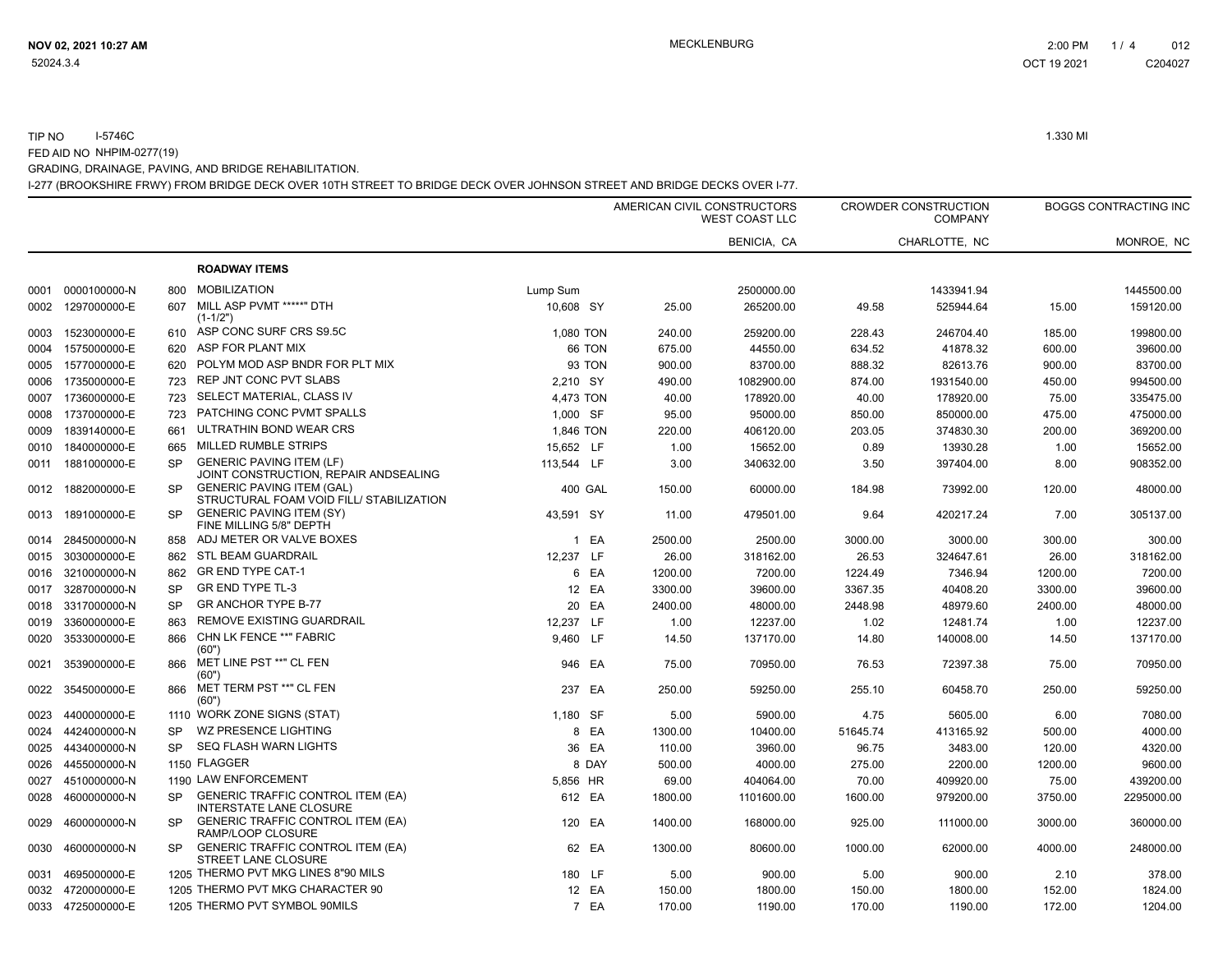TIP NO I-5746C

1.330 MI

FED AID NO NHPIM-0277(19)

GRADING, DRAINAGE, PAVING, AND BRIDGE REHABILITATION.

I-277 (BROOKSHIRE FRWY) FROM BRIDGE DECK OVER 10TH STREET TO BRIDGE DECK OVER JOHNSON STREET AND BRIDGE DECKS OVER I-77.

| | | | | | | AMERICAN CIVIL CONSTRUCTORS WEST COAST LLC | | CROWDER CONSTRUCTION COMPANY | | BOGGS CONTRACTING INC | |
|---|---|---|---|---|---|---|---|---|---|---|---|
| | | | | | | BENICIA, CA | | CHARLOTTE, NC | | MONROE, NC | |
| | | | **ROADWAY ITEMS** | | | | | | | | |
| 0001 | 0000100000-N | 800 | MOBILIZATION | Lump Sum | | | 2500000.00 | | 1433941.94 | | 1445500.00 |
| 0002 | 1297000000-E | 607 | MILL ASP PVMT *****" DTH (1-1/2") | 10,608 | SY | 25.00 | 265200.00 | 49.58 | 525944.64 | 15.00 | 159120.00 |
| 0003 | 1523000000-E | 610 | ASP CONC SURF CRS S9.5C | 1,080 | TON | 240.00 | 259200.00 | 228.43 | 246704.40 | 185.00 | 199800.00 |
| 0004 | 1575000000-E | 620 | ASP FOR PLANT MIX | 66 | TON | 675.00 | 44550.00 | 634.52 | 41878.32 | 600.00 | 39600.00 |
| 0005 | 1577000000-E | 620 | POLYM MOD ASP BNDR FOR PLT MIX | 93 | TON | 900.00 | 83700.00 | 888.32 | 82613.76 | 900.00 | 83700.00 |
| 0006 | 1735000000-E | 723 | REP JNT CONC PVT SLABS | 2,210 | SY | 490.00 | 1082900.00 | 874.00 | 1931540.00 | 450.00 | 994500.00 |
| 0007 | 1736000000-E | 723 | SELECT MATERIAL, CLASS IV | 4,473 | TON | 40.00 | 178920.00 | 40.00 | 178920.00 | 75.00 | 335475.00 |
| 0008 | 1737000000-E | 723 | PATCHING CONC PVMT SPALLS | 1,000 | SF | 95.00 | 95000.00 | 850.00 | 850000.00 | 475.00 | 475000.00 |
| 0009 | 1839140000-E | 661 | ULTRATHIN BOND WEAR CRS | 1,846 | TON | 220.00 | 406120.00 | 203.05 | 374830.30 | 200.00 | 369200.00 |
| 0010 | 1840000000-E | 665 | MILLED RUMBLE STRIPS | 15,652 | LF | 1.00 | 15652.00 | 0.89 | 13930.28 | 1.00 | 15652.00 |
| 0011 | 1881000000-E | SP | GENERIC PAVING ITEM (LF) JOINT CONSTRUCTION, REPAIR ANDSEALING | 113,544 | LF | 3.00 | 340632.00 | 3.50 | 397404.00 | 8.00 | 908352.00 |
| 0012 | 1882000000-E | SP | GENERIC PAVING ITEM (GAL) STRUCTURAL FOAM VOID FILL/ STABILIZATION | 400 | GAL | 150.00 | 60000.00 | 184.98 | 73992.00 | 120.00 | 48000.00 |
| 0013 | 1891000000-E | SP | GENERIC PAVING ITEM (SY) FINE MILLING 5/8" DEPTH | 43,591 | SY | 11.00 | 479501.00 | 9.64 | 420217.24 | 7.00 | 305137.00 |
| 0014 | 2845000000-N | 858 | ADJ METER OR VALVE BOXES | 1 | EA | 2500.00 | 2500.00 | 3000.00 | 3000.00 | 300.00 | 300.00 |
| 0015 | 3030000000-E | 862 | STL BEAM GUARDRAIL | 12,237 | LF | 26.00 | 318162.00 | 26.53 | 324647.61 | 26.00 | 318162.00 |
| 0016 | 3210000000-N | 862 | GR END TYPE CAT-1 | 6 | EA | 1200.00 | 7200.00 | 1224.49 | 7346.94 | 1200.00 | 7200.00 |
| 0017 | 3287000000-N | SP | GR END TYPE TL-3 | 12 | EA | 3300.00 | 39600.00 | 3367.35 | 40408.20 | 3300.00 | 39600.00 |
| 0018 | 3317000000-N | SP | GR ANCHOR TYPE B-77 | 20 | EA | 2400.00 | 48000.00 | 2448.98 | 48979.60 | 2400.00 | 48000.00 |
| 0019 | 3360000000-E | 863 | REMOVE EXISTING GUARDRAIL | 12,237 | LF | 1.00 | 12237.00 | 1.02 | 12481.74 | 1.00 | 12237.00 |
| 0020 | 3533000000-E | 866 | CHN LK FENCE **" FABRIC (60") | 9,460 | LF | 14.50 | 137170.00 | 14.80 | 140008.00 | 14.50 | 137170.00 |
| 0021 | 3539000000-E | 866 | MET LINE PST **" CL FEN (60") | 946 | EA | 75.00 | 70950.00 | 76.53 | 72397.38 | 75.00 | 70950.00 |
| 0022 | 3545000000-E | 866 | MET TERM PST **" CL FEN (60") | 237 | EA | 250.00 | 59250.00 | 255.10 | 60458.70 | 250.00 | 59250.00 |
| 0023 | 4400000000-E | 1110 | WORK ZONE SIGNS (STAT) | 1,180 | SF | 5.00 | 5900.00 | 4.75 | 5605.00 | 6.00 | 7080.00 |
| 0024 | 4424000000-N | SP | WZ PRESENCE LIGHTING | 8 | EA | 1300.00 | 10400.00 | 51645.74 | 413165.92 | 500.00 | 4000.00 |
| 0025 | 4434000000-N | SP | SEQ FLASH WARN LIGHTS | 36 | EA | 110.00 | 3960.00 | 96.75 | 3483.00 | 120.00 | 4320.00 |
| 0026 | 4455000000-N | 1150 | FLAGGER | 8 | DAY | 500.00 | 4000.00 | 275.00 | 2200.00 | 1200.00 | 9600.00 |
| 0027 | 4510000000-N | 1190 | LAW ENFORCEMENT | 5,856 | HR | 69.00 | 404064.00 | 70.00 | 409920.00 | 75.00 | 439200.00 |
| 0028 | 4600000000-N | SP | GENERIC TRAFFIC CONTROL ITEM (EA) INTERSTATE LANE CLOSURE | 612 | EA | 1800.00 | 1101600.00 | 1600.00 | 979200.00 | 3750.00 | 2295000.00 |
| 0029 | 4600000000-N | SP | GENERIC TRAFFIC CONTROL ITEM (EA) RAMP/LOOP CLOSURE | 120 | EA | 1400.00 | 168000.00 | 925.00 | 111000.00 | 3000.00 | 360000.00 |
| 0030 | 4600000000-N | SP | GENERIC TRAFFIC CONTROL ITEM (EA) STREET LANE CLOSURE | 62 | EA | 1300.00 | 80600.00 | 1000.00 | 62000.00 | 4000.00 | 248000.00 |
| 0031 | 4695000000-E | 1205 | THERMO PVT MKG LINES 8"90 MILS | 180 | LF | 5.00 | 900.00 | 5.00 | 900.00 | 2.10 | 378.00 |
| 0032 | 4720000000-E | 1205 | THERMO PVT MKG CHARACTER 90 | 12 | EA | 150.00 | 1800.00 | 150.00 | 1800.00 | 152.00 | 1824.00 |
| 0033 | 4725000000-E | 1205 | THERMO PVT SYMBOL 90MILS | 7 | EA | 170.00 | 1190.00 | 170.00 | 1190.00 | 172.00 | 1204.00 |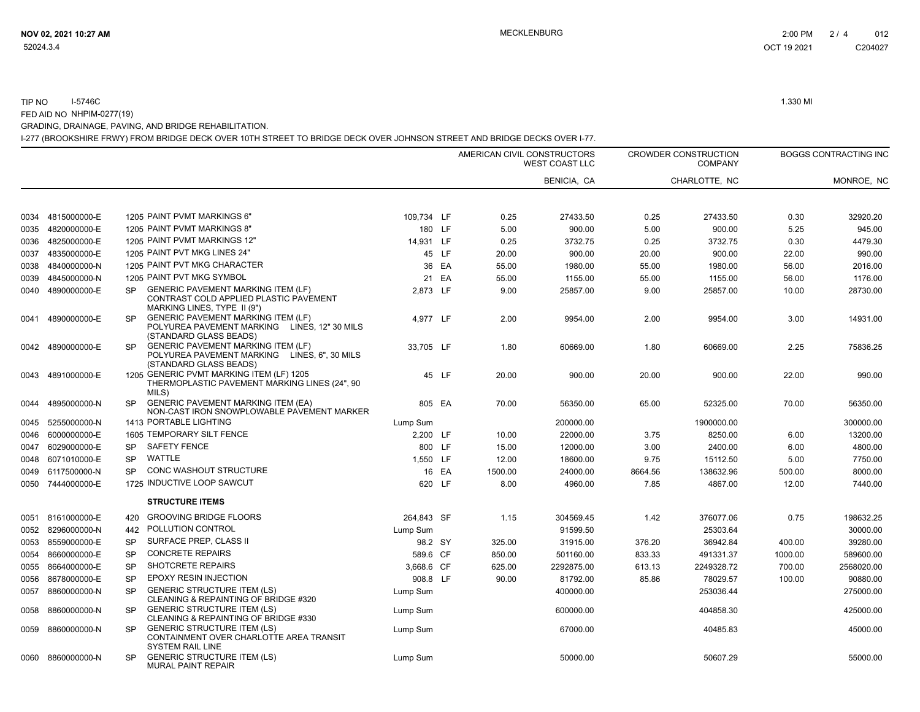TIP NO I-5746C 1.330 MI

FED AID NO NHPIM-0277(19)

GRADING, DRAINAGE, PAVING, AND BRIDGE REHABILITATION.

I-277 (BROOKSHIRE FRWY) FROM BRIDGE DECK OVER 10TH STREET TO BRIDGE DECK OVER JOHNSON STREET AND BRIDGE DECKS OVER I-77.

| | | | | | | AMERICAN CIVIL CONSTRUCTORS WEST COAST LLC | | CROWDER CONSTRUCTION COMPANY | | BOGGS CONTRACTING INC | |
|---|---|---|---|---|---|---|---|---|---|---|---|
| | | | | | | | BENICIA, CA | | CHARLOTTE, NC | | MONROE, NC |
| 0034 | 4815000000-E | 1205 | PAINT PVMT MARKINGS 6" | 109,734 | LF | 0.25 | 27433.50 | 0.25 | 27433.50 | 0.30 | 32920.20 |
| 0035 | 4820000000-E | 1205 | PAINT PVMT MARKINGS 8" | 180 | LF | 5.00 | 900.00 | 5.00 | 900.00 | 5.25 | 945.00 |
| 0036 | 4825000000-E | 1205 | PAINT PVMT MARKINGS 12" | 14,931 | LF | 0.25 | 3732.75 | 0.25 | 3732.75 | 0.30 | 4479.30 |
| 0037 | 4835000000-E | 1205 | PAINT PVT MKG LINES 24" | 45 | LF | 20.00 | 900.00 | 20.00 | 900.00 | 22.00 | 990.00 |
| 0038 | 4840000000-N | 1205 | PAINT PVT MKG CHARACTER | 36 | EA | 55.00 | 1980.00 | 55.00 | 1980.00 | 56.00 | 2016.00 |
| 0039 | 4845000000-N | 1205 | PAINT PVT MKG SYMBOL | 21 | EA | 55.00 | 1155.00 | 55.00 | 1155.00 | 56.00 | 1176.00 |
| 0040 | 4890000000-E | SP | GENERIC PAVEMENT MARKING ITEM (LF) CONTRAST COLD APPLIED PLASTIC PAVEMENT MARKING LINES, TYPE II (9") | 2,873 | LF | 9.00 | 25857.00 | 9.00 | 25857.00 | 10.00 | 28730.00 |
| 0041 | 4890000000-E | SP | GENERIC PAVEMENT MARKING ITEM (LF) POLYUREA PAVEMENT MARKING LINES, 12" 30 MILS (STANDARD GLASS BEADS) | 4,977 | LF | 2.00 | 9954.00 | 2.00 | 9954.00 | 3.00 | 14931.00 |
| 0042 | 4890000000-E | SP | GENERIC PAVEMENT MARKING ITEM (LF) POLYUREA PAVEMENT MARKING LINES, 6", 30 MILS (STANDARD GLASS BEADS) | 33,705 | LF | 1.80 | 60669.00 | 1.80 | 60669.00 | 2.25 | 75836.25 |
| 0043 | 4891000000-E | 1205 | GENERIC PVMT MARKING ITEM (LF) 1205 THERMOPLASTIC PAVEMENT MARKING LINES (24", 90 MILS) | 45 | LF | 20.00 | 900.00 | 20.00 | 900.00 | 22.00 | 990.00 |
| 0044 | 4895000000-N | SP | GENERIC PAVEMENT MARKING ITEM (EA) NON-CAST IRON SNOWPLOWABLE PAVEMENT MARKER | 805 | EA | 70.00 | 56350.00 | 65.00 | 52325.00 | 70.00 | 56350.00 |
| 0045 | 5255000000-N | 1413 | PORTABLE LIGHTING | Lump Sum | | | 200000.00 | | 1900000.00 | | 300000.00 |
| 0046 | 6000000000-E | 1605 | TEMPORARY SILT FENCE | 2,200 | LF | 10.00 | 22000.00 | 3.75 | 8250.00 | 6.00 | 13200.00 |
| 0047 | 6029000000-E | SP | SAFETY FENCE | 800 | LF | 15.00 | 12000.00 | 3.00 | 2400.00 | 6.00 | 4800.00 |
| 0048 | 6071010000-E | SP | WATTLE | 1,550 | LF | 12.00 | 18600.00 | 9.75 | 15112.50 | 5.00 | 7750.00 |
| 0049 | 6117500000-N | SP | CONC WASHOUT STRUCTURE | 16 | EA | 1500.00 | 24000.00 | 8664.56 | 138632.96 | 500.00 | 8000.00 |
| 0050 | 7444000000-E | 1725 | INDUCTIVE LOOP SAWCUT | 620 | LF | 8.00 | 4960.00 | 7.85 | 4867.00 | 12.00 | 7440.00 |
| | | | **STRUCTURE ITEMS** | | | | | | | | |
| 0051 | 8161000000-E | 420 | GROOVING BRIDGE FLOORS | 264,843 | SF | 1.15 | 304569.45 | 1.42 | 376077.06 | 0.75 | 198632.25 |
| 0052 | 8296000000-N | 442 | POLLUTION CONTROL | Lump Sum | | | 91599.50 | | 25303.64 | | 30000.00 |
| 0053 | 8559000000-E | SP | SURFACE PREP, CLASS II | 98.2 | SY | 325.00 | 31915.00 | 376.20 | 36942.84 | 400.00 | 39280.00 |
| 0054 | 8660000000-E | SP | CONCRETE REPAIRS | 589.6 | CF | 850.00 | 501160.00 | 833.33 | 491331.37 | 1000.00 | 589600.00 |
| 0055 | 8664000000-E | SP | SHOTCRETE REPAIRS | 3,668.6 | CF | 625.00 | 2292875.00 | 613.13 | 2249328.72 | 700.00 | 2568020.00 |
| 0056 | 8678000000-E | SP | EPOXY RESIN INJECTION | 908.8 | LF | 90.00 | 81792.00 | 85.86 | 78029.57 | 100.00 | 90880.00 |
| 0057 | 8860000000-N | SP | GENERIC STRUCTURE ITEM (LS) CLEANING & REPAINTING OF BRIDGE #320 | Lump Sum | | | 400000.00 | | 253036.44 | | 275000.00 |
| 0058 | 8860000000-N | SP | GENERIC STRUCTURE ITEM (LS) CLEANING & REPAINTING OF BRIDGE #330 | Lump Sum | | | 600000.00 | | 404858.30 | | 425000.00 |
| 0059 | 8860000000-N | SP | GENERIC STRUCTURE ITEM (LS) CONTAINMENT OVER CHARLOTTE AREA TRANSIT SYSTEM RAIL LINE | Lump Sum | | | 67000.00 | | 40485.83 | | 45000.00 |
| 0060 | 8860000000-N | SP | GENERIC STRUCTURE ITEM (LS) MURAL PAINT REPAIR | Lump Sum | | | 50000.00 | | 50607.29 | | 55000.00 |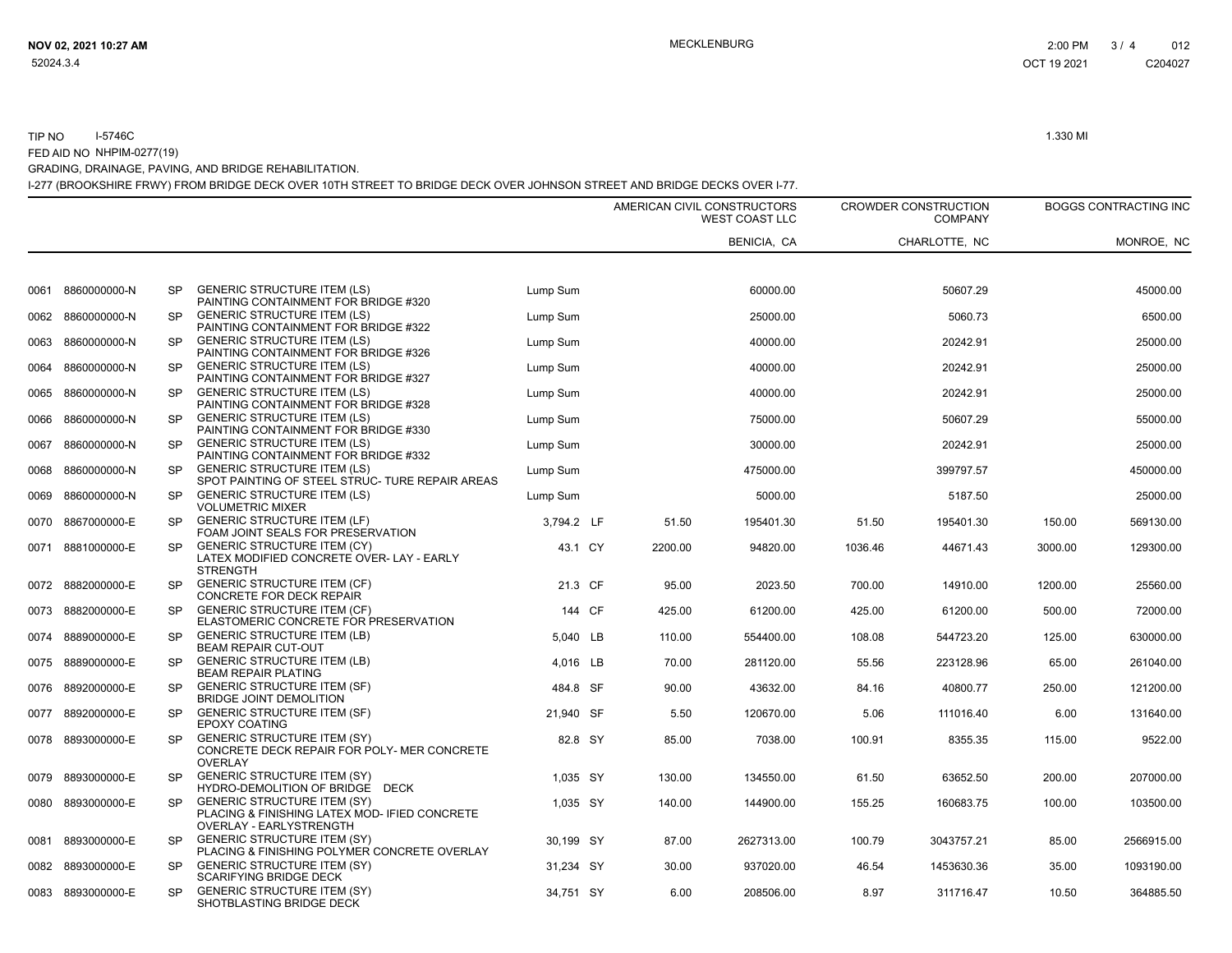TIP NO I-5746C

1.330 MI

FED AID NO NHPIM-0277(19)

GRADING, DRAINAGE, PAVING, AND BRIDGE REHABILITATION.

I-277 (BROOKSHIRE FRWY) FROM BRIDGE DECK OVER 10TH STREET TO BRIDGE DECK OVER JOHNSON STREET AND BRIDGE DECKS OVER I-77.

| | | | | | | AMERICAN CIVIL CONSTRUCTORS WEST COAST LLC | | CROWDER CONSTRUCTION COMPANY | | BOGGS CONTRACTING INC | |
|---|---|---|---|---|---|---|---|---|---|---|---|
| | | | | | | | BENICIA, CA | | CHARLOTTE, NC | | MONROE, NC |
| 0061 | 8860000000-N | SP | GENERIC STRUCTURE ITEM (LS) PAINTING CONTAINMENT FOR BRIDGE #320 | Lump Sum | | | 60000.00 | | 50607.29 | | 45000.00 |
| 0062 | 8860000000-N | SP | GENERIC STRUCTURE ITEM (LS) PAINTING CONTAINMENT FOR BRIDGE #322 | Lump Sum | | | 25000.00 | | 5060.73 | | 6500.00 |
| 0063 | 8860000000-N | SP | GENERIC STRUCTURE ITEM (LS) PAINTING CONTAINMENT FOR BRIDGE #326 | Lump Sum | | | 40000.00 | | 20242.91 | | 25000.00 |
| 0064 | 8860000000-N | SP | GENERIC STRUCTURE ITEM (LS) PAINTING CONTAINMENT FOR BRIDGE #327 | Lump Sum | | | 40000.00 | | 20242.91 | | 25000.00 |
| 0065 | 8860000000-N | SP | GENERIC STRUCTURE ITEM (LS) PAINTING CONTAINMENT FOR BRIDGE #328 | Lump Sum | | | 40000.00 | | 20242.91 | | 25000.00 |
| 0066 | 8860000000-N | SP | GENERIC STRUCTURE ITEM (LS) PAINTING CONTAINMENT FOR BRIDGE #330 | Lump Sum | | | 75000.00 | | 50607.29 | | 55000.00 |
| 0067 | 8860000000-N | SP | GENERIC STRUCTURE ITEM (LS) PAINTING CONTAINMENT FOR BRIDGE #332 | Lump Sum | | | 30000.00 | | 20242.91 | | 25000.00 |
| 0068 | 8860000000-N | SP | GENERIC STRUCTURE ITEM (LS) SPOT PAINTING OF STEEL STRUC- TURE REPAIR AREAS | Lump Sum | | | 475000.00 | | 399797.57 | | 450000.00 |
| 0069 | 8860000000-N | SP | GENERIC STRUCTURE ITEM (LS) VOLUMETRIC MIXER | Lump Sum | | | 5000.00 | | 5187.50 | | 25000.00 |
| 0070 | 8867000000-E | SP | GENERIC STRUCTURE ITEM (LF) FOAM JOINT SEALS FOR PRESERVATION | 3,794.2 | LF | 51.50 | 195401.30 | 51.50 | 195401.30 | 150.00 | 569130.00 |
| 0071 | 8881000000-E | SP | GENERIC STRUCTURE ITEM (CY) LATEX MODIFIED CONCRETE OVER- LAY - EARLY STRENGTH | 43.1 | CY | 2200.00 | 94820.00 | 1036.46 | 44671.43 | 3000.00 | 129300.00 |
| 0072 | 8882000000-E | SP | GENERIC STRUCTURE ITEM (CF) CONCRETE FOR DECK REPAIR | 21.3 | CF | 95.00 | 2023.50 | 700.00 | 14910.00 | 1200.00 | 25560.00 |
| 0073 | 8882000000-E | SP | GENERIC STRUCTURE ITEM (CF) ELASTOMERIC CONCRETE FOR PRESERVATION | 144 | CF | 425.00 | 61200.00 | 425.00 | 61200.00 | 500.00 | 72000.00 |
| 0074 | 8889000000-E | SP | GENERIC STRUCTURE ITEM (LB) BEAM REPAIR CUT-OUT | 5,040 | LB | 110.00 | 554400.00 | 108.08 | 544723.20 | 125.00 | 630000.00 |
| 0075 | 8889000000-E | SP | GENERIC STRUCTURE ITEM (LB) BEAM REPAIR PLATING | 4,016 | LB | 70.00 | 281120.00 | 55.56 | 223128.96 | 65.00 | 261040.00 |
| 0076 | 8892000000-E | SP | GENERIC STRUCTURE ITEM (SF) BRIDGE JOINT DEMOLITION | 484.8 | SF | 90.00 | 43632.00 | 84.16 | 40800.77 | 250.00 | 121200.00 |
| 0077 | 8892000000-E | SP | GENERIC STRUCTURE ITEM (SF) EPOXY COATING | 21,940 | SF | 5.50 | 120670.00 | 5.06 | 111016.40 | 6.00 | 131640.00 |
| 0078 | 8893000000-E | SP | GENERIC STRUCTURE ITEM (SY) CONCRETE DECK REPAIR FOR POLY- MER CONCRETE OVERLAY | 82.8 | SY | 85.00 | 7038.00 | 100.91 | 8355.35 | 115.00 | 9522.00 |
| 0079 | 8893000000-E | SP | GENERIC STRUCTURE ITEM (SY) HYDRO-DEMOLITION OF BRIDGE DECK | 1,035 | SY | 130.00 | 134550.00 | 61.50 | 63652.50 | 200.00 | 207000.00 |
| 0080 | 8893000000-E | SP | GENERIC STRUCTURE ITEM (SY) PLACING & FINISHING LATEX MOD- IFIED CONCRETE OVERLAY - EARLYSTRENGTH | 1,035 | SY | 140.00 | 144900.00 | 155.25 | 160683.75 | 100.00 | 103500.00 |
| 0081 | 8893000000-E | SP | GENERIC STRUCTURE ITEM (SY) PLACING & FINISHING POLYMER CONCRETE OVERLAY | 30,199 | SY | 87.00 | 2627313.00 | 100.79 | 3043757.21 | 85.00 | 2566915.00 |
| 0082 | 8893000000-E | SP | GENERIC STRUCTURE ITEM (SY) SCARIFYING BRIDGE DECK | 31,234 | SY | 30.00 | 937020.00 | 46.54 | 1453630.36 | 35.00 | 1093190.00 |
| 0083 | 8893000000-E | SP | GENERIC STRUCTURE ITEM (SY) SHOTBLASTING BRIDGE DECK | 34,751 | SY | 6.00 | 208506.00 | 8.97 | 311716.47 | 10.50 | 364885.50 |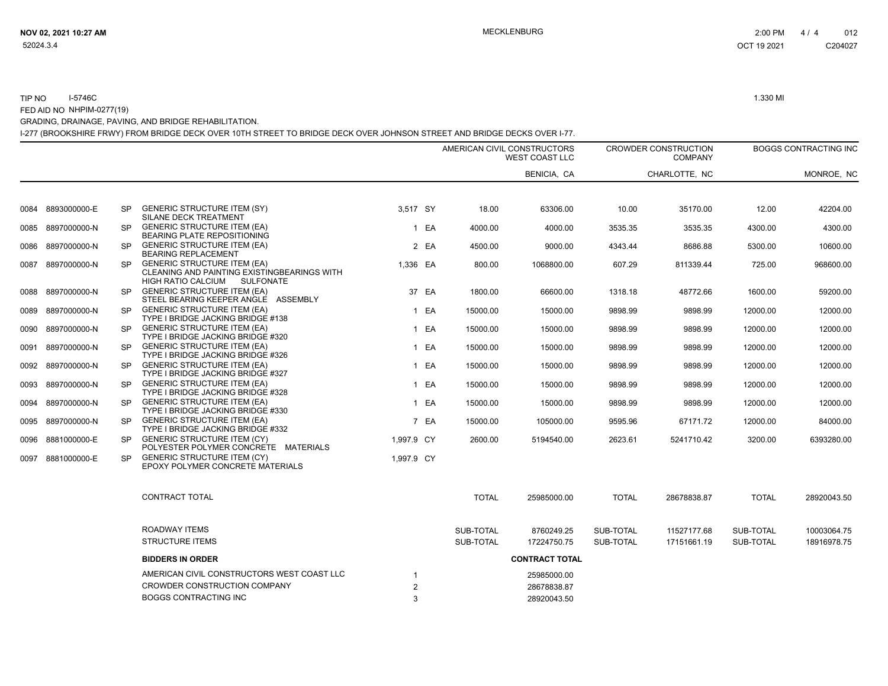TIP NO I-5746C 1.330 MI

FED AID NO NHPIM-0277(19)

GRADING, DRAINAGE, PAVING, AND BRIDGE REHABILITATION.

I-277 (BROOKSHIRE FRWY) FROM BRIDGE DECK OVER 10TH STREET TO BRIDGE DECK OVER JOHNSON STREET AND BRIDGE DECKS OVER I-77.

| | | | | | | AMERICAN CIVIL CONSTRUCTORS WEST COAST LLC | | CROWDER CONSTRUCTION COMPANY | | BOGGS CONTRACTING INC | |
|---|---|---|---|---|---|---|---|---|---|---|---|
| | | | | | | | BENICIA, CA | | CHARLOTTE, NC | | MONROE, NC |
| 0084 | 8893000000-E | SP | GENERIC STRUCTURE ITEM (SY) SILANE DECK TREATMENT | 3,517 | SY | 18.00 | 63306.00 | 10.00 | 35170.00 | 12.00 | 42204.00 |
| 0085 | 8897000000-N | SP | GENERIC STRUCTURE ITEM (EA) BEARING PLATE REPOSITIONING | 1 | EA | 4000.00 | 4000.00 | 3535.35 | 3535.35 | 4300.00 | 4300.00 |
| 0086 | 8897000000-N | SP | GENERIC STRUCTURE ITEM (EA) BEARING REPLACEMENT | 2 | EA | 4500.00 | 9000.00 | 4343.44 | 8686.88 | 5300.00 | 10600.00 |
| 0087 | 8897000000-N | SP | GENERIC STRUCTURE ITEM (EA) CLEANING AND PAINTING EXISTINGBEARINGS WITH HIGH RATIO CALCIUM SULFONATE | 1,336 | EA | 800.00 | 1068800.00 | 607.29 | 811339.44 | 725.00 | 968600.00 |
| 0088 | 8897000000-N | SP | GENERIC STRUCTURE ITEM (EA) STEEL BEARING KEEPER ANGLE ASSEMBLY | 37 | EA | 1800.00 | 66600.00 | 1318.18 | 48772.66 | 1600.00 | 59200.00 |
| 0089 | 8897000000-N | SP | GENERIC STRUCTURE ITEM (EA) TYPE I BRIDGE JACKING BRIDGE #138 | 1 | EA | 15000.00 | 15000.00 | 9898.99 | 9898.99 | 12000.00 | 12000.00 |
| 0090 | 8897000000-N | SP | GENERIC STRUCTURE ITEM (EA) TYPE I BRIDGE JACKING BRIDGE #320 | 1 | EA | 15000.00 | 15000.00 | 9898.99 | 9898.99 | 12000.00 | 12000.00 |
| 0091 | 8897000000-N | SP | GENERIC STRUCTURE ITEM (EA) TYPE I BRIDGE JACKING BRIDGE #326 | 1 | EA | 15000.00 | 15000.00 | 9898.99 | 9898.99 | 12000.00 | 12000.00 |
| 0092 | 8897000000-N | SP | GENERIC STRUCTURE ITEM (EA) TYPE I BRIDGE JACKING BRIDGE #327 | 1 | EA | 15000.00 | 15000.00 | 9898.99 | 9898.99 | 12000.00 | 12000.00 |
| 0093 | 8897000000-N | SP | GENERIC STRUCTURE ITEM (EA) TYPE I BRIDGE JACKING BRIDGE #328 | 1 | EA | 15000.00 | 15000.00 | 9898.99 | 9898.99 | 12000.00 | 12000.00 |
| 0094 | 8897000000-N | SP | GENERIC STRUCTURE ITEM (EA) TYPE I BRIDGE JACKING BRIDGE #330 | 1 | EA | 15000.00 | 15000.00 | 9898.99 | 9898.99 | 12000.00 | 12000.00 |
| 0095 | 8897000000-N | SP | GENERIC STRUCTURE ITEM (EA) TYPE I BRIDGE JACKING BRIDGE #332 | 7 | EA | 15000.00 | 105000.00 | 9595.96 | 67171.72 | 12000.00 | 84000.00 |
| 0096 | 8881000000-E | SP | GENERIC STRUCTURE ITEM (CY) POLYESTER POLYMER CONCRETE MATERIALS | 1,997.9 | CY | 2600.00 | 5194540.00 | 2623.61 | 5241710.42 | 3200.00 | 6393280.00 |
| 0097 | 8881000000-E | SP | GENERIC STRUCTURE ITEM (CY) EPOXY POLYMER CONCRETE MATERIALS | 1,997.9 | CY | | | | | | |
| | | | CONTRACT TOTAL | | | TOTAL | 25985000.00 | TOTAL | 28678838.87 | TOTAL | 28920043.50 |
| | | | ROADWAY ITEMS | | | SUB-TOTAL | 8760249.25 | SUB-TOTAL | 11527177.68 | SUB-TOTAL | 10003064.75 |
| | | | STRUCTURE ITEMS | | | SUB-TOTAL | 17224750.75 | SUB-TOTAL | 17151661.19 | SUB-TOTAL | 18916978.75 |

| BIDDERS IN ORDER | | CONTRACT TOTAL |
|---|---|---|
| AMERICAN CIVIL CONSTRUCTORS WEST COAST LLC | 1 | 25985000.00 |
| CROWDER CONSTRUCTION COMPANY | 2 | 28678838.87 |
| BOGGS CONTRACTING INC | 3 | 28920043.50 |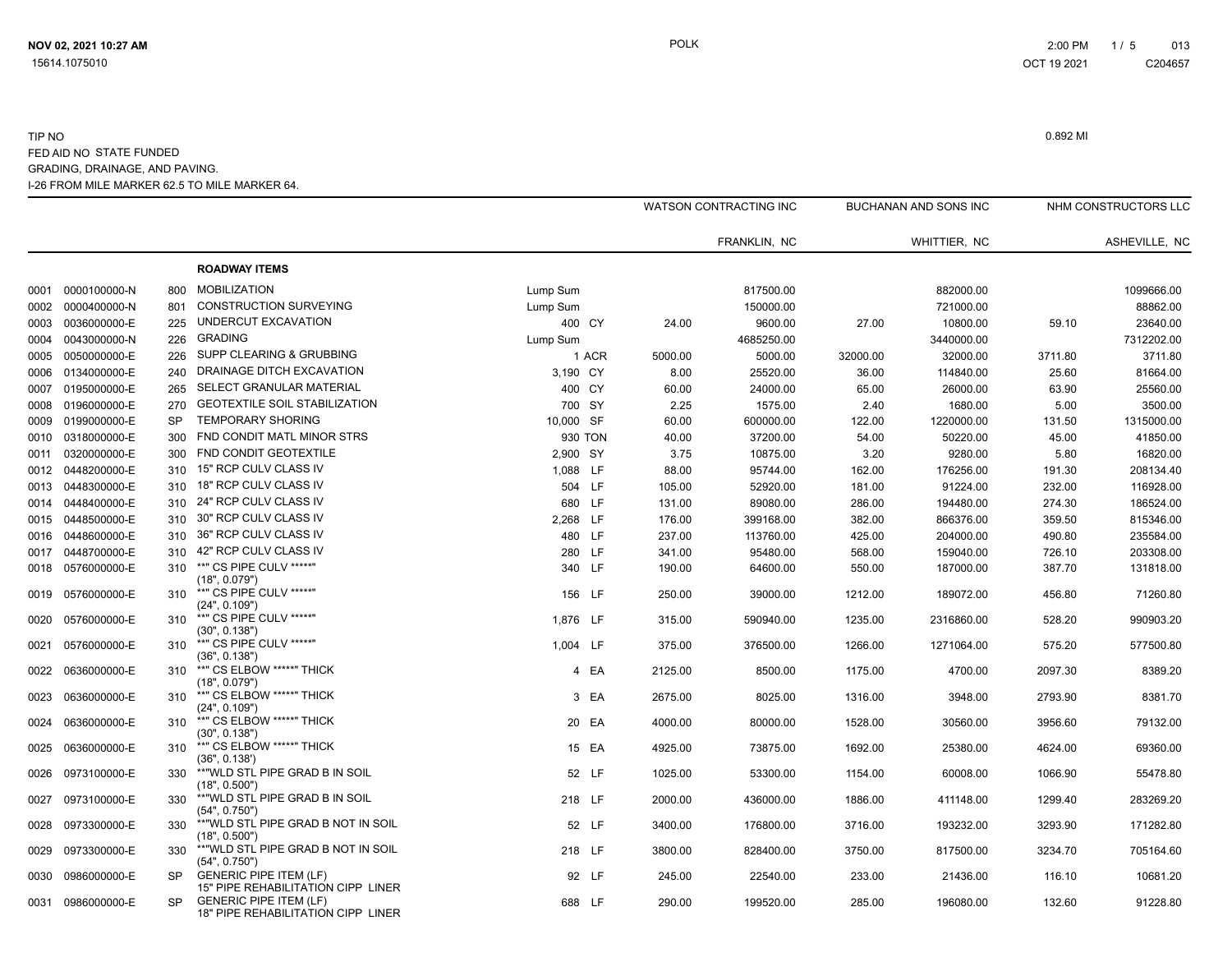NOV 02, 2021 10:27 AM
15614.1075010

POLK

2:00 PM
OCT 19 2021
C204657

TIP NO
FED AID NO STATE FUNDED
GRADING, DRAINAGE, AND PAVING.
I-26 FROM MILE MARKER 62.5 TO MILE MARKER 64.

0.892 MI

| | | | | | | WATSON CONTRACTING INC | | BUCHANAN AND SONS INC | | NHM CONSTRUCTORS LLC | |
|---|---|---|---|---|---|---|---|---|---|---|---|
| | | | | | | | FRANKLIN, NC | | WHITTIER, NC | | ASHEVILLE, NC |
| | | | **ROADWAY ITEMS** | | | | | | | | |
| 0001 | 0000100000-N | 800 | MOBILIZATION | Lump Sum | | | 817500.00 | | 882000.00 | | 1099666.00 |
| 0002 | 0000400000-N | 801 | CONSTRUCTION SURVEYING | Lump Sum | | | 150000.00 | | 721000.00 | | 88862.00 |
| 0003 | 0036000000-E | 225 | UNDERCUT EXCAVATION | 400 | CY | 24.00 | 9600.00 | 27.00 | 10800.00 | 59.10 | 23640.00 |
| 0004 | 0043000000-N | 226 | GRADING | Lump Sum | | | 4685250.00 | | 3440000.00 | | 7312202.00 |
| 0005 | 0050000000-E | 226 | SUPP CLEARING & GRUBBING | 1 | ACR | 5000.00 | 5000.00 | 32000.00 | 32000.00 | 3711.80 | 3711.80 |
| 0006 | 0134000000-E | 240 | DRAINAGE DITCH EXCAVATION | 3,190 | CY | 8.00 | 25520.00 | 36.00 | 114840.00 | 25.60 | 81664.00 |
| 0007 | 0195000000-E | 265 | SELECT GRANULAR MATERIAL | 400 | CY | 60.00 | 24000.00 | 65.00 | 26000.00 | 63.90 | 25560.00 |
| 0008 | 0196000000-E | 270 | GEOTEXTILE SOIL STABILIZATION | 700 | SY | 2.25 | 1575.00 | 2.40 | 1680.00 | 5.00 | 3500.00 |
| 0009 | 0199000000-E | SP | TEMPORARY SHORING | 10,000 | SF | 60.00 | 600000.00 | 122.00 | 1220000.00 | 131.50 | 1315000.00 |
| 0010 | 0318000000-E | 300 | FND CONDIT MATL MINOR STRS | 930 | TON | 40.00 | 37200.00 | 54.00 | 50220.00 | 45.00 | 41850.00 |
| 0011 | 0320000000-E | 300 | FND CONDIT GEOTEXTILE | 2,900 | SY | 3.75 | 10875.00 | 3.20 | 9280.00 | 5.80 | 16820.00 |
| 0012 | 0448200000-E | 310 | 15" RCP CULV CLASS IV | 1,088 | LF | 88.00 | 95744.00 | 162.00 | 176256.00 | 191.30 | 208134.40 |
| 0013 | 0448300000-E | 310 | 18" RCP CULV CLASS IV | 504 | LF | 105.00 | 52920.00 | 181.00 | 91224.00 | 232.00 | 116928.00 |
| 0014 | 0448400000-E | 310 | 24" RCP CULV CLASS IV | 680 | LF | 131.00 | 89080.00 | 286.00 | 194480.00 | 274.30 | 186524.00 |
| 0015 | 0448500000-E | 310 | 30" RCP CULV CLASS IV | 2,268 | LF | 176.00 | 399168.00 | 382.00 | 866376.00 | 359.50 | 815346.00 |
| 0016 | 0448600000-E | 310 | 36" RCP CULV CLASS IV | 480 | LF | 237.00 | 113760.00 | 425.00 | 204000.00 | 490.80 | 235584.00 |
| 0017 | 0448700000-E | 310 | 42" RCP CULV CLASS IV | 280 | LF | 341.00 | 95480.00 | 568.00 | 159040.00 | 726.10 | 203308.00 |
| 0018 | 0576000000-E | 310 | **" CS PIPE CULV *****" (18", 0.079") | 340 | LF | 190.00 | 64600.00 | 550.00 | 187000.00 | 387.70 | 131818.00 |
| 0019 | 0576000000-E | 310 | **" CS PIPE CULV *****" (24", 0.109") | 156 | LF | 250.00 | 39000.00 | 1212.00 | 189072.00 | 456.80 | 71260.80 |
| 0020 | 0576000000-E | 310 | **" CS PIPE CULV *****" (30", 0.138") | 1,876 | LF | 315.00 | 590940.00 | 1235.00 | 2316860.00 | 528.20 | 990903.20 |
| 0021 | 0576000000-E | 310 | **" CS PIPE CULV *****" (36", 0.138") | 1,004 | LF | 375.00 | 376500.00 | 1266.00 | 1271064.00 | 575.20 | 577500.80 |
| 0022 | 0636000000-E | 310 | **" CS ELBOW *****" THICK (18", 0.079") | 4 | EA | 2125.00 | 8500.00 | 1175.00 | 4700.00 | 2097.30 | 8389.20 |
| 0023 | 0636000000-E | 310 | **" CS ELBOW *****" THICK (24", 0.109") | 3 | EA | 2675.00 | 8025.00 | 1316.00 | 3948.00 | 2793.90 | 8381.70 |
| 0024 | 0636000000-E | 310 | **" CS ELBOW *****" THICK (30", 0.138") | 20 | EA | 4000.00 | 80000.00 | 1528.00 | 30560.00 | 3956.60 | 79132.00 |
| 0025 | 0636000000-E | 310 | **" CS ELBOW *****" THICK (36", 0.138') | 15 | EA | 4925.00 | 73875.00 | 1692.00 | 25380.00 | 4624.00 | 69360.00 |
| 0026 | 0973100000-E | 330 | **"WLD STL PIPE GRAD B IN SOIL (18", 0.500") | 52 | LF | 1025.00 | 53300.00 | 1154.00 | 60008.00 | 1066.90 | 55478.80 |
| 0027 | 0973100000-E | 330 | **"WLD STL PIPE GRAD B IN SOIL (54", 0.750") | 218 | LF | 2000.00 | 436000.00 | 1886.00 | 411148.00 | 1299.40 | 283269.20 |
| 0028 | 0973300000-E | 330 | **"WLD STL PIPE GRAD B NOT IN SOIL (18", 0.500") | 52 | LF | 3400.00 | 176800.00 | 3716.00 | 193232.00 | 3293.90 | 171282.80 |
| 0029 | 0973300000-E | 330 | **"WLD STL PIPE GRAD B NOT IN SOIL (54", 0.750") | 218 | LF | 3800.00 | 828400.00 | 3750.00 | 817500.00 | 3234.70 | 705164.60 |
| 0030 | 0986000000-E | SP | GENERIC PIPE ITEM (LF) 15" PIPE REHABILITATION CIPP LINER | 92 | LF | 245.00 | 22540.00 | 233.00 | 21436.00 | 116.10 | 10681.20 |
| 0031 | 0986000000-E | SP | GENERIC PIPE ITEM (LF) 18" PIPE REHABILITATION CIPP LINER | 688 | LF | 290.00 | 199520.00 | 285.00 | 196080.00 | 132.60 | 91228.80 |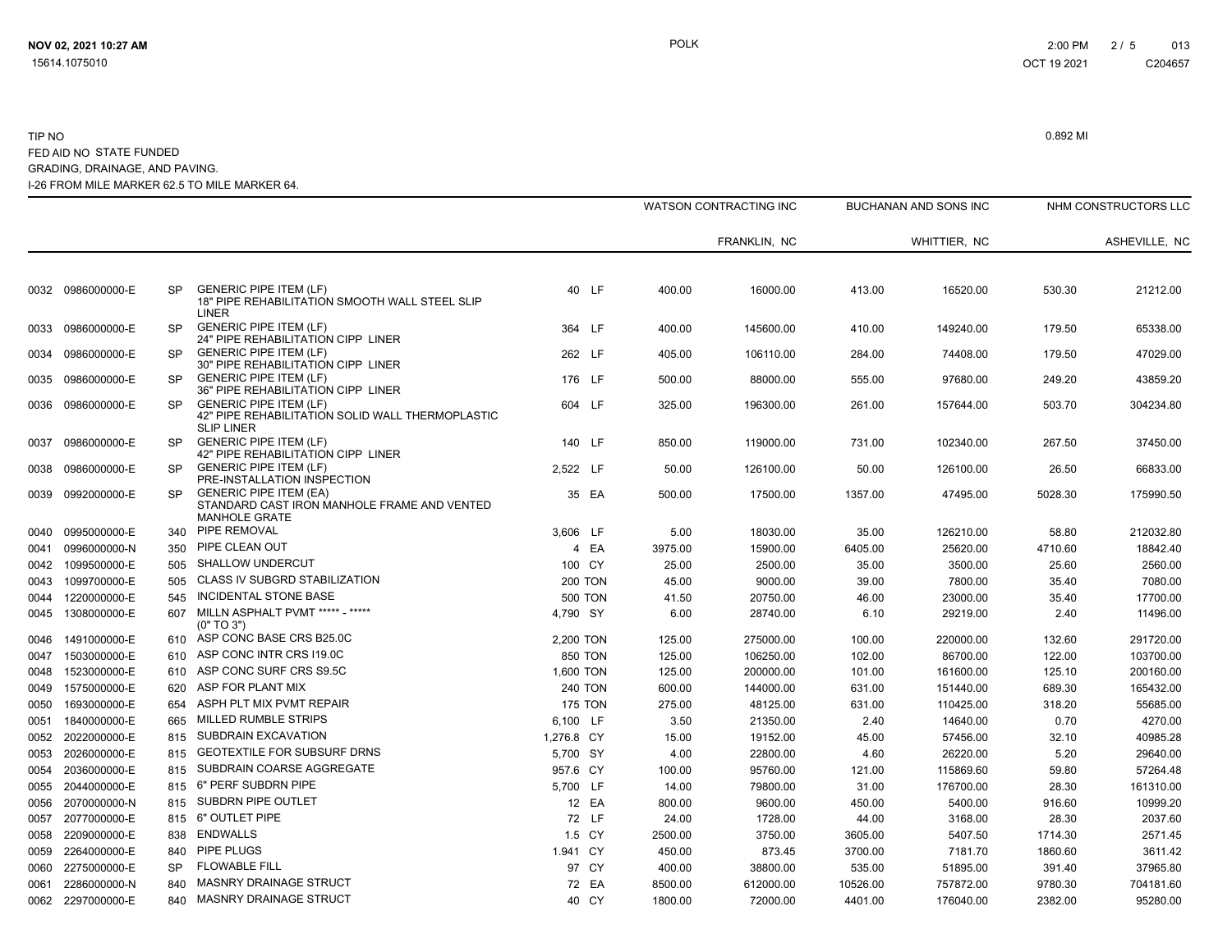TIP NO
FED AID NO STATE FUNDED
GRADING, DRAINAGE, AND PAVING.
I-26 FROM MILE MARKER 62.5 TO MILE MARKER 64.

0.892 MI

| Line | Item | Sec | Description | Quantity | Unit | WATSON CONTRACTING INC Unit Price | FRANKLIN, NC Amount | BUCHANAN AND SONS INC Unit Price | WHITTIER, NC Amount | NHM CONSTRUCTORS LLC Unit Price | ASHEVILLE, NC Amount |
|---|---|---|---|---|---|---|---|---|---|---|---|
| 0032 | 0986000000-E | SP | GENERIC PIPE ITEM (LF) 18" PIPE REHABILITATION SMOOTH WALL STEEL SLIP LINER | 40 | LF | 400.00 | 16000.00 | 413.00 | 16520.00 | 530.30 | 21212.00 |
| 0033 | 0986000000-E | SP | GENERIC PIPE ITEM (LF) 24" PIPE REHABILITATION CIPP LINER | 364 | LF | 400.00 | 145600.00 | 410.00 | 149240.00 | 179.50 | 65338.00 |
| 0034 | 0986000000-E | SP | GENERIC PIPE ITEM (LF) 30" PIPE REHABILITATION CIPP LINER | 262 | LF | 405.00 | 106110.00 | 284.00 | 74408.00 | 179.50 | 47029.00 |
| 0035 | 0986000000-E | SP | GENERIC PIPE ITEM (LF) 36" PIPE REHABILITATION CIPP LINER | 176 | LF | 500.00 | 88000.00 | 555.00 | 97680.00 | 249.20 | 43859.20 |
| 0036 | 0986000000-E | SP | GENERIC PIPE ITEM (LF) 42" PIPE REHABILITATION SOLID WALL THERMOPLASTIC SLIP LINER | 604 | LF | 325.00 | 196300.00 | 261.00 | 157644.00 | 503.70 | 304234.80 |
| 0037 | 0986000000-E | SP | GENERIC PIPE ITEM (LF) 42" PIPE REHABILITATION CIPP LINER | 140 | LF | 850.00 | 119000.00 | 731.00 | 102340.00 | 267.50 | 37450.00 |
| 0038 | 0986000000-E | SP | GENERIC PIPE ITEM (LF) PRE-INSTALLATION INSPECTION | 2,522 | LF | 50.00 | 126100.00 | 50.00 | 126100.00 | 26.50 | 66833.00 |
| 0039 | 0992000000-E | SP | GENERIC PIPE ITEM (EA) STANDARD CAST IRON MANHOLE FRAME AND VENTED MANHOLE GRATE | 35 | EA | 500.00 | 17500.00 | 1357.00 | 47495.00 | 5028.30 | 175990.50 |
| 0040 | 0995000000-E | 340 | PIPE REMOVAL | 3,606 | LF | 5.00 | 18030.00 | 35.00 | 126210.00 | 58.80 | 212032.80 |
| 0041 | 0996000000-N | 350 | PIPE CLEAN OUT | 4 | EA | 3975.00 | 15900.00 | 6405.00 | 25620.00 | 4710.60 | 18842.40 |
| 0042 | 1099500000-E | 505 | SHALLOW UNDERCUT | 100 | CY | 25.00 | 2500.00 | 35.00 | 3500.00 | 25.60 | 2560.00 |
| 0043 | 1099700000-E | 505 | CLASS IV SUBGRD STABILIZATION | 200 | TON | 45.00 | 9000.00 | 39.00 | 7800.00 | 35.40 | 7080.00 |
| 0044 | 1220000000-E | 545 | INCIDENTAL STONE BASE | 500 | TON | 41.50 | 20750.00 | 46.00 | 23000.00 | 35.40 | 17700.00 |
| 0045 | 1308000000-E | 607 | MILLN ASPHALT PVMT ***** - ***** (0" TO 3") | 4,790 | SY | 6.00 | 28740.00 | 6.10 | 29219.00 | 2.40 | 11496.00 |
| 0046 | 1491000000-E | 610 | ASP CONC BASE CRS B25.0C | 2,200 | TON | 125.00 | 275000.00 | 100.00 | 220000.00 | 132.60 | 291720.00 |
| 0047 | 1503000000-E | 610 | ASP CONC INTR CRS I19.0C | 850 | TON | 125.00 | 106250.00 | 102.00 | 86700.00 | 122.00 | 103700.00 |
| 0048 | 1523000000-E | 610 | ASP CONC SURF CRS S9.5C | 1,600 | TON | 125.00 | 200000.00 | 101.00 | 161600.00 | 125.10 | 200160.00 |
| 0049 | 1575000000-E | 620 | ASP FOR PLANT MIX | 240 | TON | 600.00 | 144000.00 | 631.00 | 151440.00 | 689.30 | 165432.00 |
| 0050 | 1693000000-E | 654 | ASPH PLT MIX PVMT REPAIR | 175 | TON | 275.00 | 48125.00 | 631.00 | 110425.00 | 318.20 | 55685.00 |
| 0051 | 1840000000-E | 665 | MILLED RUMBLE STRIPS | 6,100 | LF | 3.50 | 21350.00 | 2.40 | 14640.00 | 0.70 | 4270.00 |
| 0052 | 2022000000-E | 815 | SUBDRAIN EXCAVATION | 1,276.8 | CY | 15.00 | 19152.00 | 45.00 | 57456.00 | 32.10 | 40985.28 |
| 0053 | 2026000000-E | 815 | GEOTEXTILE FOR SUBSURF DRNS | 5,700 | SY | 4.00 | 22800.00 | 4.60 | 26220.00 | 5.20 | 29640.00 |
| 0054 | 2036000000-E | 815 | SUBDRAIN COARSE AGGREGATE | 957.6 | CY | 100.00 | 95760.00 | 121.00 | 115869.60 | 59.80 | 57264.48 |
| 0055 | 2044000000-E | 815 | 6" PERF SUBDRN PIPE | 5,700 | LF | 14.00 | 79800.00 | 31.00 | 176700.00 | 28.30 | 161310.00 |
| 0056 | 2070000000-N | 815 | SUBDRN PIPE OUTLET | 12 | EA | 800.00 | 9600.00 | 450.00 | 5400.00 | 916.60 | 10999.20 |
| 0057 | 2077000000-E | 815 | 6" OUTLET PIPE | 72 | LF | 24.00 | 1728.00 | 44.00 | 3168.00 | 28.30 | 2037.60 |
| 0058 | 2209000000-E | 838 | ENDWALLS | 1.5 | CY | 2500.00 | 3750.00 | 3605.00 | 5407.50 | 1714.30 | 2571.45 |
| 0059 | 2264000000-E | 840 | PIPE PLUGS | 1.941 | CY | 450.00 | 873.45 | 3700.00 | 7181.70 | 1860.60 | 3611.42 |
| 0060 | 2275000000-E | SP | FLOWABLE FILL | 97 | CY | 400.00 | 38800.00 | 535.00 | 51895.00 | 391.40 | 37965.80 |
| 0061 | 2286000000-N | 840 | MASNRY DRAINAGE STRUCT | 72 | EA | 8500.00 | 612000.00 | 10526.00 | 757872.00 | 9780.30 | 704181.60 |
| 0062 | 2297000000-E | 840 | MASNRY DRAINAGE STRUCT | 40 | CY | 1800.00 | 72000.00 | 4401.00 | 176040.00 | 2382.00 | 95280.00 |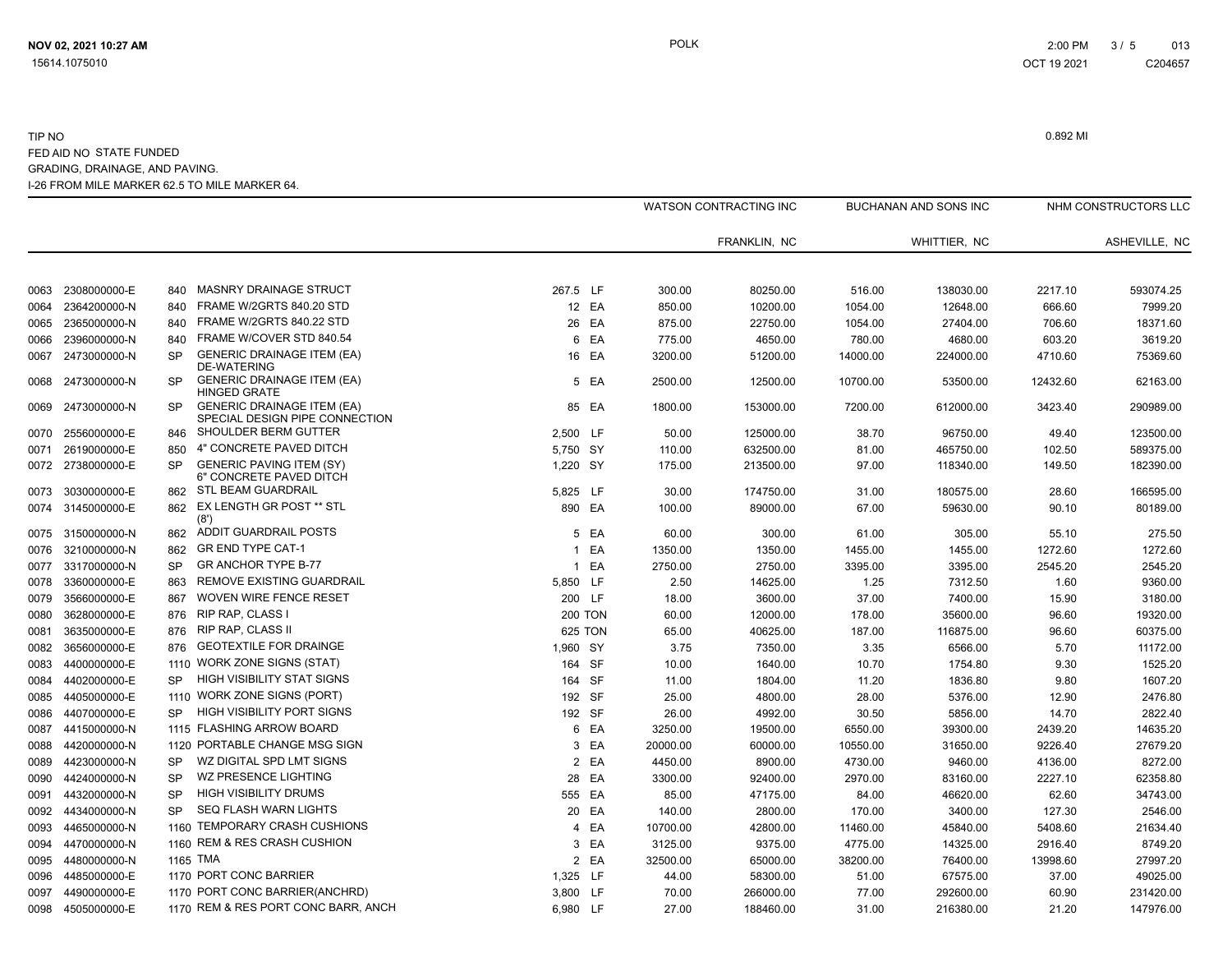TIP NO
FED AID NO STATE FUNDED
GRADING, DRAINAGE, AND PAVING.
I-26 FROM MILE MARKER 62.5 TO MILE MARKER 64.

0.892 MI

| | | | | | | WATSON CONTRACTING INC | | BUCHANAN AND SONS INC | | NHM CONSTRUCTORS LLC | |
|---|---|---|---|---|---|---|---|---|---|---|---|
| | | | | | | | FRANKLIN, NC | | WHITTIER, NC | | ASHEVILLE, NC |
| 0063 | 2308000000-E | 840 | MASNRY DRAINAGE STRUCT | 267.5 | LF | 300.00 | 80250.00 | 516.00 | 138030.00 | 2217.10 | 593074.25 |
| 0064 | 2364200000-N | 840 | FRAME W/2GRTS 840.20 STD | 12 | EA | 850.00 | 10200.00 | 1054.00 | 12648.00 | 666.60 | 7999.20 |
| 0065 | 2365000000-N | 840 | FRAME W/2GRTS 840.22 STD | 26 | EA | 875.00 | 22750.00 | 1054.00 | 27404.00 | 706.60 | 18371.60 |
| 0066 | 2396000000-N | 840 | FRAME W/COVER STD 840.54 | 6 | EA | 775.00 | 4650.00 | 780.00 | 4680.00 | 603.20 | 3619.20 |
| 0067 | 2473000000-N | SP | GENERIC DRAINAGE ITEM (EA) DE-WATERING | 16 | EA | 3200.00 | 51200.00 | 14000.00 | 224000.00 | 4710.60 | 75369.60 |
| 0068 | 2473000000-N | SP | GENERIC DRAINAGE ITEM (EA) HINGED GRATE | 5 | EA | 2500.00 | 12500.00 | 10700.00 | 53500.00 | 12432.60 | 62163.00 |
| 0069 | 2473000000-N | SP | GENERIC DRAINAGE ITEM (EA) SPECIAL DESIGN PIPE CONNECTION | 85 | EA | 1800.00 | 153000.00 | 7200.00 | 612000.00 | 3423.40 | 290989.00 |
| 0070 | 2556000000-E | 846 | SHOULDER BERM GUTTER | 2,500 | LF | 50.00 | 125000.00 | 38.70 | 96750.00 | 49.40 | 123500.00 |
| 0071 | 2619000000-E | 850 | 4" CONCRETE PAVED DITCH | 5,750 | SY | 110.00 | 632500.00 | 81.00 | 465750.00 | 102.50 | 589375.00 |
| 0072 | 2738000000-E | SP | GENERIC PAVING ITEM (SY) 6" CONCRETE PAVED DITCH | 1,220 | SY | 175.00 | 213500.00 | 97.00 | 118340.00 | 149.50 | 182390.00 |
| 0073 | 3030000000-E | 862 | STL BEAM GUARDRAIL | 5,825 | LF | 30.00 | 174750.00 | 31.00 | 180575.00 | 28.60 | 166595.00 |
| 0074 | 3145000000-E | 862 | EX LENGTH GR POST ** STL (8') | 890 | EA | 100.00 | 89000.00 | 67.00 | 59630.00 | 90.10 | 80189.00 |
| 0075 | 3150000000-N | 862 | ADDIT GUARDRAIL POSTS | 5 | EA | 60.00 | 300.00 | 61.00 | 305.00 | 55.10 | 275.50 |
| 0076 | 3210000000-N | 862 | GR END TYPE CAT-1 | 1 | EA | 1350.00 | 1350.00 | 1455.00 | 1455.00 | 1272.60 | 1272.60 |
| 0077 | 3317000000-N | SP | GR ANCHOR TYPE B-77 | 1 | EA | 2750.00 | 2750.00 | 3395.00 | 3395.00 | 2545.20 | 2545.20 |
| 0078 | 3360000000-E | 863 | REMOVE EXISTING GUARDRAIL | 5,850 | LF | 2.50 | 14625.00 | 1.25 | 7312.50 | 1.60 | 9360.00 |
| 0079 | 3566000000-E | 867 | WOVEN WIRE FENCE RESET | 200 | LF | 18.00 | 3600.00 | 37.00 | 7400.00 | 15.90 | 3180.00 |
| 0080 | 3628000000-E | 876 | RIP RAP, CLASS I | 200 | TON | 60.00 | 12000.00 | 178.00 | 35600.00 | 96.60 | 19320.00 |
| 0081 | 3635000000-E | 876 | RIP RAP, CLASS II | 625 | TON | 65.00 | 40625.00 | 187.00 | 116875.00 | 96.60 | 60375.00 |
| 0082 | 3656000000-E | 876 | GEOTEXTILE FOR DRAINGE | 1,960 | SY | 3.75 | 7350.00 | 3.35 | 6566.00 | 5.70 | 11172.00 |
| 0083 | 4400000000-E | 1110 | WORK ZONE SIGNS (STAT) | 164 | SF | 10.00 | 1640.00 | 10.70 | 1754.80 | 9.30 | 1525.20 |
| 0084 | 4402000000-E | SP | HIGH VISIBILITY STAT SIGNS | 164 | SF | 11.00 | 1804.00 | 11.20 | 1836.80 | 9.80 | 1607.20 |
| 0085 | 4405000000-E | 1110 | WORK ZONE SIGNS (PORT) | 192 | SF | 25.00 | 4800.00 | 28.00 | 5376.00 | 12.90 | 2476.80 |
| 0086 | 4407000000-E | SP | HIGH VISIBILITY PORT SIGNS | 192 | SF | 26.00 | 4992.00 | 30.50 | 5856.00 | 14.70 | 2822.40 |
| 0087 | 4415000000-N | 1115 | FLASHING ARROW BOARD | 6 | EA | 3250.00 | 19500.00 | 6550.00 | 39300.00 | 2439.20 | 14635.20 |
| 0088 | 4420000000-N | 1120 | PORTABLE CHANGE MSG SIGN | 3 | EA | 20000.00 | 60000.00 | 10550.00 | 31650.00 | 9226.40 | 27679.20 |
| 0089 | 4423000000-N | SP | WZ DIGITAL SPD LMT SIGNS | 2 | EA | 4450.00 | 8900.00 | 4730.00 | 9460.00 | 4136.00 | 8272.00 |
| 0090 | 4424000000-N | SP | WZ PRESENCE LIGHTING | 28 | EA | 3300.00 | 92400.00 | 2970.00 | 83160.00 | 2227.10 | 62358.80 |
| 0091 | 4432000000-N | SP | HIGH VISIBILITY DRUMS | 555 | EA | 85.00 | 47175.00 | 84.00 | 46620.00 | 62.60 | 34743.00 |
| 0092 | 4434000000-N | SP | SEQ FLASH WARN LIGHTS | 20 | EA | 140.00 | 2800.00 | 170.00 | 3400.00 | 127.30 | 2546.00 |
| 0093 | 4465000000-N | 1160 | TEMPORARY CRASH CUSHIONS | 4 | EA | 10700.00 | 42800.00 | 11460.00 | 45840.00 | 5408.60 | 21634.40 |
| 0094 | 4470000000-N | 1160 | REM & RES CRASH CUSHION | 3 | EA | 3125.00 | 9375.00 | 4775.00 | 14325.00 | 2916.40 | 8749.20 |
| 0095 | 4480000000-N | 1165 | TMA | 2 | EA | 32500.00 | 65000.00 | 38200.00 | 76400.00 | 13998.60 | 27997.20 |
| 0096 | 4485000000-E | 1170 | PORT CONC BARRIER | 1,325 | LF | 44.00 | 58300.00 | 51.00 | 67575.00 | 37.00 | 49025.00 |
| 0097 | 4490000000-E | 1170 | PORT CONC BARRIER(ANCHRD) | 3,800 | LF | 70.00 | 266000.00 | 77.00 | 292600.00 | 60.90 | 231420.00 |
| 0098 | 4505000000-E | 1170 | REM & RES PORT CONC BARR, ANCH | 6,980 | LF | 27.00 | 188460.00 | 31.00 | 216380.00 | 21.20 | 147976.00 |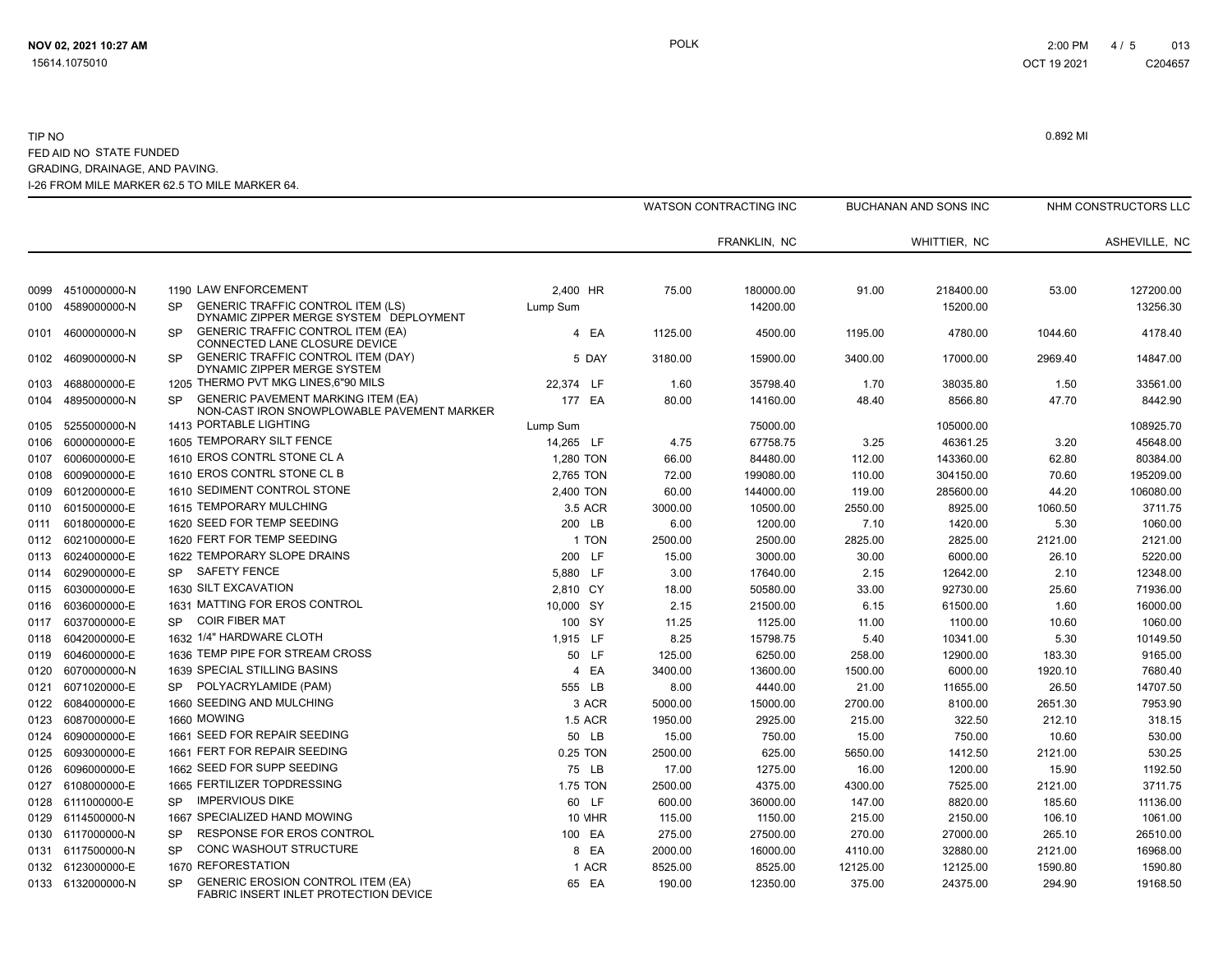TIP NO  
FED AID NO STATE FUNDED  
GRADING, DRAINAGE, AND PAVING.  
I-26 FROM MILE MARKER 62.5 TO MILE MARKER 64.

0.892 MI

| | | | | | | WATSON CONTRACTING INC | | BUCHANAN AND SONS INC | | NHM CONSTRUCTORS LLC | |
|---|---|---|---|---|---|---|---|---|---|---|---|
| | | | | | | | FRANKLIN, NC | | WHITTIER, NC | | ASHEVILLE, NC |
| 0099 | 4510000000-N | 1190 | LAW ENFORCEMENT | 2,400 | HR | 75.00 | 180000.00 | 91.00 | 218400.00 | 53.00 | 127200.00 |
| 0100 | 4589000000-N | SP | GENERIC TRAFFIC CONTROL ITEM (LS) DYNAMIC ZIPPER MERGE SYSTEM DEPLOYMENT | Lump Sum | | | 14200.00 | | 15200.00 | | 13256.30 |
| 0101 | 4600000000-N | SP | GENERIC TRAFFIC CONTROL ITEM (EA) CONNECTED LANE CLOSURE DEVICE | 4 | EA | 1125.00 | 4500.00 | 1195.00 | 4780.00 | 1044.60 | 4178.40 |
| 0102 | 4609000000-N | SP | GENERIC TRAFFIC CONTROL ITEM (DAY) DYNAMIC ZIPPER MERGE SYSTEM | 5 | DAY | 3180.00 | 15900.00 | 3400.00 | 17000.00 | 2969.40 | 14847.00 |
| 0103 | 4688000000-E | 1205 | THERMO PVT MKG LINES,6"90 MILS | 22,374 | LF | 1.60 | 35798.40 | 1.70 | 38035.80 | 1.50 | 33561.00 |
| 0104 | 4895000000-N | SP | GENERIC PAVEMENT MARKING ITEM (EA) NON-CAST IRON SNOWPLOWABLE PAVEMENT MARKER | 177 | EA | 80.00 | 14160.00 | 48.40 | 8566.80 | 47.70 | 8442.90 |
| 0105 | 5255000000-N | 1413 | PORTABLE LIGHTING | Lump Sum | | | 75000.00 | | 105000.00 | | 108925.70 |
| 0106 | 6000000000-E | 1605 | TEMPORARY SILT FENCE | 14,265 | LF | 4.75 | 67758.75 | 3.25 | 46361.25 | 3.20 | 45648.00 |
| 0107 | 6006000000-E | 1610 | EROS CONTRL STONE CL A | 1,280 | TON | 66.00 | 84480.00 | 112.00 | 143360.00 | 62.80 | 80384.00 |
| 0108 | 6009000000-E | 1610 | EROS CONTRL STONE CL B | 2,765 | TON | 72.00 | 199080.00 | 110.00 | 304150.00 | 70.60 | 195209.00 |
| 0109 | 6012000000-E | 1610 | SEDIMENT CONTROL STONE | 2,400 | TON | 60.00 | 144000.00 | 119.00 | 285600.00 | 44.20 | 106080.00 |
| 0110 | 6015000000-E | 1615 | TEMPORARY MULCHING | 3.5 | ACR | 3000.00 | 10500.00 | 2550.00 | 8925.00 | 1060.50 | 3711.75 |
| 0111 | 6018000000-E | 1620 | SEED FOR TEMP SEEDING | 200 | LB | 6.00 | 1200.00 | 7.10 | 1420.00 | 5.30 | 1060.00 |
| 0112 | 6021000000-E | 1620 | FERT FOR TEMP SEEDING | 1 | TON | 2500.00 | 2500.00 | 2825.00 | 2825.00 | 2121.00 | 2121.00 |
| 0113 | 6024000000-E | 1622 | TEMPORARY SLOPE DRAINS | 200 | LF | 15.00 | 3000.00 | 30.00 | 6000.00 | 26.10 | 5220.00 |
| 0114 | 6029000000-E | SP | SAFETY FENCE | 5,880 | LF | 3.00 | 17640.00 | 2.15 | 12642.00 | 2.10 | 12348.00 |
| 0115 | 6030000000-E | 1630 | SILT EXCAVATION | 2,810 | CY | 18.00 | 50580.00 | 33.00 | 92730.00 | 25.60 | 71936.00 |
| 0116 | 6036000000-E | 1631 | MATTING FOR EROS CONTROL | 10,000 | SY | 2.15 | 21500.00 | 6.15 | 61500.00 | 1.60 | 16000.00 |
| 0117 | 6037000000-E | SP | COIR FIBER MAT | 100 | SY | 11.25 | 1125.00 | 11.00 | 1100.00 | 10.60 | 1060.00 |
| 0118 | 6042000000-E | 1632 | 1/4" HARDWARE CLOTH | 1,915 | LF | 8.25 | 15798.75 | 5.40 | 10341.00 | 5.30 | 10149.50 |
| 0119 | 6046000000-E | 1636 | TEMP PIPE FOR STREAM CROSS | 50 | LF | 125.00 | 6250.00 | 258.00 | 12900.00 | 183.30 | 9165.00 |
| 0120 | 6070000000-N | 1639 | SPECIAL STILLING BASINS | 4 | EA | 3400.00 | 13600.00 | 1500.00 | 6000.00 | 1920.10 | 7680.40 |
| 0121 | 6071020000-E | SP | POLYACRYLAMIDE (PAM) | 555 | LB | 8.00 | 4440.00 | 21.00 | 11655.00 | 26.50 | 14707.50 |
| 0122 | 6084000000-E | 1660 | SEEDING AND MULCHING | 3 | ACR | 5000.00 | 15000.00 | 2700.00 | 8100.00 | 2651.30 | 7953.90 |
| 0123 | 6087000000-E | 1660 | MOWING | 1.5 | ACR | 1950.00 | 2925.00 | 215.00 | 322.50 | 212.10 | 318.15 |
| 0124 | 6090000000-E | 1661 | SEED FOR REPAIR SEEDING | 50 | LB | 15.00 | 750.00 | 15.00 | 750.00 | 10.60 | 530.00 |
| 0125 | 6093000000-E | 1661 | FERT FOR REPAIR SEEDING | 0.25 | TON | 2500.00 | 625.00 | 5650.00 | 1412.50 | 2121.00 | 530.25 |
| 0126 | 6096000000-E | 1662 | SEED FOR SUPP SEEDING | 75 | LB | 17.00 | 1275.00 | 16.00 | 1200.00 | 15.90 | 1192.50 |
| 0127 | 6108000000-E | 1665 | FERTILIZER TOPDRESSING | 1.75 | TON | 2500.00 | 4375.00 | 4300.00 | 7525.00 | 2121.00 | 3711.75 |
| 0128 | 6111000000-E | SP | IMPERVIOUS DIKE | 60 | LF | 600.00 | 36000.00 | 147.00 | 8820.00 | 185.60 | 11136.00 |
| 0129 | 6114500000-N | 1667 | SPECIALIZED HAND MOWING | 10 | MHR | 115.00 | 1150.00 | 215.00 | 2150.00 | 106.10 | 1061.00 |
| 0130 | 6117000000-N | SP | RESPONSE FOR EROS CONTROL | 100 | EA | 275.00 | 27500.00 | 270.00 | 27000.00 | 265.10 | 26510.00 |
| 0131 | 6117500000-N | SP | CONC WASHOUT STRUCTURE | 8 | EA | 2000.00 | 16000.00 | 4110.00 | 32880.00 | 2121.00 | 16968.00 |
| 0132 | 6123000000-E | 1670 | REFORESTATION | 1 | ACR | 8525.00 | 8525.00 | 12125.00 | 12125.00 | 1590.80 | 1590.80 |
| 0133 | 6132000000-N | SP | GENERIC EROSION CONTROL ITEM (EA) FABRIC INSERT INLET PROTECTION DEVICE | 65 | EA | 190.00 | 12350.00 | 375.00 | 24375.00 | 294.90 | 19168.50 |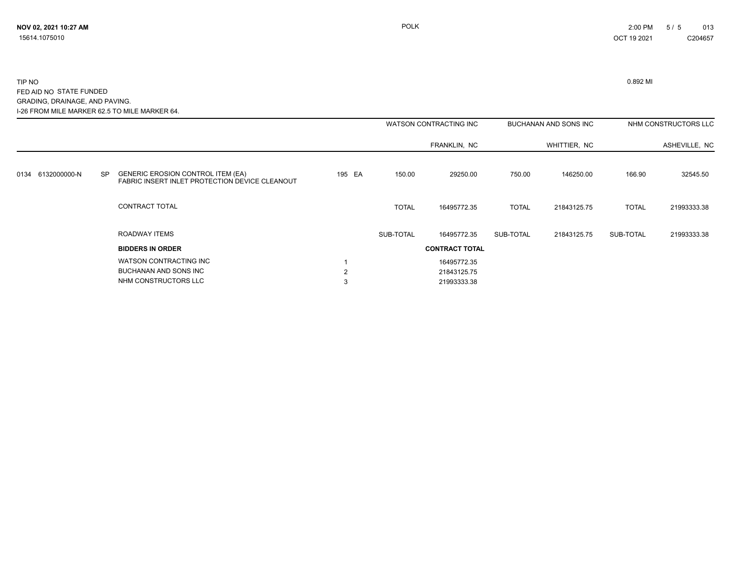TIP NO

FED AID NO STATE FUNDED

GRADING, DRAINAGE, AND PAVING.

I-26 FROM MILE MARKER 62.5 TO MILE MARKER 64.

0.892 MI

| | | | | | | WATSON CONTRACTING INC | | BUCHANAN AND SONS INC | | NHM CONSTRUCTORS LLC | |
|---|---|---|---|---|---|---|---|---|---|---|---|
| | | | | | | | FRANKLIN, NC | | WHITTIER, NC | | ASHEVILLE, NC |
| 0134 | 6132000000-N | SP | GENERIC EROSION CONTROL ITEM (EA) FABRIC INSERT INLET PROTECTION DEVICE CLEANOUT | 195 | EA | 150.00 | 29250.00 | 750.00 | 146250.00 | 166.90 | 32545.50 |
| | | | CONTRACT TOTAL | | | TOTAL | 16495772.35 | TOTAL | 21843125.75 | TOTAL | 21993333.38 |
| | | | ROADWAY ITEMS | | | SUB-TOTAL | 16495772.35 | SUB-TOTAL | 21843125.75 | SUB-TOTAL | 21993333.38 |

| **BIDDERS IN ORDER** | | **CONTRACT TOTAL** |
|---|---|---|
| WATSON CONTRACTING INC | 1 | 16495772.35 |
| BUCHANAN AND SONS INC | 2 | 21843125.75 |
| NHM CONSTRUCTORS LLC | 3 | 21993333.38 |